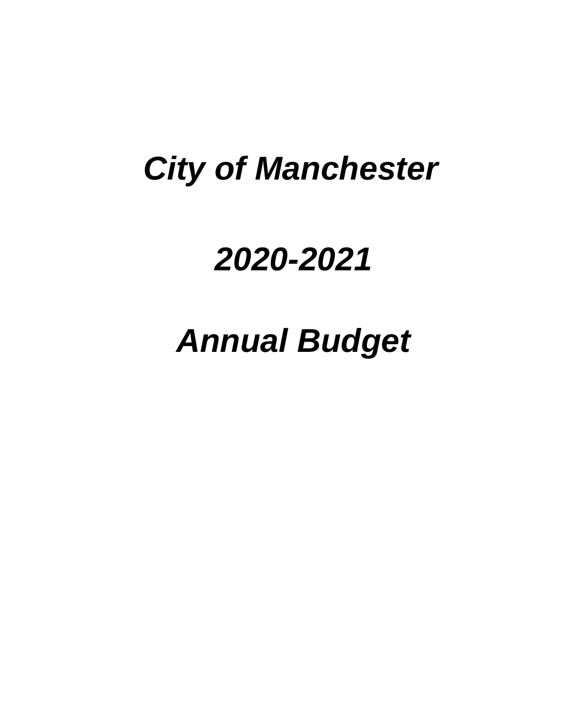# *City of Manchester*

# *2020-2021*

# *Annual Budget*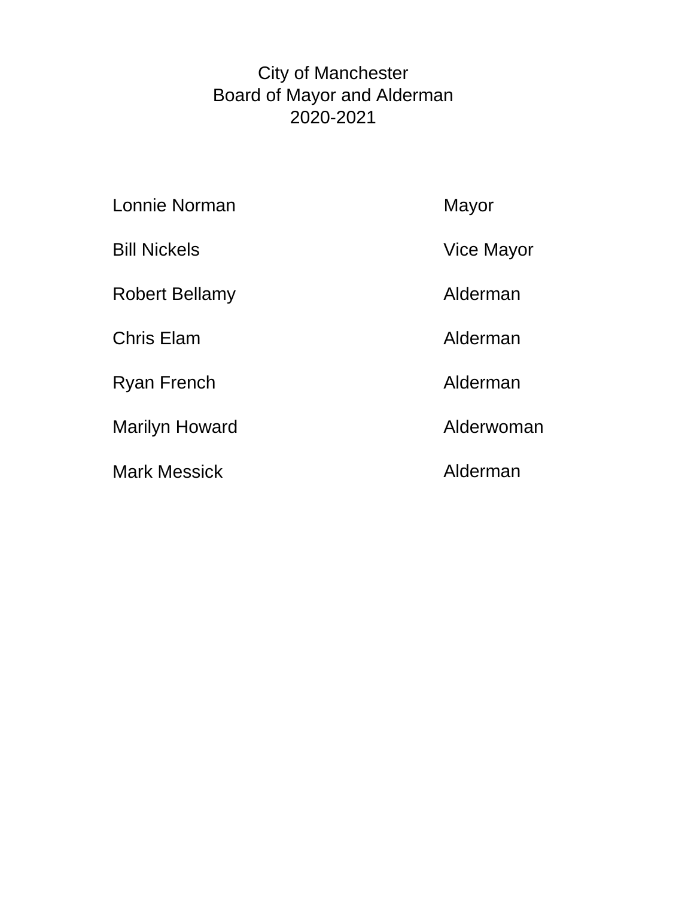# City of Manchester
## Board of Mayor and Alderman
## 2020-2021

| | |
|---|---|
| Lonnie Norman | Mayor |
| Bill Nickels | Vice Mayor |
| Robert Bellamy | Alderman |
| Chris Elam | Alderman |
| Ryan French | Alderman |
| Marilyn Howard | Alderwoman |
| Mark Messick | Alderman |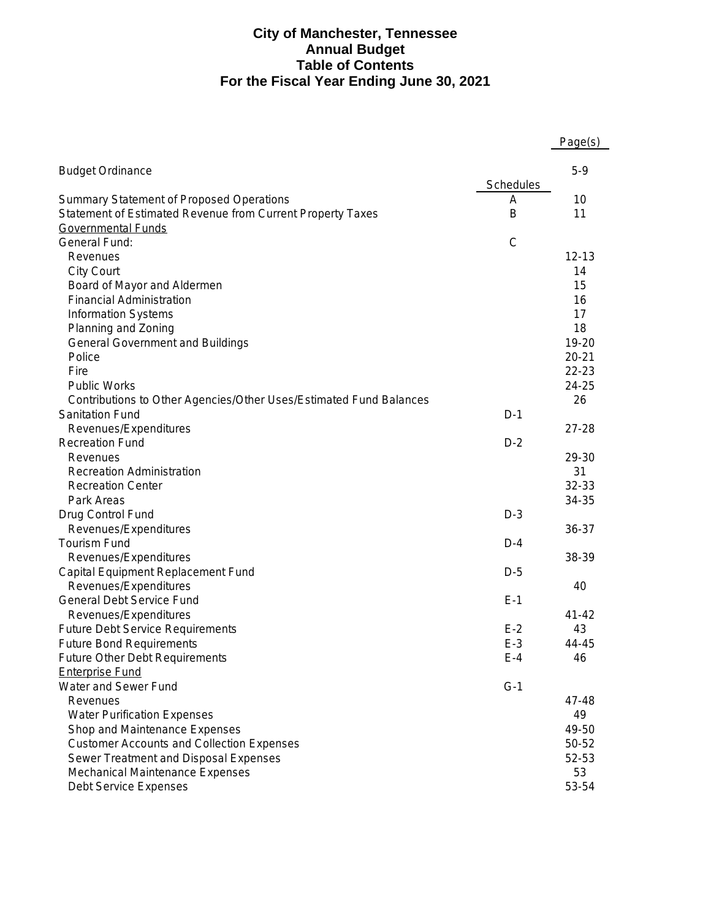# City of Manchester, Tennessee
## Annual Budget
## Table of Contents
## For the Fiscal Year Ending June 30, 2021

| | Schedules | Page(s) |
|---|---|---|
| Budget Ordinance | | 5-9 |
| Summary Statement of Proposed Operations | A | 10 |
| Statement of Estimated Revenue from Current Property Taxes | B | 11 |
| Governmental Funds | | |
| General Fund: | C | |
| Revenues | | 12-13 |
| City Court | | 14 |
| Board of Mayor and Aldermen | | 15 |
| Financial Administration | | 16 |
| Information Systems | | 17 |
| Planning and Zoning | | 18 |
| General Government and Buildings | | 19-20 |
| Police | | 20-21 |
| Fire | | 22-23 |
| Public Works | | 24-25 |
| Contributions to Other Agencies/Other Uses/Estimated Fund Balances | | 26 |
| Sanitation Fund | D-1 | |
| Revenues/Expenditures | | 27-28 |
| Recreation Fund | D-2 | |
| Revenues | | 29-30 |
| Recreation Administration | | 31 |
| Recreation Center | | 32-33 |
| Park Areas | | 34-35 |
| Drug Control Fund | D-3 | |
| Revenues/Expenditures | | 36-37 |
| Tourism Fund | D-4 | |
| Revenues/Expenditures | | 38-39 |
| Capital Equipment Replacement Fund | D-5 | |
| Revenues/Expenditures | | 40 |
| General Debt Service Fund | E-1 | |
| Revenues/Expenditures | | 41-42 |
| Future Debt Service Requirements | E-2 | 43 |
| Future Bond Requirements | E-3 | 44-45 |
| Future Other Debt Requirements | E-4 | 46 |
| Enterprise Fund | | |
| Water and Sewer Fund | G-1 | |
| Revenues | | 47-48 |
| Water Purification Expenses | | 49 |
| Shop and Maintenance Expenses | | 49-50 |
| Customer Accounts and Collection Expenses | | 50-52 |
| Sewer Treatment and Disposal Expenses | | 52-53 |
| Mechanical Maintenance Expenses | | 53 |
| Debt Service Expenses | | 53-54 |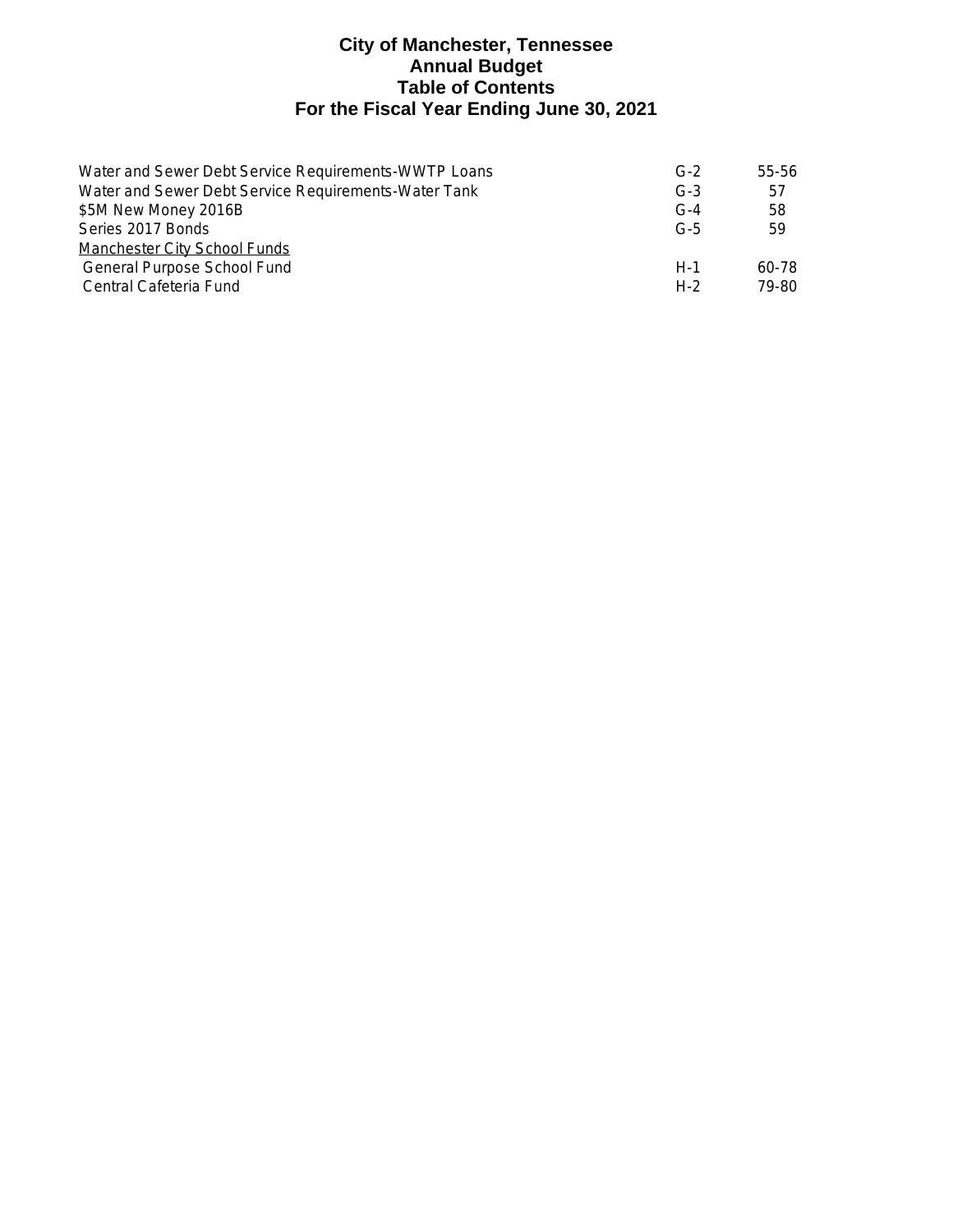# City of Manchester, Tennessee
## Annual Budget
## Table of Contents
## For the Fiscal Year Ending June 30, 2021

| | | |
|---|---|---|
| Water and Sewer Debt Service Requirements-WWTP Loans | G-2 | 55-56 |
| Water and Sewer Debt Service Requirements-Water Tank | G-3 | 57 |
| $5M New Money 2016B | G-4 | 58 |
| Series 2017 Bonds | G-5 | 59 |
| <u>Manchester City School Funds</u> | | |
| General Purpose School Fund | H-1 | 60-78 |
| Central Cafeteria Fund | H-2 | 79-80 |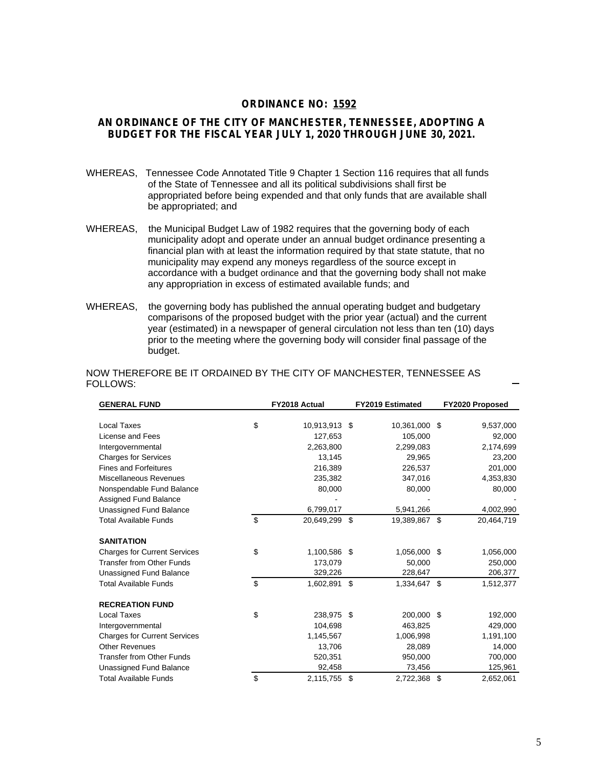# ORDINANCE NO: 1592

## AN ORDINANCE OF THE CITY OF MANCHESTER, TENNESSEE, ADOPTING A BUDGET FOR THE FISCAL YEAR JULY 1, 2020 THROUGH JUNE 30, 2021.

WHEREAS, Tennessee Code Annotated Title 9 Chapter 1 Section 116 requires that all funds of the State of Tennessee and all its political subdivisions shall first be appropriated before being expended and that only funds that are available shall be appropriated; and

WHEREAS, the Municipal Budget Law of 1982 requires that the governing body of each municipality adopt and operate under an annual budget ordinance presenting a financial plan with at least the information required by that state statute, that no municipality may expend any moneys regardless of the source except in accordance with a budget ordinance and that the governing body shall not make any appropriation in excess of estimated available funds; and

WHEREAS, the governing body has published the annual operating budget and budgetary comparisons of the proposed budget with the prior year (actual) and the current year (estimated) in a newspaper of general circulation not less than ten (10) days prior to the meeting where the governing body will consider final passage of the budget.

NOW THEREFORE BE IT ORDAINED BY THE CITY OF MANCHESTER, TENNESSEE AS FOLLOWS:

| GENERAL FUND | FY2018 Actual | FY2019 Estimated | FY2020 Proposed |
|---|---|---|---|
| Local Taxes | $ 10,913,913 | $ 10,361,000 | $ 9,537,000 |
| License and Fees | 127,653 | 105,000 | 92,000 |
| Intergovernmental | 2,263,800 | 2,299,083 | 2,174,699 |
| Charges for Services | 13,145 | 29,965 | 23,200 |
| Fines and Forfeitures | 216,389 | 226,537 | 201,000 |
| Miscellaneous Revenues | 235,382 | 347,016 | 4,353,830 |
| Nonspendable Fund Balance | 80,000 | 80,000 | 80,000 |
| Assigned Fund Balance | - | - | - |
| Unassigned Fund Balance | 6,799,017 | 5,941,266 | 4,002,990 |
| Total Available Funds | $ 20,649,299 | $ 19,389,867 | $ 20,464,719 |
| **SANITATION** | | | |
| Charges for Current Services | $ 1,100,586 | $ 1,056,000 | $ 1,056,000 |
| Transfer from Other Funds | 173,079 | 50,000 | 250,000 |
| Unassigned Fund Balance | 329,226 | 228,647 | 206,377 |
| Total Available Funds | $ 1,602,891 | $ 1,334,647 | $ 1,512,377 |
| **RECREATION FUND** | | | |
| Local Taxes | $ 238,975 | $ 200,000 | $ 192,000 |
| Intergovernmental | 104,698 | 463,825 | 429,000 |
| Charges for Current Services | 1,145,567 | 1,006,998 | 1,191,100 |
| Other Revenues | 13,706 | 28,089 | 14,000 |
| Transfer from Other Funds | 520,351 | 950,000 | 700,000 |
| Unassigned Fund Balance | 92,458 | 73,456 | 125,961 |
| Total Available Funds | $ 2,115,755 | $ 2,722,368 | $ 2,652,061 |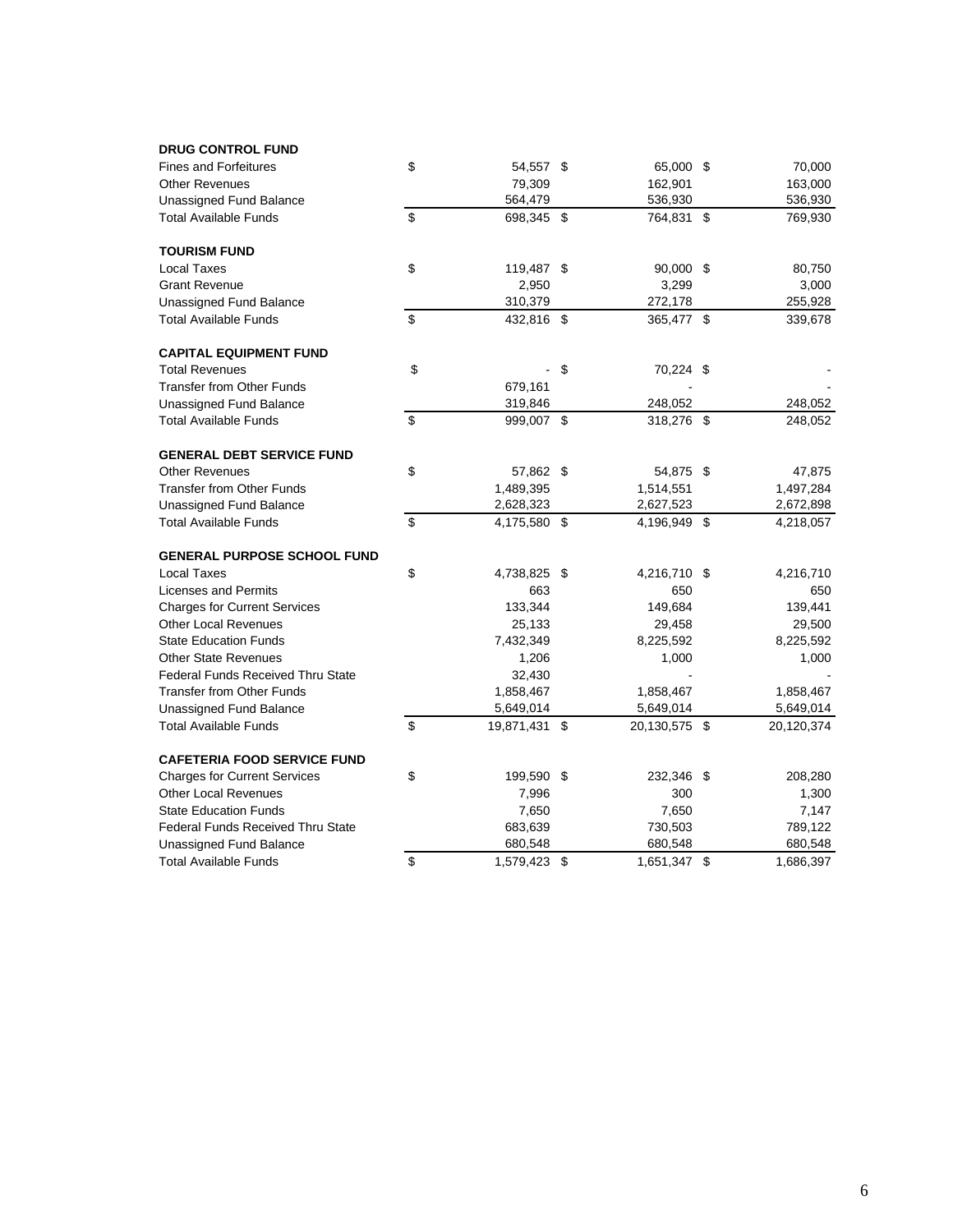| | | | |
|---|---|---|---|
| **DRUG CONTROL FUND** | | | |
| Fines and Forfeitures | $ 54,557 | $ 65,000 | $ 70,000 |
| Other Revenues | 79,309 | 162,901 | 163,000 |
| Unassigned Fund Balance | 564,479 | 536,930 | 536,930 |
| Total Available Funds | $ 698,345 | $ 764,831 | $ 769,930 |
| | | | |
| **TOURISM FUND** | | | |
| Local Taxes | $ 119,487 | $ 90,000 | $ 80,750 |
| Grant Revenue | 2,950 | 3,299 | 3,000 |
| Unassigned Fund Balance | 310,379 | 272,178 | 255,928 |
| Total Available Funds | $ 432,816 | $ 365,477 | $ 339,678 |
| | | | |
| **CAPITAL EQUIPMENT FUND** | | | |
| Total Revenues | $ - | $ 70,224 | $ - |
| Transfer from Other Funds | 679,161 | - | - |
| Unassigned Fund Balance | 319,846 | 248,052 | 248,052 |
| Total Available Funds | $ 999,007 | $ 318,276 | $ 248,052 |
| | | | |
| **GENERAL DEBT SERVICE FUND** | | | |
| Other Revenues | $ 57,862 | $ 54,875 | $ 47,875 |
| Transfer from Other Funds | 1,489,395 | 1,514,551 | 1,497,284 |
| Unassigned Fund Balance | 2,628,323 | 2,627,523 | 2,672,898 |
| Total Available Funds | $ 4,175,580 | $ 4,196,949 | $ 4,218,057 |
| | | | |
| **GENERAL PURPOSE SCHOOL FUND** | | | |
| Local Taxes | $ 4,738,825 | $ 4,216,710 | $ 4,216,710 |
| Licenses and Permits | 663 | 650 | 650 |
| Charges for Current Services | 133,344 | 149,684 | 139,441 |
| Other Local Revenues | 25,133 | 29,458 | 29,500 |
| State Education Funds | 7,432,349 | 8,225,592 | 8,225,592 |
| Other State Revenues | 1,206 | 1,000 | 1,000 |
| Federal Funds Received Thru State | 32,430 | - | - |
| Transfer from Other Funds | 1,858,467 | 1,858,467 | 1,858,467 |
| Unassigned Fund Balance | 5,649,014 | 5,649,014 | 5,649,014 |
| Total Available Funds | $ 19,871,431 | $ 20,130,575 | $ 20,120,374 |
| | | | |
| **CAFETERIA FOOD SERVICE FUND** | | | |
| Charges for Current Services | $ 199,590 | $ 232,346 | $ 208,280 |
| Other Local Revenues | 7,996 | 300 | 1,300 |
| State Education Funds | 7,650 | 7,650 | 7,147 |
| Federal Funds Received Thru State | 683,639 | 730,503 | 789,122 |
| Unassigned Fund Balance | 680,548 | 680,548 | 680,548 |
| Total Available Funds | $ 1,579,423 | $ 1,651,347 | $ 1,686,397 |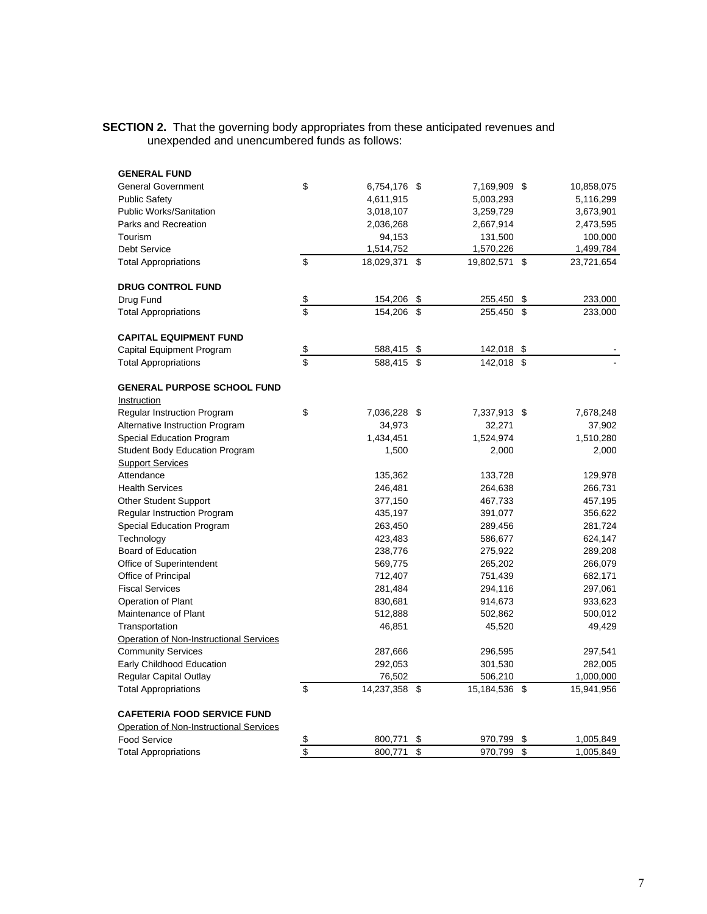**SECTION 2.** That the governing body appropriates from these anticipated revenues and unexpended and unencumbered funds as follows:

| | | | |
|---|---|---|---|
| **GENERAL FUND** | | | |
| General Government | $ 6,754,176 | $ 7,169,909 | $ 10,858,075 |
| Public Safety | 4,611,915 | 5,003,293 | 5,116,299 |
| Public Works/Sanitation | 3,018,107 | 3,259,729 | 3,673,901 |
| Parks and Recreation | 2,036,268 | 2,667,914 | 2,473,595 |
| Tourism | 94,153 | 131,500 | 100,000 |
| Debt Service | 1,514,752 | 1,570,226 | 1,499,784 |
| Total Appropriations | $ 18,029,371 | $ 19,802,571 | $ 23,721,654 |
| **DRUG CONTROL FUND** | | | |
| Drug Fund | $ 154,206 | $ 255,450 | $ 233,000 |
| Total Appropriations | $ 154,206 | $ 255,450 | $ 233,000 |
| **CAPITAL EQUIPMENT FUND** | | | |
| Capital Equipment Program | $ 588,415 | $ 142,018 | $ - |
| Total Appropriations | $ 588,415 | $ 142,018 | $ - |
| **GENERAL PURPOSE SCHOOL FUND** | | | |
| Instruction | | | |
| Regular Instruction Program | $ 7,036,228 | $ 7,337,913 | $ 7,678,248 |
| Alternative Instruction Program | 34,973 | 32,271 | 37,902 |
| Special Education Program | 1,434,451 | 1,524,974 | 1,510,280 |
| Student Body Education Program | 1,500 | 2,000 | 2,000 |
| Support Services | | | |
| Attendance | 135,362 | 133,728 | 129,978 |
| Health Services | 246,481 | 264,638 | 266,731 |
| Other Student Support | 377,150 | 467,733 | 457,195 |
| Regular Instruction Program | 435,197 | 391,077 | 356,622 |
| Special Education Program | 263,450 | 289,456 | 281,724 |
| Technology | 423,483 | 586,677 | 624,147 |
| Board of Education | 238,776 | 275,922 | 289,208 |
| Office of Superintendent | 569,775 | 265,202 | 266,079 |
| Office of Principal | 712,407 | 751,439 | 682,171 |
| Fiscal Services | 281,484 | 294,116 | 297,061 |
| Operation of Plant | 830,681 | 914,673 | 933,623 |
| Maintenance of Plant | 512,888 | 502,862 | 500,012 |
| Transportation | 46,851 | 45,520 | 49,429 |
| Operation of Non-Instructional Services | | | |
| Community Services | 287,666 | 296,595 | 297,541 |
| Early Childhood Education | 292,053 | 301,530 | 282,005 |
| Regular Capital Outlay | 76,502 | 506,210 | 1,000,000 |
| Total Appropriations | $ 14,237,358 | $ 15,184,536 | $ 15,941,956 |
| **CAFETERIA FOOD SERVICE FUND** | | | |
| Operation of Non-Instructional Services | | | |
| Food Service | $ 800,771 | $ 970,799 | $ 1,005,849 |
| Total Appropriations | $ 800,771 | $ 970,799 | $ 1,005,849 |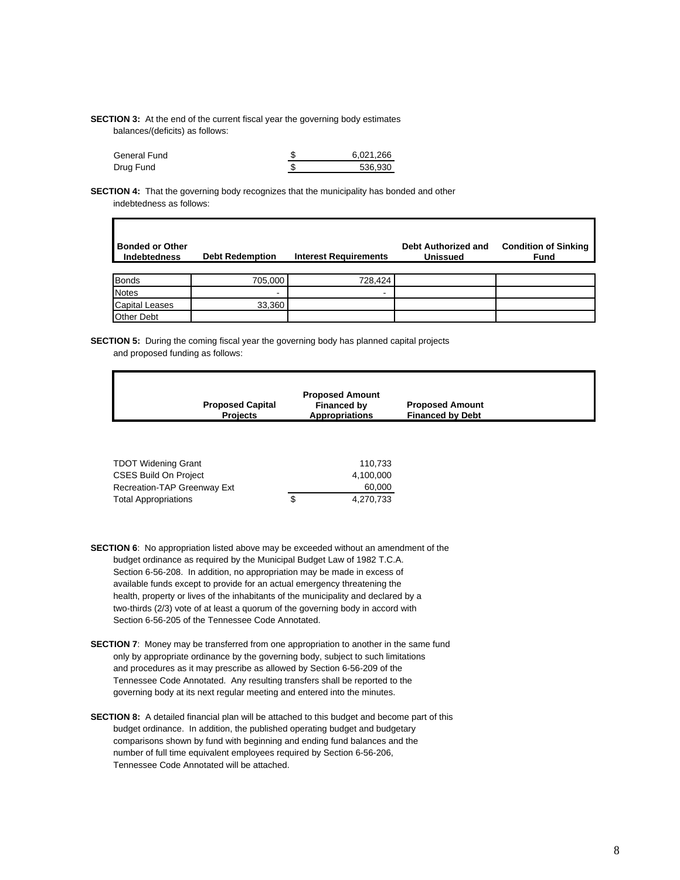**SECTION 3:** At the end of the current fiscal year the governing body estimates balances/(deficits) as follows:

| | | |
|---|---|---|
| General Fund | $ | 6,021,266 |
| Drug Fund | $ | 536,930 |

**SECTION 4:** That the governing body recognizes that the municipality has bonded and other indebtedness as follows:

| Bonded or Other Indebtedness | Debt Redemption | Interest Requirements | Debt Authorized and Unissued | Condition of Sinking Fund |
|---|---|---|---|---|
| Bonds | 705,000 | 728,424 | | |
| Notes | - | - | | |
| Capital Leases | 33,360 | | | |
| Other Debt | | | | |

**SECTION 5:** During the coming fiscal year the governing body has planned capital projects and proposed funding as follows:

| Proposed Capital Projects | | Proposed Amount Financed by Appropriations | Proposed Amount Financed by Debt |
|---|---|---|---|
| TDOT Widening Grant | | 110,733 | |
| CSES Build On Project | | 4,100,000 | |
| Recreation-TAP Greenway Ext | | 60,000 | |
| Total Appropriations | $ | 4,270,733 | |

**SECTION 6**: No appropriation listed above may be exceeded without an amendment of the budget ordinance as required by the Municipal Budget Law of 1982 T.C.A. Section 6-56-208. In addition, no appropriation may be made in excess of available funds except to provide for an actual emergency threatening the health, property or lives of the inhabitants of the municipality and declared by a two-thirds (2/3) vote of at least a quorum of the governing body in accord with Section 6-56-205 of the Tennessee Code Annotated.

**SECTION 7**: Money may be transferred from one appropriation to another in the same fund only by appropriate ordinance by the governing body, subject to such limitations and procedures as it may prescribe as allowed by Section 6-56-209 of the Tennessee Code Annotated. Any resulting transfers shall be reported to the governing body at its next regular meeting and entered into the minutes.

**SECTION 8:** A detailed financial plan will be attached to this budget and become part of this budget ordinance. In addition, the published operating budget and budgetary comparisons shown by fund with beginning and ending fund balances and the number of full time equivalent employees required by Section 6-56-206, Tennessee Code Annotated will be attached.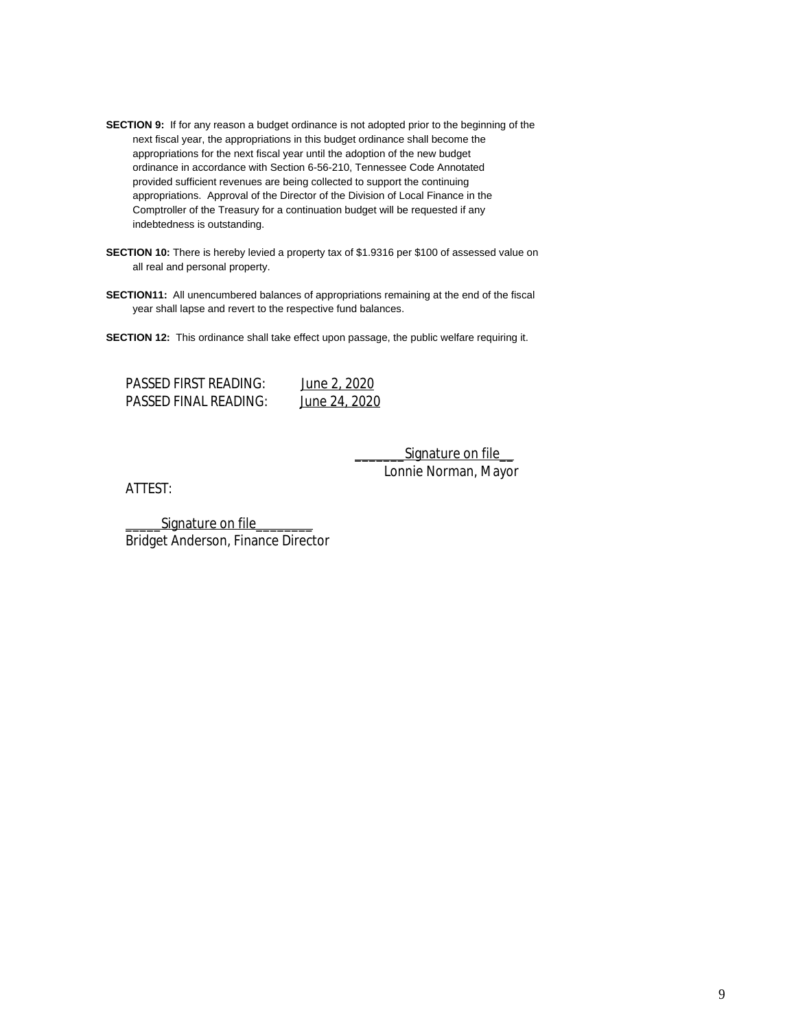**SECTION 9:** If for any reason a budget ordinance is not adopted prior to the beginning of the next fiscal year, the appropriations in this budget ordinance shall become the appropriations for the next fiscal year until the adoption of the new budget ordinance in accordance with Section 6-56-210, Tennessee Code Annotated provided sufficient revenues are being collected to support the continuing appropriations. Approval of the Director of the Division of Local Finance in the Comptroller of the Treasury for a continuation budget will be requested if any indebtedness is outstanding.

**SECTION 10:** There is hereby levied a property tax of $1.9316 per $100 of assessed value on all real and personal property.

**SECTION11:** All unencumbered balances of appropriations remaining at the end of the fiscal year shall lapse and revert to the respective fund balances.

**SECTION 12:** This ordinance shall take effect upon passage, the public welfare requiring it.

PASSED FIRST READING: June 2, 2020
PASSED FINAL READING: June 24, 2020

_______Signature on file__
Lonnie Norman, Mayor

ATTEST:

_____Signature on file________
Bridget Anderson, Finance Director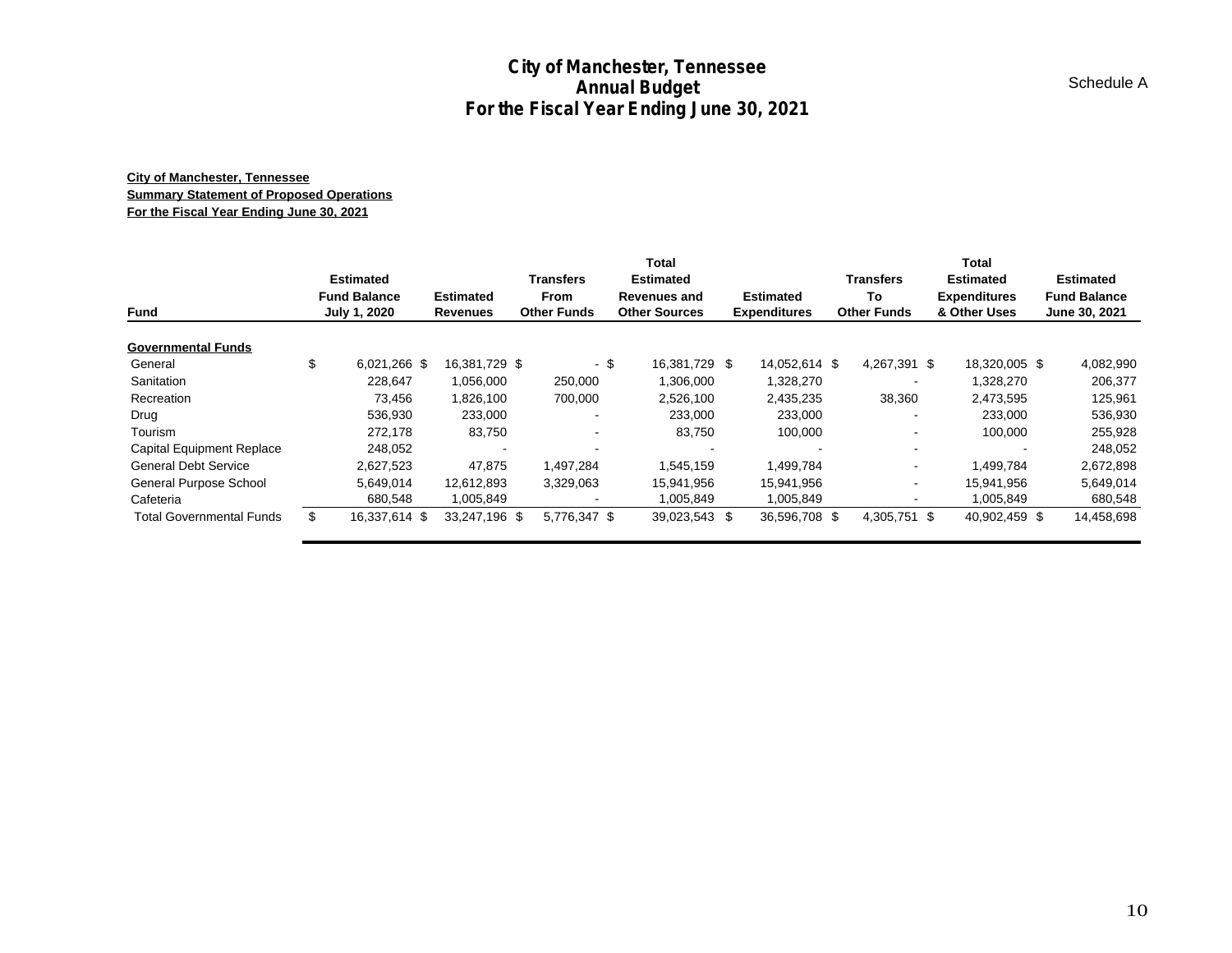# City of Manchester, Tennessee
## Annual Budget
## For the Fiscal Year Ending June 30, 2021

Schedule A

**City of Manchester, Tennessee**
**Summary Statement of Proposed Operations**
**For the Fiscal Year Ending June 30, 2021**

| Fund | Estimated Fund Balance July 1, 2020 | Estimated Revenues | Transfers From Other Funds | Total Estimated Revenues and Other Sources | Estimated Expenditures | Transfers To Other Funds | Total Estimated Expenditures & Other Uses | Estimated Fund Balance June 30, 2021 |
|---|---|---|---|---|---|---|---|---|
| **Governmental Funds** | | | | | | | | |
| General | $ 6,021,266 | $ 16,381,729 | $ - | $ 16,381,729 | $ 14,052,614 | $ 4,267,391 | $ 18,320,005 | $ 4,082,990 |
| Sanitation | 228,647 | 1,056,000 | 250,000 | 1,306,000 | 1,328,270 | - | 1,328,270 | 206,377 |
| Recreation | 73,456 | 1,826,100 | 700,000 | 2,526,100 | 2,435,235 | 38,360 | 2,473,595 | 125,961 |
| Drug | 536,930 | 233,000 | - | 233,000 | 233,000 | - | 233,000 | 536,930 |
| Tourism | 272,178 | 83,750 | - | 83,750 | 100,000 | - | 100,000 | 255,928 |
| Capital Equipment Replace | 248,052 | - | - | - | - | - | - | 248,052 |
| General Debt Service | 2,627,523 | 47,875 | 1,497,284 | 1,545,159 | 1,499,784 | - | 1,499,784 | 2,672,898 |
| General Purpose School | 5,649,014 | 12,612,893 | 3,329,063 | 15,941,956 | 15,941,956 | - | 15,941,956 | 5,649,014 |
| Cafeteria | 680,548 | 1,005,849 | - | 1,005,849 | 1,005,849 | - | 1,005,849 | 680,548 |
| Total Governmental Funds | $ 16,337,614 | $ 33,247,196 | $ 5,776,347 | $ 39,023,543 | $ 36,596,708 | $ 4,305,751 | $ 40,902,459 | $ 14,458,698 |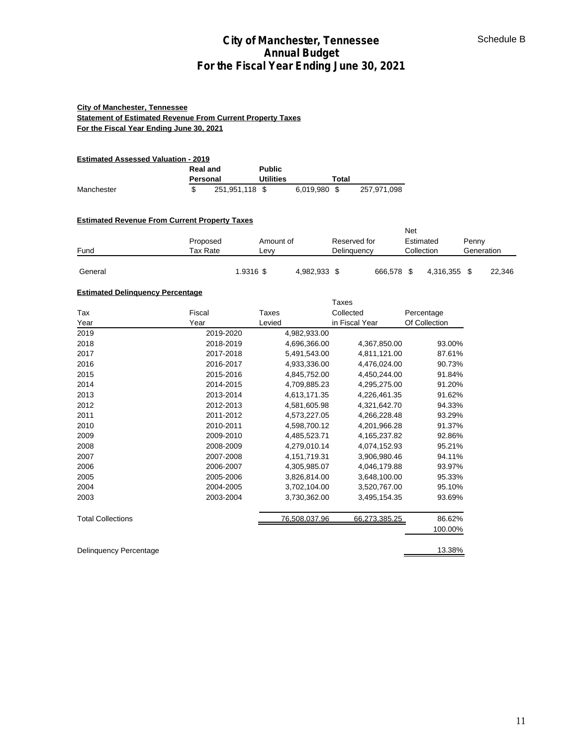# City of Manchester, Tennessee
## Annual Budget
## For the Fiscal Year Ending June 30, 2021

Schedule B

**City of Manchester, Tennessee**
**Statement of Estimated Revenue From Current Property Taxes**
**For the Fiscal Year Ending June 30, 2021**

**Estimated Assessed Valuation - 2019**

| | Real and Personal | Public Utilities | Total |
|---|---|---|---|
| Manchester | $ 251,951,118 | $ 6,019,980 | $ 257,971,098 |

**Estimated Revenue From Current Property Taxes**

| Fund | Proposed Tax Rate | Amount of Levy | Reserved for Delinquency | Net Estimated Collection | Penny Generation |
|---|---|---|---|---|---|
| General | 1.9316 | $ 4,982,933 | $ 666,578 | $ 4,316,355 | $ 22,346 |

**Estimated Delinquency Percentage**

| Tax Year | Fiscal Year | Taxes Levied | Taxes Collected in Fiscal Year | Percentage Of Collection |
|---|---|---|---|---|
| 2019 | 2019-2020 | 4,982,933.00 | | |
| 2018 | 2018-2019 | 4,696,366.00 | 4,367,850.00 | 93.00% |
| 2017 | 2017-2018 | 5,491,543.00 | 4,811,121.00 | 87.61% |
| 2016 | 2016-2017 | 4,933,336.00 | 4,476,024.00 | 90.73% |
| 2015 | 2015-2016 | 4,845,752.00 | 4,450,244.00 | 91.84% |
| 2014 | 2014-2015 | 4,709,885.23 | 4,295,275.00 | 91.20% |
| 2013 | 2013-2014 | 4,613,171.35 | 4,226,461.35 | 91.62% |
| 2012 | 2012-2013 | 4,581,605.98 | 4,321,642.70 | 94.33% |
| 2011 | 2011-2012 | 4,573,227.05 | 4,266,228.48 | 93.29% |
| 2010 | 2010-2011 | 4,598,700.12 | 4,201,966.28 | 91.37% |
| 2009 | 2009-2010 | 4,485,523.71 | 4,165,237.82 | 92.86% |
| 2008 | 2008-2009 | 4,279,010.14 | 4,074,152.93 | 95.21% |
| 2007 | 2007-2008 | 4,151,719.31 | 3,906,980.46 | 94.11% |
| 2006 | 2006-2007 | 4,305,985.07 | 4,046,179.88 | 93.97% |
| 2005 | 2005-2006 | 3,826,814.00 | 3,648,100.00 | 95.33% |
| 2004 | 2004-2005 | 3,702,104.00 | 3,520,767.00 | 95.10% |
| 2003 | 2003-2004 | 3,730,362.00 | 3,495,154.35 | 93.69% |
| Total Collections | | 76,508,037.96 | 66,273,385.25 | 86.62% |
| | | | | 100.00% |
| Delinquency Percentage | | | | 13.38% |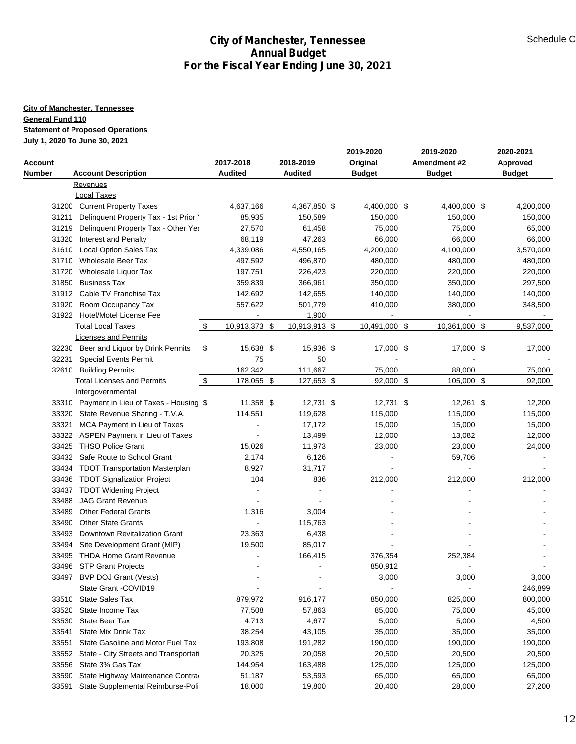# City of Manchester, Tennessee
## Annual Budget
## For the Fiscal Year Ending June 30, 2021

Schedule C

**City of Manchester, Tennessee**
**General Fund 110**
**Statement of Proposed Operations**
**July 1, 2020 To June 30, 2021**

| Account Number | Account Description | 2017-2018 Audited | 2018-2019 Audited | 2019-2020 Original Budget | 2019-2020 Amendment #2 Budget | 2020-2021 Approved Budget |
|---|---|---|---|---|---|---|
| | Revenues | | | | | |
| | Local Taxes | | | | | |
| 31200 | Current Property Taxes | 4,637,166 | 4,367,850 $ | 4,400,000 $ | 4,400,000 $ | 4,200,000 |
| 31211 | Delinquent Property Tax - 1st Prior Y | 85,935 | 150,589 | 150,000 | 150,000 | 150,000 |
| 31219 | Delinquent Property Tax - Other Yea | 27,570 | 61,458 | 75,000 | 75,000 | 65,000 |
| 31320 | Interest and Penalty | 68,119 | 47,263 | 66,000 | 66,000 | 66,000 |
| 31610 | Local Option Sales Tax | 4,339,086 | 4,550,165 | 4,200,000 | 4,100,000 | 3,570,000 |
| 31710 | Wholesale Beer Tax | 497,592 | 496,870 | 480,000 | 480,000 | 480,000 |
| 31720 | Wholesale Liquor Tax | 197,751 | 226,423 | 220,000 | 220,000 | 220,000 |
| 31850 | Business Tax | 359,839 | 366,961 | 350,000 | 350,000 | 297,500 |
| 31912 | Cable TV Franchise Tax | 142,692 | 142,655 | 140,000 | 140,000 | 140,000 |
| 31920 | Room Occupancy Tax | 557,622 | 501,779 | 410,000 | 380,000 | 348,500 |
| 31922 | Hotel/Motel License Fee | - | 1,900 | - | - | - |
| | Total Local Taxes | $ 10,913,373 $ | 10,913,913 $ | 10,491,000 $ | 10,361,000 $ | 9,537,000 |
| | Licenses and Permits | | | | | |
| 32230 | Beer and Liquor by Drink Permits | $ 15,638 $ | 15,936 $ | 17,000 $ | 17,000 $ | 17,000 |
| 32231 | Special Events Permit | 75 | 50 | - | - | - |
| 32610 | Building Permits | 162,342 | 111,667 | 75,000 | 88,000 | 75,000 |
| | Total Licenses and Permits | $ 178,055 $ | 127,653 $ | 92,000 $ | 105,000 $ | 92,000 |
| | Intergovernmental | | | | | |
| 33310 | Payment in Lieu of Taxes - Housing | $ 11,358 $ | 12,731 $ | 12,731 $ | 12,261 $ | 12,200 |
| 33320 | State Revenue Sharing - T.V.A. | 114,551 | 119,628 | 115,000 | 115,000 | 115,000 |
| 33321 | MCA Payment in Lieu of Taxes | - | 17,172 | 15,000 | 15,000 | 15,000 |
| 33322 | ASPEN Payment in Lieu of Taxes | - | 13,499 | 12,000 | 13,082 | 12,000 |
| 33425 | THSO Police Grant | 15,026 | 11,973 | 23,000 | 23,000 | 24,000 |
| 33432 | Safe Route to School Grant | 2,174 | 6,126 | - | 59,706 | - |
| 33434 | TDOT Transportation Masterplan | 8,927 | 31,717 | - | - | - |
| 33436 | TDOT Signalization Project | 104 | 836 | 212,000 | 212,000 | 212,000 |
| 33437 | TDOT Widening Project | - | - | - | - | - |
| 33488 | JAG Grant Revenue | - | - | - | - | - |
| 33489 | Other Federal Grants | 1,316 | 3,004 | - | - | - |
| 33490 | Other State Grants | - | 115,763 | - | - | - |
| 33493 | Downtown Revitalization Grant | 23,363 | 6,438 | - | - | - |
| 33494 | Site Development Grant (MIP) | 19,500 | 85,017 | - | - | - |
| 33495 | THDA Home Grant Revenue | - | 166,415 | 376,354 | 252,384 | - |
| 33496 | STP Grant Projects | - | - | 850,912 | - | - |
| 33497 | BVP DOJ Grant (Vests) | - | - | 3,000 | 3,000 | 3,000 |
| | State Grant -COVID19 | - | - | - | - | 246,899 |
| 33510 | State Sales Tax | 879,972 | 916,177 | 850,000 | 825,000 | 800,000 |
| 33520 | State Income Tax | 77,508 | 57,863 | 85,000 | 75,000 | 45,000 |
| 33530 | State Beer Tax | 4,713 | 4,677 | 5,000 | 5,000 | 4,500 |
| 33541 | State Mix Drink Tax | 38,254 | 43,105 | 35,000 | 35,000 | 35,000 |
| 33551 | State Gasoline and Motor Fuel Tax | 193,808 | 191,282 | 190,000 | 190,000 | 190,000 |
| 33552 | State - City Streets and Transportati | 20,325 | 20,058 | 20,500 | 20,500 | 20,500 |
| 33556 | State 3% Gas Tax | 144,954 | 163,488 | 125,000 | 125,000 | 125,000 |
| 33590 | State Highway Maintenance Contrac | 51,187 | 53,593 | 65,000 | 65,000 | 65,000 |
| 33591 | State Supplemental Reimburse-Poli | 18,000 | 19,800 | 20,400 | 28,000 | 27,200 |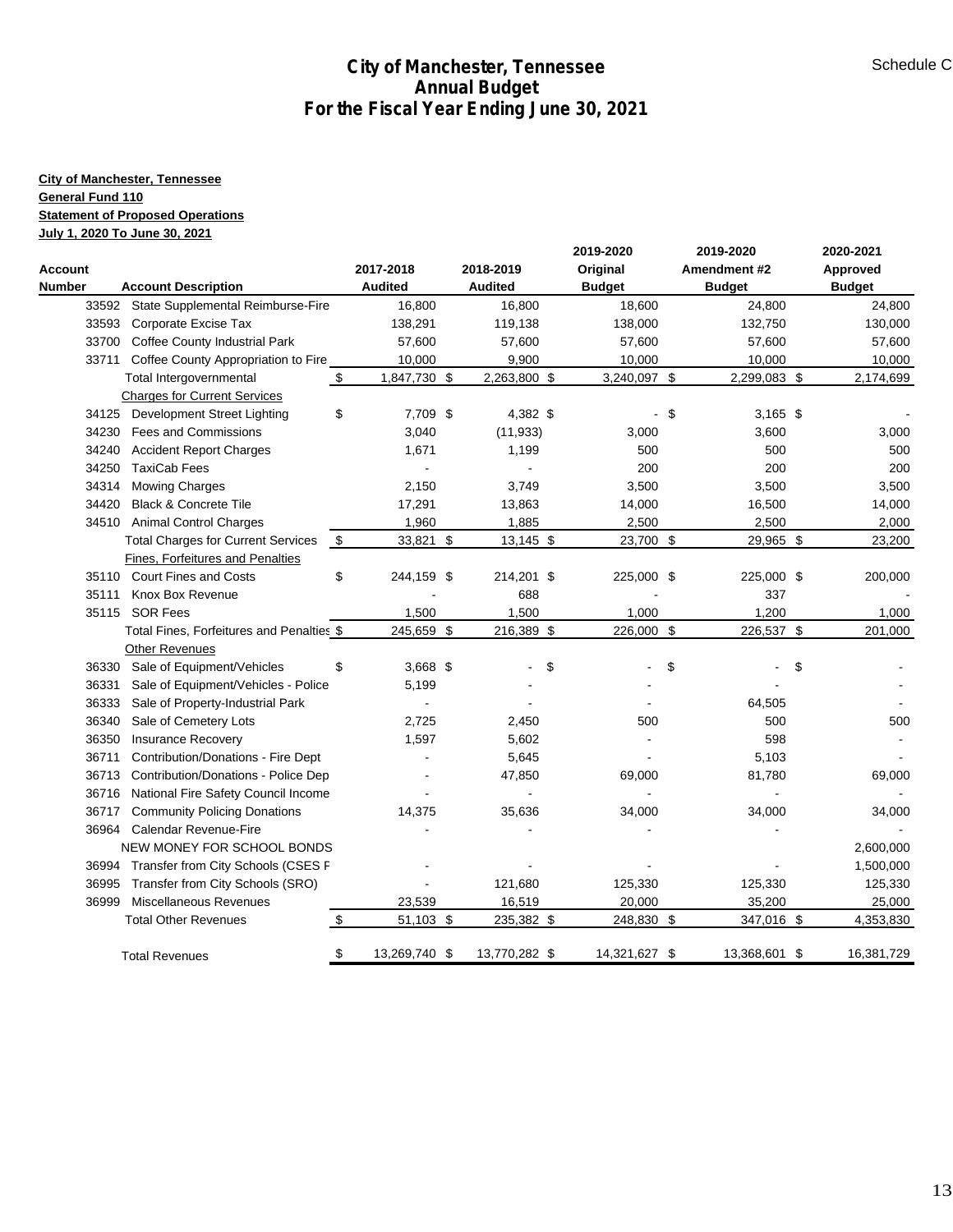# City of Manchester, Tennessee
## Annual Budget
## For the Fiscal Year Ending June 30, 2021

Schedule C

**City of Manchester, Tennessee**
**General Fund 110**
**Statement of Proposed Operations**
**July 1, 2020 To June 30, 2021**

| Account Number | Account Description | 2017-2018 Audited | 2018-2019 Audited | 2019-2020 Original Budget | 2019-2020 Amendment #2 Budget | 2020-2021 Approved Budget |
|---|---|---|---|---|---|---|
| 33592 | State Supplemental Reimburse-Fire | 16,800 | 16,800 | 18,600 | 24,800 | 24,800 |
| 33593 | Corporate Excise Tax | 138,291 | 119,138 | 138,000 | 132,750 | 130,000 |
| 33700 | Coffee County Industrial Park | 57,600 | 57,600 | 57,600 | 57,600 | 57,600 |
| 33711 | Coffee County Appropriation to Fire | 10,000 | 9,900 | 10,000 | 10,000 | 10,000 |
| | Total Intergovernmental | $ 1,847,730 | $ 2,263,800 | $ 3,240,097 | $ 2,299,083 | $ 2,174,699 |
| | Charges for Current Services | | | | | |
| 34125 | Development Street Lighting | $ 7,709 | $ 4,382 | $ - | $ 3,165 | $ - |
| 34230 | Fees and Commissions | 3,040 | (11,933) | 3,000 | 3,600 | 3,000 |
| 34240 | Accident Report Charges | 1,671 | 1,199 | 500 | 500 | 500 |
| 34250 | TaxiCab Fees | - | - | 200 | 200 | 200 |
| 34314 | Mowing Charges | 2,150 | 3,749 | 3,500 | 3,500 | 3,500 |
| 34420 | Black & Concrete Tile | 17,291 | 13,863 | 14,000 | 16,500 | 14,000 |
| 34510 | Animal Control Charges | 1,960 | 1,885 | 2,500 | 2,500 | 2,000 |
| | Total Charges for Current Services | $ 33,821 | $ 13,145 | $ 23,700 | $ 29,965 | $ 23,200 |
| | Fines, Forfeitures and Penalties | | | | | |
| 35110 | Court Fines and Costs | $ 244,159 | $ 214,201 | $ 225,000 | $ 225,000 | $ 200,000 |
| 35111 | Knox Box Revenue | - | 688 | - | 337 | - |
| 35115 | SOR Fees | 1,500 | 1,500 | 1,000 | 1,200 | 1,000 |
| | Total Fines, Forfeitures and Penalties | $ 245,659 | $ 216,389 | $ 226,000 | $ 226,537 | $ 201,000 |
| | Other Revenues | | | | | |
| 36330 | Sale of Equipment/Vehicles | $ 3,668 | $ - | $ - | $ - | $ - |
| 36331 | Sale of Equipment/Vehicles - Police | 5,199 | - | - | - | - |
| 36333 | Sale of Property-Industrial Park | - | - | - | 64,505 | - |
| 36340 | Sale of Cemetery Lots | 2,725 | 2,450 | 500 | 500 | 500 |
| 36350 | Insurance Recovery | 1,597 | 5,602 | - | 598 | - |
| 36711 | Contribution/Donations - Fire Dept | - | 5,645 | - | 5,103 | - |
| 36713 | Contribution/Donations - Police Dep | - | 47,850 | 69,000 | 81,780 | 69,000 |
| 36716 | National Fire Safety Council Income | - | - | - | - | - |
| 36717 | Community Policing Donations | 14,375 | 35,636 | 34,000 | 34,000 | 34,000 |
| 36964 | Calendar Revenue-Fire | - | - | - | - | - |
| | NEW MONEY FOR SCHOOL BONDS | | | | | 2,600,000 |
| 36994 | Transfer from City Schools (CSES F | - | - | - | - | 1,500,000 |
| 36995 | Transfer from City Schools (SRO) | - | 121,680 | 125,330 | 125,330 | 125,330 |
| 36999 | Miscellaneous Revenues | 23,539 | 16,519 | 20,000 | 35,200 | 25,000 |
| | Total Other Revenues | $ 51,103 | $ 235,382 | $ 248,830 | $ 347,016 | $ 4,353,830 |
| | Total Revenues | $ 13,269,740 | $ 13,770,282 | $ 14,321,627 | $ 13,368,601 | $ 16,381,729 |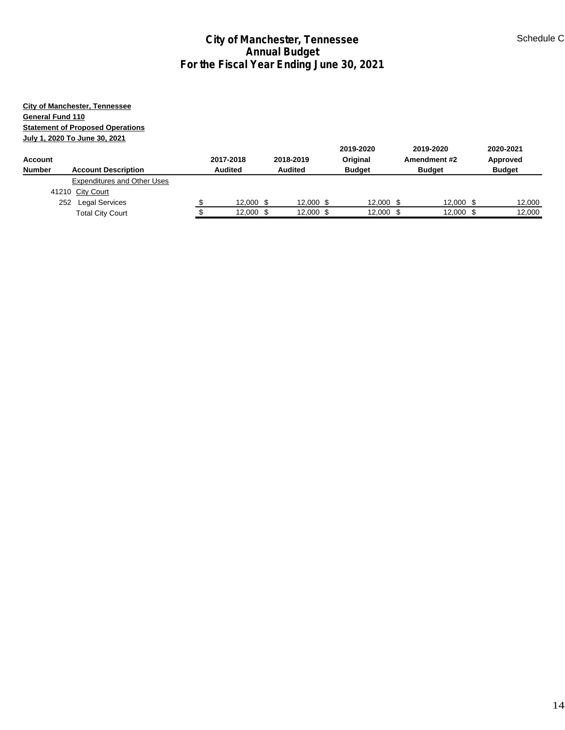# City of Manchester, Tennessee
## Annual Budget
## For the Fiscal Year Ending June 30, 2021

Schedule C

**City of Manchester, Tennessee**
**General Fund 110**
**Statement of Proposed Operations**
**July 1, 2020 To June 30, 2021**

| Account Number | Account Description | 2017-2018 Audited | 2018-2019 Audited | 2019-2020 Original Budget | 2019-2020 Amendment #2 Budget | 2020-2021 Approved Budget |
|---|---|---|---|---|---|---|
| | Expenditures and Other Uses | | | | | |
| 41210 | City Court | | | | | |
| 252 | Legal Services | $ 12,000 | $ 12,000 | $ 12,000 | $ 12,000 | $ 12,000 |
| | Total City Court | $ 12,000 | $ 12,000 | $ 12,000 | $ 12,000 | $ 12,000 |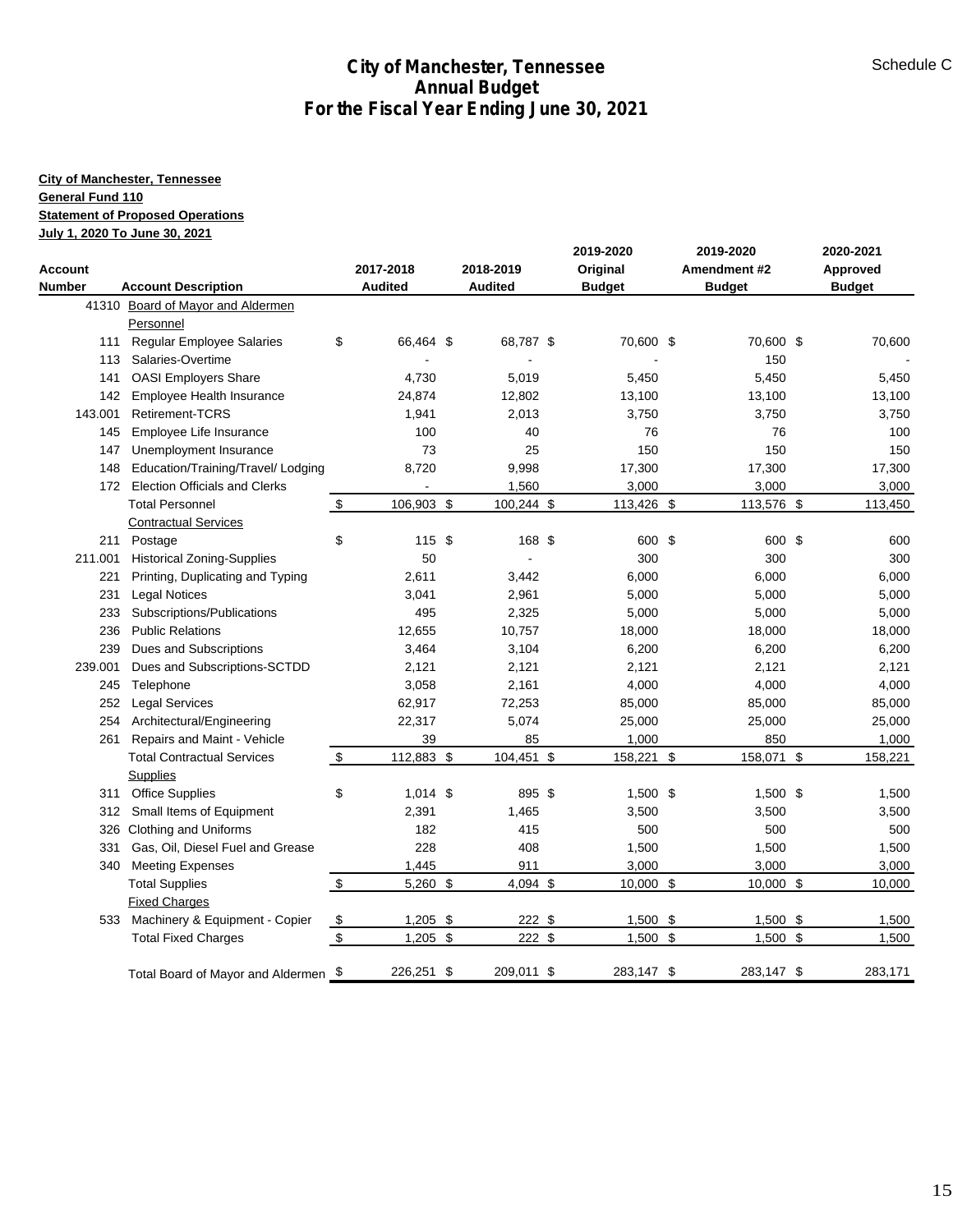# City of Manchester, Tennessee
## Annual Budget
## For the Fiscal Year Ending June 30, 2021

Schedule C

**City of Manchester, Tennessee**
**General Fund 110**
**Statement of Proposed Operations**
**July 1, 2020 To June 30, 2021**

| Account Number | Account Description | 2017-2018 Audited | 2018-2019 Audited | 2019-2020 Original Budget | 2019-2020 Amendment #2 Budget | 2020-2021 Approved Budget |
|---|---|---|---|---|---|---|
| 41310 | Board of Mayor and Aldermen | | | | | |
| | Personnel | | | | | |
| 111 | Regular Employee Salaries | $ 66,464 | $ 68,787 | $ 70,600 | $ 70,600 | $ 70,600 |
| 113 | Salaries-Overtime | - | - | - | 150 | - |
| 141 | OASI Employers Share | 4,730 | 5,019 | 5,450 | 5,450 | 5,450 |
| 142 | Employee Health Insurance | 24,874 | 12,802 | 13,100 | 13,100 | 13,100 |
| 143.001 | Retirement-TCRS | 1,941 | 2,013 | 3,750 | 3,750 | 3,750 |
| 145 | Employee Life Insurance | 100 | 40 | 76 | 76 | 100 |
| 147 | Unemployment Insurance | 73 | 25 | 150 | 150 | 150 |
| 148 | Education/Training/Travel/ Lodging | 8,720 | 9,998 | 17,300 | 17,300 | 17,300 |
| 172 | Election Officials and Clerks | - | 1,560 | 3,000 | 3,000 | 3,000 |
| | Total Personnel | $ 106,903 | $ 100,244 | $ 113,426 | $ 113,576 | $ 113,450 |
| | Contractual Services | | | | | |
| 211 | Postage | $ 115 | $ 168 | $ 600 | $ 600 | $ 600 |
| 211.001 | Historical Zoning-Supplies | 50 | - | 300 | 300 | 300 |
| 221 | Printing, Duplicating and Typing | 2,611 | 3,442 | 6,000 | 6,000 | 6,000 |
| 231 | Legal Notices | 3,041 | 2,961 | 5,000 | 5,000 | 5,000 |
| 233 | Subscriptions/Publications | 495 | 2,325 | 5,000 | 5,000 | 5,000 |
| 236 | Public Relations | 12,655 | 10,757 | 18,000 | 18,000 | 18,000 |
| 239 | Dues and Subscriptions | 3,464 | 3,104 | 6,200 | 6,200 | 6,200 |
| 239.001 | Dues and Subscriptions-SCTDD | 2,121 | 2,121 | 2,121 | 2,121 | 2,121 |
| 245 | Telephone | 3,058 | 2,161 | 4,000 | 4,000 | 4,000 |
| 252 | Legal Services | 62,917 | 72,253 | 85,000 | 85,000 | 85,000 |
| 254 | Architectural/Engineering | 22,317 | 5,074 | 25,000 | 25,000 | 25,000 |
| 261 | Repairs and Maint - Vehicle | 39 | 85 | 1,000 | 850 | 1,000 |
| | Total Contractual Services | $ 112,883 | $ 104,451 | $ 158,221 | $ 158,071 | $ 158,221 |
| | Supplies | | | | | |
| 311 | Office Supplies | $ 1,014 | $ 895 | $ 1,500 | $ 1,500 | $ 1,500 |
| 312 | Small Items of Equipment | 2,391 | 1,465 | 3,500 | 3,500 | 3,500 |
| 326 | Clothing and Uniforms | 182 | 415 | 500 | 500 | 500 |
| 331 | Gas, Oil, Diesel Fuel and Grease | 228 | 408 | 1,500 | 1,500 | 1,500 |
| 340 | Meeting Expenses | 1,445 | 911 | 3,000 | 3,000 | 3,000 |
| | Total Supplies | $ 5,260 | $ 4,094 | $ 10,000 | $ 10,000 | $ 10,000 |
| | Fixed Charges | | | | | |
| 533 | Machinery & Equipment - Copier | $ 1,205 | $ 222 | $ 1,500 | $ 1,500 | $ 1,500 |
| | Total Fixed Charges | $ 1,205 | $ 222 | $ 1,500 | $ 1,500 | $ 1,500 |
| | Total Board of Mayor and Aldermen | $ 226,251 | $ 209,011 | $ 283,147 | $ 283,147 | $ 283,171 |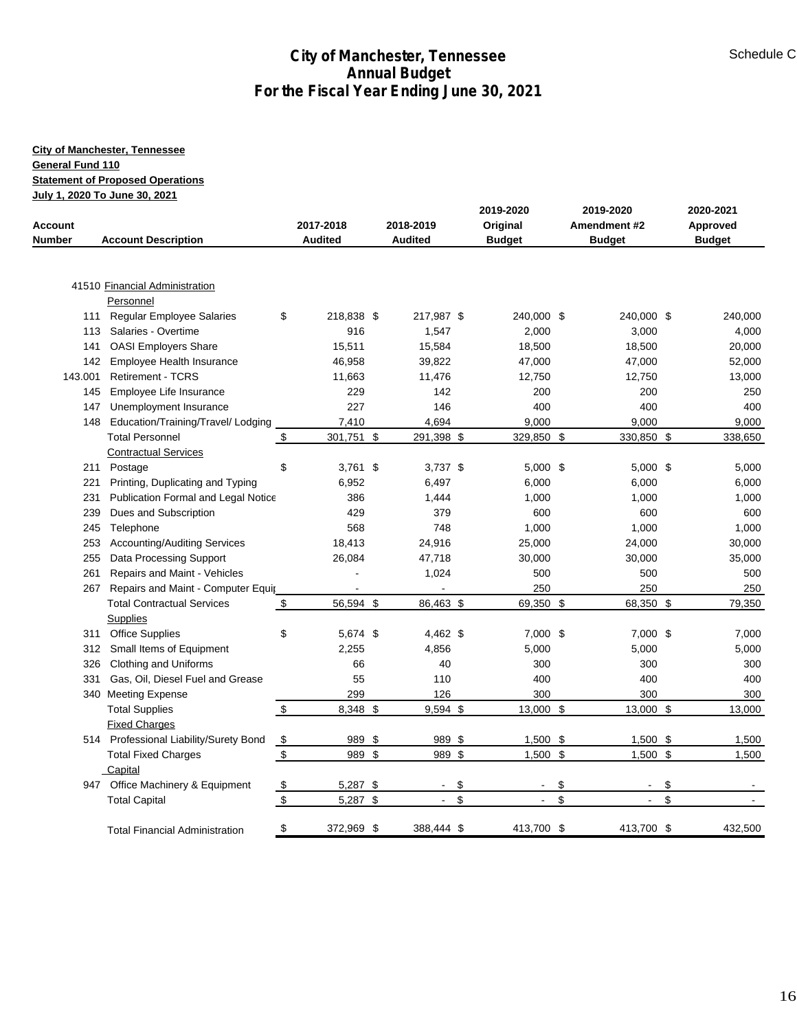# City of Manchester, Tennessee
## Annual Budget
## For the Fiscal Year Ending June 30, 2021

Schedule C

**City of Manchester, Tennessee**
**General Fund 110**
**Statement of Proposed Operations**
**July 1, 2020 To June 30, 2021**

| Account Number | Account Description | 2017-2018 Audited | 2018-2019 Audited | 2019-2020 Original Budget | 2019-2020 Amendment #2 Budget | 2020-2021 Approved Budget |
|---|---|---|---|---|---|---|
| 41510 | Financial Administration | | | | | |
| | Personnel | | | | | |
| 111 | Regular Employee Salaries | $ 218,838 | $ 217,987 | $ 240,000 | $ 240,000 | $ 240,000 |
| 113 | Salaries - Overtime | 916 | 1,547 | 2,000 | 3,000 | 4,000 |
| 141 | OASI Employers Share | 15,511 | 15,584 | 18,500 | 18,500 | 20,000 |
| 142 | Employee Health Insurance | 46,958 | 39,822 | 47,000 | 47,000 | 52,000 |
| 143.001 | Retirement - TCRS | 11,663 | 11,476 | 12,750 | 12,750 | 13,000 |
| 145 | Employee Life Insurance | 229 | 142 | 200 | 200 | 250 |
| 147 | Unemployment Insurance | 227 | 146 | 400 | 400 | 400 |
| 148 | Education/Training/Travel/ Lodging | 7,410 | 4,694 | 9,000 | 9,000 | 9,000 |
| | Total Personnel | $ 301,751 | $ 291,398 | $ 329,850 | $ 330,850 | $ 338,650 |
| | Contractual Services | | | | | |
| 211 | Postage | $ 3,761 | $ 3,737 | $ 5,000 | $ 5,000 | $ 5,000 |
| 221 | Printing, Duplicating and Typing | 6,952 | 6,497 | 6,000 | 6,000 | 6,000 |
| 231 | Publication Formal and Legal Notice | 386 | 1,444 | 1,000 | 1,000 | 1,000 |
| 239 | Dues and Subscription | 429 | 379 | 600 | 600 | 600 |
| 245 | Telephone | 568 | 748 | 1,000 | 1,000 | 1,000 |
| 253 | Accounting/Auditing Services | 18,413 | 24,916 | 25,000 | 24,000 | 30,000 |
| 255 | Data Processing Support | 26,084 | 47,718 | 30,000 | 30,000 | 35,000 |
| 261 | Repairs and Maint - Vehicles | - | 1,024 | 500 | 500 | 500 |
| 267 | Repairs and Maint - Computer Equip | - | - | 250 | 250 | 250 |
| | Total Contractual Services | $ 56,594 | $ 86,463 | $ 69,350 | $ 68,350 | $ 79,350 |
| | Supplies | | | | | |
| 311 | Office Supplies | $ 5,674 | $ 4,462 | $ 7,000 | $ 7,000 | $ 7,000 |
| 312 | Small Items of Equipment | 2,255 | 4,856 | 5,000 | 5,000 | 5,000 |
| 326 | Clothing and Uniforms | 66 | 40 | 300 | 300 | 300 |
| 331 | Gas, Oil, Diesel Fuel and Grease | 55 | 110 | 400 | 400 | 400 |
| 340 | Meeting Expense | 299 | 126 | 300 | 300 | 300 |
| | Total Supplies | $ 8,348 | $ 9,594 | $ 13,000 | $ 13,000 | $ 13,000 |
| | Fixed Charges | | | | | |
| 514 | Professional Liability/Surety Bond | $ 989 | $ 989 | $ 1,500 | $ 1,500 | $ 1,500 |
| | Total Fixed Charges | $ 989 | $ 989 | $ 1,500 | $ 1,500 | $ 1,500 |
| | Capital | | | | | |
| 947 | Office Machinery & Equipment | $ 5,287 | $ - | $ - | $ - | $ - |
| | Total Capital | $ 5,287 | $ - | $ - | $ - | $ - |
| | Total Financial Administration | $ 372,969 | $ 388,444 | $ 413,700 | $ 413,700 | $ 432,500 |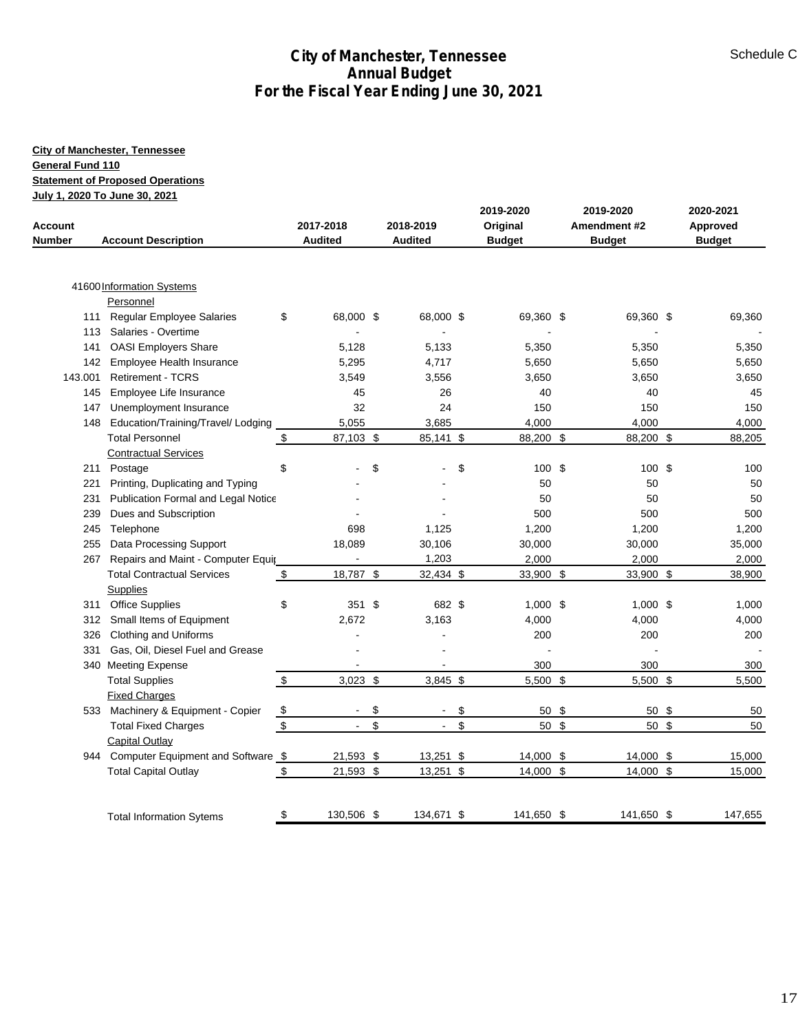# City of Manchester, Tennessee
## Annual Budget
## For the Fiscal Year Ending June 30, 2021

Schedule C

**City of Manchester, Tennessee**
**General Fund 110**
**Statement of Proposed Operations**
**July 1, 2020 To June 30, 2021**

| Account Number | Account Description | 2017-2018 Audited | 2018-2019 Audited | 2019-2020 Original Budget | 2019-2020 Amendment #2 Budget | 2020-2021 Approved Budget |
|---|---|---|---|---|---|---|
| 41600 | Information Systems | | | | | |
| | Personnel | | | | | |
| 111 | Regular Employee Salaries | $ 68,000 | $ 68,000 | $ 69,360 | $ 69,360 | $ 69,360 |
| 113 | Salaries - Overtime | - | - | - | - | - |
| 141 | OASI Employers Share | 5,128 | 5,133 | 5,350 | 5,350 | 5,350 |
| 142 | Employee Health Insurance | 5,295 | 4,717 | 5,650 | 5,650 | 5,650 |
| 143.001 | Retirement - TCRS | 3,549 | 3,556 | 3,650 | 3,650 | 3,650 |
| 145 | Employee Life Insurance | 45 | 26 | 40 | 40 | 45 |
| 147 | Unemployment Insurance | 32 | 24 | 150 | 150 | 150 |
| 148 | Education/Training/Travel/ Lodging | 5,055 | 3,685 | 4,000 | 4,000 | 4,000 |
| | Total Personnel | $ 87,103 | $ 85,141 | $ 88,200 | $ 88,200 | $ 88,205 |
| | Contractual Services | | | | | |
| 211 | Postage | $ - | $ - | $ 100 | $ 100 | $ 100 |
| 221 | Printing, Duplicating and Typing | - | - | 50 | 50 | 50 |
| 231 | Publication Formal and Legal Notice | - | - | 50 | 50 | 50 |
| 239 | Dues and Subscription | - | - | 500 | 500 | 500 |
| 245 | Telephone | 698 | 1,125 | 1,200 | 1,200 | 1,200 |
| 255 | Data Processing Support | 18,089 | 30,106 | 30,000 | 30,000 | 35,000 |
| 267 | Repairs and Maint - Computer Equip | - | 1,203 | 2,000 | 2,000 | 2,000 |
| | Total Contractual Services | $ 18,787 | $ 32,434 | $ 33,900 | $ 33,900 | $ 38,900 |
| | Supplies | | | | | |
| 311 | Office Supplies | $ 351 | $ 682 | $ 1,000 | $ 1,000 | $ 1,000 |
| 312 | Small Items of Equipment | 2,672 | 3,163 | 4,000 | 4,000 | 4,000 |
| 326 | Clothing and Uniforms | - | - | 200 | 200 | 200 |
| 331 | Gas, Oil, Diesel Fuel and Grease | - | - | - | - | - |
| 340 | Meeting Expense | - | - | 300 | 300 | 300 |
| | Total Supplies | $ 3,023 | $ 3,845 | $ 5,500 | $ 5,500 | $ 5,500 |
| | Fixed Charges | | | | | |
| 533 | Machinery & Equipment - Copier | $ - | $ - | $ 50 | $ 50 | $ 50 |
| | Total Fixed Charges | $ - | $ - | $ 50 | $ 50 | $ 50 |
| | Capital Outlay | | | | | |
| 944 | Computer Equipment and Software | $ 21,593 | $ 13,251 | $ 14,000 | $ 14,000 | $ 15,000 |
| | Total Capital Outlay | $ 21,593 | $ 13,251 | $ 14,000 | $ 14,000 | $ 15,000 |
| | Total Information Sytems | $ 130,506 | $ 134,671 | $ 141,650 | $ 141,650 | $ 147,655 |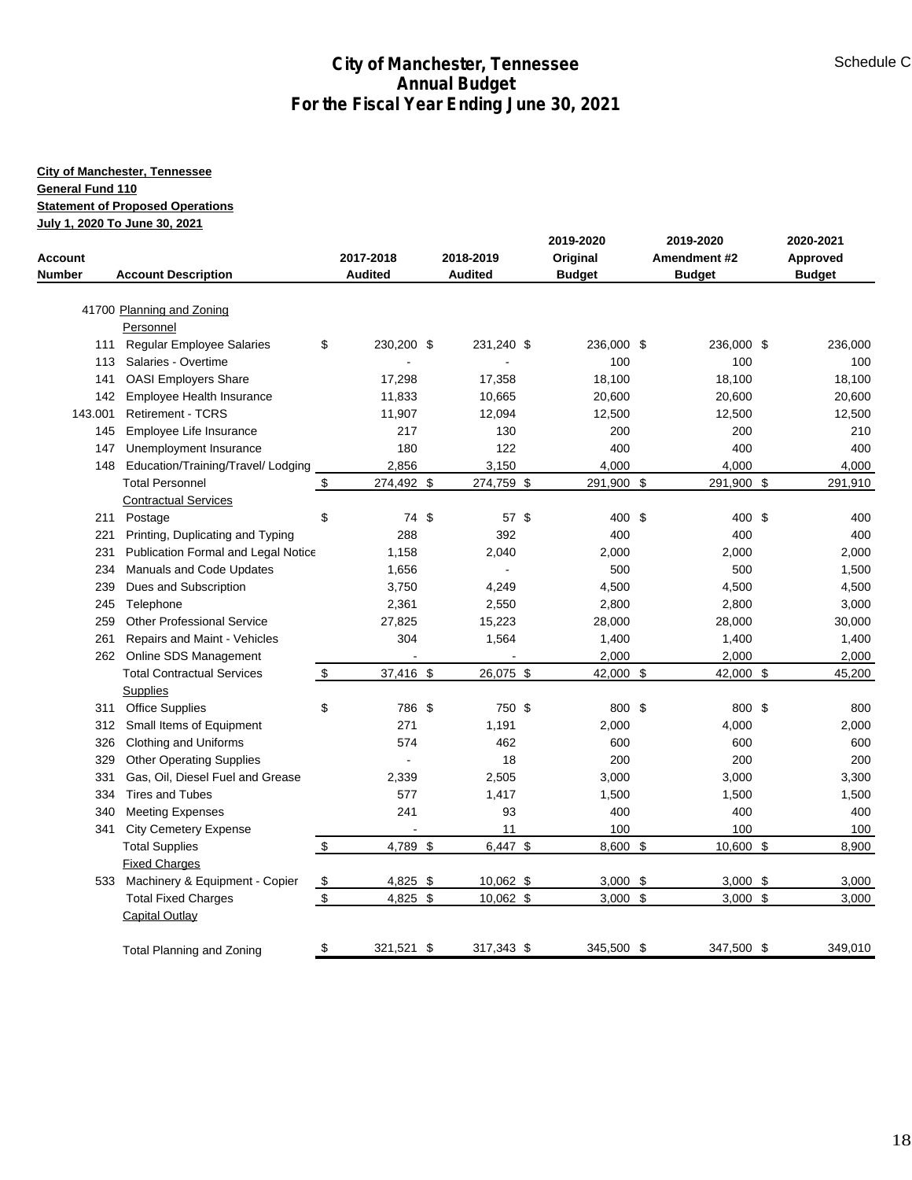# City of Manchester, Tennessee
## Annual Budget
## For the Fiscal Year Ending June 30, 2021

Schedule C

**City of Manchester, Tennessee**
**General Fund 110**
**Statement of Proposed Operations**
**July 1, 2020 To June 30, 2021**

| Account Number | Account Description | 2017-2018 Audited | 2018-2019 Audited | 2019-2020 Original Budget | 2019-2020 Amendment #2 Budget | 2020-2021 Approved Budget |
|---|---|---|---|---|---|---|
| 41700 | Planning and Zoning | | | | | |
| | Personnel | | | | | |
| 111 | Regular Employee Salaries | $ 230,200 | $ 231,240 | $ 236,000 | $ 236,000 | $ 236,000 |
| 113 | Salaries - Overtime | - | - | 100 | 100 | 100 |
| 141 | OASI Employers Share | 17,298 | 17,358 | 18,100 | 18,100 | 18,100 |
| 142 | Employee Health Insurance | 11,833 | 10,665 | 20,600 | 20,600 | 20,600 |
| 143.001 | Retirement - TCRS | 11,907 | 12,094 | 12,500 | 12,500 | 12,500 |
| 145 | Employee Life Insurance | 217 | 130 | 200 | 200 | 210 |
| 147 | Unemployment Insurance | 180 | 122 | 400 | 400 | 400 |
| 148 | Education/Training/Travel/ Lodging | 2,856 | 3,150 | 4,000 | 4,000 | 4,000 |
| | Total Personnel | $ 274,492 | $ 274,759 | $ 291,900 | $ 291,900 | $ 291,910 |
| | Contractual Services | | | | | |
| 211 | Postage | $ 74 | $ 57 | $ 400 | $ 400 | $ 400 |
| 221 | Printing, Duplicating and Typing | 288 | 392 | 400 | 400 | 400 |
| 231 | Publication Formal and Legal Notice | 1,158 | 2,040 | 2,000 | 2,000 | 2,000 |
| 234 | Manuals and Code Updates | 1,656 | - | 500 | 500 | 1,500 |
| 239 | Dues and Subscription | 3,750 | 4,249 | 4,500 | 4,500 | 4,500 |
| 245 | Telephone | 2,361 | 2,550 | 2,800 | 2,800 | 3,000 |
| 259 | Other Professional Service | 27,825 | 15,223 | 28,000 | 28,000 | 30,000 |
| 261 | Repairs and Maint - Vehicles | 304 | 1,564 | 1,400 | 1,400 | 1,400 |
| 262 | Online SDS Management | - | - | 2,000 | 2,000 | 2,000 |
| | Total Contractual Services | $ 37,416 | $ 26,075 | $ 42,000 | $ 42,000 | $ 45,200 |
| | Supplies | | | | | |
| 311 | Office Supplies | $ 786 | $ 750 | $ 800 | $ 800 | $ 800 |
| 312 | Small Items of Equipment | 271 | 1,191 | 2,000 | 4,000 | 2,000 |
| 326 | Clothing and Uniforms | 574 | 462 | 600 | 600 | 600 |
| 329 | Other Operating Supplies | - | 18 | 200 | 200 | 200 |
| 331 | Gas, Oil, Diesel Fuel and Grease | 2,339 | 2,505 | 3,000 | 3,000 | 3,300 |
| 334 | Tires and Tubes | 577 | 1,417 | 1,500 | 1,500 | 1,500 |
| 340 | Meeting Expenses | 241 | 93 | 400 | 400 | 400 |
| 341 | City Cemetery Expense | - | 11 | 100 | 100 | 100 |
| | Total Supplies | $ 4,789 | $ 6,447 | $ 8,600 | $ 10,600 | $ 8,900 |
| | Fixed Charges | | | | | |
| 533 | Machinery & Equipment - Copier | $ 4,825 | $ 10,062 | $ 3,000 | $ 3,000 | $ 3,000 |
| | Total Fixed Charges | $ 4,825 | $ 10,062 | $ 3,000 | $ 3,000 | $ 3,000 |
| | Capital Outlay | | | | | |
| | Total Planning and Zoning | $ 321,521 | $ 317,343 | $ 345,500 | $ 347,500 | $ 349,010 |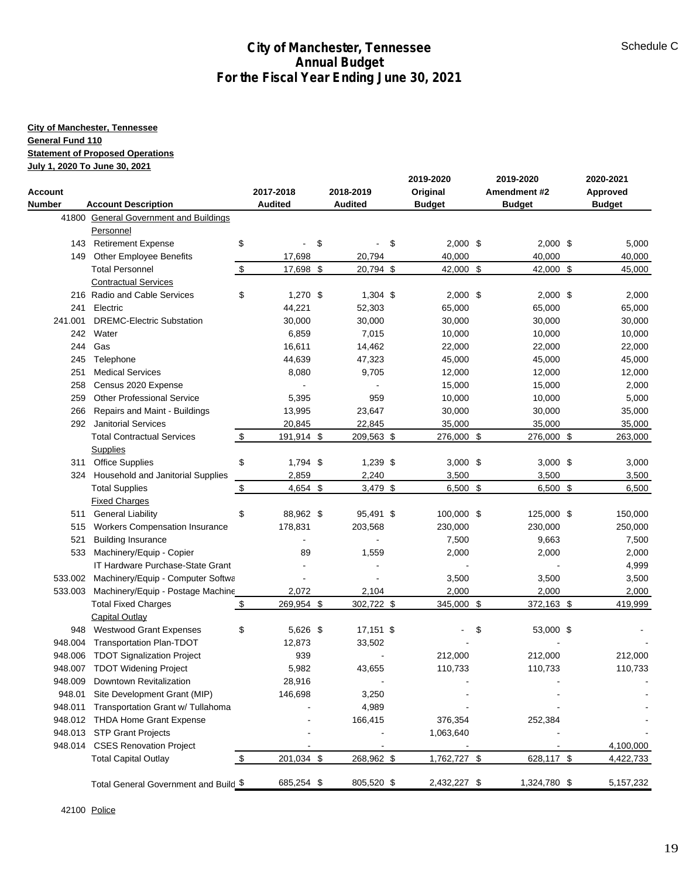# City of Manchester, Tennessee
## Annual Budget
## For the Fiscal Year Ending June 30, 2021

Schedule C

**City of Manchester, Tennessee**
**General Fund 110**
**Statement of Proposed Operations**
**July 1, 2020 To June 30, 2021**

| Account Number | Account Description | 2017-2018 Audited | 2018-2019 Audited | 2019-2020 Original Budget | 2019-2020 Amendment #2 Budget | 2020-2021 Approved Budget |
|---|---|---|---|---|---|---|
| 41800 | General Government and Buildings | | | | | |
| | Personnel | | | | | |
| 143 | Retirement Expense | $ - | $ - | $ 2,000 | $ 2,000 | $ 5,000 |
| 149 | Other Employee Benefits | 17,698 | 20,794 | 40,000 | 40,000 | 40,000 |
| | Total Personnel | $ 17,698 | $ 20,794 | $ 42,000 | $ 42,000 | $ 45,000 |
| | Contractual Services | | | | | |
| 216 | Radio and Cable Services | $ 1,270 | $ 1,304 | $ 2,000 | $ 2,000 | $ 2,000 |
| 241 | Electric | 44,221 | 52,303 | 65,000 | 65,000 | 65,000 |
| 241.001 | DREMC-Electric Substation | 30,000 | 30,000 | 30,000 | 30,000 | 30,000 |
| 242 | Water | 6,859 | 7,015 | 10,000 | 10,000 | 10,000 |
| 244 | Gas | 16,611 | 14,462 | 22,000 | 22,000 | 22,000 |
| 245 | Telephone | 44,639 | 47,323 | 45,000 | 45,000 | 45,000 |
| 251 | Medical Services | 8,080 | 9,705 | 12,000 | 12,000 | 12,000 |
| 258 | Census 2020 Expense | - | - | 15,000 | 15,000 | 2,000 |
| 259 | Other Professional Service | 5,395 | 959 | 10,000 | 10,000 | 5,000 |
| 266 | Repairs and Maint - Buildings | 13,995 | 23,647 | 30,000 | 30,000 | 35,000 |
| 292 | Janitorial Services | 20,845 | 22,845 | 35,000 | 35,000 | 35,000 |
| | Total Contractual Services | $ 191,914 | $ 209,563 | $ 276,000 | $ 276,000 | $ 263,000 |
| | Supplies | | | | | |
| 311 | Office Supplies | $ 1,794 | $ 1,239 | $ 3,000 | $ 3,000 | $ 3,000 |
| 324 | Household and Janitorial Supplies | 2,859 | 2,240 | 3,500 | 3,500 | 3,500 |
| | Total Supplies | $ 4,654 | $ 3,479 | $ 6,500 | $ 6,500 | $ 6,500 |
| | Fixed Charges | | | | | |
| 511 | General Liability | $ 88,962 | $ 95,491 | $ 100,000 | $ 125,000 | $ 150,000 |
| 515 | Workers Compensation Insurance | 178,831 | 203,568 | 230,000 | 230,000 | 250,000 |
| 521 | Building Insurance | - | - | 7,500 | 9,663 | 7,500 |
| 533 | Machinery/Equip - Copier | 89 | 1,559 | 2,000 | 2,000 | 2,000 |
| | IT Hardware Purchase-State Grant | - | - | - | - | 4,999 |
| 533.002 | Machinery/Equip - Computer Softwa | - | - | 3,500 | 3,500 | 3,500 |
| 533.003 | Machinery/Equip - Postage Machine | 2,072 | 2,104 | 2,000 | 2,000 | 2,000 |
| | Total Fixed Charges | $ 269,954 | $ 302,722 | $ 345,000 | $ 372,163 | $ 419,999 |
| | Capital Outlay | | | | | |
| 948 | Westwood Grant Expenses | $ 5,626 | $ 17,151 | $ - | $ 53,000 | $ - |
| 948.004 | Transportation Plan-TDOT | 12,873 | 33,502 | - | - | - |
| 948.006 | TDOT Signalization Project | 939 | - | 212,000 | 212,000 | 212,000 |
| 948.007 | TDOT Widening Project | 5,982 | 43,655 | 110,733 | 110,733 | 110,733 |
| 948.009 | Downtown Revitalization | 28,916 | - | - | - | - |
| 948.01 | Site Development Grant (MIP) | 146,698 | 3,250 | - | - | - |
| 948.011 | Transportation Grant w/ Tullahoma | - | 4,989 | - | - | - |
| 948.012 | THDA Home Grant Expense | - | 166,415 | 376,354 | 252,384 | - |
| 948.013 | STP Grant Projects | - | - | 1,063,640 | - | - |
| 948.014 | CSES Renovation Project | - | - | - | - | 4,100,000 |
| | Total Capital Outlay | $ 201,034 | $ 268,962 | $ 1,762,727 | $ 628,117 | $ 4,422,733 |
| | Total General Government and Build | $ 685,254 | $ 805,520 | $ 2,432,227 | $ 1,324,780 | $ 5,157,232 |

42100 Police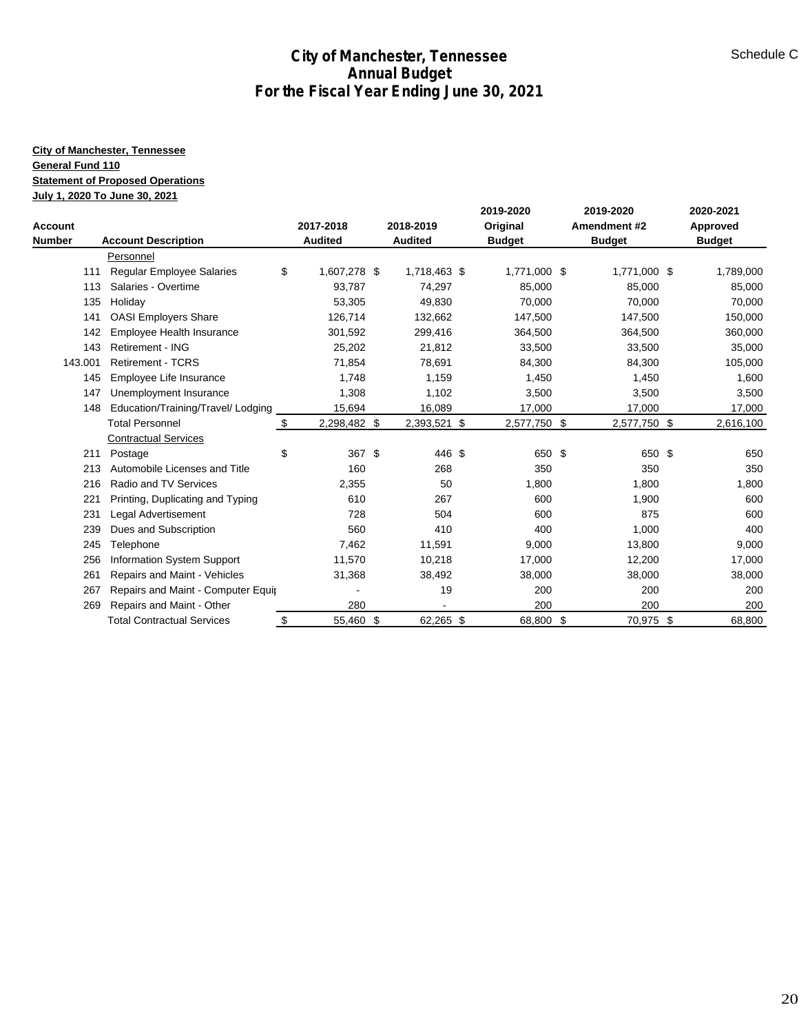# City of Manchester, Tennessee
## Annual Budget
## For the Fiscal Year Ending June 30, 2021

Schedule C

**City of Manchester, Tennessee**
**General Fund 110**
**Statement of Proposed Operations**
**July 1, 2020 To June 30, 2021**

| Account Number | Account Description | 2017-2018 Audited | 2018-2019 Audited | 2019-2020 Original Budget | 2019-2020 Amendment #2 Budget | 2020-2021 Approved Budget |
|---|---|---|---|---|---|---|
| | Personnel | | | | | |
| 111 | Regular Employee Salaries | $ 1,607,278 | $ 1,718,463 | $ 1,771,000 | $ 1,771,000 | $ 1,789,000 |
| 113 | Salaries - Overtime | 93,787 | 74,297 | 85,000 | 85,000 | 85,000 |
| 135 | Holiday | 53,305 | 49,830 | 70,000 | 70,000 | 70,000 |
| 141 | OASI Employers Share | 126,714 | 132,662 | 147,500 | 147,500 | 150,000 |
| 142 | Employee Health Insurance | 301,592 | 299,416 | 364,500 | 364,500 | 360,000 |
| 143 | Retirement - ING | 25,202 | 21,812 | 33,500 | 33,500 | 35,000 |
| 143.001 | Retirement - TCRS | 71,854 | 78,691 | 84,300 | 84,300 | 105,000 |
| 145 | Employee Life Insurance | 1,748 | 1,159 | 1,450 | 1,450 | 1,600 |
| 147 | Unemployment Insurance | 1,308 | 1,102 | 3,500 | 3,500 | 3,500 |
| 148 | Education/Training/Travel/ Lodging | 15,694 | 16,089 | 17,000 | 17,000 | 17,000 |
| | Total Personnel | $ 2,298,482 | $ 2,393,521 | $ 2,577,750 | $ 2,577,750 | $ 2,616,100 |
| | Contractual Services | | | | | |
| 211 | Postage | $ 367 | $ 446 | $ 650 | $ 650 | $ 650 |
| 213 | Automobile Licenses and Title | 160 | 268 | 350 | 350 | 350 |
| 216 | Radio and TV Services | 2,355 | 50 | 1,800 | 1,800 | 1,800 |
| 221 | Printing, Duplicating and Typing | 610 | 267 | 600 | 1,900 | 600 |
| 231 | Legal Advertisement | 728 | 504 | 600 | 875 | 600 |
| 239 | Dues and Subscription | 560 | 410 | 400 | 1,000 | 400 |
| 245 | Telephone | 7,462 | 11,591 | 9,000 | 13,800 | 9,000 |
| 256 | Information System Support | 11,570 | 10,218 | 17,000 | 12,200 | 17,000 |
| 261 | Repairs and Maint - Vehicles | 31,368 | 38,492 | 38,000 | 38,000 | 38,000 |
| 267 | Repairs and Maint - Computer Equip | - | 19 | 200 | 200 | 200 |
| 269 | Repairs and Maint - Other | 280 | - | 200 | 200 | 200 |
| | Total Contractual Services | $ 55,460 | $ 62,265 | $ 68,800 | $ 70,975 | $ 68,800 |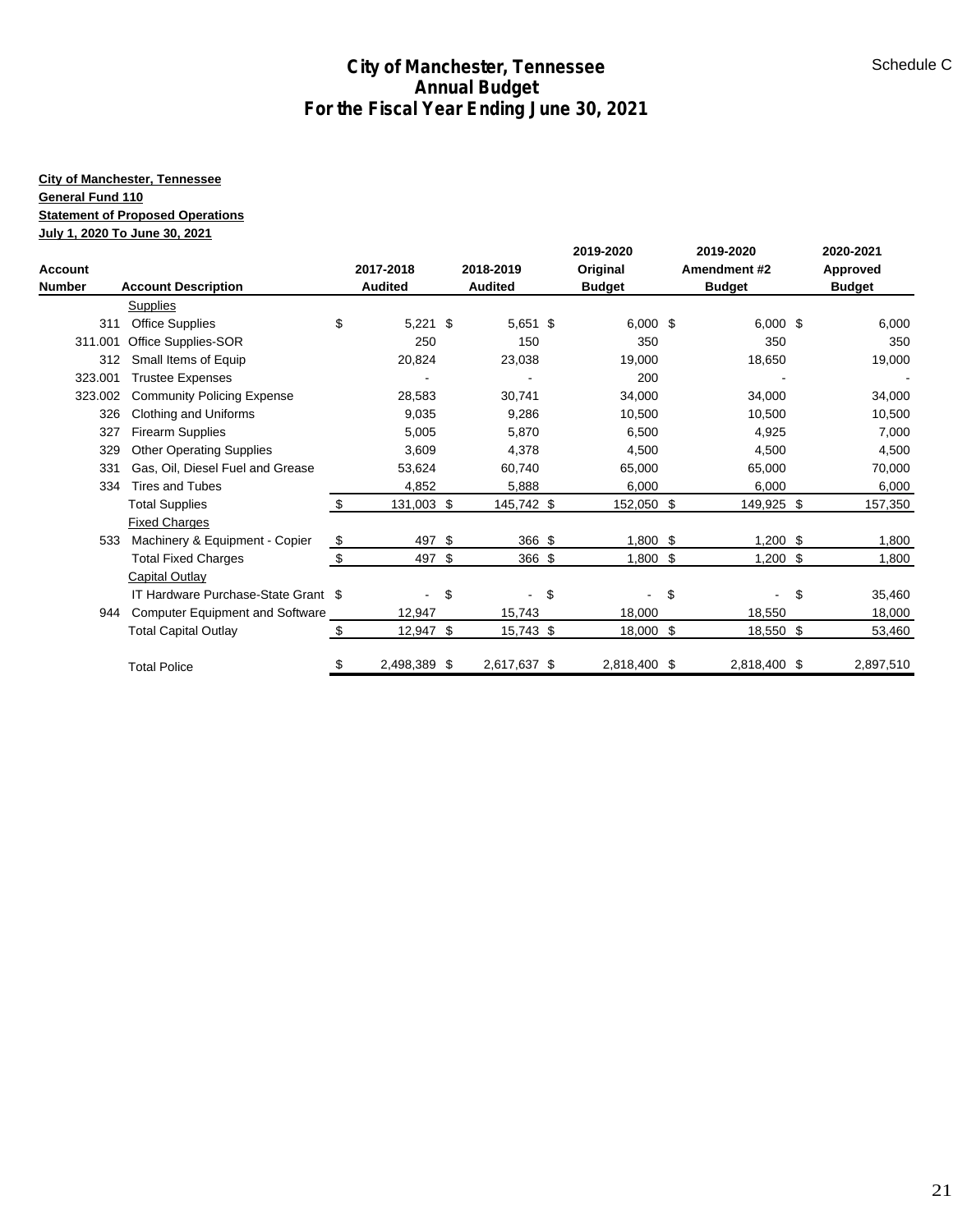# City of Manchester, Tennessee
## Annual Budget
## For the Fiscal Year Ending June 30, 2021

Schedule C

**City of Manchester, Tennessee**
**General Fund 110**
**Statement of Proposed Operations**
**July 1, 2020 To June 30, 2021**

| Account Number | Account Description | 2017-2018 Audited | 2018-2019 Audited | 2019-2020 Original Budget | 2019-2020 Amendment #2 Budget | 2020-2021 Approved Budget |
|---|---|---|---|---|---|---|
| | Supplies | | | | | |
| 311 | Office Supplies | $ 5,221 | $ 5,651 | $ 6,000 | $ 6,000 | $ 6,000 |
| 311.001 | Office Supplies-SOR | 250 | 150 | 350 | 350 | 350 |
| 312 | Small Items of Equip | 20,824 | 23,038 | 19,000 | 18,650 | 19,000 |
| 323.001 | Trustee Expenses | - | - | 200 | - | - |
| 323.002 | Community Policing Expense | 28,583 | 30,741 | 34,000 | 34,000 | 34,000 |
| 326 | Clothing and Uniforms | 9,035 | 9,286 | 10,500 | 10,500 | 10,500 |
| 327 | Firearm Supplies | 5,005 | 5,870 | 6,500 | 4,925 | 7,000 |
| 329 | Other Operating Supplies | 3,609 | 4,378 | 4,500 | 4,500 | 4,500 |
| 331 | Gas, Oil, Diesel Fuel and Grease | 53,624 | 60,740 | 65,000 | 65,000 | 70,000 |
| 334 | Tires and Tubes | 4,852 | 5,888 | 6,000 | 6,000 | 6,000 |
| | Total Supplies | $ 131,003 | $ 145,742 | $ 152,050 | $ 149,925 | $ 157,350 |
| | Fixed Charges | | | | | |
| 533 | Machinery & Equipment - Copier | $ 497 | $ 366 | $ 1,800 | $ 1,200 | $ 1,800 |
| | Total Fixed Charges | $ 497 | $ 366 | $ 1,800 | $ 1,200 | $ 1,800 |
| | Capital Outlay | | | | | |
| | IT Hardware Purchase-State Grant | $ - | $ - | $ - | $ - | $ 35,460 |
| 944 | Computer Equipment and Software | 12,947 | 15,743 | 18,000 | 18,550 | 18,000 |
| | Total Capital Outlay | $ 12,947 | $ 15,743 | $ 18,000 | $ 18,550 | $ 53,460 |
| | Total Police | $ 2,498,389 | $ 2,617,637 | $ 2,818,400 | $ 2,818,400 | $ 2,897,510 |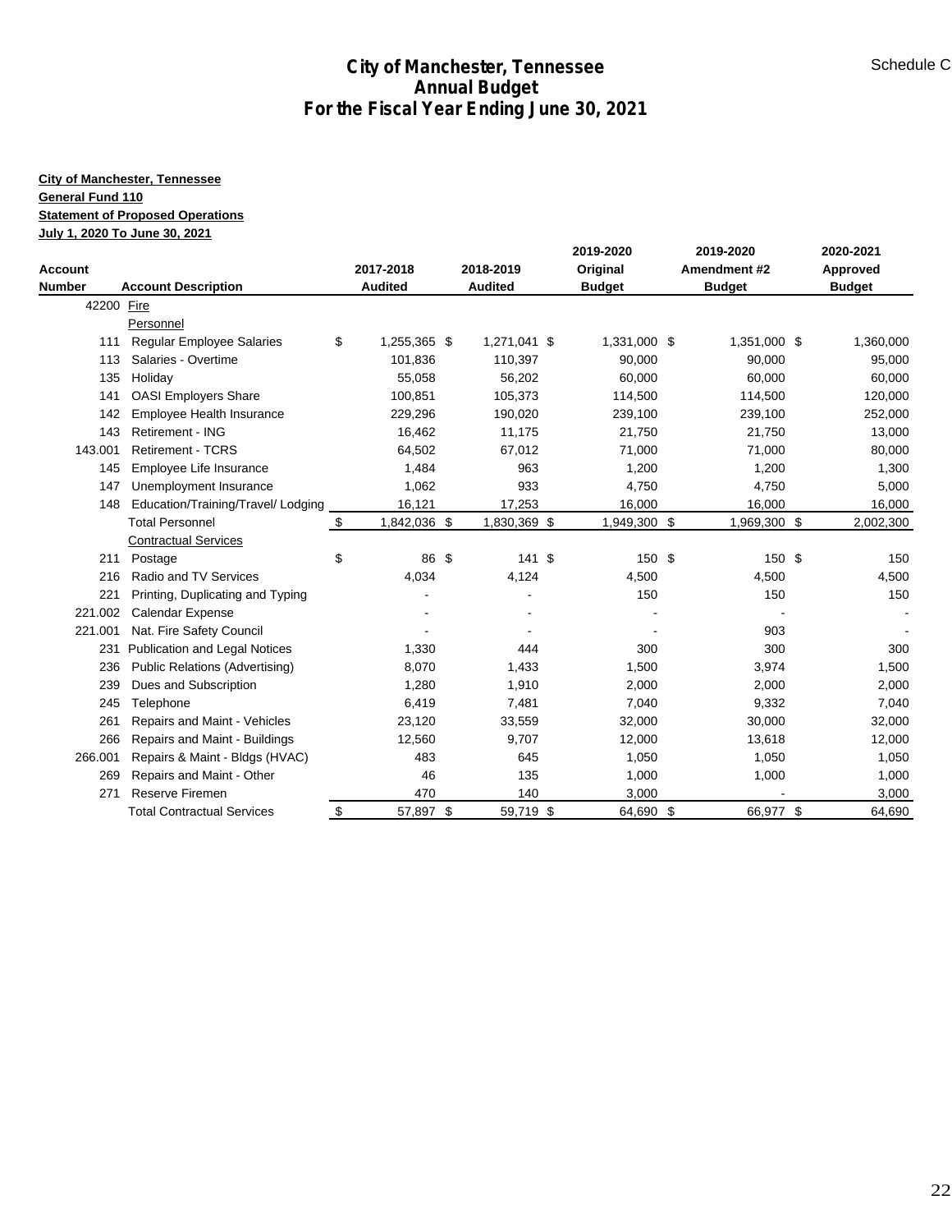# City of Manchester, Tennessee
## Annual Budget
## For the Fiscal Year Ending June 30, 2021

Schedule C

**City of Manchester, Tennessee**
**General Fund 110**
**Statement of Proposed Operations**
**July 1, 2020 To June 30, 2021**

| Account Number | Account Description | 2017-2018 Audited | 2018-2019 Audited | 2019-2020 Original Budget | 2019-2020 Amendment #2 Budget | 2020-2021 Approved Budget |
|---|---|---|---|---|---|---|
| 42200 | Fire | | | | | |
| | Personnel | | | | | |
| 111 | Regular Employee Salaries | $ 1,255,365 | $ 1,271,041 | $ 1,331,000 | $ 1,351,000 | $ 1,360,000 |
| 113 | Salaries - Overtime | 101,836 | 110,397 | 90,000 | 90,000 | 95,000 |
| 135 | Holiday | 55,058 | 56,202 | 60,000 | 60,000 | 60,000 |
| 141 | OASI Employers Share | 100,851 | 105,373 | 114,500 | 114,500 | 120,000 |
| 142 | Employee Health Insurance | 229,296 | 190,020 | 239,100 | 239,100 | 252,000 |
| 143 | Retirement - ING | 16,462 | 11,175 | 21,750 | 21,750 | 13,000 |
| 143.001 | Retirement - TCRS | 64,502 | 67,012 | 71,000 | 71,000 | 80,000 |
| 145 | Employee Life Insurance | 1,484 | 963 | 1,200 | 1,200 | 1,300 |
| 147 | Unemployment Insurance | 1,062 | 933 | 4,750 | 4,750 | 5,000 |
| 148 | Education/Training/Travel/ Lodging | 16,121 | 17,253 | 16,000 | 16,000 | 16,000 |
| | Total Personnel | $ 1,842,036 | $ 1,830,369 | $ 1,949,300 | $ 1,969,300 | $ 2,002,300 |
| | Contractual Services | | | | | |
| 211 | Postage | $ 86 | $ 141 | $ 150 | $ 150 | $ 150 |
| 216 | Radio and TV Services | 4,034 | 4,124 | 4,500 | 4,500 | 4,500 |
| 221 | Printing, Duplicating and Typing | - | - | 150 | 150 | 150 |
| 221.002 | Calendar Expense | - | - | - | - | - |
| 221.001 | Nat. Fire Safety Council | - | - | - | 903 | - |
| 231 | Publication and Legal Notices | 1,330 | 444 | 300 | 300 | 300 |
| 236 | Public Relations (Advertising) | 8,070 | 1,433 | 1,500 | 3,974 | 1,500 |
| 239 | Dues and Subscription | 1,280 | 1,910 | 2,000 | 2,000 | 2,000 |
| 245 | Telephone | 6,419 | 7,481 | 7,040 | 9,332 | 7,040 |
| 261 | Repairs and Maint - Vehicles | 23,120 | 33,559 | 32,000 | 30,000 | 32,000 |
| 266 | Repairs and Maint - Buildings | 12,560 | 9,707 | 12,000 | 13,618 | 12,000 |
| 266.001 | Repairs & Maint - Bldgs (HVAC) | 483 | 645 | 1,050 | 1,050 | 1,050 |
| 269 | Repairs and Maint - Other | 46 | 135 | 1,000 | 1,000 | 1,000 |
| 271 | Reserve Firemen | 470 | 140 | 3,000 | - | 3,000 |
| | Total Contractual Services | $ 57,897 | $ 59,719 | $ 64,690 | $ 66,977 | $ 64,690 |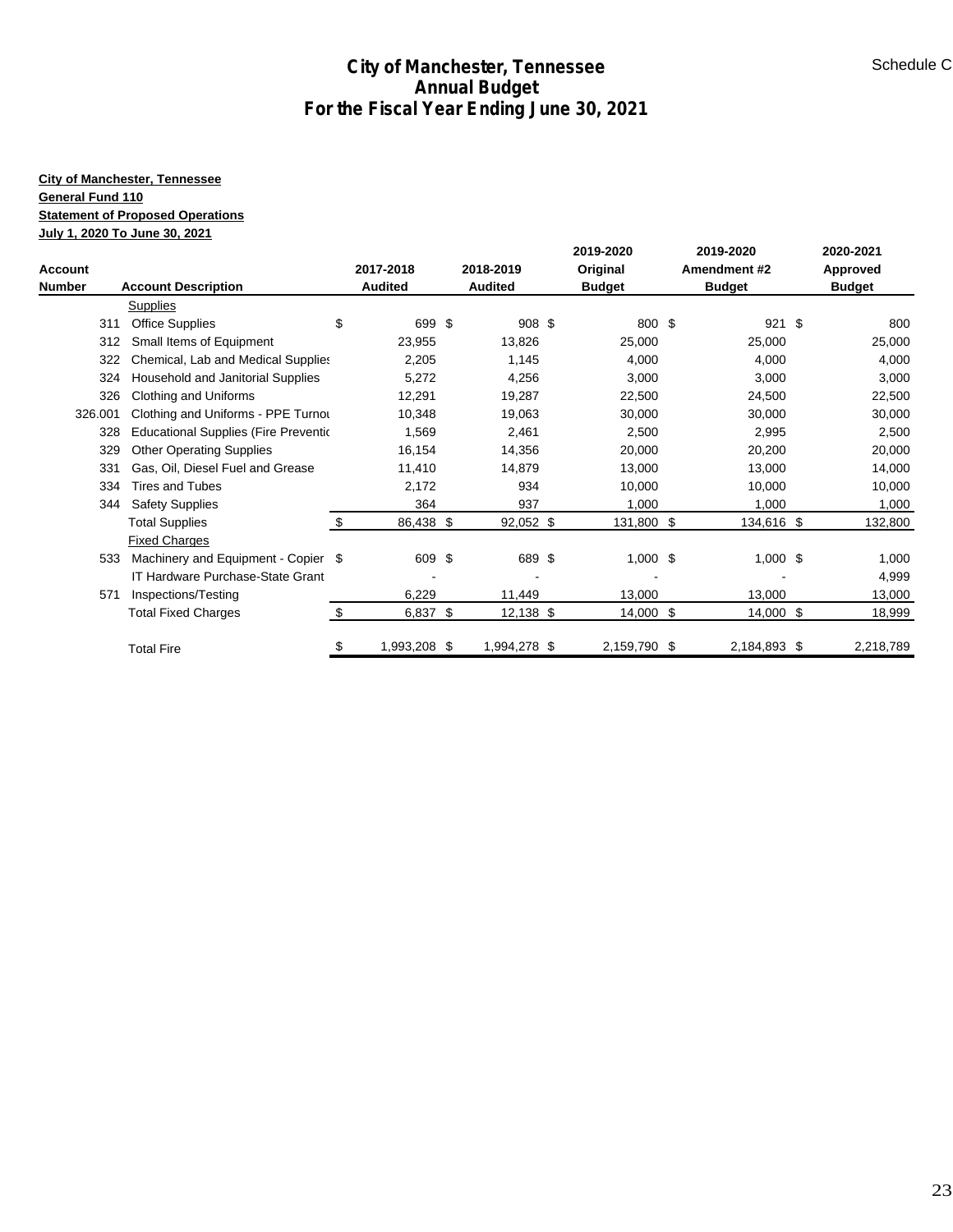# City of Manchester, Tennessee
## Annual Budget
## For the Fiscal Year Ending June 30, 2021

Schedule C

**City of Manchester, Tennessee**
**General Fund 110**
**Statement of Proposed Operations**
**July 1, 2020 To June 30, 2021**

| Account Number | Account Description | 2017-2018 Audited | 2018-2019 Audited | 2019-2020 Original Budget | 2019-2020 Amendment #2 Budget | 2020-2021 Approved Budget |
|---|---|---|---|---|---|---|
| | Supplies | | | | | |
| 311 | Office Supplies | $ 699 | $ 908 | $ 800 | $ 921 | $ 800 |
| 312 | Small Items of Equipment | 23,955 | 13,826 | 25,000 | 25,000 | 25,000 |
| 322 | Chemical, Lab and Medical Supplies | 2,205 | 1,145 | 4,000 | 4,000 | 4,000 |
| 324 | Household and Janitorial Supplies | 5,272 | 4,256 | 3,000 | 3,000 | 3,000 |
| 326 | Clothing and Uniforms | 12,291 | 19,287 | 22,500 | 24,500 | 22,500 |
| 326.001 | Clothing and Uniforms - PPE Turnou | 10,348 | 19,063 | 30,000 | 30,000 | 30,000 |
| 328 | Educational Supplies (Fire Preventio | 1,569 | 2,461 | 2,500 | 2,995 | 2,500 |
| 329 | Other Operating Supplies | 16,154 | 14,356 | 20,000 | 20,200 | 20,000 |
| 331 | Gas, Oil, Diesel Fuel and Grease | 11,410 | 14,879 | 13,000 | 13,000 | 14,000 |
| 334 | Tires and Tubes | 2,172 | 934 | 10,000 | 10,000 | 10,000 |
| 344 | Safety Supplies | 364 | 937 | 1,000 | 1,000 | 1,000 |
| | Total Supplies | $ 86,438 | $ 92,052 | $ 131,800 | $ 134,616 | $ 132,800 |
| | Fixed Charges | | | | | |
| 533 | Machinery and Equipment - Copier | $ 609 | $ 689 | $ 1,000 | $ 1,000 | $ 1,000 |
| | IT Hardware Purchase-State Grant | - | - | - | - | 4,999 |
| 571 | Inspections/Testing | 6,229 | 11,449 | 13,000 | 13,000 | 13,000 |
| | Total Fixed Charges | $ 6,837 | $ 12,138 | $ 14,000 | $ 14,000 | $ 18,999 |
| | Total Fire | $ 1,993,208 | $ 1,994,278 | $ 2,159,790 | $ 2,184,893 | $ 2,218,789 |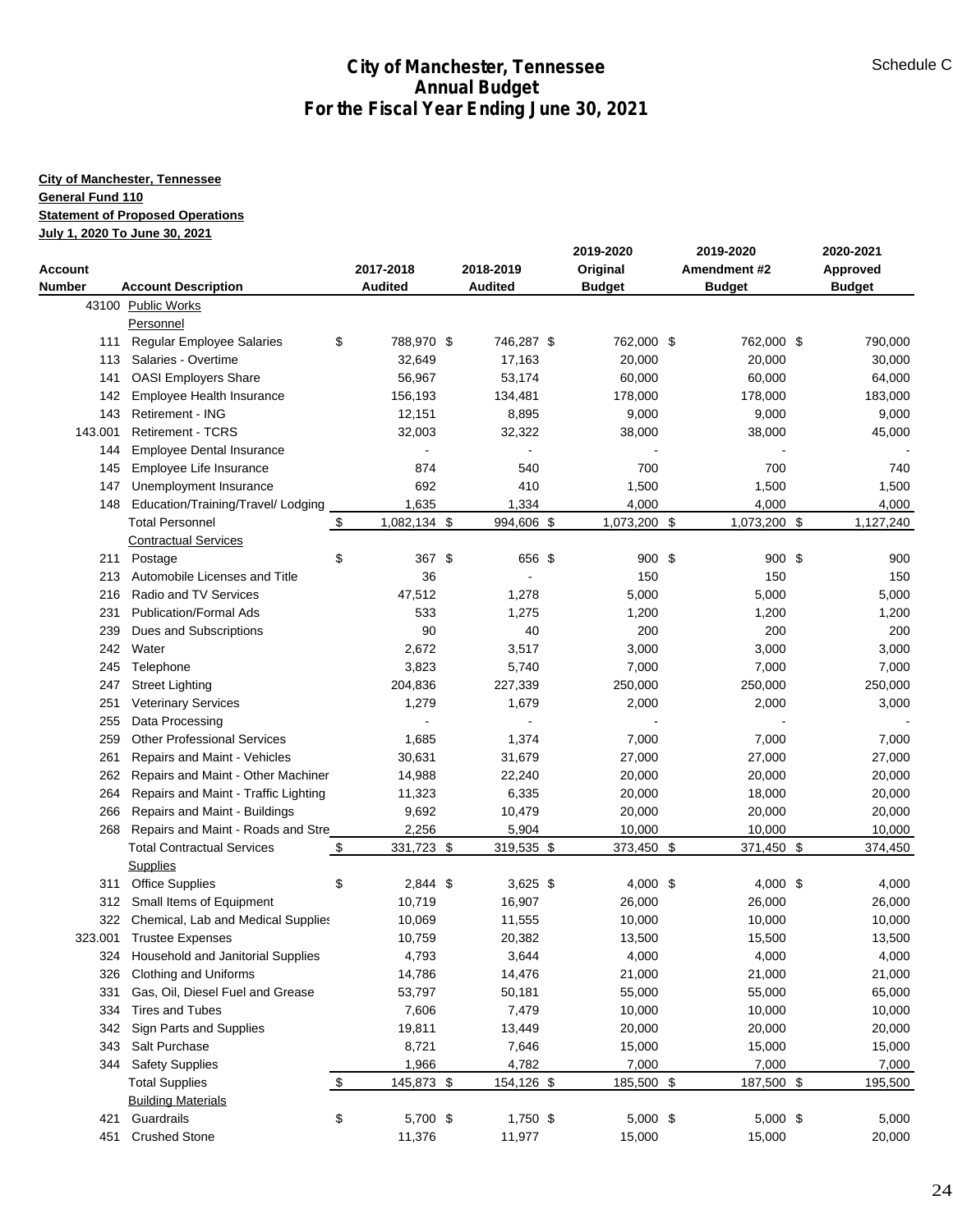# City of Manchester, Tennessee
## Annual Budget
## For the Fiscal Year Ending June 30, 2021

Schedule C

**City of Manchester, Tennessee**
**General Fund 110**
**Statement of Proposed Operations**
**July 1, 2020 To June 30, 2021**

| Account Number | Account Description | 2017-2018 Audited | 2018-2019 Audited | 2019-2020 Original Budget | 2019-2020 Amendment #2 Budget | 2020-2021 Approved Budget |
|---|---|---|---|---|---|---|
| 43100 | Public Works | | | | | |
| | Personnel | | | | | |
| 111 | Regular Employee Salaries | $ 788,970 | $ 746,287 | $ 762,000 | $ 762,000 | $ 790,000 |
| 113 | Salaries - Overtime | 32,649 | 17,163 | 20,000 | 20,000 | 30,000 |
| 141 | OASI Employers Share | 56,967 | 53,174 | 60,000 | 60,000 | 64,000 |
| 142 | Employee Health Insurance | 156,193 | 134,481 | 178,000 | 178,000 | 183,000 |
| 143 | Retirement - ING | 12,151 | 8,895 | 9,000 | 9,000 | 9,000 |
| 143.001 | Retirement - TCRS | 32,003 | 32,322 | 38,000 | 38,000 | 45,000 |
| 144 | Employee Dental Insurance | - | - | - | - | - |
| 145 | Employee Life Insurance | 874 | 540 | 700 | 700 | 740 |
| 147 | Unemployment Insurance | 692 | 410 | 1,500 | 1,500 | 1,500 |
| 148 | Education/Training/Travel/ Lodging | 1,635 | 1,334 | 4,000 | 4,000 | 4,000 |
| | Total Personnel | $ 1,082,134 | $ 994,606 | $ 1,073,200 | $ 1,073,200 | $ 1,127,240 |
| | Contractual Services | | | | | |
| 211 | Postage | $ 367 | $ 656 | $ 900 | $ 900 | $ 900 |
| 213 | Automobile Licenses and Title | 36 | - | 150 | 150 | 150 |
| 216 | Radio and TV Services | 47,512 | 1,278 | 5,000 | 5,000 | 5,000 |
| 231 | Publication/Formal Ads | 533 | 1,275 | 1,200 | 1,200 | 1,200 |
| 239 | Dues and Subscriptions | 90 | 40 | 200 | 200 | 200 |
| 242 | Water | 2,672 | 3,517 | 3,000 | 3,000 | 3,000 |
| 245 | Telephone | 3,823 | 5,740 | 7,000 | 7,000 | 7,000 |
| 247 | Street Lighting | 204,836 | 227,339 | 250,000 | 250,000 | 250,000 |
| 251 | Veterinary Services | 1,279 | 1,679 | 2,000 | 2,000 | 3,000 |
| 255 | Data Processing | - | - | - | - | - |
| 259 | Other Professional Services | 1,685 | 1,374 | 7,000 | 7,000 | 7,000 |
| 261 | Repairs and Maint - Vehicles | 30,631 | 31,679 | 27,000 | 27,000 | 27,000 |
| 262 | Repairs and Maint - Other Machiner | 14,988 | 22,240 | 20,000 | 20,000 | 20,000 |
| 264 | Repairs and Maint - Traffic Lighting | 11,323 | 6,335 | 20,000 | 18,000 | 20,000 |
| 266 | Repairs and Maint - Buildings | 9,692 | 10,479 | 20,000 | 20,000 | 20,000 |
| 268 | Repairs and Maint - Roads and Stre | 2,256 | 5,904 | 10,000 | 10,000 | 10,000 |
| | Total Contractual Services | $ 331,723 | $ 319,535 | $ 373,450 | $ 371,450 | $ 374,450 |
| | Supplies | | | | | |
| 311 | Office Supplies | $ 2,844 | $ 3,625 | $ 4,000 | $ 4,000 | $ 4,000 |
| 312 | Small Items of Equipment | 10,719 | 16,907 | 26,000 | 26,000 | 26,000 |
| 322 | Chemical, Lab and Medical Supplies | 10,069 | 11,555 | 10,000 | 10,000 | 10,000 |
| 323.001 | Trustee Expenses | 10,759 | 20,382 | 13,500 | 15,500 | 13,500 |
| 324 | Household and Janitorial Supplies | 4,793 | 3,644 | 4,000 | 4,000 | 4,000 |
| 326 | Clothing and Uniforms | 14,786 | 14,476 | 21,000 | 21,000 | 21,000 |
| 331 | Gas, Oil, Diesel Fuel and Grease | 53,797 | 50,181 | 55,000 | 55,000 | 65,000 |
| 334 | Tires and Tubes | 7,606 | 7,479 | 10,000 | 10,000 | 10,000 |
| 342 | Sign Parts and Supplies | 19,811 | 13,449 | 20,000 | 20,000 | 20,000 |
| 343 | Salt Purchase | 8,721 | 7,646 | 15,000 | 15,000 | 15,000 |
| 344 | Safety Supplies | 1,966 | 4,782 | 7,000 | 7,000 | 7,000 |
| | Total Supplies | $ 145,873 | $ 154,126 | $ 185,500 | $ 187,500 | $ 195,500 |
| | Building Materials | | | | | |
| 421 | Guardrails | $ 5,700 | $ 1,750 | $ 5,000 | $ 5,000 | $ 5,000 |
| 451 | Crushed Stone | 11,376 | 11,977 | 15,000 | 15,000 | 20,000 |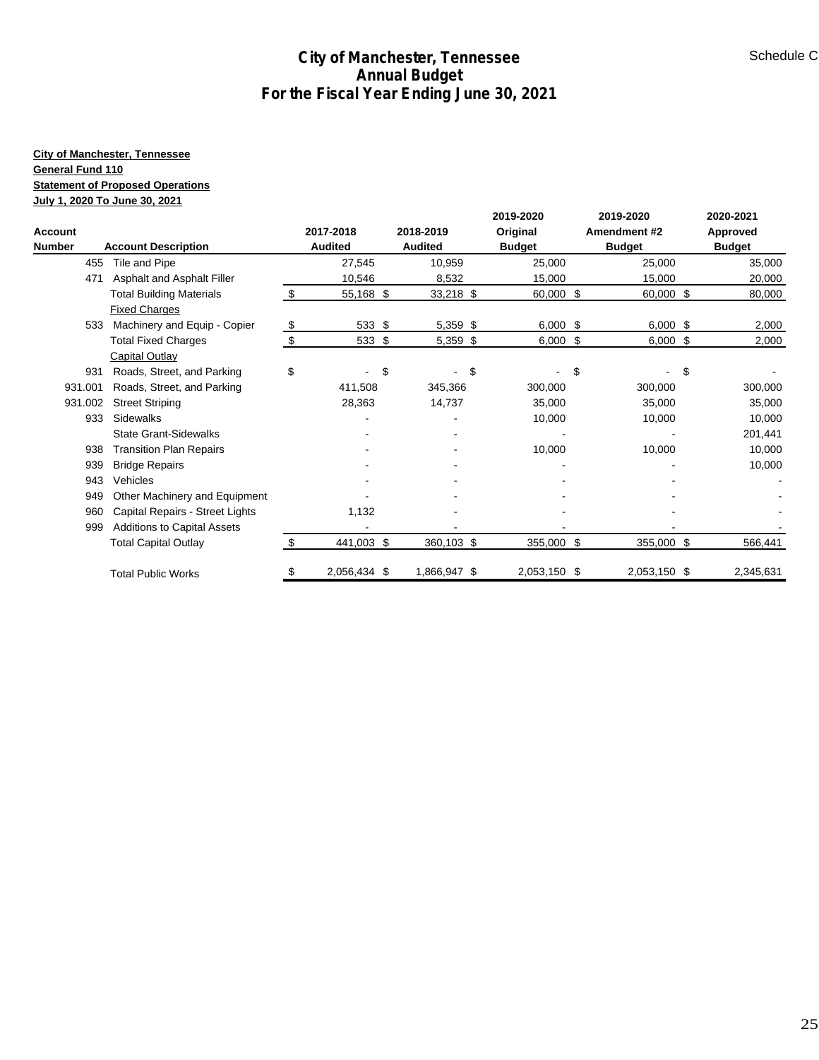# City of Manchester, Tennessee
## Annual Budget
## For the Fiscal Year Ending June 30, 2021

Schedule C

**City of Manchester, Tennessee**
**General Fund 110**
**Statement of Proposed Operations**
**July 1, 2020 To June 30, 2021**

| Account Number | Account Description | 2017-2018 Audited | 2018-2019 Audited | 2019-2020 Original Budget | 2019-2020 Amendment #2 Budget | 2020-2021 Approved Budget |
|---|---|---|---|---|---|---|
| 455 | Tile and Pipe | 27,545 | 10,959 | 25,000 | 25,000 | 35,000 |
| 471 | Asphalt and Asphalt Filler | 10,546 | 8,532 | 15,000 | 15,000 | 20,000 |
| | Total Building Materials | $ 55,168 | $ 33,218 | $ 60,000 | $ 60,000 | $ 80,000 |
| | Fixed Charges | | | | | |
| 533 | Machinery and Equip - Copier | $ 533 | $ 5,359 | $ 6,000 | $ 6,000 | $ 2,000 |
| | Total Fixed Charges | $ 533 | $ 5,359 | $ 6,000 | $ 6,000 | $ 2,000 |
| | Capital Outlay | | | | | |
| 931 | Roads, Street, and Parking | $ - | $ - | $ - | $ - | $ - |
| 931.001 | Roads, Street, and Parking | 411,508 | 345,366 | 300,000 | 300,000 | 300,000 |
| 931.002 | Street Striping | 28,363 | 14,737 | 35,000 | 35,000 | 35,000 |
| 933 | Sidewalks | - | - | 10,000 | 10,000 | 10,000 |
| | State Grant-Sidewalks | - | - | - | - | 201,441 |
| 938 | Transition Plan Repairs | - | - | 10,000 | 10,000 | 10,000 |
| 939 | Bridge Repairs | - | - | - | - | 10,000 |
| 943 | Vehicles | - | - | - | - | - |
| 949 | Other Machinery and Equipment | - | - | - | - | - |
| 960 | Capital Repairs - Street Lights | 1,132 | - | - | - | - |
| 999 | Additions to Capital Assets | - | - | - | - | - |
| | Total Capital Outlay | $ 441,003 | $ 360,103 | $ 355,000 | $ 355,000 | $ 566,441 |
| | Total Public Works | $ 2,056,434 | $ 1,866,947 | $ 2,053,150 | $ 2,053,150 | $ 2,345,631 |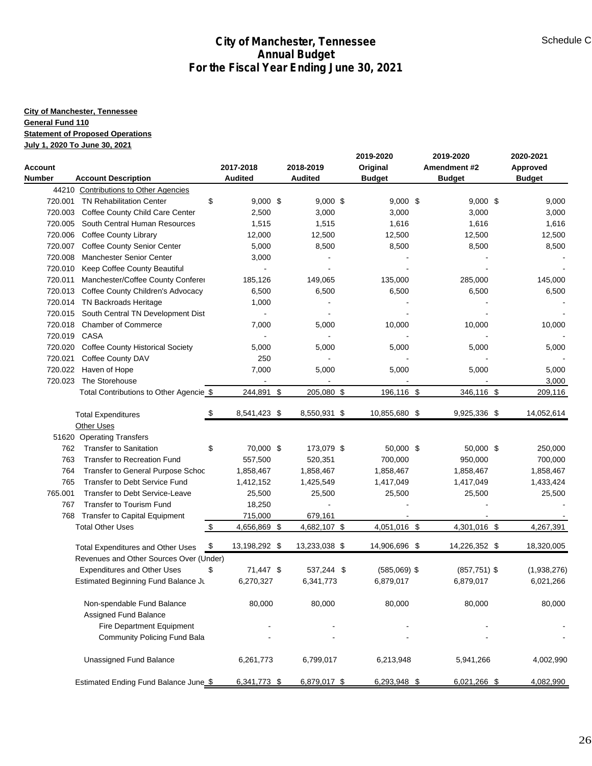Schedule C

# City of Manchester, Tennessee
## Annual Budget
## For the Fiscal Year Ending June 30, 2021

**City of Manchester, Tennessee**
**General Fund 110**
**Statement of Proposed Operations**
**July 1, 2020 To June 30, 2021**

| Account Number | Account Description | 2017-2018 Audited | 2018-2019 Audited | 2019-2020 Original Budget | 2019-2020 Amendment #2 Budget | 2020-2021 Approved Budget |
|---|---|---|---|---|---|---|
| 44210 | Contributions to Other Agencies | | | | | |
| 720.001 | TN Rehabilitation Center | $ 9,000 | $ 9,000 | $ 9,000 | $ 9,000 | $ 9,000 |
| 720.003 | Coffee County Child Care Center | 2,500 | 3,000 | 3,000 | 3,000 | 3,000 |
| 720.005 | South Central Human Resources | 1,515 | 1,515 | 1,616 | 1,616 | 1,616 |
| 720.006 | Coffee County Library | 12,000 | 12,500 | 12,500 | 12,500 | 12,500 |
| 720.007 | Coffee County Senior Center | 5,000 | 8,500 | 8,500 | 8,500 | 8,500 |
| 720.008 | Manchester Senior Center | 3,000 | - | - | - | - |
| 720.010 | Keep Coffee County Beautiful | - | - | - | - | - |
| 720.011 | Manchester/Coffee County Conferer | 185,126 | 149,065 | 135,000 | 285,000 | 145,000 |
| 720.013 | Coffee County Children's Advocacy | 6,500 | 6,500 | 6,500 | 6,500 | 6,500 |
| 720.014 | TN Backroads Heritage | 1,000 | - | - | - | - |
| 720.015 | South Central TN Development Dist | - | - | - | - | - |
| 720.018 | Chamber of Commerce | 7,000 | 5,000 | 10,000 | 10,000 | 10,000 |
| 720.019 | CASA | - | - | - | - | - |
| 720.020 | Coffee County Historical Society | 5,000 | 5,000 | 5,000 | 5,000 | 5,000 |
| 720.021 | Coffee County DAV | 250 | - | - | - | - |
| 720.022 | Haven of Hope | 7,000 | 5,000 | 5,000 | 5,000 | 5,000 |
| 720.023 | The Storehouse | - | - | - | - | 3,000 |
| | Total Contributions to Other Agencie | $ 244,891 | $ 205,080 | $ 196,116 | $ 346,116 | $ 209,116 |
| | Total Expenditures | $ 8,541,423 | $ 8,550,931 | $ 10,855,680 | $ 9,925,336 | $ 14,052,614 |
| | Other Uses | | | | | |
| 51620 | Operating Transfers | | | | | |
| 762 | Transfer to Sanitation | $ 70,000 | $ 173,079 | $ 50,000 | $ 50,000 | $ 250,000 |
| 763 | Transfer to Recreation Fund | 557,500 | 520,351 | 700,000 | 950,000 | 700,000 |
| 764 | Transfer to General Purpose Schoc | 1,858,467 | 1,858,467 | 1,858,467 | 1,858,467 | 1,858,467 |
| 765 | Transfer to Debt Service Fund | 1,412,152 | 1,425,549 | 1,417,049 | 1,417,049 | 1,433,424 |
| 765.001 | Transfer to Debt Service-Leave | 25,500 | 25,500 | 25,500 | 25,500 | 25,500 |
| 767 | Transfer to Tourism Fund | 18,250 | - | - | - | - |
| 768 | Transfer to Capital Equipment | 715,000 | 679,161 | - | - | - |
| | Total Other Uses | $ 4,656,869 | $ 4,682,107 | $ 4,051,016 | $ 4,301,016 | $ 4,267,391 |
| | Total Expenditures and Other Uses | $ 13,198,292 | $ 13,233,038 | $ 14,906,696 | $ 14,226,352 | $ 18,320,005 |
| | Revenues and Other Sources Over (Under) Expenditures and Other Uses | $ 71,447 | $ 537,244 | $ (585,069) | $ (857,751) | $ (1,938,276) |
| | Estimated Beginning Fund Balance Ju | 6,270,327 | 6,341,773 | 6,879,017 | 6,879,017 | 6,021,266 |
| | Non-spendable Fund Balance | 80,000 | 80,000 | 80,000 | 80,000 | 80,000 |
| | Assigned Fund Balance | | | | | |
| | Fire Department Equipment | - | - | - | - | - |
| | Community Policing Fund Bala | - | - | - | - | - |
| | Unassigned Fund Balance | 6,261,773 | 6,799,017 | 6,213,948 | 5,941,266 | 4,002,990 |
| | Estimated Ending Fund Balance June | $ 6,341,773 | $ 6,879,017 | $ 6,293,948 | $ 6,021,266 | $ 4,082,990 |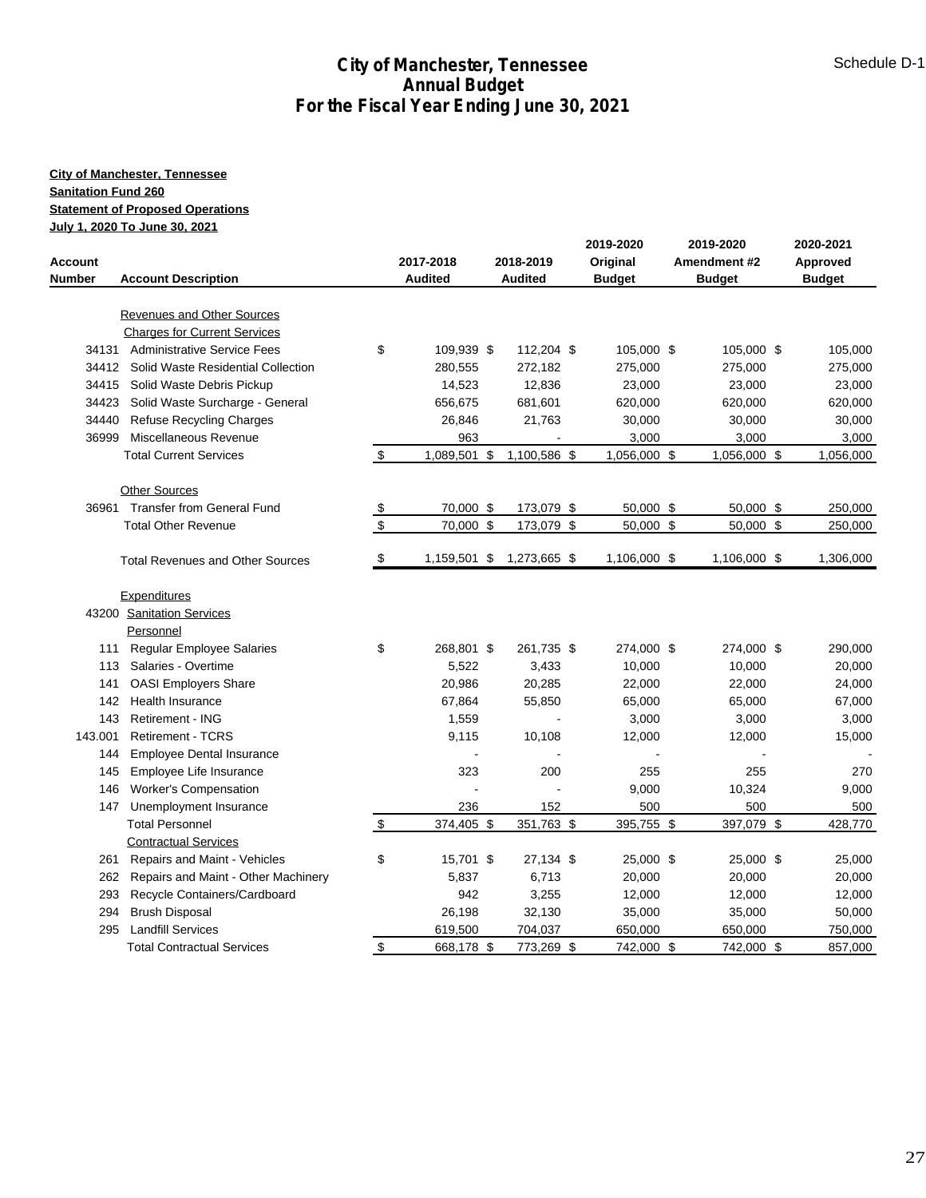# City of Manchester, Tennessee
## Annual Budget
## For the Fiscal Year Ending June 30, 2021

Schedule D-1

**City of Manchester, Tennessee**
**Sanitation Fund 260**
**Statement of Proposed Operations**
**July 1, 2020 To June 30, 2021**

| Account Number | Account Description | 2017-2018 Audited | 2018-2019 Audited | 2019-2020 Original Budget | 2019-2020 Amendment #2 Budget | 2020-2021 Approved Budget |
|---|---|---|---|---|---|---|
| | Revenues and Other Sources | | | | | |
| | Charges for Current Services | | | | | |
| 34131 | Administrative Service Fees | $ 109,939 | $ 112,204 | $ 105,000 | $ 105,000 | $ 105,000 |
| 34412 | Solid Waste Residential Collection | 280,555 | 272,182 | 275,000 | 275,000 | 275,000 |
| 34415 | Solid Waste Debris Pickup | 14,523 | 12,836 | 23,000 | 23,000 | 23,000 |
| 34423 | Solid Waste Surcharge - General | 656,675 | 681,601 | 620,000 | 620,000 | 620,000 |
| 34440 | Refuse Recycling Charges | 26,846 | 21,763 | 30,000 | 30,000 | 30,000 |
| 36999 | Miscellaneous Revenue | 963 | - | 3,000 | 3,000 | 3,000 |
| | Total Current Services | $ 1,089,501 | $ 1,100,586 | $ 1,056,000 | $ 1,056,000 | $ 1,056,000 |
| | Other Sources | | | | | |
| 36961 | Transfer from General Fund | $ 70,000 | $ 173,079 | $ 50,000 | $ 50,000 | $ 250,000 |
| | Total Other Revenue | $ 70,000 | $ 173,079 | $ 50,000 | $ 50,000 | $ 250,000 |
| | Total Revenues and Other Sources | $ 1,159,501 | $ 1,273,665 | $ 1,106,000 | $ 1,106,000 | $ 1,306,000 |
| | Expenditures | | | | | |
| 43200 | Sanitation Services | | | | | |
| | Personnel | | | | | |
| 111 | Regular Employee Salaries | $ 268,801 | $ 261,735 | $ 274,000 | $ 274,000 | $ 290,000 |
| 113 | Salaries - Overtime | 5,522 | 3,433 | 10,000 | 10,000 | 20,000 |
| 141 | OASI Employers Share | 20,986 | 20,285 | 22,000 | 22,000 | 24,000 |
| 142 | Health Insurance | 67,864 | 55,850 | 65,000 | 65,000 | 67,000 |
| 143 | Retirement - ING | 1,559 | - | 3,000 | 3,000 | 3,000 |
| 143.001 | Retirement - TCRS | 9,115 | 10,108 | 12,000 | 12,000 | 15,000 |
| 144 | Employee Dental Insurance | - | - | - | - | - |
| 145 | Employee Life Insurance | 323 | 200 | 255 | 255 | 270 |
| 146 | Worker's Compensation | - | - | 9,000 | 10,324 | 9,000 |
| 147 | Unemployment Insurance | 236 | 152 | 500 | 500 | 500 |
| | Total Personnel | $ 374,405 | $ 351,763 | $ 395,755 | $ 397,079 | $ 428,770 |
| | Contractual Services | | | | | |
| 261 | Repairs and Maint - Vehicles | $ 15,701 | $ 27,134 | $ 25,000 | $ 25,000 | $ 25,000 |
| 262 | Repairs and Maint - Other Machinery | 5,837 | 6,713 | 20,000 | 20,000 | 20,000 |
| 293 | Recycle Containers/Cardboard | 942 | 3,255 | 12,000 | 12,000 | 12,000 |
| 294 | Brush Disposal | 26,198 | 32,130 | 35,000 | 35,000 | 50,000 |
| 295 | Landfill Services | 619,500 | 704,037 | 650,000 | 650,000 | 750,000 |
| | Total Contractual Services | $ 668,178 | $ 773,269 | $ 742,000 | $ 742,000 | $ 857,000 |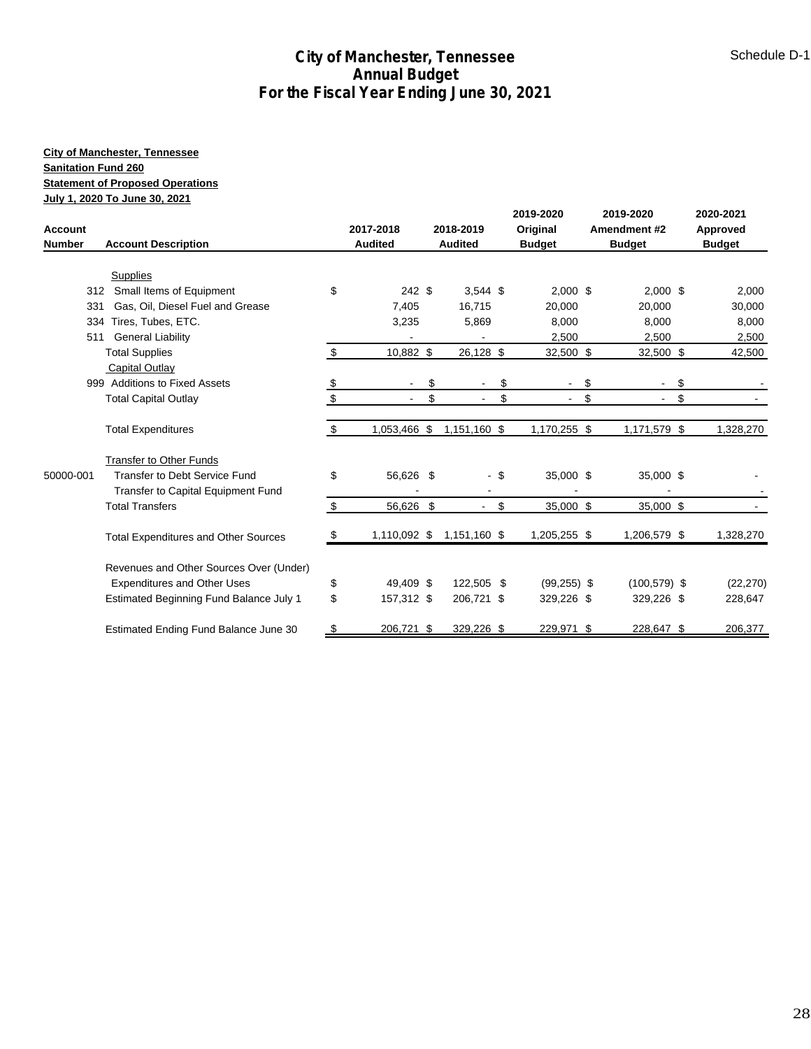# City of Manchester, Tennessee
## Annual Budget
## For the Fiscal Year Ending June 30, 2021

Schedule D-1

**City of Manchester, Tennessee**
**Sanitation Fund 260**
**Statement of Proposed Operations**
**July 1, 2020 To June 30, 2021**

| Account Number | Account Description | 2017-2018 Audited | 2018-2019 Audited | 2019-2020 Original Budget | 2019-2020 Amendment #2 Budget | 2020-2021 Approved Budget |
|---|---|---|---|---|---|---|
| | Supplies | | | | | |
| 312 | Small Items of Equipment | $ 242 | $ 3,544 | $ 2,000 | $ 2,000 | $ 2,000 |
| 331 | Gas, Oil, Diesel Fuel and Grease | 7,405 | 16,715 | 20,000 | 20,000 | 30,000 |
| 334 | Tires, Tubes, ETC. | 3,235 | 5,869 | 8,000 | 8,000 | 8,000 |
| 511 | General Liability | - | - | 2,500 | 2,500 | 2,500 |
| | Total Supplies | $ 10,882 | $ 26,128 | $ 32,500 | $ 32,500 | $ 42,500 |
| | Capital Outlay | | | | | |
| 999 | Additions to Fixed Assets | $ - | $ - | $ - | $ - | $ - |
| | Total Capital Outlay | $ - | $ - | $ - | $ - | $ - |
| | Total Expenditures | $ 1,053,466 | $ 1,151,160 | $ 1,170,255 | $ 1,171,579 | $ 1,328,270 |
| | Transfer to Other Funds | | | | | |
| 50000-001 | Transfer to Debt Service Fund | $ 56,626 | $ - | $ 35,000 | $ 35,000 | $ - |
| | Transfer to Capital Equipment Fund | - | - | - | - | - |
| | Total Transfers | $ 56,626 | $ - | $ 35,000 | $ 35,000 | $ - |
| | Total Expenditures and Other Sources | $ 1,110,092 | $ 1,151,160 | $ 1,205,255 | $ 1,206,579 | $ 1,328,270 |
| | Revenues and Other Sources Over (Under) Expenditures and Other Uses | $ 49,409 | $ 122,505 | $ (99,255) | $ (100,579) | $ (22,270) |
| | Estimated Beginning Fund Balance July 1 | $ 157,312 | $ 206,721 | $ 329,226 | $ 329,226 | $ 228,647 |
| | Estimated Ending Fund Balance June 30 | $ 206,721 | $ 329,226 | $ 229,971 | $ 228,647 | $ 206,377 |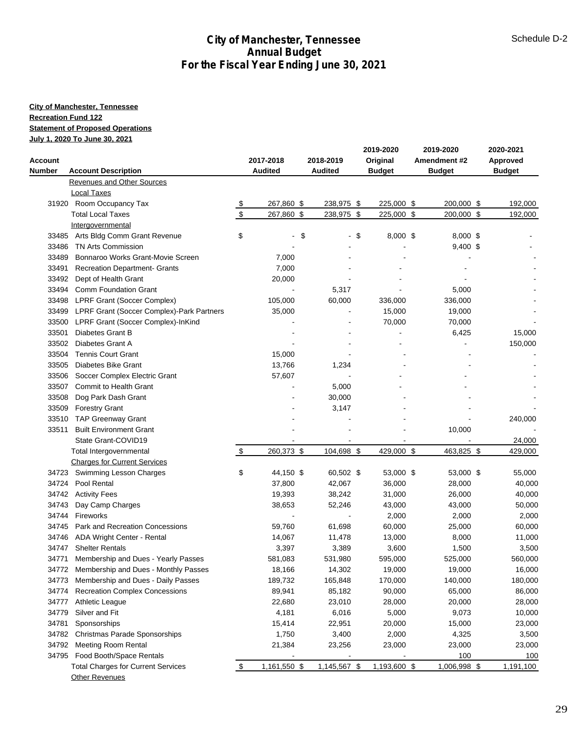# City of Manchester, Tennessee
## Annual Budget
## For the Fiscal Year Ending June 30, 2021

Schedule D-2

**City of Manchester, Tennessee**
**Recreation Fund 122**
**Statement of Proposed Operations**
**July 1, 2020 To June 30, 2021**

| Account Number | Account Description | 2017-2018 Audited | 2018-2019 Audited | 2019-2020 Original Budget | 2019-2020 Amendment #2 Budget | 2020-2021 Approved Budget |
|---|---|---|---|---|---|---|
| | Revenues and Other Sources | | | | | |
| | Local Taxes | | | | | |
| 31920 | Room Occupancy Tax | $ 267,860 | $ 238,975 | $ 225,000 | $ 200,000 | $ 192,000 |
| | Total Local Taxes | $ 267,860 | $ 238,975 | $ 225,000 | $ 200,000 | $ 192,000 |
| | Intergovernmental | | | | | |
| 33485 | Arts Bldg Comm Grant Revenue | $ - | $ - | $ 8,000 | $ 8,000 | $ - |
| 33486 | TN Arts Commission | - | - | - | 9,400 | $ - |
| 33489 | Bonnaroo Works Grant-Movie Screen | 7,000 | - | - | - | - |
| 33491 | Recreation Department- Grants | 7,000 | - | - | - | - |
| 33492 | Dept of Health Grant | 20,000 | - | - | - | - |
| 33494 | Comm Foundation Grant | - | 5,317 | - | 5,000 | - |
| 33498 | LPRF Grant (Soccer Complex) | 105,000 | 60,000 | 336,000 | 336,000 | - |
| 33499 | LPRF Grant (Soccer Complex)-Park Partners | 35,000 | - | 15,000 | 19,000 | - |
| 33500 | LPRF Grant (Soccer Complex)-InKind | - | - | 70,000 | 70,000 | - |
| 33501 | Diabetes Grant B | - | - | - | 6,425 | 15,000 |
| 33502 | Diabetes Grant A | - | - | - | - | 150,000 |
| 33504 | Tennis Court Grant | 15,000 | - | - | - | - |
| 33505 | Diabetes Bike Grant | 13,766 | 1,234 | - | - | - |
| 33506 | Soccer Complex Electric Grant | 57,607 | - | - | - | - |
| 33507 | Commit to Health Grant | - | 5,000 | - | - | - |
| 33508 | Dog Park Dash Grant | - | 30,000 | - | - | - |
| 33509 | Forestry Grant | - | 3,147 | - | - | - |
| 33510 | TAP Greenway Grant | - | - | - | - | 240,000 |
| 33511 | Built Environment Grant | - | - | - | 10,000 | - |
| | State Grant-COVID19 | - | - | - | - | 24,000 |
| | Total Intergovernmental | $ 260,373 | $ 104,698 | $ 429,000 | $ 463,825 | $ 429,000 |
| | Charges for Current Services | | | | | |
| 34723 | Swimming Lesson Charges | $ 44,150 | $ 60,502 | $ 53,000 | $ 53,000 | $ 55,000 |
| 34724 | Pool Rental | 37,800 | 42,067 | 36,000 | 28,000 | 40,000 |
| 34742 | Activity Fees | 19,393 | 38,242 | 31,000 | 26,000 | 40,000 |
| 34743 | Day Camp Charges | 38,653 | 52,246 | 43,000 | 43,000 | 50,000 |
| 34744 | Fireworks | - | - | 2,000 | 2,000 | 2,000 |
| 34745 | Park and Recreation Concessions | 59,760 | 61,698 | 60,000 | 25,000 | 60,000 |
| 34746 | ADA Wright Center - Rental | 14,067 | 11,478 | 13,000 | 8,000 | 11,000 |
| 34747 | Shelter Rentals | 3,397 | 3,389 | 3,600 | 1,500 | 3,500 |
| 34771 | Membership and Dues - Yearly Passes | 581,083 | 531,980 | 595,000 | 525,000 | 560,000 |
| 34772 | Membership and Dues - Monthly Passes | 18,166 | 14,302 | 19,000 | 19,000 | 16,000 |
| 34773 | Membership and Dues - Daily Passes | 189,732 | 165,848 | 170,000 | 140,000 | 180,000 |
| 34774 | Recreation Complex Concessions | 89,941 | 85,182 | 90,000 | 65,000 | 86,000 |
| 34777 | Athletic League | 22,680 | 23,010 | 28,000 | 20,000 | 28,000 |
| 34779 | Silver and Fit | 4,181 | 6,016 | 5,000 | 9,073 | 10,000 |
| 34781 | Sponsorships | 15,414 | 22,951 | 20,000 | 15,000 | 23,000 |
| 34782 | Christmas Parade Sponsorships | 1,750 | 3,400 | 2,000 | 4,325 | 3,500 |
| 34792 | Meeting Room Rental | 21,384 | 23,256 | 23,000 | 23,000 | 23,000 |
| 34795 | Food Booth/Space Rentals | - | - | - | 100 | 100 |
| | Total Charges for Current Services | $ 1,161,550 | $ 1,145,567 | $ 1,193,600 | $ 1,006,998 | $ 1,191,100 |
| | Other Revenues | | | | | |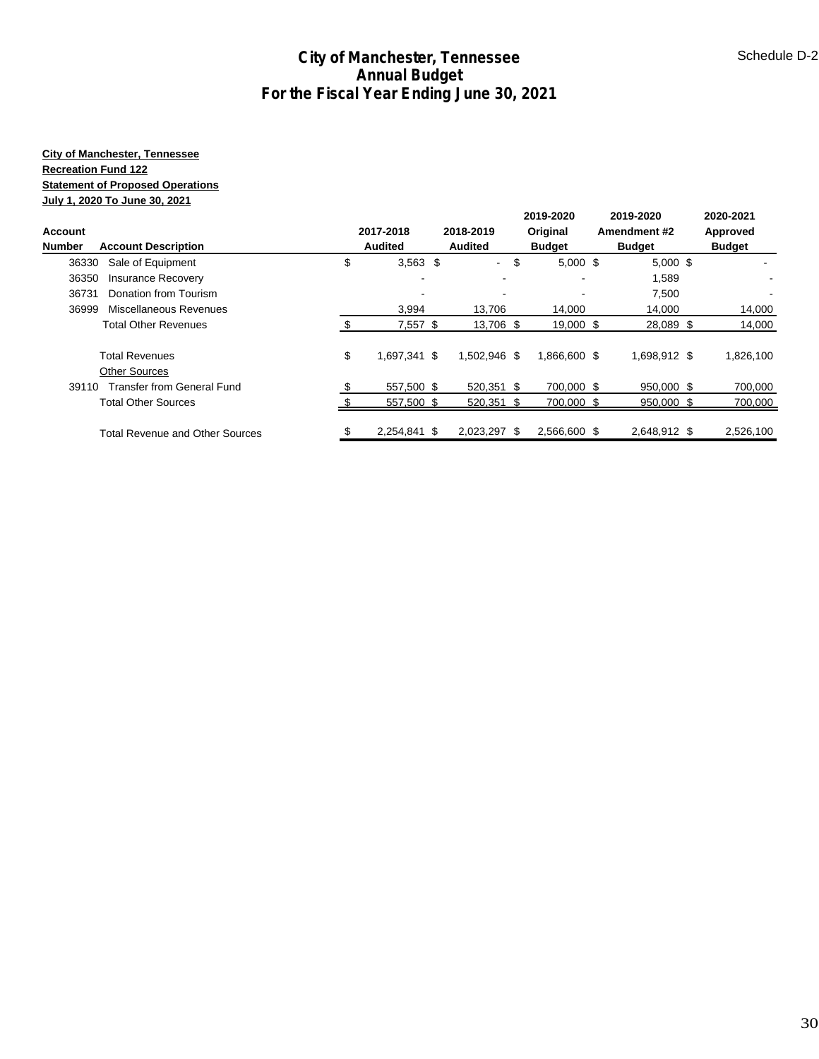# City of Manchester, Tennessee
## Annual Budget
## For the Fiscal Year Ending June 30, 2021

Schedule D-2

**City of Manchester, Tennessee**
**Recreation Fund 122**
**Statement of Proposed Operations**
**July 1, 2020 To June 30, 2021**

| Account Number | Account Description | 2017-2018 Audited | 2018-2019 Audited | 2019-2020 Original Budget | 2019-2020 Amendment #2 Budget | 2020-2021 Approved Budget |
|---|---|---|---|---|---|---|
| 36330 | Sale of Equipment | $ 3,563 | $ - | $ 5,000 | $ 5,000 | $ - |
| 36350 | Insurance Recovery | - | - | - | 1,589 | - |
| 36731 | Donation from Tourism | - | - | - | 7,500 | - |
| 36999 | Miscellaneous Revenues | 3,994 | 13,706 | 14,000 | 14,000 | 14,000 |
| | Total Other Revenues | $ 7,557 | $ 13,706 | $ 19,000 | $ 28,089 | $ 14,000 |
| | Total Revenues | $ 1,697,341 | $ 1,502,946 | $ 1,866,600 | $ 1,698,912 | $ 1,826,100 |
| | Other Sources | | | | | |
| 39110 | Transfer from General Fund | $ 557,500 | $ 520,351 | $ 700,000 | $ 950,000 | $ 700,000 |
| | Total Other Sources | $ 557,500 | $ 520,351 | $ 700,000 | $ 950,000 | $ 700,000 |
| | Total Revenue and Other Sources | $ 2,254,841 | $ 2,023,297 | $ 2,566,600 | $ 2,648,912 | $ 2,526,100 |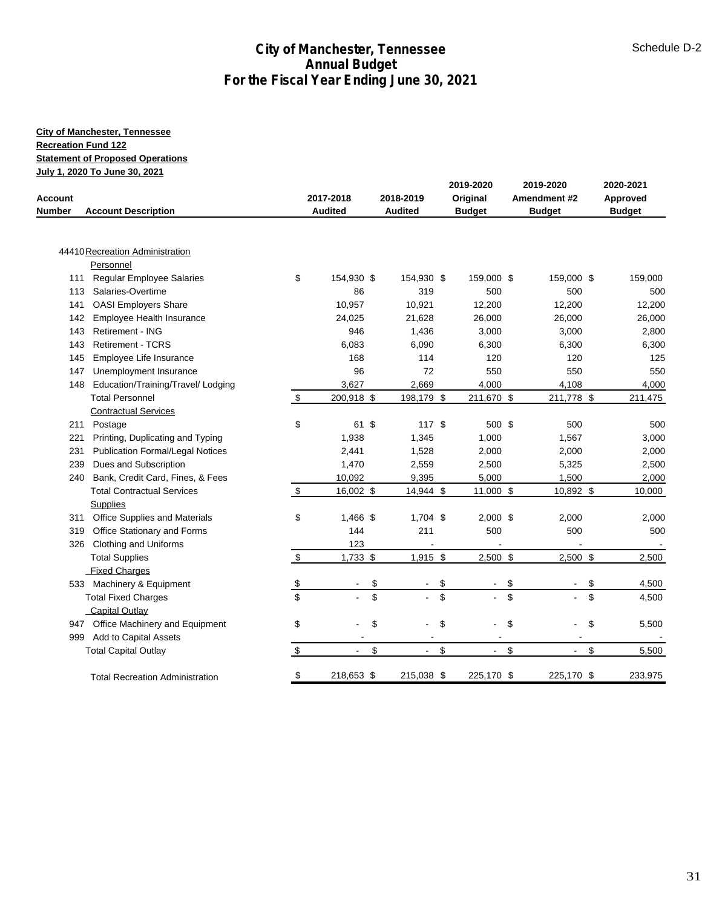# City of Manchester, Tennessee
## Annual Budget
## For the Fiscal Year Ending June 30, 2021

Schedule D-2

**City of Manchester, Tennessee**
**Recreation Fund 122**
**Statement of Proposed Operations**
**July 1, 2020 To June 30, 2021**

| Account Number | Account Description | 2017-2018 Audited | 2018-2019 Audited | 2019-2020 Original Budget | 2019-2020 Amendment #2 Budget | 2020-2021 Approved Budget |
|---|---|---|---|---|---|---|
| 44410 | Recreation Administration | | | | | |
| | Personnel | | | | | |
| 111 | Regular Employee Salaries | $ 154,930 | $ 154,930 | $ 159,000 | $ 159,000 | $ 159,000 |
| 113 | Salaries-Overtime | 86 | 319 | 500 | 500 | 500 |
| 141 | OASI Employers Share | 10,957 | 10,921 | 12,200 | 12,200 | 12,200 |
| 142 | Employee Health Insurance | 24,025 | 21,628 | 26,000 | 26,000 | 26,000 |
| 143 | Retirement - ING | 946 | 1,436 | 3,000 | 3,000 | 2,800 |
| 143 | Retirement - TCRS | 6,083 | 6,090 | 6,300 | 6,300 | 6,300 |
| 145 | Employee Life Insurance | 168 | 114 | 120 | 120 | 125 |
| 147 | Unemployment Insurance | 96 | 72 | 550 | 550 | 550 |
| 148 | Education/Training/Travel/ Lodging | 3,627 | 2,669 | 4,000 | 4,108 | 4,000 |
| | Total Personnel | $ 200,918 | $ 198,179 | $ 211,670 | $ 211,778 | $ 211,475 |
| | Contractual Services | | | | | |
| 211 | Postage | $ 61 | $ 117 | $ 500 | $ 500 | 500 |
| 221 | Printing, Duplicating and Typing | 1,938 | 1,345 | 1,000 | 1,567 | 3,000 |
| 231 | Publication Formal/Legal Notices | 2,441 | 1,528 | 2,000 | 2,000 | 2,000 |
| 239 | Dues and Subscription | 1,470 | 2,559 | 2,500 | 5,325 | 2,500 |
| 240 | Bank, Credit Card, Fines, & Fees | 10,092 | 9,395 | 5,000 | 1,500 | 2,000 |
| | Total Contractual Services | $ 16,002 | $ 14,944 | $ 11,000 | $ 10,892 | $ 10,000 |
| | Supplies | | | | | |
| 311 | Office Supplies and Materials | $ 1,466 | $ 1,704 | $ 2,000 | 2,000 | 2,000 |
| 319 | Office Stationary and Forms | 144 | 211 | 500 | 500 | 500 |
| 326 | Clothing and Uniforms | 123 | - | - | - | - |
| | Total Supplies | $ 1,733 | $ 1,915 | $ 2,500 | $ 2,500 | $ 2,500 |
| | Fixed Charges | | | | | |
| 533 | Machinery & Equipment | $ - | $ - | $ - | $ - | $ 4,500 |
| | Total Fixed Charges | $ - | $ - | $ - | $ - | $ 4,500 |
| | Capital Outlay | | | | | |
| 947 | Office Machinery and Equipment | $ - | $ - | $ - | $ - | $ 5,500 |
| 999 | Add to Capital Assets | - | - | - | - | - |
| | Total Capital Outlay | $ - | $ - | $ - | $ - | $ 5,500 |
| | Total Recreation Administration | $ 218,653 | $ 215,038 | $ 225,170 | $ 225,170 | $ 233,975 |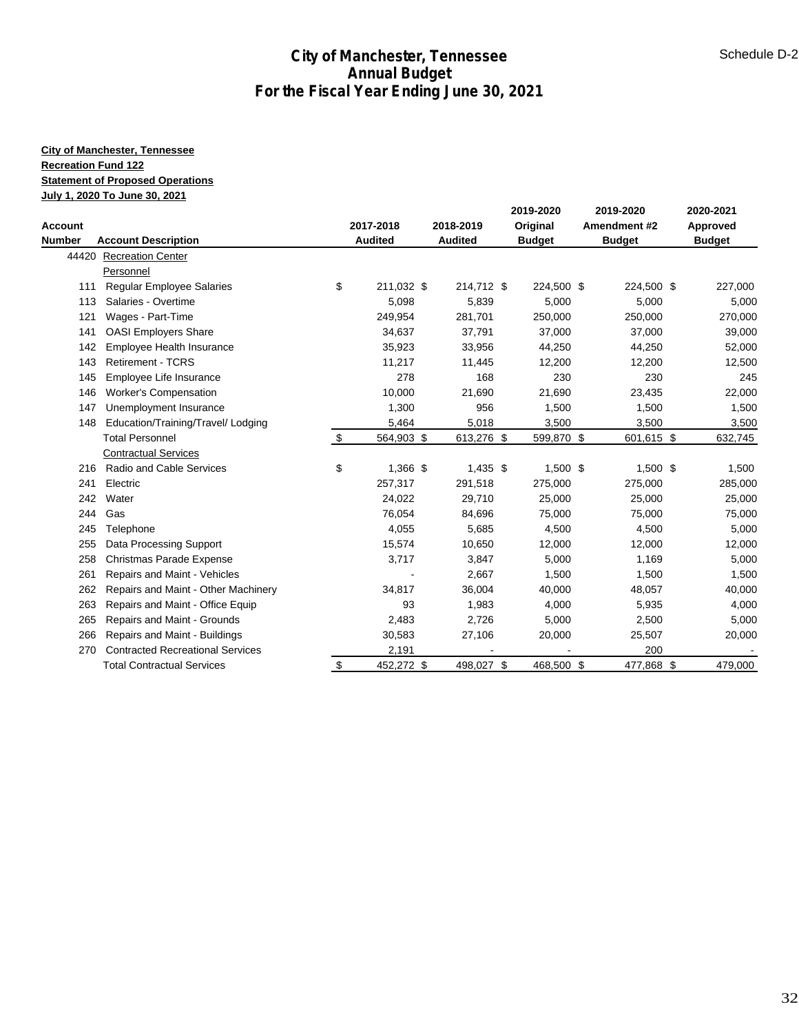Schedule D-2

# City of Manchester, Tennessee
## Annual Budget
## For the Fiscal Year Ending June 30, 2021

**City of Manchester, Tennessee**
**Recreation Fund 122**
**Statement of Proposed Operations**
**July 1, 2020 To June 30, 2021**

| Account Number | Account Description | 2017-2018 Audited | 2018-2019 Audited | 2019-2020 Original Budget | 2019-2020 Amendment #2 Budget | 2020-2021 Approved Budget |
|---|---|---|---|---|---|---|
| 44420 | Recreation Center | | | | | |
| | Personnel | | | | | |
| 111 | Regular Employee Salaries | $ 211,032 | $ 214,712 | $ 224,500 | $ 224,500 | $ 227,000 |
| 113 | Salaries - Overtime | 5,098 | 5,839 | 5,000 | 5,000 | 5,000 |
| 121 | Wages - Part-Time | 249,954 | 281,701 | 250,000 | 250,000 | 270,000 |
| 141 | OASI Employers Share | 34,637 | 37,791 | 37,000 | 37,000 | 39,000 |
| 142 | Employee Health Insurance | 35,923 | 33,956 | 44,250 | 44,250 | 52,000 |
| 143 | Retirement - TCRS | 11,217 | 11,445 | 12,200 | 12,200 | 12,500 |
| 145 | Employee Life Insurance | 278 | 168 | 230 | 230 | 245 |
| 146 | Worker's Compensation | 10,000 | 21,690 | 21,690 | 23,435 | 22,000 |
| 147 | Unemployment Insurance | 1,300 | 956 | 1,500 | 1,500 | 1,500 |
| 148 | Education/Training/Travel/ Lodging | 5,464 | 5,018 | 3,500 | 3,500 | 3,500 |
| | Total Personnel | $ 564,903 | $ 613,276 | $ 599,870 | $ 601,615 | $ 632,745 |
| | Contractual Services | | | | | |
| 216 | Radio and Cable Services | $ 1,366 | $ 1,435 | $ 1,500 | $ 1,500 | $ 1,500 |
| 241 | Electric | 257,317 | 291,518 | 275,000 | 275,000 | 285,000 |
| 242 | Water | 24,022 | 29,710 | 25,000 | 25,000 | 25,000 |
| 244 | Gas | 76,054 | 84,696 | 75,000 | 75,000 | 75,000 |
| 245 | Telephone | 4,055 | 5,685 | 4,500 | 4,500 | 5,000 |
| 255 | Data Processing Support | 15,574 | 10,650 | 12,000 | 12,000 | 12,000 |
| 258 | Christmas Parade Expense | 3,717 | 3,847 | 5,000 | 1,169 | 5,000 |
| 261 | Repairs and Maint - Vehicles | - | 2,667 | 1,500 | 1,500 | 1,500 |
| 262 | Repairs and Maint - Other Machinery | 34,817 | 36,004 | 40,000 | 48,057 | 40,000 |
| 263 | Repairs and Maint - Office Equip | 93 | 1,983 | 4,000 | 5,935 | 4,000 |
| 265 | Repairs and Maint - Grounds | 2,483 | 2,726 | 5,000 | 2,500 | 5,000 |
| 266 | Repairs and Maint - Buildings | 30,583 | 27,106 | 20,000 | 25,507 | 20,000 |
| 270 | Contracted Recreational Services | 2,191 | - | - | 200 | - |
| | Total Contractual Services | $ 452,272 | $ 498,027 | $ 468,500 | $ 477,868 | $ 479,000 |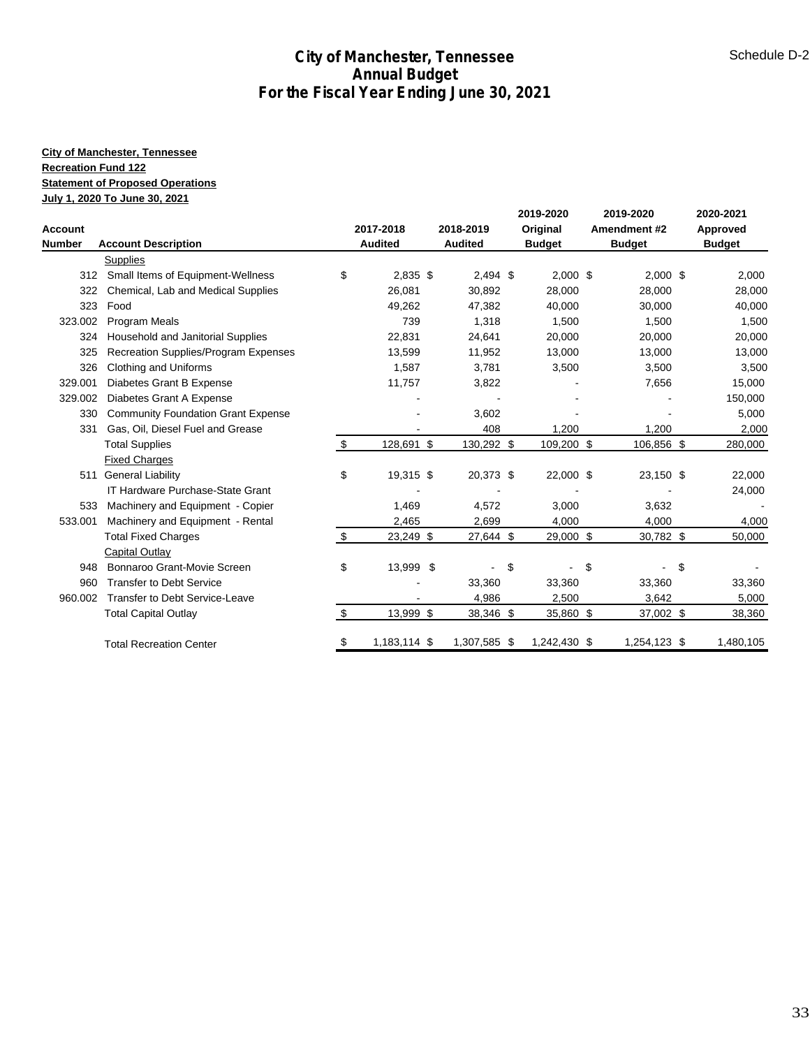# City of Manchester, Tennessee
## Annual Budget
## For the Fiscal Year Ending June 30, 2021

Schedule D-2

**City of Manchester, Tennessee**
**Recreation Fund 122**
**Statement of Proposed Operations**
**July 1, 2020 To June 30, 2021**

| Account Number | Account Description | 2017-2018 Audited | 2018-2019 Audited | 2019-2020 Original Budget | 2019-2020 Amendment #2 Budget | 2020-2021 Approved Budget |
|---|---|---|---|---|---|---|
| | Supplies | | | | | |
| 312 | Small Items of Equipment-Wellness | $ 2,835 | $ 2,494 | $ 2,000 | $ 2,000 | $ 2,000 |
| 322 | Chemical, Lab and Medical Supplies | 26,081 | 30,892 | 28,000 | 28,000 | 28,000 |
| 323 | Food | 49,262 | 47,382 | 40,000 | 30,000 | 40,000 |
| 323.002 | Program Meals | 739 | 1,318 | 1,500 | 1,500 | 1,500 |
| 324 | Household and Janitorial Supplies | 22,831 | 24,641 | 20,000 | 20,000 | 20,000 |
| 325 | Recreation Supplies/Program Expenses | 13,599 | 11,952 | 13,000 | 13,000 | 13,000 |
| 326 | Clothing and Uniforms | 1,587 | 3,781 | 3,500 | 3,500 | 3,500 |
| 329.001 | Diabetes Grant B Expense | 11,757 | 3,822 | - | 7,656 | 15,000 |
| 329.002 | Diabetes Grant A Expense | - | - | - | - | 150,000 |
| 330 | Community Foundation Grant Expense | - | 3,602 | - | - | 5,000 |
| 331 | Gas, Oil, Diesel Fuel and Grease | - | 408 | 1,200 | 1,200 | 2,000 |
| | Total Supplies | $ 128,691 | $ 130,292 | $ 109,200 | $ 106,856 | $ 280,000 |
| | Fixed Charges | | | | | |
| 511 | General Liability | $ 19,315 | $ 20,373 | $ 22,000 | $ 23,150 | $ 22,000 |
| | IT Hardware Purchase-State Grant | - | - | - | - | 24,000 |
| 533 | Machinery and Equipment - Copier | 1,469 | 4,572 | 3,000 | 3,632 | - |
| 533.001 | Machinery and Equipment - Rental | 2,465 | 2,699 | 4,000 | 4,000 | 4,000 |
| | Total Fixed Charges | $ 23,249 | $ 27,644 | $ 29,000 | $ 30,782 | $ 50,000 |
| | Capital Outlay | | | | | |
| 948 | Bonnaroo Grant-Movie Screen | $ 13,999 | $ - | $ - | $ - | $ - |
| 960 | Transfer to Debt Service | - | 33,360 | 33,360 | 33,360 | 33,360 |
| 960.002 | Transfer to Debt Service-Leave | - | 4,986 | 2,500 | 3,642 | 5,000 |
| | Total Capital Outlay | $ 13,999 | $ 38,346 | $ 35,860 | $ 37,002 | $ 38,360 |
| | Total Recreation Center | $ 1,183,114 | $ 1,307,585 | $ 1,242,430 | $ 1,254,123 | $ 1,480,105 |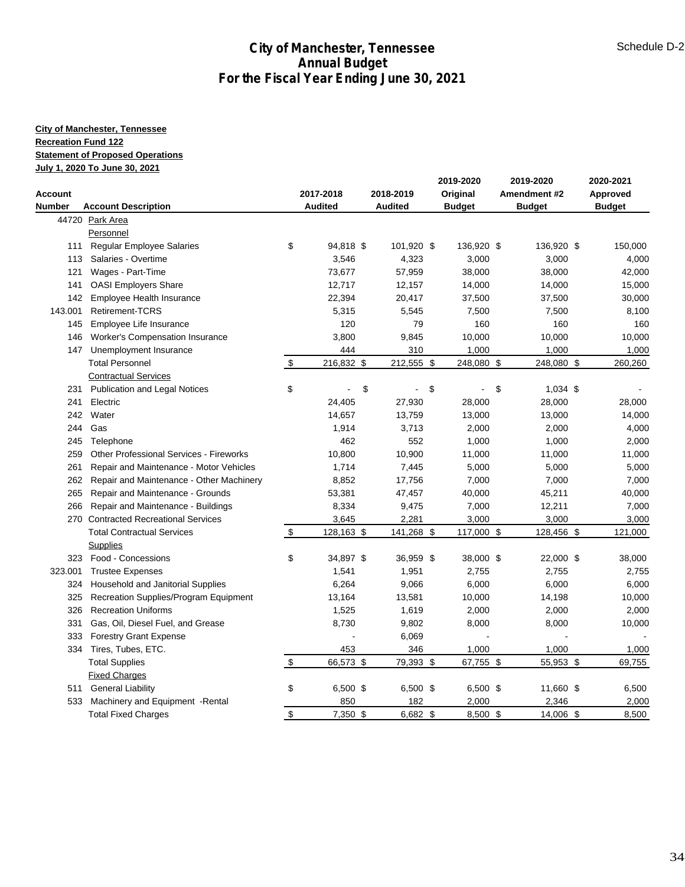# City of Manchester, Tennessee
## Annual Budget
## For the Fiscal Year Ending June 30, 2021

Schedule D-2

**City of Manchester, Tennessee**
**Recreation Fund 122**
**Statement of Proposed Operations**
**July 1, 2020 To June 30, 2021**

| Account Number | Account Description | 2017-2018 Audited | 2018-2019 Audited | 2019-2020 Original Budget | 2019-2020 Amendment #2 Budget | 2020-2021 Approved Budget |
|---|---|---|---|---|---|---|
| 44720 | Park Area | | | | | |
| | Personnel | | | | | |
| 111 | Regular Employee Salaries | $ 94,818 | $ 101,920 | $ 136,920 | $ 136,920 | $ 150,000 |
| 113 | Salaries - Overtime | 3,546 | 4,323 | 3,000 | 3,000 | 4,000 |
| 121 | Wages - Part-Time | 73,677 | 57,959 | 38,000 | 38,000 | 42,000 |
| 141 | OASI Employers Share | 12,717 | 12,157 | 14,000 | 14,000 | 15,000 |
| 142 | Employee Health Insurance | 22,394 | 20,417 | 37,500 | 37,500 | 30,000 |
| 143.001 | Retirement-TCRS | 5,315 | 5,545 | 7,500 | 7,500 | 8,100 |
| 145 | Employee Life Insurance | 120 | 79 | 160 | 160 | 160 |
| 146 | Worker's Compensation Insurance | 3,800 | 9,845 | 10,000 | 10,000 | 10,000 |
| 147 | Unemployment Insurance | 444 | 310 | 1,000 | 1,000 | 1,000 |
| | Total Personnel | $ 216,832 | $ 212,555 | $ 248,080 | $ 248,080 | $ 260,260 |
| | Contractual Services | | | | | |
| 231 | Publication and Legal Notices | $ - | $ - | $ - | $ 1,034 | $ - |
| 241 | Electric | 24,405 | 27,930 | 28,000 | 28,000 | 28,000 |
| 242 | Water | 14,657 | 13,759 | 13,000 | 13,000 | 14,000 |
| 244 | Gas | 1,914 | 3,713 | 2,000 | 2,000 | 4,000 |
| 245 | Telephone | 462 | 552 | 1,000 | 1,000 | 2,000 |
| 259 | Other Professional Services - Fireworks | 10,800 | 10,900 | 11,000 | 11,000 | 11,000 |
| 261 | Repair and Maintenance - Motor Vehicles | 1,714 | 7,445 | 5,000 | 5,000 | 5,000 |
| 262 | Repair and Maintenance - Other Machinery | 8,852 | 17,756 | 7,000 | 7,000 | 7,000 |
| 265 | Repair and Maintenance - Grounds | 53,381 | 47,457 | 40,000 | 45,211 | 40,000 |
| 266 | Repair and Maintenance - Buildings | 8,334 | 9,475 | 7,000 | 12,211 | 7,000 |
| 270 | Contracted Recreational Services | 3,645 | 2,281 | 3,000 | 3,000 | 3,000 |
| | Total Contractual Services | $ 128,163 | $ 141,268 | $ 117,000 | $ 128,456 | $ 121,000 |
| | Supplies | | | | | |
| 323 | Food - Concessions | $ 34,897 | $ 36,959 | $ 38,000 | $ 22,000 | $ 38,000 |
| 323.001 | Trustee Expenses | 1,541 | 1,951 | 2,755 | 2,755 | 2,755 |
| 324 | Household and Janitorial Supplies | 6,264 | 9,066 | 6,000 | 6,000 | 6,000 |
| 325 | Recreation Supplies/Program Equipment | 13,164 | 13,581 | 10,000 | 14,198 | 10,000 |
| 326 | Recreation Uniforms | 1,525 | 1,619 | 2,000 | 2,000 | 2,000 |
| 331 | Gas, Oil, Diesel Fuel, and Grease | 8,730 | 9,802 | 8,000 | 8,000 | 10,000 |
| 333 | Forestry Grant Expense | - | 6,069 | - | - | - |
| 334 | Tires, Tubes, ETC. | 453 | 346 | 1,000 | 1,000 | 1,000 |
| | Total Supplies | $ 66,573 | $ 79,393 | $ 67,755 | $ 55,953 | $ 69,755 |
| | Fixed Charges | | | | | |
| 511 | General Liability | $ 6,500 | $ 6,500 | $ 6,500 | $ 11,660 | $ 6,500 |
| 533 | Machinery and Equipment -Rental | 850 | 182 | 2,000 | 2,346 | 2,000 |
| | Total Fixed Charges | $ 7,350 | $ 6,682 | $ 8,500 | $ 14,006 | $ 8,500 |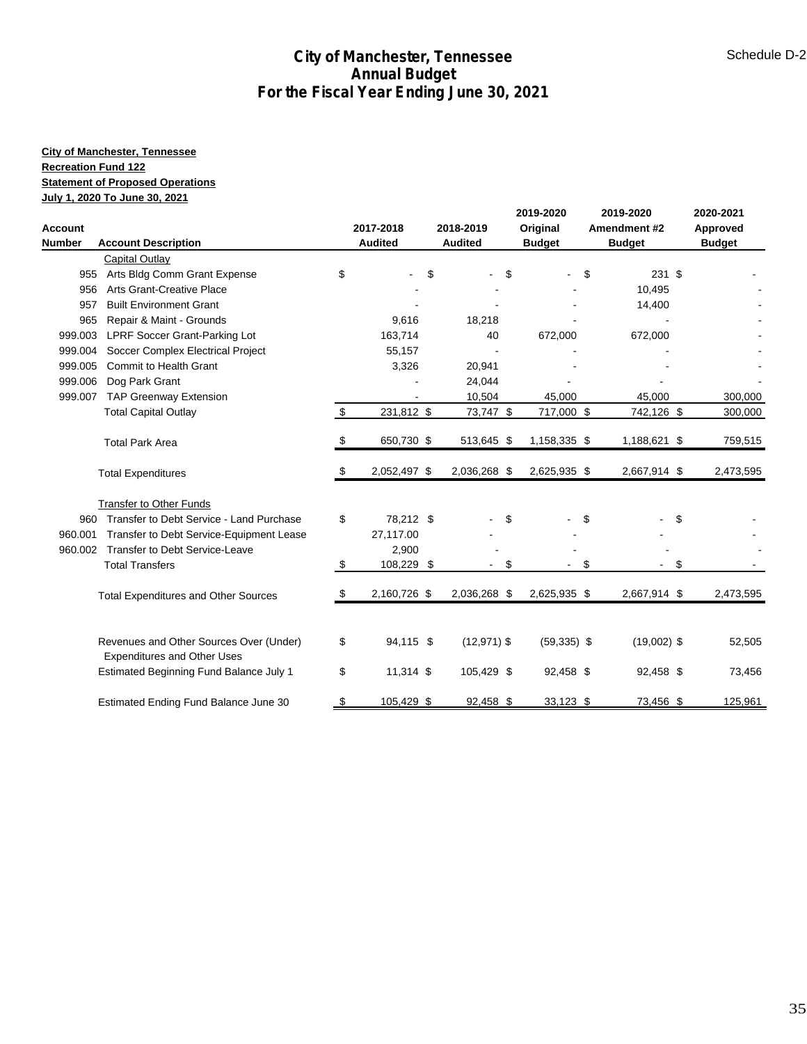Schedule D-2

# City of Manchester, Tennessee
## Annual Budget
## For the Fiscal Year Ending June 30, 2021

**City of Manchester, Tennessee**
**Recreation Fund 122**
**Statement of Proposed Operations**
**July 1, 2020 To June 30, 2021**

| Account Number | Account Description | 2017-2018 Audited | 2018-2019 Audited | 2019-2020 Original Budget | 2019-2020 Amendment #2 Budget | 2020-2021 Approved Budget |
|---|---|---|---|---|---|---|
| | Capital Outlay | | | | | |
| 955 | Arts Bldg Comm Grant Expense | $ - | $ - | $ - | $ 231 | $ - |
| 956 | Arts Grant-Creative Place | - | - | - | 10,495 | - |
| 957 | Built Environment Grant | - | - | - | 14,400 | - |
| 965 | Repair & Maint - Grounds | 9,616 | 18,218 | - | - | - |
| 999.003 | LPRF Soccer Grant-Parking Lot | 163,714 | 40 | 672,000 | 672,000 | - |
| 999.004 | Soccer Complex Electrical Project | 55,157 | - | - | - | - |
| 999.005 | Commit to Health Grant | 3,326 | 20,941 | - | - | - |
| 999.006 | Dog Park Grant | - | 24,044 | - | - | - |
| 999.007 | TAP Greenway Extension | - | 10,504 | 45,000 | 45,000 | 300,000 |
| | Total Capital Outlay | $ 231,812 | $ 73,747 | $ 717,000 | $ 742,126 | $ 300,000 |
| | Total Park Area | $ 650,730 | $ 513,645 | $ 1,158,335 | $ 1,188,621 | $ 759,515 |
| | Total Expenditures | $ 2,052,497 | $ 2,036,268 | $ 2,625,935 | $ 2,667,914 | $ 2,473,595 |
| | Transfer to Other Funds | | | | | |
| 960 | Transfer to Debt Service - Land Purchase | $ 78,212 | $ - | $ - | $ - | $ - |
| 960.001 | Transfer to Debt Service-Equipment Lease | 27,117.00 | - | - | - | - |
| 960.002 | Transfer to Debt Service-Leave | 2,900 | - | - | - | - |
| | Total Transfers | $ 108,229 | $ - | $ - | $ - | $ - |
| | Total Expenditures and Other Sources | $ 2,160,726 | $ 2,036,268 | $ 2,625,935 | $ 2,667,914 | $ 2,473,595 |
| | Revenues and Other Sources Over (Under) Expenditures and Other Uses | $ 94,115 | $ (12,971) | $ (59,335) | $ (19,002) | $ 52,505 |
| | Estimated Beginning Fund Balance July 1 | $ 11,314 | $ 105,429 | $ 92,458 | $ 92,458 | $ 73,456 |
| | Estimated Ending Fund Balance June 30 | $ 105,429 | $ 92,458 | $ 33,123 | $ 73,456 | $ 125,961 |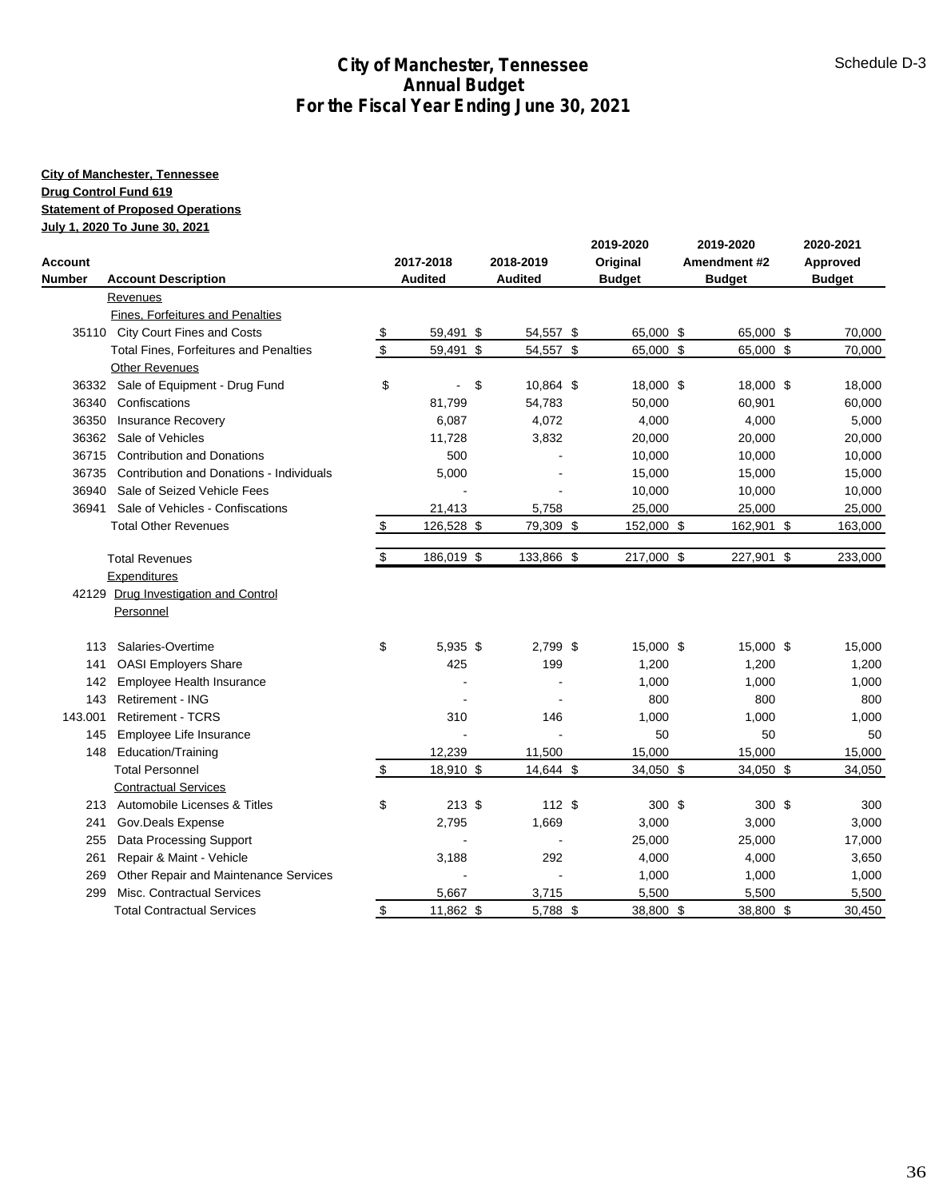# City of Manchester, Tennessee
## Annual Budget
## For the Fiscal Year Ending June 30, 2021

Schedule D-3

**City of Manchester, Tennessee**
**Drug Control Fund 619**
**Statement of Proposed Operations**
**July 1, 2020 To June 30, 2021**

| Account Number | Account Description | 2017-2018 Audited | 2018-2019 Audited | 2019-2020 Original Budget | 2019-2020 Amendment #2 Budget | 2020-2021 Approved Budget |
|---|---|---|---|---|---|---|
| | Revenues | | | | | |
| | Fines, Forfeitures and Penalties | | | | | |
| 35110 | City Court Fines and Costs | $ 59,491 | $ 54,557 | $ 65,000 | $ 65,000 | $ 70,000 |
| | Total Fines, Forfeitures and Penalties | $ 59,491 | $ 54,557 | $ 65,000 | $ 65,000 | $ 70,000 |
| | Other Revenues | | | | | |
| 36332 | Sale of Equipment - Drug Fund | $ - | $ 10,864 | $ 18,000 | $ 18,000 | $ 18,000 |
| 36340 | Confiscations | 81,799 | 54,783 | 50,000 | 60,901 | 60,000 |
| 36350 | Insurance Recovery | 6,087 | 4,072 | 4,000 | 4,000 | 5,000 |
| 36362 | Sale of Vehicles | 11,728 | 3,832 | 20,000 | 20,000 | 20,000 |
| 36715 | Contribution and Donations | 500 | - | 10,000 | 10,000 | 10,000 |
| 36735 | Contribution and Donations - Individuals | 5,000 | - | 15,000 | 15,000 | 15,000 |
| 36940 | Sale of Seized Vehicle Fees | - | - | 10,000 | 10,000 | 10,000 |
| 36941 | Sale of Vehicles - Confiscations | 21,413 | 5,758 | 25,000 | 25,000 | 25,000 |
| | Total Other Revenues | $ 126,528 | $ 79,309 | $ 152,000 | $ 162,901 | $ 163,000 |
| | Total Revenues | $ 186,019 | $ 133,866 | $ 217,000 | $ 227,901 | $ 233,000 |
| | Expenditures | | | | | |
| 42129 | Drug Investigation and Control | | | | | |
| | Personnel | | | | | |
| 113 | Salaries-Overtime | $ 5,935 | $ 2,799 | $ 15,000 | $ 15,000 | $ 15,000 |
| 141 | OASI Employers Share | 425 | 199 | 1,200 | 1,200 | 1,200 |
| 142 | Employee Health Insurance | - | - | 1,000 | 1,000 | 1,000 |
| 143 | Retirement - ING | - | - | 800 | 800 | 800 |
| 143.001 | Retirement - TCRS | 310 | 146 | 1,000 | 1,000 | 1,000 |
| 145 | Employee Life Insurance | - | - | 50 | 50 | 50 |
| 148 | Education/Training | 12,239 | 11,500 | 15,000 | 15,000 | 15,000 |
| | Total Personnel | $ 18,910 | $ 14,644 | $ 34,050 | $ 34,050 | $ 34,050 |
| | Contractual Services | | | | | |
| 213 | Automobile Licenses & Titles | $ 213 | $ 112 | $ 300 | $ 300 | $ 300 |
| 241 | Gov.Deals Expense | 2,795 | 1,669 | 3,000 | 3,000 | 3,000 |
| 255 | Data Processing Support | - | - | 25,000 | 25,000 | 17,000 |
| 261 | Repair & Maint - Vehicle | 3,188 | 292 | 4,000 | 4,000 | 3,650 |
| 269 | Other Repair and Maintenance Services | - | - | 1,000 | 1,000 | 1,000 |
| 299 | Misc. Contractual Services | 5,667 | 3,715 | 5,500 | 5,500 | 5,500 |
| | Total Contractual Services | $ 11,862 | $ 5,788 | $ 38,800 | $ 38,800 | $ 30,450 |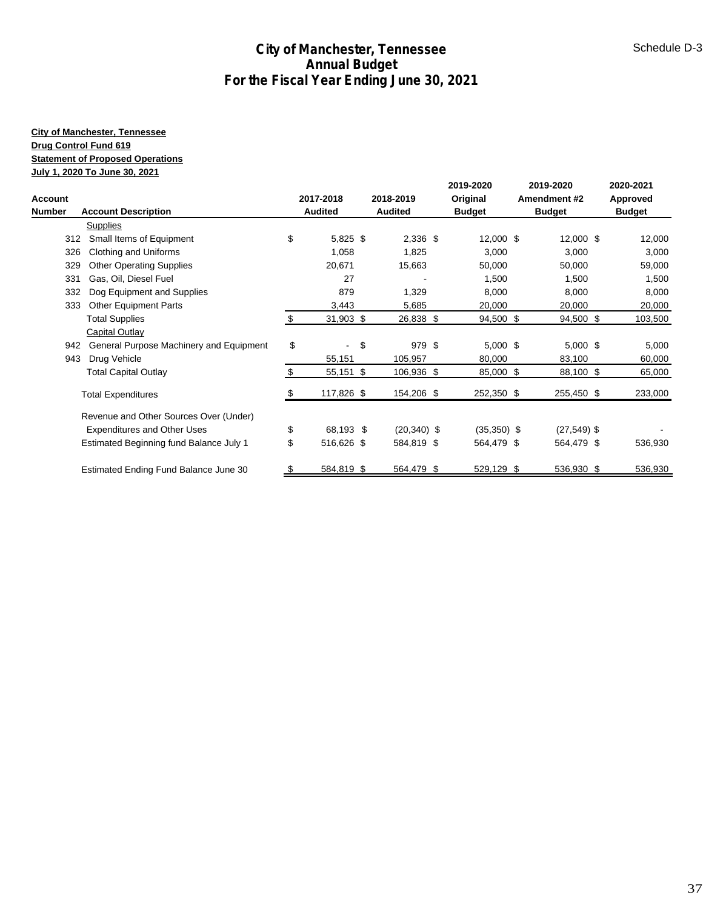# City of Manchester, Tennessee
## Annual Budget
## For the Fiscal Year Ending June 30, 2021

Schedule D-3

**City of Manchester, Tennessee**
**Drug Control Fund 619**
**Statement of Proposed Operations**
**July 1, 2020 To June 30, 2021**

| Account Number | Account Description | 2017-2018 Audited | 2018-2019 Audited | 2019-2020 Original Budget | 2019-2020 Amendment #2 Budget | 2020-2021 Approved Budget |
|---|---|---|---|---|---|---|
| | Supplies | | | | | |
| 312 | Small Items of Equipment | $ 5,825 | $ 2,336 | $ 12,000 | $ 12,000 | $ 12,000 |
| 326 | Clothing and Uniforms | 1,058 | 1,825 | 3,000 | 3,000 | 3,000 |
| 329 | Other Operating Supplies | 20,671 | 15,663 | 50,000 | 50,000 | 59,000 |
| 331 | Gas, Oil, Diesel Fuel | 27 | - | 1,500 | 1,500 | 1,500 |
| 332 | Dog Equipment and Supplies | 879 | 1,329 | 8,000 | 8,000 | 8,000 |
| 333 | Other Equipment Parts | 3,443 | 5,685 | 20,000 | 20,000 | 20,000 |
| | Total Supplies | $ 31,903 | $ 26,838 | $ 94,500 | $ 94,500 | $ 103,500 |
| | Capital Outlay | | | | | |
| 942 | General Purpose Machinery and Equipment | $ - | $ 979 | $ 5,000 | $ 5,000 | $ 5,000 |
| 943 | Drug Vehicle | 55,151 | 105,957 | 80,000 | 83,100 | 60,000 |
| | Total Capital Outlay | $ 55,151 | $ 106,936 | $ 85,000 | $ 88,100 | $ 65,000 |
| | Total Expenditures | $ 117,826 | $ 154,206 | $ 252,350 | $ 255,450 | $ 233,000 |
| | Revenue and Other Sources Over (Under) Expenditures and Other Uses | $ 68,193 | $ (20,340) | $ (35,350) | $ (27,549) | $ - |
| | Estimated Beginning fund Balance July 1 | $ 516,626 | $ 584,819 | $ 564,479 | $ 564,479 | $ 536,930 |
| | Estimated Ending Fund Balance June 30 | $ 584,819 | $ 564,479 | $ 529,129 | $ 536,930 | $ 536,930 |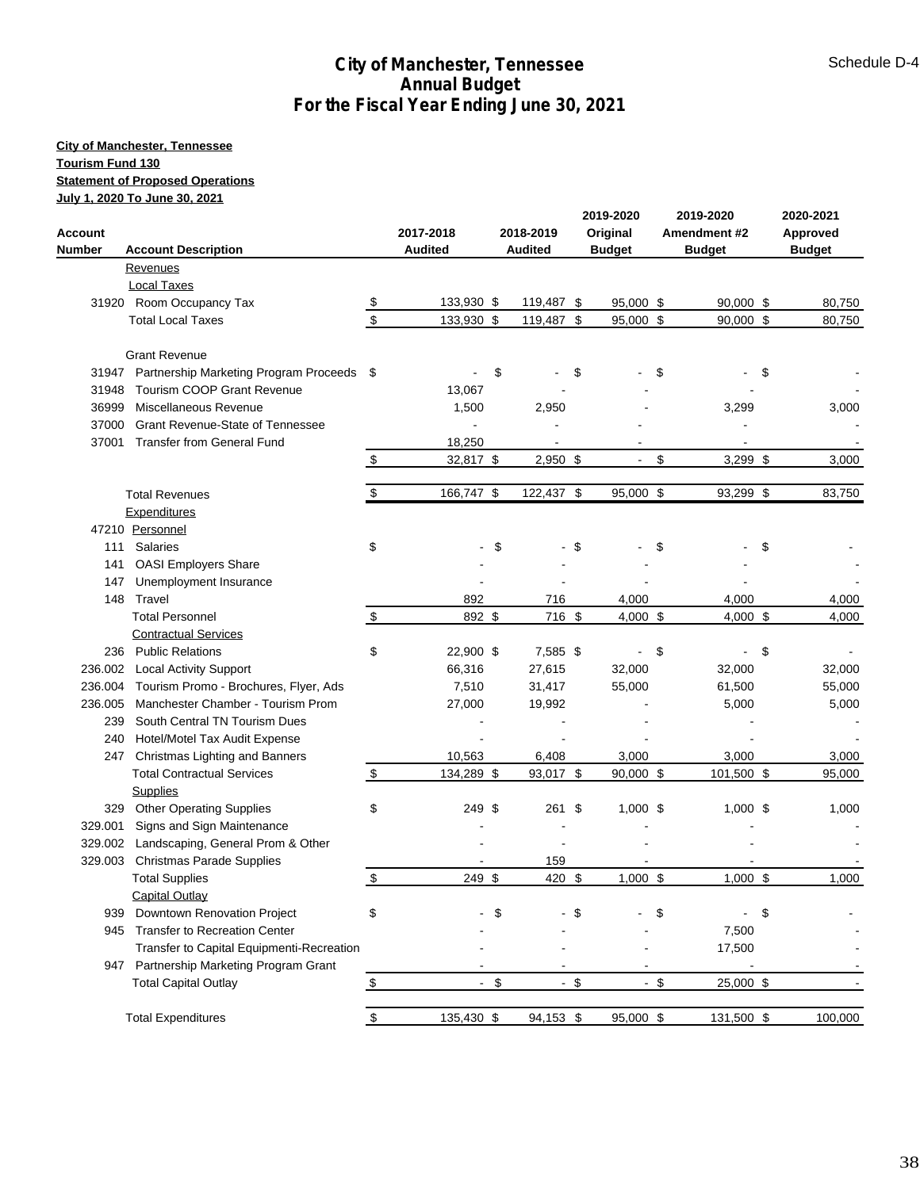# City of Manchester, Tennessee
## Annual Budget
## For the Fiscal Year Ending June 30, 2021

Schedule D-4

**City of Manchester, Tennessee**
**Tourism Fund 130**
**Statement of Proposed Operations**
**July 1, 2020 To June 30, 2021**

| Account Number | Account Description | 2017-2018 Audited | 2018-2019 Audited | 2019-2020 Original Budget | 2019-2020 Amendment #2 Budget | 2020-2021 Approved Budget |
|---|---|---|---|---|---|---|
| | Revenues | | | | | |
| | Local Taxes | | | | | |
| 31920 | Room Occupancy Tax | $ 133,930 | $ 119,487 | $ 95,000 | $ 90,000 | $ 80,750 |
| | Total Local Taxes | $ 133,930 | $ 119,487 | $ 95,000 | $ 90,000 | $ 80,750 |
| | Grant Revenue | | | | | |
| 31947 | Partnership Marketing Program Proceeds | $ - | $ - | $ - | $ - | $ - |
| 31948 | Tourism COOP Grant Revenue | 13,067 | - | - | - | - |
| 36999 | Miscellaneous Revenue | 1,500 | 2,950 | - | 3,299 | 3,000 |
| 37000 | Grant Revenue-State of Tennessee | - | - | - | - | - |
| 37001 | Transfer from General Fund | 18,250 | - | - | - | - |
| | | $ 32,817 | $ 2,950 | $ - | $ 3,299 | $ 3,000 |
| | Total Revenues | $ 166,747 | $ 122,437 | $ 95,000 | $ 93,299 | $ 83,750 |
| | Expenditures | | | | | |
| 47210 | Personnel | | | | | |
| 111 | Salaries | $ - | $ - | $ - | $ - | $ - |
| 141 | OASI Employers Share | - | - | - | - | - |
| 147 | Unemployment Insurance | - | - | - | - | - |
| 148 | Travel | 892 | 716 | 4,000 | 4,000 | 4,000 |
| | Total Personnel | $ 892 | $ 716 | $ 4,000 | $ 4,000 | $ 4,000 |
| | Contractual Services | | | | | |
| 236 | Public Relations | $ 22,900 | $ 7,585 | $ - | $ - | $ - |
| 236.002 | Local Activity Support | 66,316 | 27,615 | 32,000 | 32,000 | 32,000 |
| 236.004 | Tourism Promo - Brochures, Flyer, Ads | 7,510 | 31,417 | 55,000 | 61,500 | 55,000 |
| 236.005 | Manchester Chamber - Tourism Prom | 27,000 | 19,992 | - | 5,000 | 5,000 |
| 239 | South Central TN Tourism Dues | - | - | - | - | - |
| 240 | Hotel/Motel Tax Audit Expense | - | - | - | - | - |
| 247 | Christmas Lighting and Banners | 10,563 | 6,408 | 3,000 | 3,000 | 3,000 |
| | Total Contractual Services | $ 134,289 | $ 93,017 | $ 90,000 | $ 101,500 | $ 95,000 |
| | Supplies | | | | | |
| 329 | Other Operating Supplies | $ 249 | $ 261 | $ 1,000 | $ 1,000 | $ 1,000 |
| 329.001 | Signs and Sign Maintenance | - | - | - | - | - |
| 329.002 | Landscaping, General Prom & Other | - | - | - | - | - |
| 329.003 | Christmas Parade Supplies | - | 159 | - | - | - |
| | Total Supplies | $ 249 | $ 420 | $ 1,000 | $ 1,000 | $ 1,000 |
| | Capital Outlay | | | | | |
| 939 | Downtown Renovation Project | $ - | $ - | $ - | $ - | $ - |
| 945 | Transfer to Recreation Center | - | - | - | 7,500 | - |
| | Transfer to Capital Equipmenti-Recreation | - | - | - | 17,500 | - |
| 947 | Partnership Marketing Program Grant | - | - | - | - | - |
| | Total Capital Outlay | $ - | $ - | $ - | $ 25,000 | $ - |
| | Total Expenditures | $ 135,430 | $ 94,153 | $ 95,000 | $ 131,500 | $ 100,000 |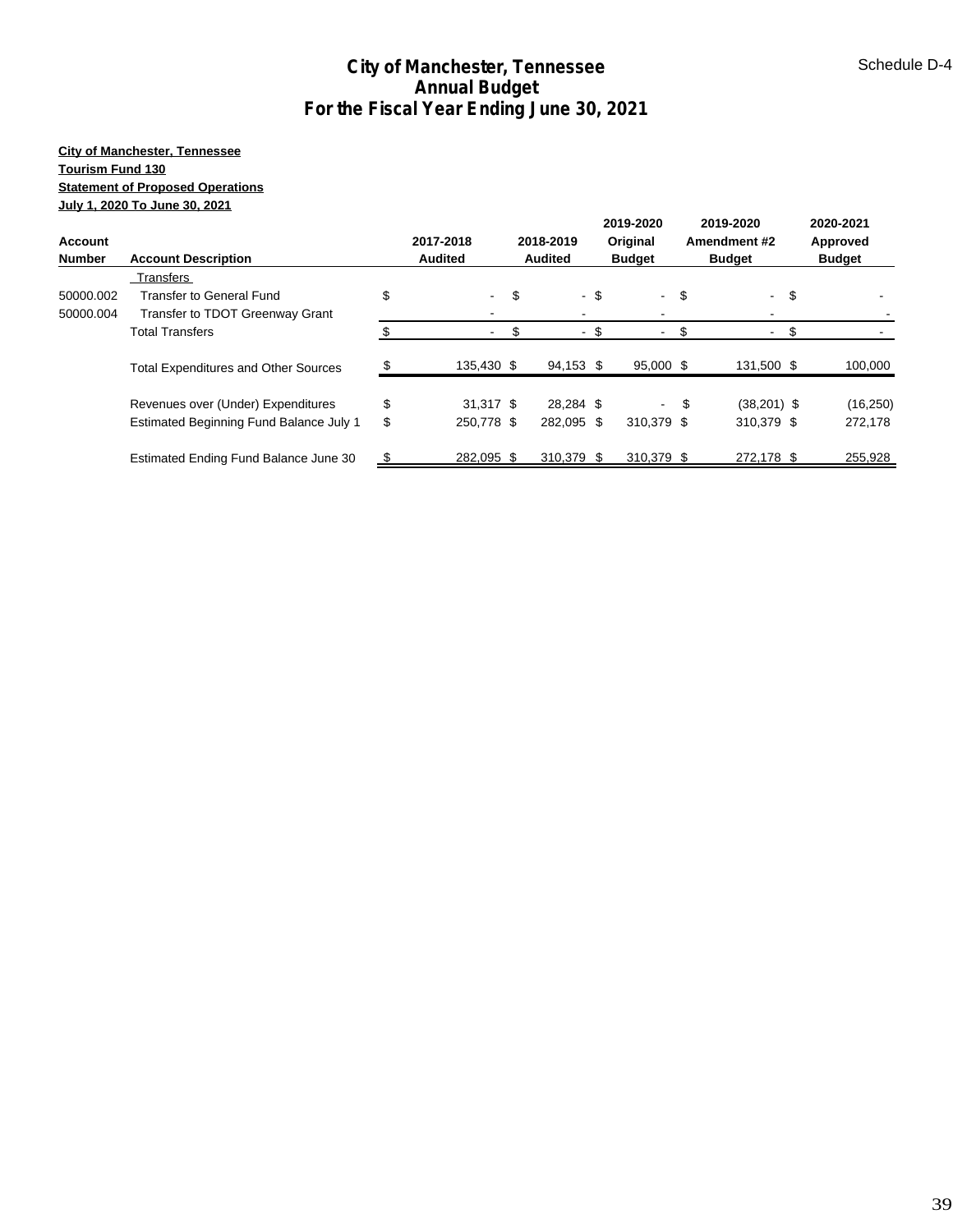# City of Manchester, Tennessee
## Annual Budget
## For the Fiscal Year Ending June 30, 2021

Schedule D-4

**City of Manchester, Tennessee**
**Tourism Fund 130**
**Statement of Proposed Operations**
**July 1, 2020 To June 30, 2021**

| Account Number | Account Description | 2017-2018 Audited | 2018-2019 Audited | 2019-2020 Original Budget | 2019-2020 Amendment #2 Budget | 2020-2021 Approved Budget |
|---|---|---|---|---|---|---|
| | Transfers | | | | | |
| 50000.002 | Transfer to General Fund | $ - | $ - | $ - | $ - | $ - |
| 50000.004 | Transfer to TDOT Greenway Grant | - | - | - | - | - |
| | Total Transfers | $ - | $ - | $ - | $ - | $ - |
| | Total Expenditures and Other Sources | $ 135,430 | $ 94,153 | $ 95,000 | $ 131,500 | $ 100,000 |
| | Revenues over (Under) Expenditures | $ 31,317 | $ 28,284 | $ - | $ (38,201) | $ (16,250) |
| | Estimated Beginning Fund Balance July 1 | $ 250,778 | $ 282,095 | $ 310,379 | $ 310,379 | $ 272,178 |
| | Estimated Ending Fund Balance June 30 | $ 282,095 | $ 310,379 | $ 310,379 | $ 272,178 | $ 255,928 |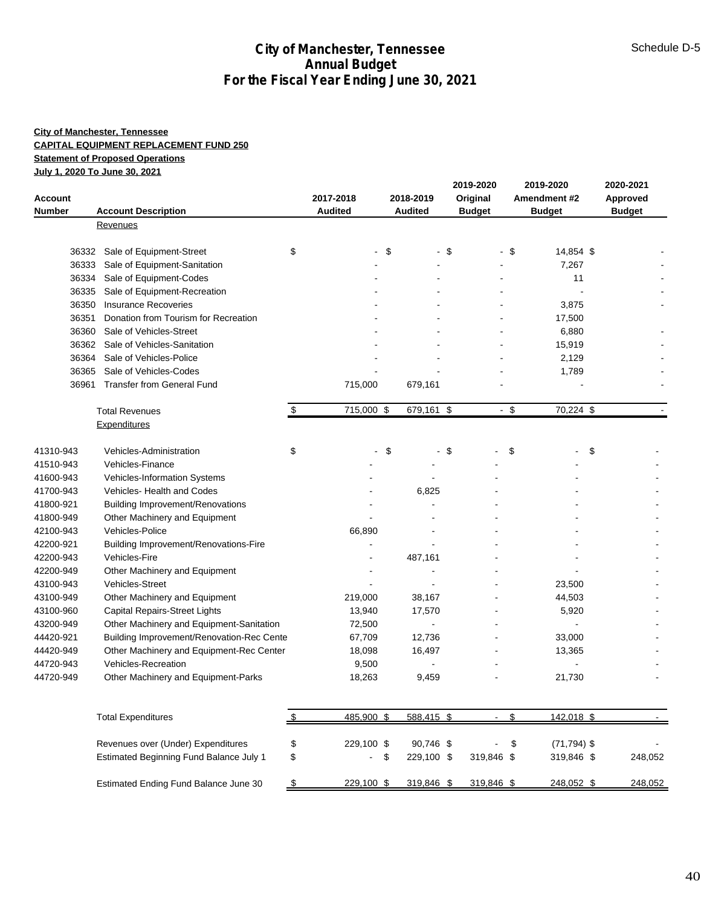# City of Manchester, Tennessee
## Annual Budget
## For the Fiscal Year Ending June 30, 2021

Schedule D-5

**City of Manchester, Tennessee**
**CAPITAL EQUIPMENT REPLACEMENT FUND 250**
**Statement of Proposed Operations**
**July 1, 2020 To June 30, 2021**

| Account Number | Account Description | 2017-2018 Audited | 2018-2019 Audited | 2019-2020 Original Budget | 2019-2020 Amendment #2 Budget | 2020-2021 Approved Budget |
|---|---|---|---|---|---|---|
| | Revenues | | | | | |
| 36332 | Sale of Equipment-Street | $ - | $ - | $ - | $ 14,854 | $ - |
| 36333 | Sale of Equipment-Sanitation | - | - | - | 7,267 | - |
| 36334 | Sale of Equipment-Codes | - | - | - | 11 | - |
| 36335 | Sale of Equipment-Recreation | - | - | - | - | - |
| 36350 | Insurance Recoveries | - | - | - | 3,875 | - |
| 36351 | Donation from Tourism for Recreation | - | - | - | 17,500 | |
| 36360 | Sale of Vehicles-Street | - | - | - | 6,880 | - |
| 36362 | Sale of Vehicles-Sanitation | - | - | - | 15,919 | - |
| 36364 | Sale of Vehicles-Police | - | - | - | 2,129 | - |
| 36365 | Sale of Vehicles-Codes | - | - | - | 1,789 | - |
| 36961 | Transfer from General Fund | 715,000 | 679,161 | - | - | - |
| | Total Revenues | $ 715,000 | $ 679,161 | $ - | $ 70,224 | $ - |
| | Expenditures | | | | | |
| 41310-943 | Vehicles-Administration | $ - | $ - | $ - | $ - | $ - |
| 41510-943 | Vehicles-Finance | - | - | - | - | - |
| 41600-943 | Vehicles-Information Systems | - | - | - | - | - |
| 41700-943 | Vehicles- Health and Codes | - | 6,825 | - | - | - |
| 41800-921 | Building Improvement/Renovations | - | - | - | - | - |
| 41800-949 | Other Machinery and Equipment | - | - | - | - | - |
| 42100-943 | Vehicles-Police | 66,890 | - | - | - | - |
| 42200-921 | Building Improvement/Renovations-Fire | - | - | - | - | - |
| 42200-943 | Vehicles-Fire | - | 487,161 | - | - | - |
| 42200-949 | Other Machinery and Equipment | - | - | - | - | - |
| 43100-943 | Vehicles-Street | - | - | - | 23,500 | - |
| 43100-949 | Other Machinery and Equipment | 219,000 | 38,167 | - | 44,503 | - |
| 43100-960 | Capital Repairs-Street Lights | 13,940 | 17,570 | - | 5,920 | - |
| 43200-949 | Other Machinery and Equipment-Sanitation | 72,500 | - | - | - | - |
| 44420-921 | Building Improvement/Renovation-Rec Cente | 67,709 | 12,736 | - | 33,000 | - |
| 44420-949 | Other Machinery and Equipment-Rec Center | 18,098 | 16,497 | - | 13,365 | - |
| 44720-943 | Vehicles-Recreation | 9,500 | - | - | - | - |
| 44720-949 | Other Machinery and Equipment-Parks | 18,263 | 9,459 | - | 21,730 | - |
| | Total Expenditures | $ 485,900 | $ 588,415 | $ - | $ 142,018 | $ - |
| | Revenues over (Under) Expenditures | $ 229,100 | $ 90,746 | $ - | $ (71,794) | $ - |
| | Estimated Beginning Fund Balance July 1 | $ - | $ 229,100 | $ 319,846 | $ 319,846 | $ 248,052 |
| | Estimated Ending Fund Balance June 30 | $ 229,100 | $ 319,846 | $ 319,846 | $ 248,052 | $ 248,052 |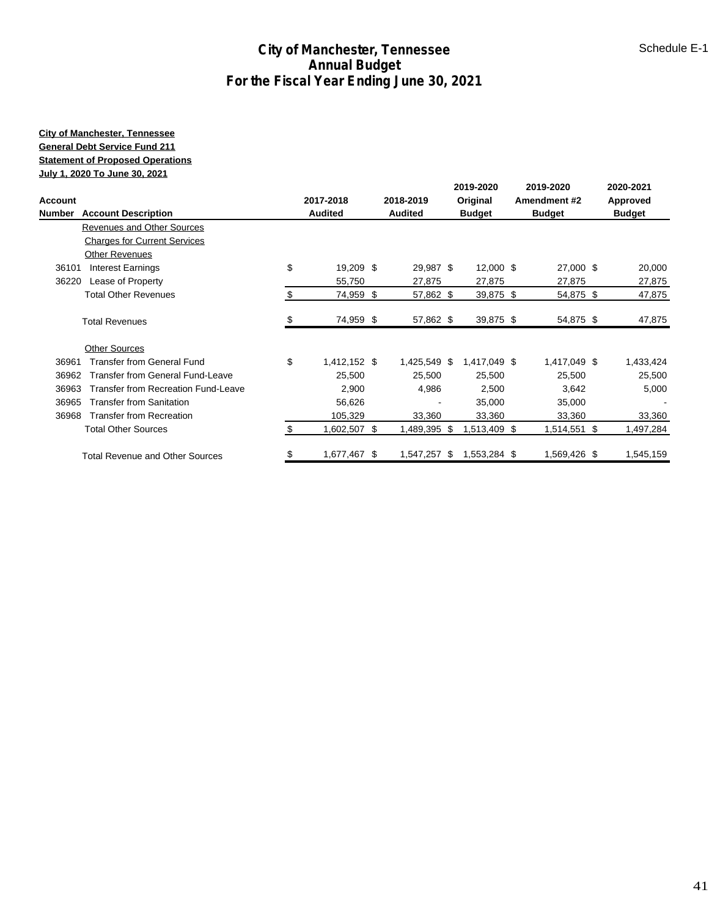# City of Manchester, Tennessee
## Annual Budget
## For the Fiscal Year Ending June 30, 2021

Schedule E-1

**City of Manchester, Tennessee**
**General Debt Service Fund 211**
**Statement of Proposed Operations**
**July 1, 2020 To June 30, 2021**

| Account Number | Account Description | 2017-2018 Audited | 2018-2019 Audited | 2019-2020 Original Budget | 2019-2020 Amendment #2 Budget | 2020-2021 Approved Budget |
|---|---|---|---|---|---|---|
| | Revenues and Other Sources | | | | | |
| | Charges for Current Services | | | | | |
| | Other Revenues | | | | | |
| 36101 | Interest Earnings | $ 19,209 | $ 29,987 | $ 12,000 | $ 27,000 | $ 20,000 |
| 36220 | Lease of Property | 55,750 | 27,875 | 27,875 | 27,875 | 27,875 |
| | Total Other Revenues | $ 74,959 | $ 57,862 | $ 39,875 | $ 54,875 | $ 47,875 |
| | Total Revenues | $ 74,959 | $ 57,862 | $ 39,875 | $ 54,875 | $ 47,875 |
| | Other Sources | | | | | |
| 36961 | Transfer from General Fund | $ 1,412,152 | $ 1,425,549 | $ 1,417,049 | $ 1,417,049 | $ 1,433,424 |
| 36962 | Transfer from General Fund-Leave | 25,500 | 25,500 | 25,500 | 25,500 | 25,500 |
| 36963 | Transfer from Recreation Fund-Leave | 2,900 | 4,986 | 2,500 | 3,642 | 5,000 |
| 36965 | Transfer from Sanitation | 56,626 | - | 35,000 | 35,000 | - |
| 36968 | Transfer from Recreation | 105,329 | 33,360 | 33,360 | 33,360 | 33,360 |
| | Total Other Sources | $ 1,602,507 | $ 1,489,395 | $ 1,513,409 | $ 1,514,551 | $ 1,497,284 |
| | Total Revenue and Other Sources | $ 1,677,467 | $ 1,547,257 | $ 1,553,284 | $ 1,569,426 | $ 1,545,159 |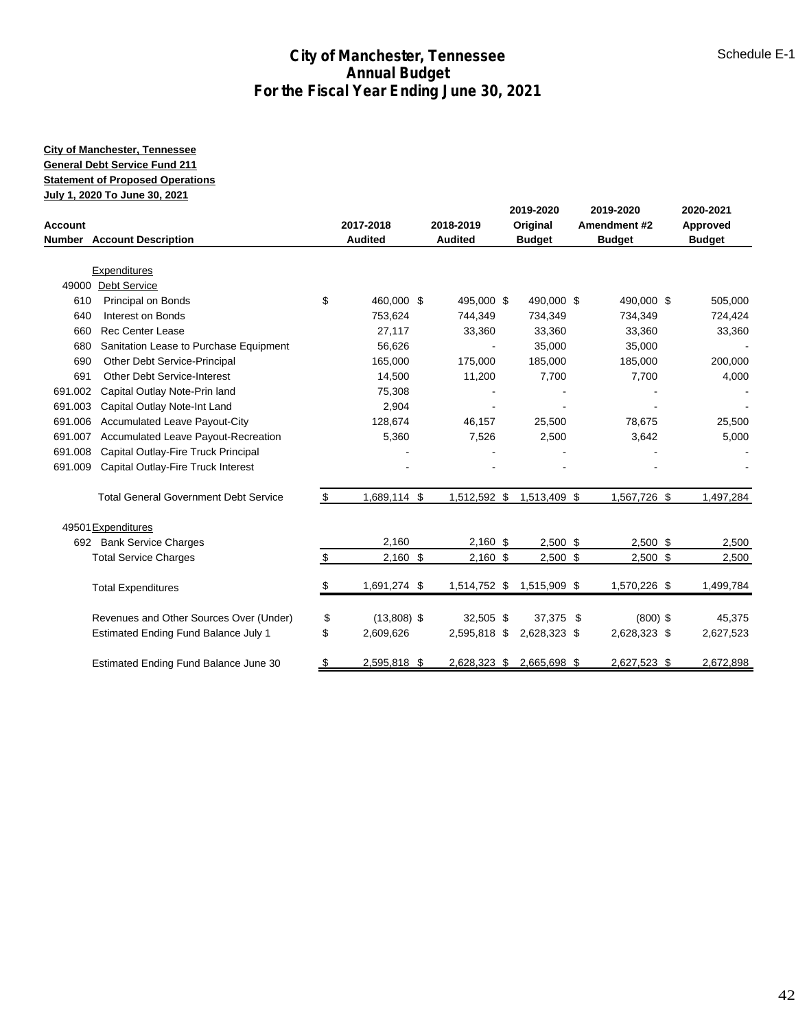# City of Manchester, Tennessee
## Annual Budget
## For the Fiscal Year Ending June 30, 2021

Schedule E-1

**City of Manchester, Tennessee**
**General Debt Service Fund 211**
**Statement of Proposed Operations**
**July 1, 2020 To June 30, 2021**

| Account Number | Account Description | 2017-2018 Audited | 2018-2019 Audited | 2019-2020 Original Budget | 2019-2020 Amendment #2 Budget | 2020-2021 Approved Budget |
|---|---|---|---|---|---|---|
| | Expenditures | | | | | |
| 49000 | Debt Service | | | | | |
| 610 | Principal on Bonds | $ 460,000 | $ 495,000 | $ 490,000 | $ 490,000 | $ 505,000 |
| 640 | Interest on Bonds | 753,624 | 744,349 | 734,349 | 734,349 | 724,424 |
| 660 | Rec Center Lease | 27,117 | 33,360 | 33,360 | 33,360 | 33,360 |
| 680 | Sanitation Lease to Purchase Equipment | 56,626 | - | 35,000 | 35,000 | - |
| 690 | Other Debt Service-Principal | 165,000 | 175,000 | 185,000 | 185,000 | 200,000 |
| 691 | Other Debt Service-Interest | 14,500 | 11,200 | 7,700 | 7,700 | 4,000 |
| 691.002 | Capital Outlay Note-Prin land | 75,308 | - | - | - | - |
| 691.003 | Capital Outlay Note-Int Land | 2,904 | - | - | - | - |
| 691.006 | Accumulated Leave Payout-City | 128,674 | 46,157 | 25,500 | 78,675 | 25,500 |
| 691.007 | Accumulated Leave Payout-Recreation | 5,360 | 7,526 | 2,500 | 3,642 | 5,000 |
| 691.008 | Capital Outlay-Fire Truck Principal | - | - | - | - | - |
| 691.009 | Capital Outlay-Fire Truck Interest | - | - | - | - | - |
| | Total General Government Debt Service | $ 1,689,114 | $ 1,512,592 | $ 1,513,409 | $ 1,567,726 | $ 1,497,284 |
| 49501 | Expenditures | | | | | |
| 692 | Bank Service Charges | 2,160 | 2,160 | $ 2,500 | $ 2,500 | $ 2,500 |
| | Total Service Charges | $ 2,160 | $ 2,160 | $ 2,500 | $ 2,500 | $ 2,500 |
| | Total Expenditures | $ 1,691,274 | $ 1,514,752 | $ 1,515,909 | $ 1,570,226 | $ 1,499,784 |
| | Revenues and Other Sources Over (Under) | $ (13,808) | $ 32,505 | $ 37,375 | $ (800) | $ 45,375 |
| | Estimated Ending Fund Balance July 1 | $ 2,609,626 | 2,595,818 | $ 2,628,323 | $ 2,628,323 | $ 2,627,523 |
| | Estimated Ending Fund Balance June 30 | $ 2,595,818 | $ 2,628,323 | $ 2,665,698 | $ 2,627,523 | $ 2,672,898 |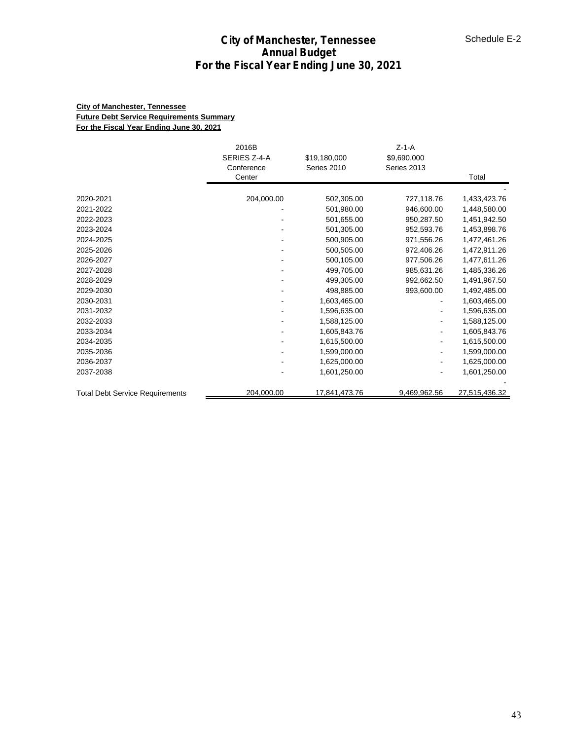# City of Manchester, Tennessee
## Annual Budget
## For the Fiscal Year Ending June 30, 2021

Schedule E-2

**City of Manchester, Tennessee**
**Future Debt Service Requirements Summary**
**For the Fiscal Year Ending June 30, 2021**

| | 2016B SERIES Z-4-A Conference Center | $19,180,000 Series 2010 | Z-1-A $9,690,000 Series 2013 | Total |
|---|---|---|---|---|
| | | | | - |
| 2020-2021 | 204,000.00 | 502,305.00 | 727,118.76 | 1,433,423.76 |
| 2021-2022 | - | 501,980.00 | 946,600.00 | 1,448,580.00 |
| 2022-2023 | - | 501,655.00 | 950,287.50 | 1,451,942.50 |
| 2023-2024 | - | 501,305.00 | 952,593.76 | 1,453,898.76 |
| 2024-2025 | - | 500,905.00 | 971,556.26 | 1,472,461.26 |
| 2025-2026 | - | 500,505.00 | 972,406.26 | 1,472,911.26 |
| 2026-2027 | - | 500,105.00 | 977,506.26 | 1,477,611.26 |
| 2027-2028 | - | 499,705.00 | 985,631.26 | 1,485,336.26 |
| 2028-2029 | - | 499,305.00 | 992,662.50 | 1,491,967.50 |
| 2029-2030 | - | 498,885.00 | 993,600.00 | 1,492,485.00 |
| 2030-2031 | - | 1,603,465.00 | - | 1,603,465.00 |
| 2031-2032 | - | 1,596,635.00 | - | 1,596,635.00 |
| 2032-2033 | - | 1,588,125.00 | - | 1,588,125.00 |
| 2033-2034 | - | 1,605,843.76 | - | 1,605,843.76 |
| 2034-2035 | - | 1,615,500.00 | - | 1,615,500.00 |
| 2035-2036 | - | 1,599,000.00 | - | 1,599,000.00 |
| 2036-2037 | - | 1,625,000.00 | - | 1,625,000.00 |
| 2037-2038 | - | 1,601,250.00 | - | 1,601,250.00 |
| | | | | - |
| Total Debt Service Requirements | 204,000.00 | 17,841,473.76 | 9,469,962.56 | 27,515,436.32 |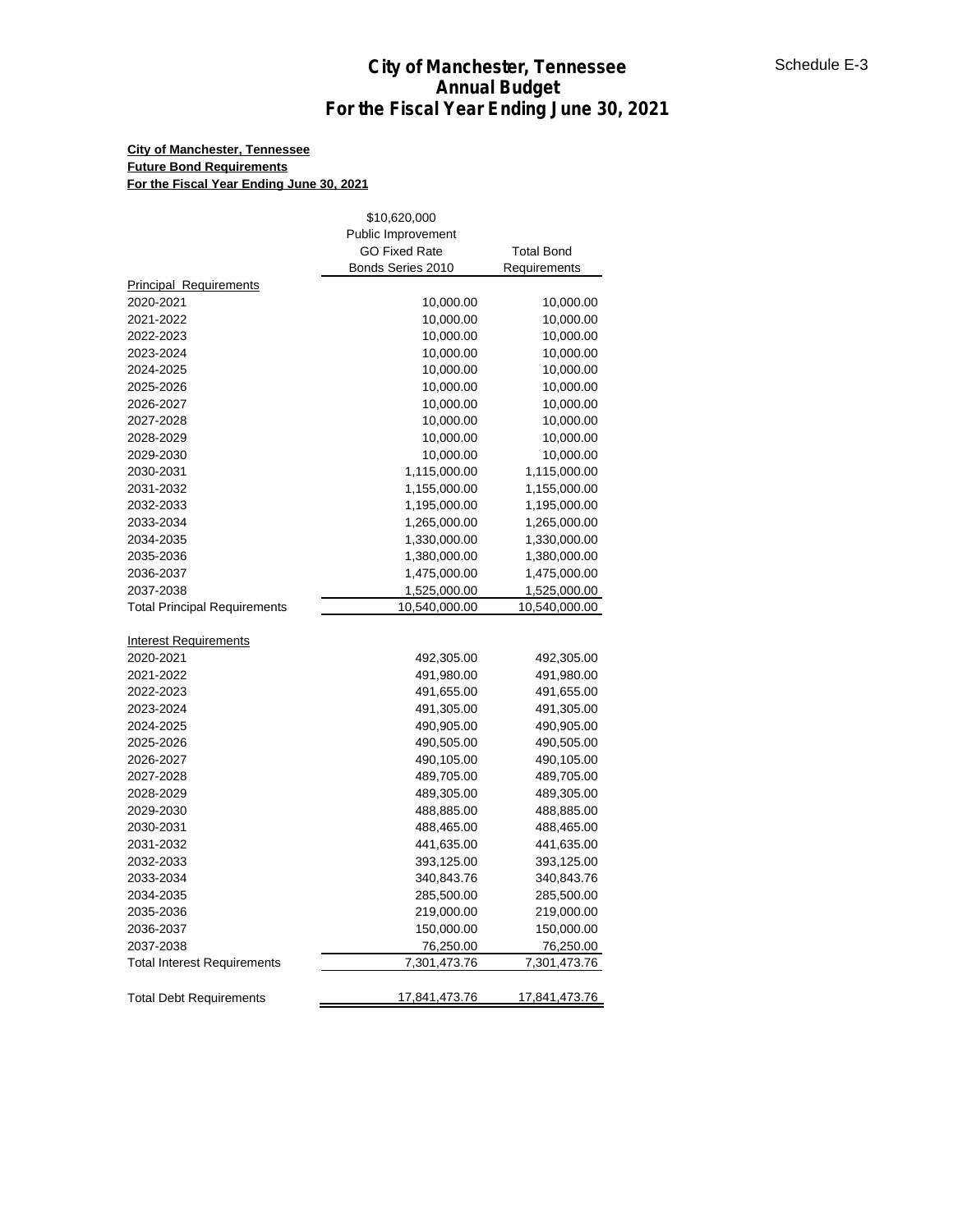# City of Manchester, Tennessee
## Annual Budget
## For the Fiscal Year Ending June 30, 2021

Schedule E-3

**City of Manchester, Tennessee**
**Future Bond Requirements**
**For the Fiscal Year Ending June 30, 2021**

| | $10,620,000 Public Improvement GO Fixed Rate Bonds Series 2010 | Total Bond Requirements |
|---|---|---|
| Principal Requirements | | |
| 2020-2021 | 10,000.00 | 10,000.00 |
| 2021-2022 | 10,000.00 | 10,000.00 |
| 2022-2023 | 10,000.00 | 10,000.00 |
| 2023-2024 | 10,000.00 | 10,000.00 |
| 2024-2025 | 10,000.00 | 10,000.00 |
| 2025-2026 | 10,000.00 | 10,000.00 |
| 2026-2027 | 10,000.00 | 10,000.00 |
| 2027-2028 | 10,000.00 | 10,000.00 |
| 2028-2029 | 10,000.00 | 10,000.00 |
| 2029-2030 | 10,000.00 | 10,000.00 |
| 2030-2031 | 1,115,000.00 | 1,115,000.00 |
| 2031-2032 | 1,155,000.00 | 1,155,000.00 |
| 2032-2033 | 1,195,000.00 | 1,195,000.00 |
| 2033-2034 | 1,265,000.00 | 1,265,000.00 |
| 2034-2035 | 1,330,000.00 | 1,330,000.00 |
| 2035-2036 | 1,380,000.00 | 1,380,000.00 |
| 2036-2037 | 1,475,000.00 | 1,475,000.00 |
| 2037-2038 | 1,525,000.00 | 1,525,000.00 |
| Total Principal Requirements | 10,540,000.00 | 10,540,000.00 |
| | | |
| Interest Requirements | | |
| 2020-2021 | 492,305.00 | 492,305.00 |
| 2021-2022 | 491,980.00 | 491,980.00 |
| 2022-2023 | 491,655.00 | 491,655.00 |
| 2023-2024 | 491,305.00 | 491,305.00 |
| 2024-2025 | 490,905.00 | 490,905.00 |
| 2025-2026 | 490,505.00 | 490,505.00 |
| 2026-2027 | 490,105.00 | 490,105.00 |
| 2027-2028 | 489,705.00 | 489,705.00 |
| 2028-2029 | 489,305.00 | 489,305.00 |
| 2029-2030 | 488,885.00 | 488,885.00 |
| 2030-2031 | 488,465.00 | 488,465.00 |
| 2031-2032 | 441,635.00 | 441,635.00 |
| 2032-2033 | 393,125.00 | 393,125.00 |
| 2033-2034 | 340,843.76 | 340,843.76 |
| 2034-2035 | 285,500.00 | 285,500.00 |
| 2035-2036 | 219,000.00 | 219,000.00 |
| 2036-2037 | 150,000.00 | 150,000.00 |
| 2037-2038 | 76,250.00 | 76,250.00 |
| Total Interest Requirements | 7,301,473.76 | 7,301,473.76 |
| | | |
| Total Debt Requirements | 17,841,473.76 | 17,841,473.76 |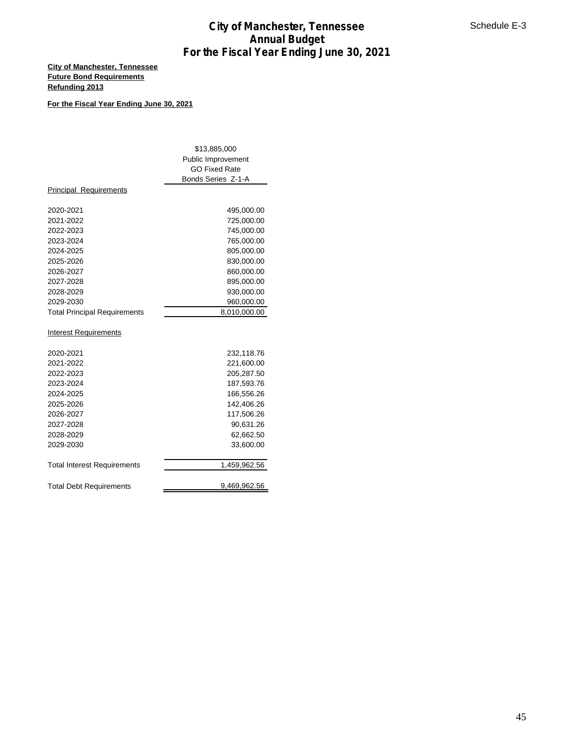# City of Manchester, Tennessee
## Annual Budget
## For the Fiscal Year Ending June 30, 2021

Schedule E-3

**City of Manchester, Tennessee**
**Future Bond Requirements**
**Refunding 2013**

**For the Fiscal Year Ending June 30, 2021**

| | $13,885,000 Public Improvement GO Fixed Rate Bonds Series Z-1-A |
|---|---|
| Principal Requirements | |
| 2020-2021 | 495,000.00 |
| 2021-2022 | 725,000.00 |
| 2022-2023 | 745,000.00 |
| 2023-2024 | 765,000.00 |
| 2024-2025 | 805,000.00 |
| 2025-2026 | 830,000.00 |
| 2026-2027 | 860,000.00 |
| 2027-2028 | 895,000.00 |
| 2028-2029 | 930,000.00 |
| 2029-2030 | 960,000.00 |
| Total Principal Requirements | 8,010,000.00 |
| Interest Requirements | |
| 2020-2021 | 232,118.76 |
| 2021-2022 | 221,600.00 |
| 2022-2023 | 205,287.50 |
| 2023-2024 | 187,593.76 |
| 2024-2025 | 166,556.26 |
| 2025-2026 | 142,406.26 |
| 2026-2027 | 117,506.26 |
| 2027-2028 | 90,631.26 |
| 2028-2029 | 62,662.50 |
| 2029-2030 | 33,600.00 |
| Total Interest Requirements | 1,459,962.56 |
| Total Debt Requirements | 9,469,962.56 |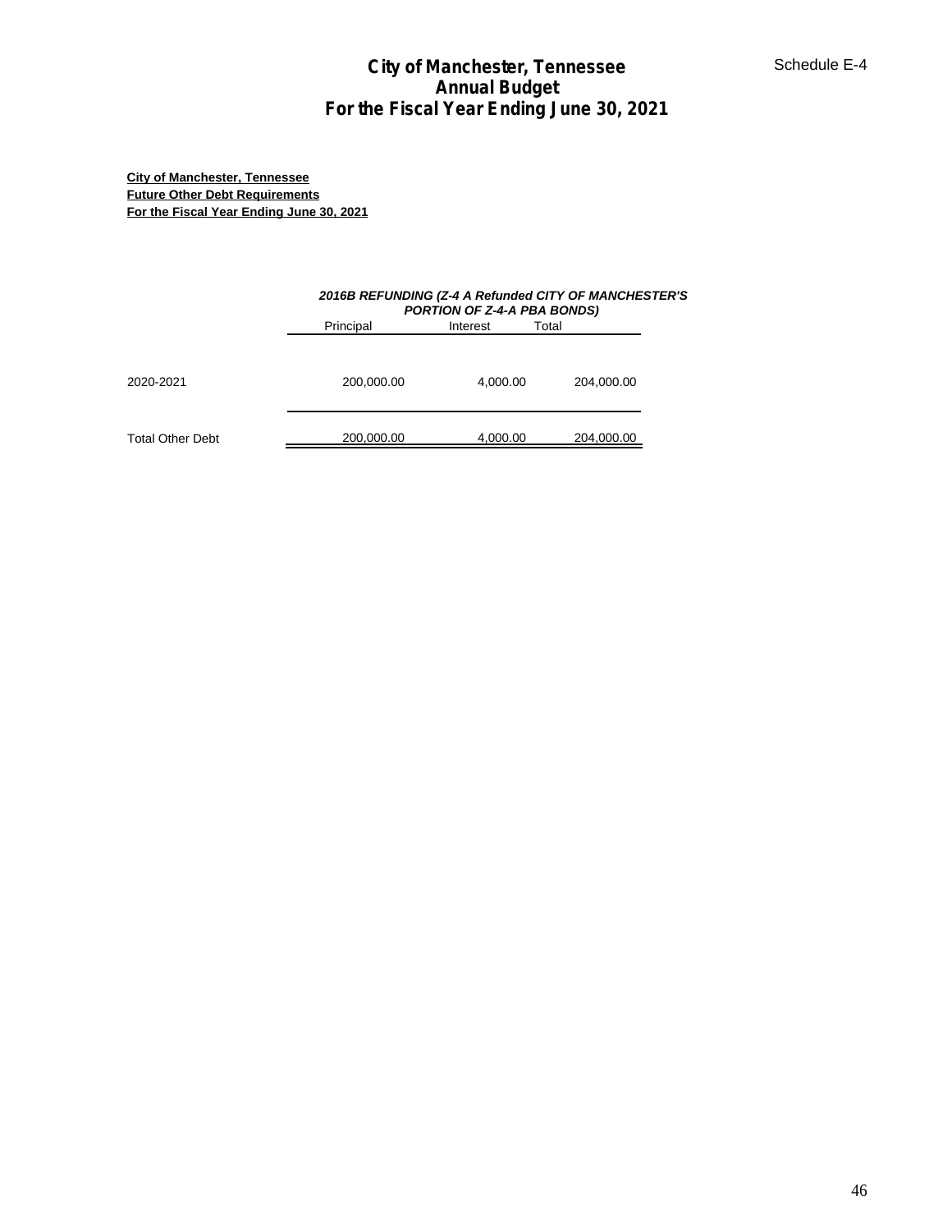# City of Manchester, Tennessee
## Annual Budget
## For the Fiscal Year Ending June 30, 2021

Schedule E-4

**City of Manchester, Tennessee**
**Future Other Debt Requirements**
**For the Fiscal Year Ending June 30, 2021**

| | *2016B REFUNDING (Z-4 A Refunded CITY OF MANCHESTER'S PORTION OF Z-4-A PBA BONDS)* | | |
|---|---|---|---|
| | Principal | Interest | Total |
| 2020-2021 | 200,000.00 | 4,000.00 | 204,000.00 |
| Total Other Debt | 200,000.00 | 4,000.00 | 204,000.00 |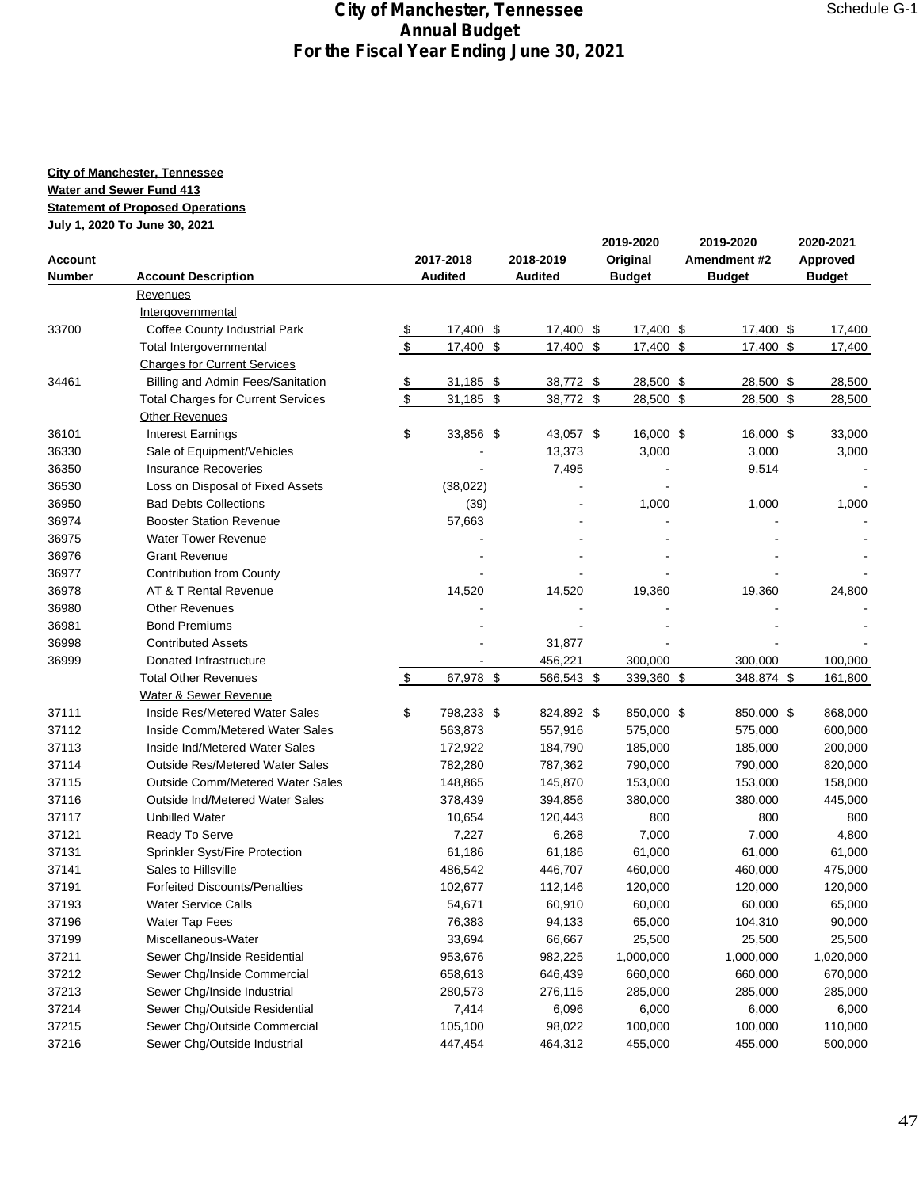# City of Manchester, Tennessee
## Annual Budget
## For the Fiscal Year Ending June 30, 2021

Schedule G-1

**City of Manchester, Tennessee**
**Water and Sewer Fund 413**
**Statement of Proposed Operations**
**July 1, 2020 To June 30, 2021**

| Account Number | Account Description | 2017-2018 Audited | 2018-2019 Audited | 2019-2020 Original Budget | 2019-2020 Amendment #2 Budget | 2020-2021 Approved Budget |
|---|---|---|---|---|---|---|
| | Revenues | | | | | |
| | Intergovernmental | | | | | |
| 33700 | Coffee County Industrial Park | $ 17,400 | $ 17,400 | $ 17,400 | $ 17,400 | $ 17,400 |
| | Total Intergovernmental | $ 17,400 | $ 17,400 | $ 17,400 | $ 17,400 | $ 17,400 |
| | Charges for Current Services | | | | | |
| 34461 | Billing and Admin Fees/Sanitation | $ 31,185 | $ 38,772 | $ 28,500 | $ 28,500 | $ 28,500 |
| | Total Charges for Current Services | $ 31,185 | $ 38,772 | $ 28,500 | $ 28,500 | $ 28,500 |
| | Other Revenues | | | | | |
| 36101 | Interest Earnings | $ 33,856 | $ 43,057 | $ 16,000 | $ 16,000 | $ 33,000 |
| 36330 | Sale of Equipment/Vehicles | - | 13,373 | 3,000 | 3,000 | 3,000 |
| 36350 | Insurance Recoveries | - | 7,495 | - | 9,514 | - |
| 36530 | Loss on Disposal of Fixed Assets | (38,022) | - | - | - | - |
| 36950 | Bad Debts Collections | (39) | - | 1,000 | 1,000 | 1,000 |
| 36974 | Booster Station Revenue | 57,663 | - | - | - | - |
| 36975 | Water Tower Revenue | - | - | - | - | - |
| 36976 | Grant Revenue | - | - | - | - | - |
| 36977 | Contribution from County | - | - | - | - | - |
| 36978 | AT & T Rental Revenue | 14,520 | 14,520 | 19,360 | 19,360 | 24,800 |
| 36980 | Other Revenues | - | - | - | - | - |
| 36981 | Bond Premiums | - | - | - | - | - |
| 36998 | Contributed Assets | - | 31,877 | - | - | - |
| 36999 | Donated Infrastructure | - | 456,221 | 300,000 | 300,000 | 100,000 |
| | Total Other Revenues | $ 67,978 | $ 566,543 | $ 339,360 | $ 348,874 | $ 161,800 |
| | Water & Sewer Revenue | | | | | |
| 37111 | Inside Res/Metered Water Sales | $ 798,233 | $ 824,892 | $ 850,000 | $ 850,000 | $ 868,000 |
| 37112 | Inside Comm/Metered Water Sales | 563,873 | 557,916 | 575,000 | 575,000 | 600,000 |
| 37113 | Inside Ind/Metered Water Sales | 172,922 | 184,790 | 185,000 | 185,000 | 200,000 |
| 37114 | Outside Res/Metered Water Sales | 782,280 | 787,362 | 790,000 | 790,000 | 820,000 |
| 37115 | Outside Comm/Metered Water Sales | 148,865 | 145,870 | 153,000 | 153,000 | 158,000 |
| 37116 | Outside Ind/Metered Water Sales | 378,439 | 394,856 | 380,000 | 380,000 | 445,000 |
| 37117 | Unbilled Water | 10,654 | 120,443 | 800 | 800 | 800 |
| 37121 | Ready To Serve | 7,227 | 6,268 | 7,000 | 7,000 | 4,800 |
| 37131 | Sprinkler Syst/Fire Protection | 61,186 | 61,186 | 61,000 | 61,000 | 61,000 |
| 37141 | Sales to Hillsville | 486,542 | 446,707 | 460,000 | 460,000 | 475,000 |
| 37191 | Forfeited Discounts/Penalties | 102,677 | 112,146 | 120,000 | 120,000 | 120,000 |
| 37193 | Water Service Calls | 54,671 | 60,910 | 60,000 | 60,000 | 65,000 |
| 37196 | Water Tap Fees | 76,383 | 94,133 | 65,000 | 104,310 | 90,000 |
| 37199 | Miscellaneous-Water | 33,694 | 66,667 | 25,500 | 25,500 | 25,500 |
| 37211 | Sewer Chg/Inside Residential | 953,676 | 982,225 | 1,000,000 | 1,000,000 | 1,020,000 |
| 37212 | Sewer Chg/Inside Commercial | 658,613 | 646,439 | 660,000 | 660,000 | 670,000 |
| 37213 | Sewer Chg/Inside Industrial | 280,573 | 276,115 | 285,000 | 285,000 | 285,000 |
| 37214 | Sewer Chg/Outside Residential | 7,414 | 6,096 | 6,000 | 6,000 | 6,000 |
| 37215 | Sewer Chg/Outside Commercial | 105,100 | 98,022 | 100,000 | 100,000 | 110,000 |
| 37216 | Sewer Chg/Outside Industrial | 447,454 | 464,312 | 455,000 | 455,000 | 500,000 |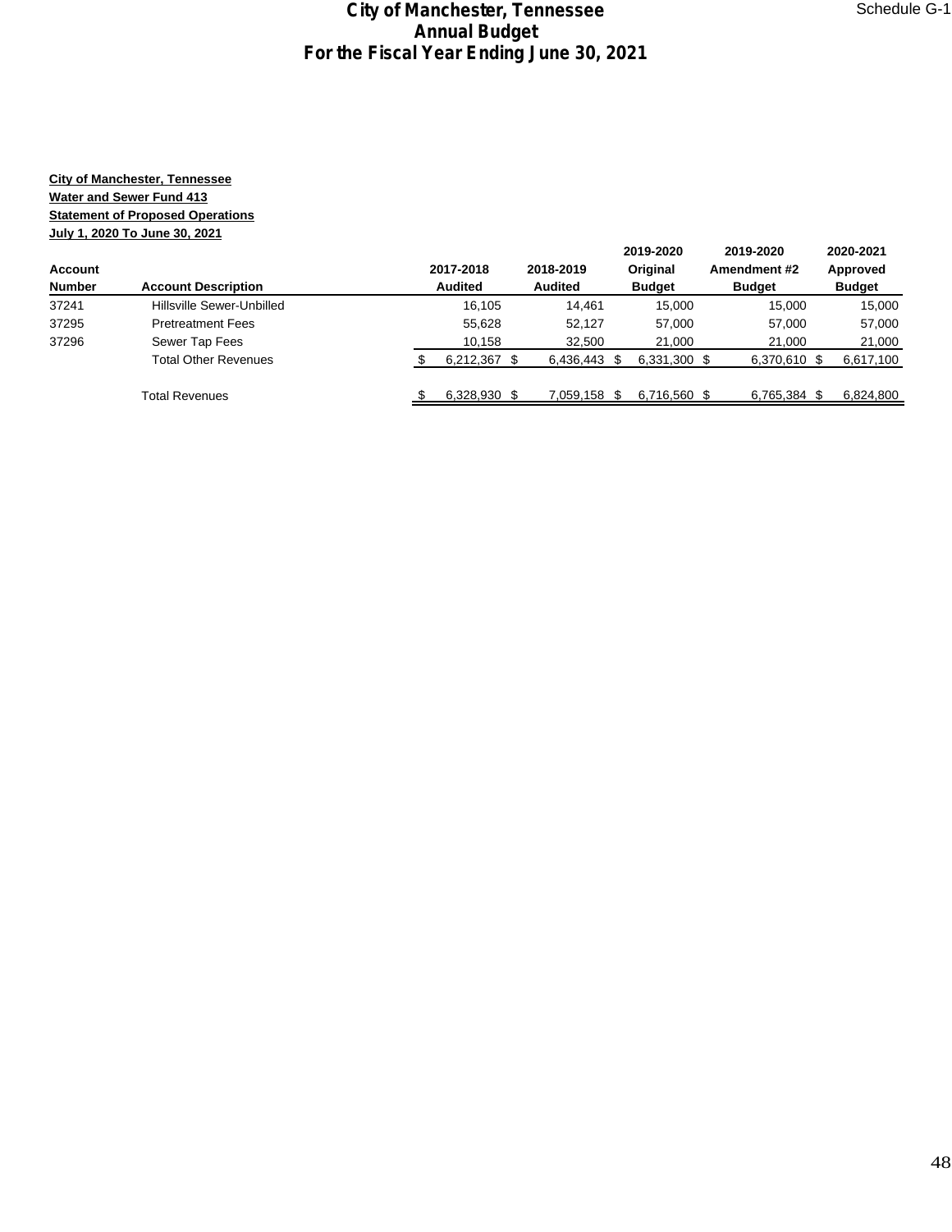# City of Manchester, Tennessee
## Annual Budget
## For the Fiscal Year Ending June 30, 2021

Schedule G-1

**City of Manchester, Tennessee**
**Water and Sewer Fund 413**
**Statement of Proposed Operations**
**July 1, 2020 To June 30, 2021**

| Account Number | Account Description | 2017-2018 Audited | 2018-2019 Audited | 2019-2020 Original Budget | 2019-2020 Amendment #2 Budget | 2020-2021 Approved Budget |
|---|---|---|---|---|---|---|
| 37241 | Hillsville Sewer-Unbilled | 16,105 | 14,461 | 15,000 | 15,000 | 15,000 |
| 37295 | Pretreatment Fees | 55,628 | 52,127 | 57,000 | 57,000 | 57,000 |
| 37296 | Sewer Tap Fees | 10,158 | 32,500 | 21,000 | 21,000 | 21,000 |
| | Total Other Revenues | $ 6,212,367 | $ 6,436,443 | $ 6,331,300 | $ 6,370,610 | $ 6,617,100 |
| | Total Revenues | $ 6,328,930 | $ 7,059,158 | $ 6,716,560 | $ 6,765,384 | $ 6,824,800 |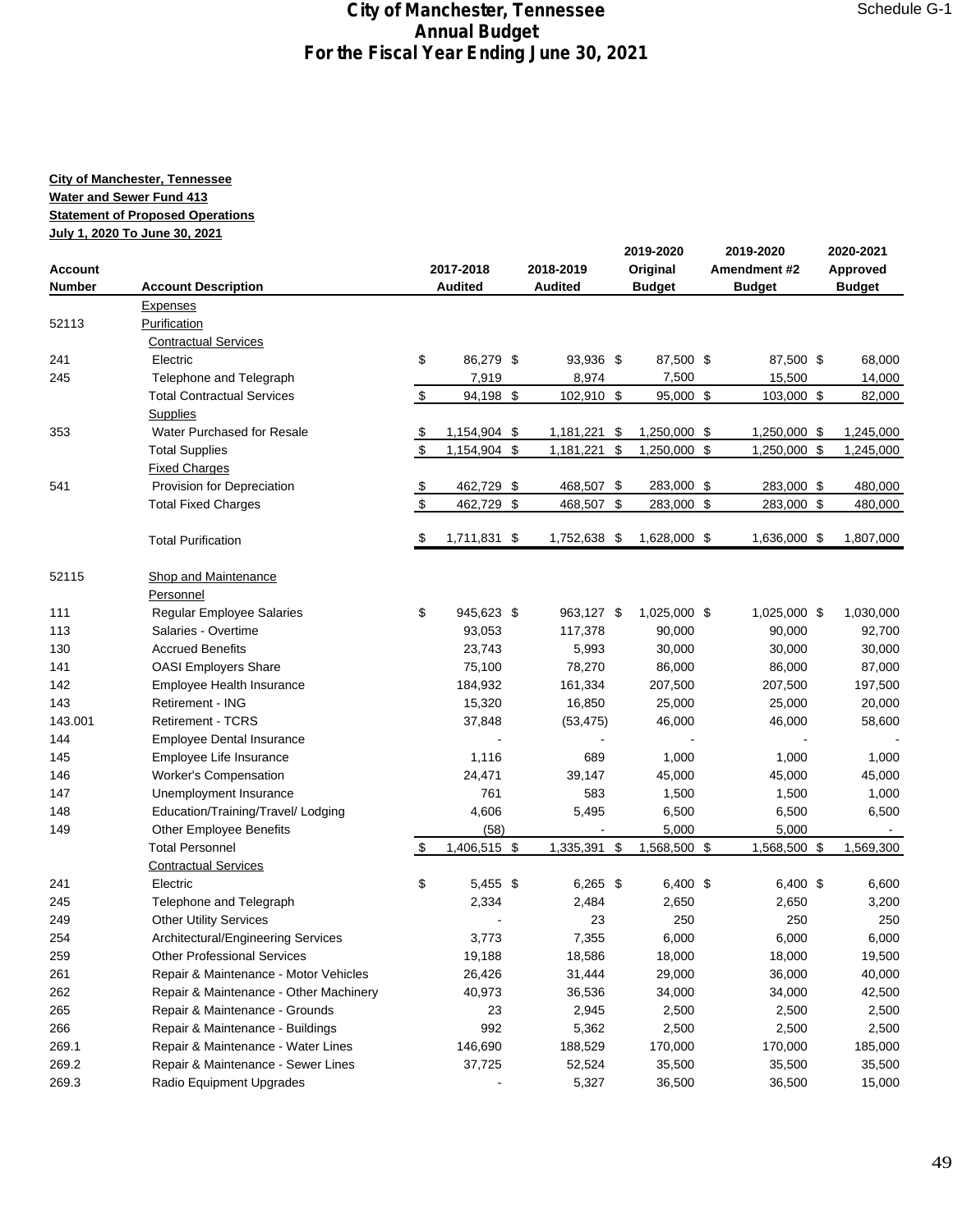# City of Manchester, Tennessee
## Annual Budget
## For the Fiscal Year Ending June 30, 2021

Schedule G-1

**City of Manchester, Tennessee**
**Water and Sewer Fund 413**
**Statement of Proposed Operations**
**July 1, 2020 To June 30, 2021**

| Account Number | Account Description | 2017-2018 Audited | 2018-2019 Audited | 2019-2020 Original Budget | 2019-2020 Amendment #2 Budget | 2020-2021 Approved Budget |
|---|---|---|---|---|---|---|
| | Expenses | | | | | |
| 52113 | Purification | | | | | |
| | Contractual Services | | | | | |
| 241 | Electric | $ 86,279 | $ 93,936 | $ 87,500 | $ 87,500 | $ 68,000 |
| 245 | Telephone and Telegraph | 7,919 | 8,974 | 7,500 | 15,500 | 14,000 |
| | Total Contractual Services | $ 94,198 | $ 102,910 | $ 95,000 | $ 103,000 | $ 82,000 |
| | Supplies | | | | | |
| 353 | Water Purchased for Resale | $ 1,154,904 | $ 1,181,221 | $ 1,250,000 | $ 1,250,000 | $ 1,245,000 |
| | Total Supplies | $ 1,154,904 | $ 1,181,221 | $ 1,250,000 | $ 1,250,000 | $ 1,245,000 |
| | Fixed Charges | | | | | |
| 541 | Provision for Depreciation | $ 462,729 | $ 468,507 | $ 283,000 | $ 283,000 | $ 480,000 |
| | Total Fixed Charges | $ 462,729 | $ 468,507 | $ 283,000 | $ 283,000 | $ 480,000 |
| | Total Purification | $ 1,711,831 | $ 1,752,638 | $ 1,628,000 | $ 1,636,000 | $ 1,807,000 |
| 52115 | Shop and Maintenance | | | | | |
| | Personnel | | | | | |
| 111 | Regular Employee Salaries | $ 945,623 | $ 963,127 | $ 1,025,000 | $ 1,025,000 | $ 1,030,000 |
| 113 | Salaries - Overtime | 93,053 | 117,378 | 90,000 | 90,000 | 92,700 |
| 130 | Accrued Benefits | 23,743 | 5,993 | 30,000 | 30,000 | 30,000 |
| 141 | OASI Employers Share | 75,100 | 78,270 | 86,000 | 86,000 | 87,000 |
| 142 | Employee Health Insurance | 184,932 | 161,334 | 207,500 | 207,500 | 197,500 |
| 143 | Retirement - ING | 15,320 | 16,850 | 25,000 | 25,000 | 20,000 |
| 143.001 | Retirement - TCRS | 37,848 | (53,475) | 46,000 | 46,000 | 58,600 |
| 144 | Employee Dental Insurance | - | - | - | - | - |
| 145 | Employee Life Insurance | 1,116 | 689 | 1,000 | 1,000 | 1,000 |
| 146 | Worker's Compensation | 24,471 | 39,147 | 45,000 | 45,000 | 45,000 |
| 147 | Unemployment Insurance | 761 | 583 | 1,500 | 1,500 | 1,000 |
| 148 | Education/Training/Travel/ Lodging | 4,606 | 5,495 | 6,500 | 6,500 | 6,500 |
| 149 | Other Employee Benefits | (58) | - | 5,000 | 5,000 | - |
| | Total Personnel | $ 1,406,515 | $ 1,335,391 | $ 1,568,500 | $ 1,568,500 | $ 1,569,300 |
| | Contractual Services | | | | | |
| 241 | Electric | $ 5,455 | $ 6,265 | $ 6,400 | $ 6,400 | $ 6,600 |
| 245 | Telephone and Telegraph | 2,334 | 2,484 | 2,650 | 2,650 | 3,200 |
| 249 | Other Utility Services | - | 23 | 250 | 250 | 250 |
| 254 | Architectural/Engineering Services | 3,773 | 7,355 | 6,000 | 6,000 | 6,000 |
| 259 | Other Professional Services | 19,188 | 18,586 | 18,000 | 18,000 | 19,500 |
| 261 | Repair & Maintenance - Motor Vehicles | 26,426 | 31,444 | 29,000 | 36,000 | 40,000 |
| 262 | Repair & Maintenance - Other Machinery | 40,973 | 36,536 | 34,000 | 34,000 | 42,500 |
| 265 | Repair & Maintenance - Grounds | 23 | 2,945 | 2,500 | 2,500 | 2,500 |
| 266 | Repair & Maintenance - Buildings | 992 | 5,362 | 2,500 | 2,500 | 2,500 |
| 269.1 | Repair & Maintenance - Water Lines | 146,690 | 188,529 | 170,000 | 170,000 | 185,000 |
| 269.2 | Repair & Maintenance - Sewer Lines | 37,725 | 52,524 | 35,500 | 35,500 | 35,500 |
| 269.3 | Radio Equipment Upgrades | - | 5,327 | 36,500 | 36,500 | 15,000 |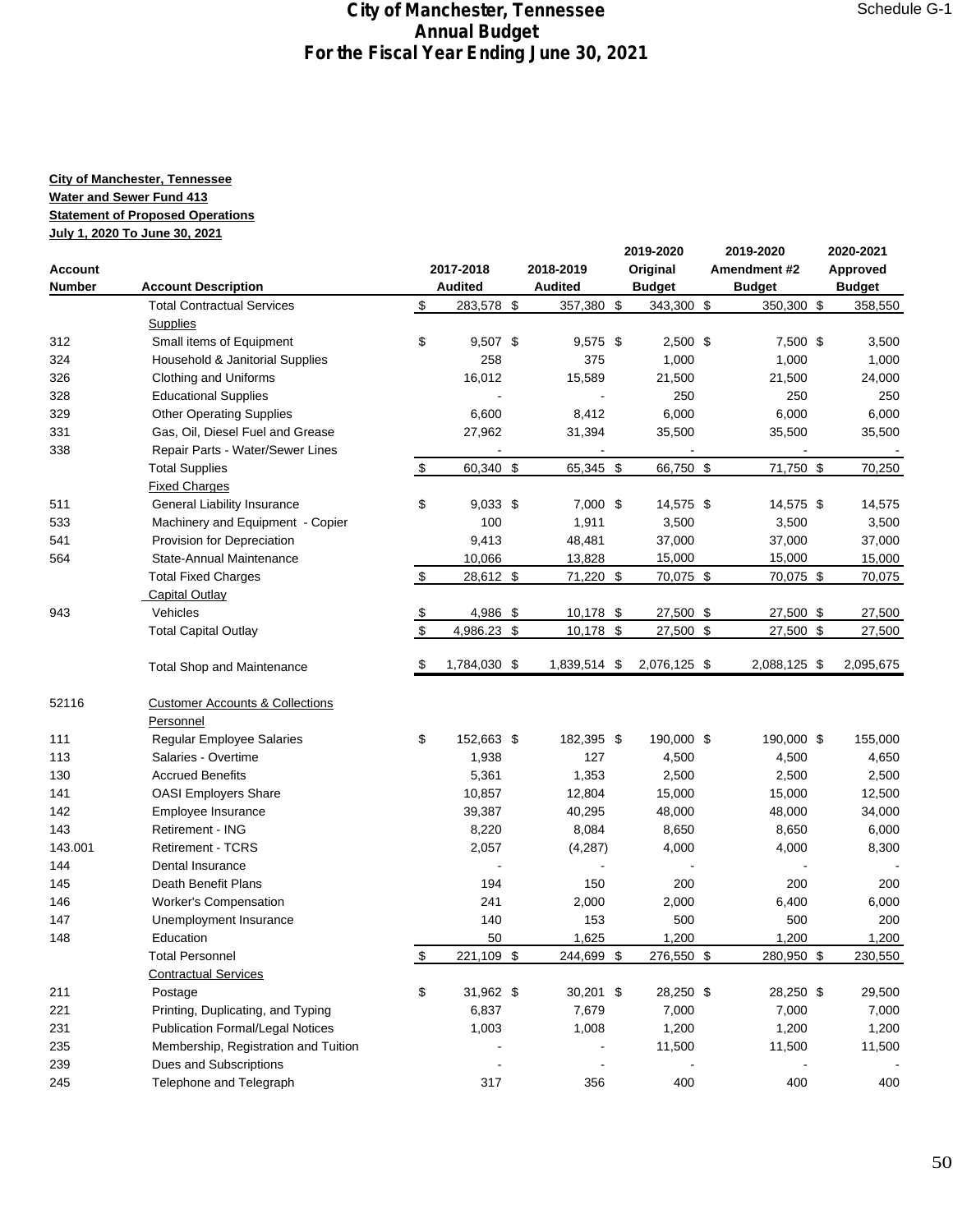# City of Manchester, Tennessee
## Annual Budget
## For the Fiscal Year Ending June 30, 2021

Schedule G-1

**City of Manchester, Tennessee**
**Water and Sewer Fund 413**
**Statement of Proposed Operations**
**July 1, 2020 To June 30, 2021**

| Account Number | Account Description | 2017-2018 Audited | 2018-2019 Audited | 2019-2020 Original Budget | 2019-2020 Amendment #2 Budget | 2020-2021 Approved Budget |
|---|---|---|---|---|---|---|
| | Total Contractual Services | $ 283,578 | $ 357,380 | $ 343,300 | $ 350,300 | $ 358,550 |
| | Supplies | | | | | |
| 312 | Small items of Equipment | $ 9,507 | $ 9,575 | $ 2,500 | $ 7,500 | $ 3,500 |
| 324 | Household & Janitorial Supplies | 258 | 375 | 1,000 | 1,000 | 1,000 |
| 326 | Clothing and Uniforms | 16,012 | 15,589 | 21,500 | 21,500 | 24,000 |
| 328 | Educational Supplies | - | - | 250 | 250 | 250 |
| 329 | Other Operating Supplies | 6,600 | 8,412 | 6,000 | 6,000 | 6,000 |
| 331 | Gas, Oil, Diesel Fuel and Grease | 27,962 | 31,394 | 35,500 | 35,500 | 35,500 |
| 338 | Repair Parts - Water/Sewer Lines | - | - | - | - | - |
| | Total Supplies | $ 60,340 | $ 65,345 | $ 66,750 | $ 71,750 | $ 70,250 |
| | Fixed Charges | | | | | |
| 511 | General Liability Insurance | $ 9,033 | $ 7,000 | $ 14,575 | $ 14,575 | $ 14,575 |
| 533 | Machinery and Equipment - Copier | 100 | 1,911 | 3,500 | 3,500 | 3,500 |
| 541 | Provision for Depreciation | 9,413 | 48,481 | 37,000 | 37,000 | 37,000 |
| 564 | State-Annual Maintenance | 10,066 | 13,828 | 15,000 | 15,000 | 15,000 |
| | Total Fixed Charges | $ 28,612 | $ 71,220 | $ 70,075 | $ 70,075 | $ 70,075 |
| | Capital Outlay | | | | | |
| 943 | Vehicles | $ 4,986 | $ 10,178 | $ 27,500 | $ 27,500 | $ 27,500 |
| | Total Capital Outlay | $ 4,986.23 | $ 10,178 | $ 27,500 | $ 27,500 | $ 27,500 |
| | Total Shop and Maintenance | $ 1,784,030 | $ 1,839,514 | $ 2,076,125 | $ 2,088,125 | $ 2,095,675 |
| 52116 | Customer Accounts & Collections | | | | | |
| | Personnel | | | | | |
| 111 | Regular Employee Salaries | $ 152,663 | $ 182,395 | $ 190,000 | $ 190,000 | $ 155,000 |
| 113 | Salaries - Overtime | 1,938 | 127 | 4,500 | 4,500 | 4,650 |
| 130 | Accrued Benefits | 5,361 | 1,353 | 2,500 | 2,500 | 2,500 |
| 141 | OASI Employers Share | 10,857 | 12,804 | 15,000 | 15,000 | 12,500 |
| 142 | Employee Insurance | 39,387 | 40,295 | 48,000 | 48,000 | 34,000 |
| 143 | Retirement - ING | 8,220 | 8,084 | 8,650 | 8,650 | 6,000 |
| 143.001 | Retirement - TCRS | 2,057 | (4,287) | 4,000 | 4,000 | 8,300 |
| 144 | Dental Insurance | - | - | - | - | - |
| 145 | Death Benefit Plans | 194 | 150 | 200 | 200 | 200 |
| 146 | Worker's Compensation | 241 | 2,000 | 2,000 | 6,400 | 6,000 |
| 147 | Unemployment Insurance | 140 | 153 | 500 | 500 | 200 |
| 148 | Education | 50 | 1,625 | 1,200 | 1,200 | 1,200 |
| | Total Personnel | $ 221,109 | $ 244,699 | $ 276,550 | $ 280,950 | $ 230,550 |
| | Contractual Services | | | | | |
| 211 | Postage | $ 31,962 | $ 30,201 | $ 28,250 | $ 28,250 | $ 29,500 |
| 221 | Printing, Duplicating, and Typing | 6,837 | 7,679 | 7,000 | 7,000 | 7,000 |
| 231 | Publication Formal/Legal Notices | 1,003 | 1,008 | 1,200 | 1,200 | 1,200 |
| 235 | Membership, Registration and Tuition | - | - | 11,500 | 11,500 | 11,500 |
| 239 | Dues and Subscriptions | - | - | - | - | - |
| 245 | Telephone and Telegraph | 317 | 356 | 400 | 400 | 400 |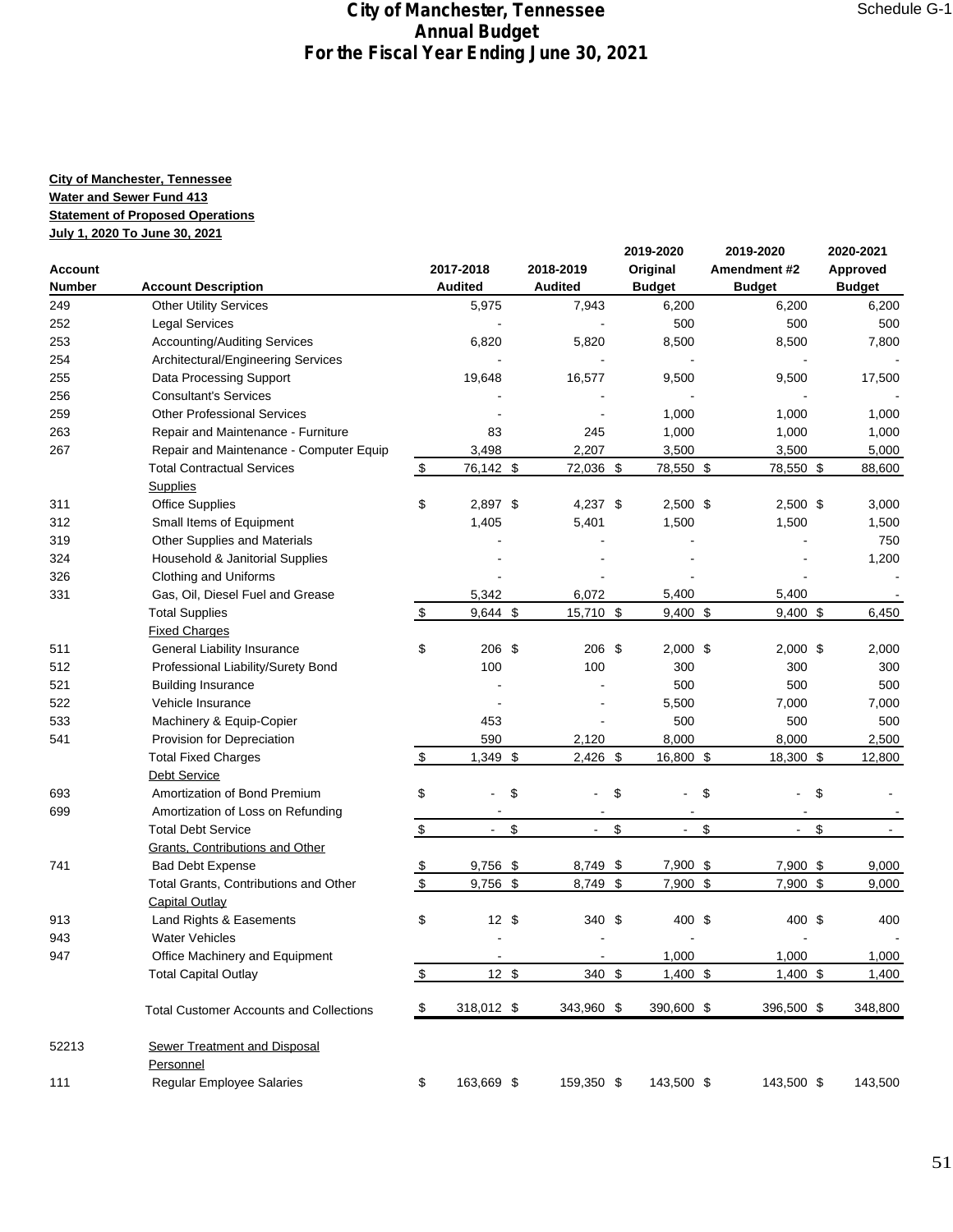# City of Manchester, Tennessee
## Annual Budget
## For the Fiscal Year Ending June 30, 2021

Schedule G-1

**City of Manchester, Tennessee**
**Water and Sewer Fund 413**
**Statement of Proposed Operations**
**July 1, 2020 To June 30, 2021**

| Account Number | Account Description | 2017-2018 Audited | 2018-2019 Audited | 2019-2020 Original Budget | 2019-2020 Amendment #2 Budget | 2020-2021 Approved Budget |
|---|---|---|---|---|---|---|
| 249 | Other Utility Services | 5,975 | 7,943 | 6,200 | 6,200 | 6,200 |
| 252 | Legal Services | - | - | 500 | 500 | 500 |
| 253 | Accounting/Auditing Services | 6,820 | 5,820 | 8,500 | 8,500 | 7,800 |
| 254 | Architectural/Engineering Services | - | - | - | - | - |
| 255 | Data Processing Support | 19,648 | 16,577 | 9,500 | 9,500 | 17,500 |
| 256 | Consultant's Services | - | - | - | - | - |
| 259 | Other Professional Services | - | - | 1,000 | 1,000 | 1,000 |
| 263 | Repair and Maintenance - Furniture | 83 | 245 | 1,000 | 1,000 | 1,000 |
| 267 | Repair and Maintenance - Computer Equip | 3,498 | 2,207 | 3,500 | 3,500 | 5,000 |
| | Total Contractual Services | $ 76,142 | $ 72,036 | $ 78,550 | $ 78,550 | $ 88,600 |
| | Supplies | | | | | |
| 311 | Office Supplies | $ 2,897 | $ 4,237 | $ 2,500 | $ 2,500 | $ 3,000 |
| 312 | Small Items of Equipment | 1,405 | 5,401 | 1,500 | 1,500 | 1,500 |
| 319 | Other Supplies and Materials | - | - | - | - | 750 |
| 324 | Household & Janitorial Supplies | - | - | - | - | 1,200 |
| 326 | Clothing and Uniforms | - | - | - | - | - |
| 331 | Gas, Oil, Diesel Fuel and Grease | 5,342 | 6,072 | 5,400 | 5,400 | - |
| | Total Supplies | $ 9,644 | $ 15,710 | $ 9,400 | $ 9,400 | $ 6,450 |
| | Fixed Charges | | | | | |
| 511 | General Liability Insurance | $ 206 | $ 206 | $ 2,000 | $ 2,000 | $ 2,000 |
| 512 | Professional Liability/Surety Bond | 100 | 100 | 300 | 300 | 300 |
| 521 | Building Insurance | - | - | 500 | 500 | 500 |
| 522 | Vehicle Insurance | - | - | 5,500 | 7,000 | 7,000 |
| 533 | Machinery & Equip-Copier | 453 | - | 500 | 500 | 500 |
| 541 | Provision for Depreciation | 590 | 2,120 | 8,000 | 8,000 | 2,500 |
| | Total Fixed Charges | $ 1,349 | $ 2,426 | $ 16,800 | $ 18,300 | $ 12,800 |
| | Debt Service | | | | | |
| 693 | Amortization of Bond Premium | $ - | $ - | $ - | $ - | $ - |
| 699 | Amortization of Loss on Refunding | - | - | - | - | - |
| | Total Debt Service | $ - | $ - | $ - | $ - | $ - |
| | Grants, Contributions and Other | | | | | |
| 741 | Bad Debt Expense | $ 9,756 | $ 8,749 | $ 7,900 | $ 7,900 | $ 9,000 |
| | Total Grants, Contributions and Other | $ 9,756 | $ 8,749 | $ 7,900 | $ 7,900 | $ 9,000 |
| | Capital Outlay | | | | | |
| 913 | Land Rights & Easements | $ 12 | $ 340 | $ 400 | $ 400 | $ 400 |
| 943 | Water Vehicles | - | - | - | - | - |
| 947 | Office Machinery and Equipment | - | - | 1,000 | 1,000 | 1,000 |
| | Total Capital Outlay | $ 12 | $ 340 | $ 1,400 | $ 1,400 | $ 1,400 |
| | Total Customer Accounts and Collections | $ 318,012 | $ 343,960 | $ 390,600 | $ 396,500 | $ 348,800 |
| 52213 | Sewer Treatment and Disposal | | | | | |
| | Personnel | | | | | |
| 111 | Regular Employee Salaries | $ 163,669 | $ 159,350 | $ 143,500 | $ 143,500 | $ 143,500 |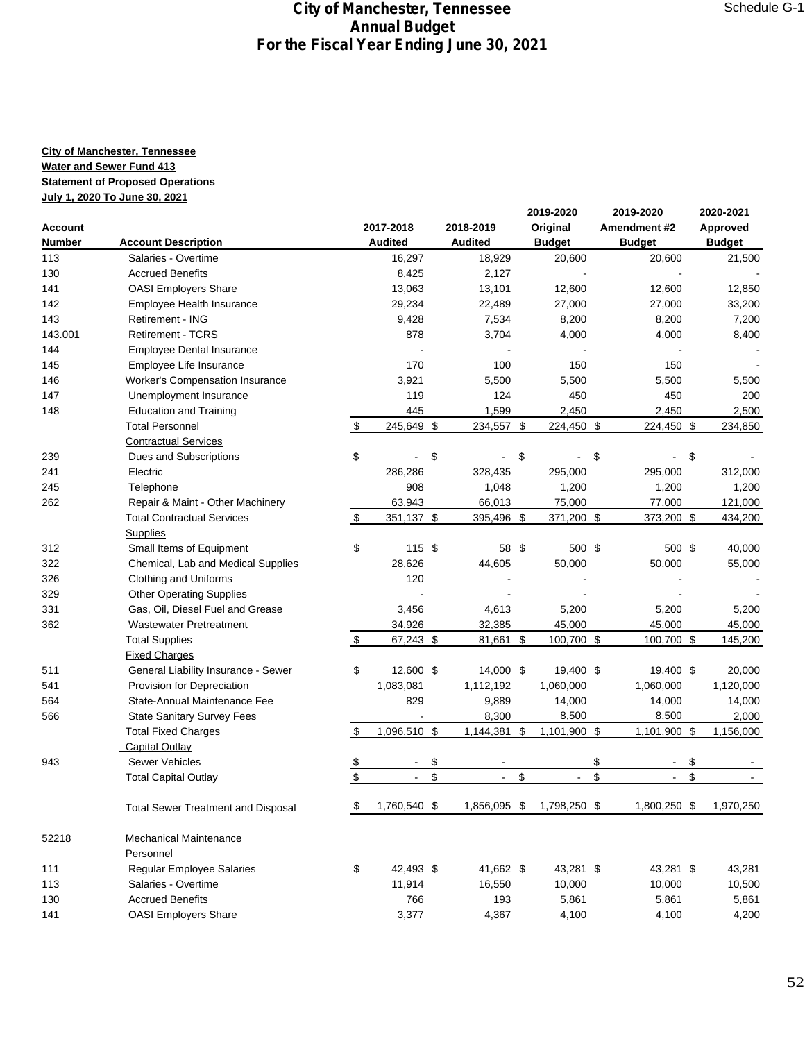# City of Manchester, Tennessee
## Annual Budget
## For the Fiscal Year Ending June 30, 2021

Schedule G-1

**City of Manchester, Tennessee**
**Water and Sewer Fund 413**
**Statement of Proposed Operations**
**July 1, 2020 To June 30, 2021**

| Account Number | Account Description | 2017-2018 Audited | 2018-2019 Audited | 2019-2020 Original Budget | 2019-2020 Amendment #2 Budget | 2020-2021 Approved Budget |
|---|---|---|---|---|---|---|
| 113 | Salaries - Overtime | 16,297 | 18,929 | 20,600 | 20,600 | 21,500 |
| 130 | Accrued Benefits | 8,425 | 2,127 | - | - | - |
| 141 | OASI Employers Share | 13,063 | 13,101 | 12,600 | 12,600 | 12,850 |
| 142 | Employee Health Insurance | 29,234 | 22,489 | 27,000 | 27,000 | 33,200 |
| 143 | Retirement - ING | 9,428 | 7,534 | 8,200 | 8,200 | 7,200 |
| 143.001 | Retirement - TCRS | 878 | 3,704 | 4,000 | 4,000 | 8,400 |
| 144 | Employee Dental Insurance | - | - | - | - | - |
| 145 | Employee Life Insurance | 170 | 100 | 150 | 150 | - |
| 146 | Worker's Compensation Insurance | 3,921 | 5,500 | 5,500 | 5,500 | 5,500 |
| 147 | Unemployment Insurance | 119 | 124 | 450 | 450 | 200 |
| 148 | Education and Training | 445 | 1,599 | 2,450 | 2,450 | 2,500 |
| | Total Personnel | $ 245,649 | $ 234,557 | $ 224,450 | $ 224,450 | $ 234,850 |
| | Contractual Services | | | | | |
| 239 | Dues and Subscriptions | $ - | $ - | $ - | $ - | $ - |
| 241 | Electric | 286,286 | 328,435 | 295,000 | 295,000 | 312,000 |
| 245 | Telephone | 908 | 1,048 | 1,200 | 1,200 | 1,200 |
| 262 | Repair & Maint - Other Machinery | 63,943 | 66,013 | 75,000 | 77,000 | 121,000 |
| | Total Contractual Services | $ 351,137 | $ 395,496 | $ 371,200 | $ 373,200 | $ 434,200 |
| | Supplies | | | | | |
| 312 | Small Items of Equipment | $ 115 | $ 58 | $ 500 | $ 500 | $ 40,000 |
| 322 | Chemical, Lab and Medical Supplies | 28,626 | 44,605 | 50,000 | 50,000 | 55,000 |
| 326 | Clothing and Uniforms | 120 | - | - | - | - |
| 329 | Other Operating Supplies | - | - | - | - | - |
| 331 | Gas, Oil, Diesel Fuel and Grease | 3,456 | 4,613 | 5,200 | 5,200 | 5,200 |
| 362 | Wastewater Pretreatment | 34,926 | 32,385 | 45,000 | 45,000 | 45,000 |
| | Total Supplies | $ 67,243 | $ 81,661 | $ 100,700 | $ 100,700 | $ 145,200 |
| | Fixed Charges | | | | | |
| 511 | General Liability Insurance - Sewer | $ 12,600 | $ 14,000 | $ 19,400 | $ 19,400 | $ 20,000 |
| 541 | Provision for Depreciation | 1,083,081 | 1,112,192 | 1,060,000 | 1,060,000 | 1,120,000 |
| 564 | State-Annual Maintenance Fee | 829 | 9,889 | 14,000 | 14,000 | 14,000 |
| 566 | State Sanitary Survey Fees | - | 8,300 | 8,500 | 8,500 | 2,000 |
| | Total Fixed Charges | $ 1,096,510 | $ 1,144,381 | $ 1,101,900 | $ 1,101,900 | $ 1,156,000 |
| | Capital Outlay | | | | | |
| 943 | Sewer Vehicles | $ - | $ - | | $ - | $ - |
| | Total Capital Outlay | $ - | $ - | $ - | $ - | $ - |
| | Total Sewer Treatment and Disposal | $ 1,760,540 | $ 1,856,095 | $ 1,798,250 | $ 1,800,250 | $ 1,970,250 |
| 52218 | Mechanical Maintenance | | | | | |
| | Personnel | | | | | |
| 111 | Regular Employee Salaries | $ 42,493 | $ 41,662 | $ 43,281 | $ 43,281 | $ 43,281 |
| 113 | Salaries - Overtime | 11,914 | 16,550 | 10,000 | 10,000 | 10,500 |
| 130 | Accrued Benefits | 766 | 193 | 5,861 | 5,861 | 5,861 |
| 141 | OASI Employers Share | 3,377 | 4,367 | 4,100 | 4,100 | 4,200 |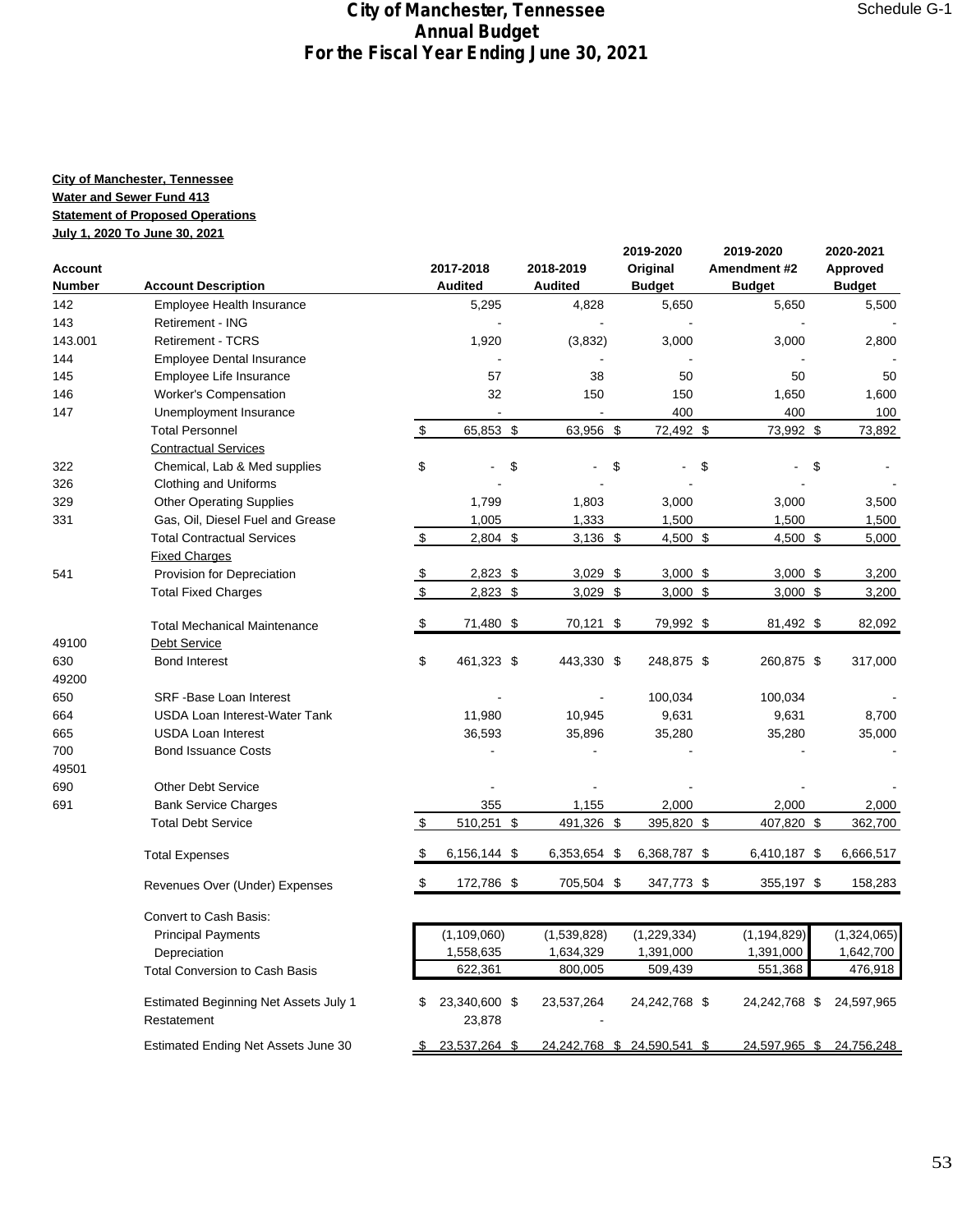# City of Manchester, Tennessee
## Annual Budget
## For the Fiscal Year Ending June 30, 2021

Schedule G-1

**City of Manchester, Tennessee**
**Water and Sewer Fund 413**
**Statement of Proposed Operations**
**July 1, 2020 To June 30, 2021**

| Account Number | Account Description | 2017-2018 Audited | 2018-2019 Audited | 2019-2020 Original Budget | 2019-2020 Amendment #2 Budget | 2020-2021 Approved Budget |
|---|---|---|---|---|---|---|
| 142 | Employee Health Insurance | 5,295 | 4,828 | 5,650 | 5,650 | 5,500 |
| 143 | Retirement - ING | - | - | - | - | - |
| 143.001 | Retirement - TCRS | 1,920 | (3,832) | 3,000 | 3,000 | 2,800 |
| 144 | Employee Dental Insurance | - | - | - | - | - |
| 145 | Employee Life Insurance | 57 | 38 | 50 | 50 | 50 |
| 146 | Worker's Compensation | 32 | 150 | 150 | 1,650 | 1,600 |
| 147 | Unemployment Insurance | - | - | 400 | 400 | 100 |
| | Total Personnel | $ 65,853 | $ 63,956 | $ 72,492 | $ 73,992 | $ 73,892 |
| | Contractual Services | | | | | |
| 322 | Chemical, Lab & Med supplies | $ - | $ - | $ - | $ - | $ - |
| 326 | Clothing and Uniforms | - | - | - | - | - |
| 329 | Other Operating Supplies | 1,799 | 1,803 | 3,000 | 3,000 | 3,500 |
| 331 | Gas, Oil, Diesel Fuel and Grease | 1,005 | 1,333 | 1,500 | 1,500 | 1,500 |
| | Total Contractual Services | $ 2,804 | $ 3,136 | $ 4,500 | $ 4,500 | $ 5,000 |
| | Fixed Charges | | | | | |
| 541 | Provision for Depreciation | $ 2,823 | $ 3,029 | $ 3,000 | $ 3,000 | $ 3,200 |
| | Total Fixed Charges | $ 2,823 | $ 3,029 | $ 3,000 | $ 3,000 | $ 3,200 |
| | Total Mechanical Maintenance | $ 71,480 | $ 70,121 | $ 79,992 | $ 81,492 | $ 82,092 |
| 49100 | Debt Service | | | | | |
| 630 | Bond Interest | $ 461,323 | $ 443,330 | $ 248,875 | $ 260,875 | $ 317,000 |
| 49200 | | | | | | |
| 650 | SRF -Base Loan Interest | - | - | 100,034 | 100,034 | - |
| 664 | USDA Loan Interest-Water Tank | 11,980 | 10,945 | 9,631 | 9,631 | 8,700 |
| 665 | USDA Loan Interest | 36,593 | 35,896 | 35,280 | 35,280 | 35,000 |
| 700 | Bond Issuance Costs | - | - | - | - | - |
| 49501 | | | | | | |
| 690 | Other Debt Service | - | - | - | - | - |
| 691 | Bank Service Charges | 355 | 1,155 | 2,000 | 2,000 | 2,000 |
| | Total Debt Service | $ 510,251 | $ 491,326 | $ 395,820 | $ 407,820 | $ 362,700 |
| | Total Expenses | $ 6,156,144 | $ 6,353,654 | $ 6,368,787 | $ 6,410,187 | $ 6,666,517 |
| | Revenues Over (Under) Expenses | $ 172,786 | $ 705,504 | $ 347,773 | $ 355,197 | $ 158,283 |
| | Convert to Cash Basis: | | | | | |
| | Principal Payments | (1,109,060) | (1,539,828) | (1,229,334) | (1,194,829) | (1,324,065) |
| | Depreciation | 1,558,635 | 1,634,329 | 1,391,000 | 1,391,000 | 1,642,700 |
| | Total Conversion to Cash Basis | 622,361 | 800,005 | 509,439 | 551,368 | 476,918 |
| | Estimated Beginning Net Assets July 1 | $ 23,340,600 | $ 23,537,264 | 24,242,768 | $ 24,242,768 | $ 24,597,965 |
| | Restatement | 23,878 | - | | | |
| | Estimated Ending Net Assets June 30 | $ 23,537,264 | $ 24,242,768 | $ 24,590,541 | $ 24,597,965 | $ 24,756,248 |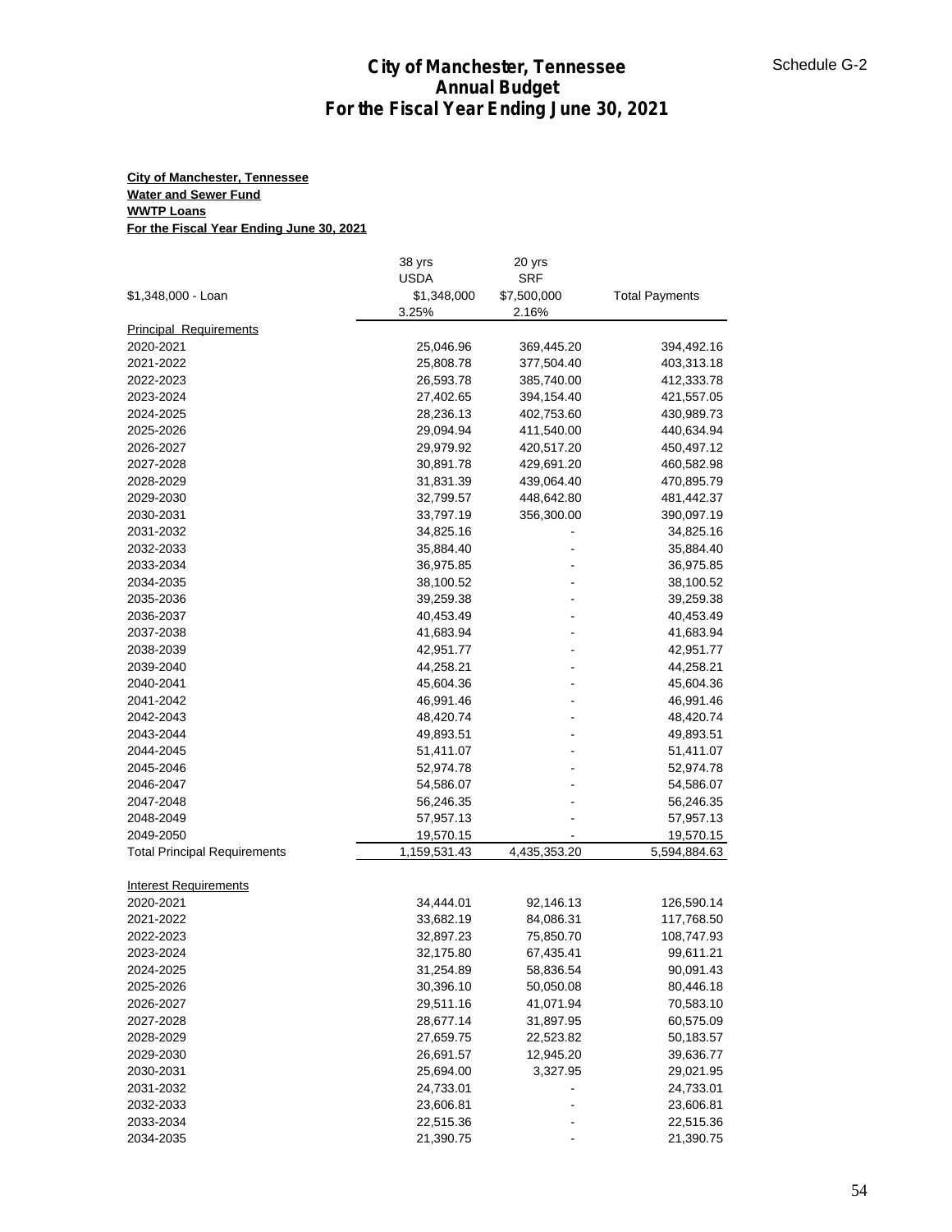# City of Manchester, Tennessee
## Annual Budget
## For the Fiscal Year Ending June 30, 2021

Schedule G-2

**City of Manchester, Tennessee**
**Water and Sewer Fund**
**WWTP Loans**
**For the Fiscal Year Ending June 30, 2021**

| | 38 yrs | 20 yrs | |
|---|---|---|---|
| | USDA | SRF | |
| $1,348,000 - Loan | $1,348,000 | $7,500,000 | Total Payments |
| | 3.25% | 2.16% | |
| Principal Requirements | | | |
| 2020-2021 | 25,046.96 | 369,445.20 | 394,492.16 |
| 2021-2022 | 25,808.78 | 377,504.40 | 403,313.18 |
| 2022-2023 | 26,593.78 | 385,740.00 | 412,333.78 |
| 2023-2024 | 27,402.65 | 394,154.40 | 421,557.05 |
| 2024-2025 | 28,236.13 | 402,753.60 | 430,989.73 |
| 2025-2026 | 29,094.94 | 411,540.00 | 440,634.94 |
| 2026-2027 | 29,979.92 | 420,517.20 | 450,497.12 |
| 2027-2028 | 30,891.78 | 429,691.20 | 460,582.98 |
| 2028-2029 | 31,831.39 | 439,064.40 | 470,895.79 |
| 2029-2030 | 32,799.57 | 448,642.80 | 481,442.37 |
| 2030-2031 | 33,797.19 | 356,300.00 | 390,097.19 |
| 2031-2032 | 34,825.16 | - | 34,825.16 |
| 2032-2033 | 35,884.40 | - | 35,884.40 |
| 2033-2034 | 36,975.85 | - | 36,975.85 |
| 2034-2035 | 38,100.52 | - | 38,100.52 |
| 2035-2036 | 39,259.38 | - | 39,259.38 |
| 2036-2037 | 40,453.49 | - | 40,453.49 |
| 2037-2038 | 41,683.94 | - | 41,683.94 |
| 2038-2039 | 42,951.77 | - | 42,951.77 |
| 2039-2040 | 44,258.21 | - | 44,258.21 |
| 2040-2041 | 45,604.36 | - | 45,604.36 |
| 2041-2042 | 46,991.46 | - | 46,991.46 |
| 2042-2043 | 48,420.74 | - | 48,420.74 |
| 2043-2044 | 49,893.51 | - | 49,893.51 |
| 2044-2045 | 51,411.07 | - | 51,411.07 |
| 2045-2046 | 52,974.78 | - | 52,974.78 |
| 2046-2047 | 54,586.07 | - | 54,586.07 |
| 2047-2048 | 56,246.35 | - | 56,246.35 |
| 2048-2049 | 57,957.13 | - | 57,957.13 |
| 2049-2050 | 19,570.15 | - | 19,570.15 |
| Total Principal Requirements | 1,159,531.43 | 4,435,353.20 | 5,594,884.63 |
| | | | |
| Interest Requirements | | | |
| 2020-2021 | 34,444.01 | 92,146.13 | 126,590.14 |
| 2021-2022 | 33,682.19 | 84,086.31 | 117,768.50 |
| 2022-2023 | 32,897.23 | 75,850.70 | 108,747.93 |
| 2023-2024 | 32,175.80 | 67,435.41 | 99,611.21 |
| 2024-2025 | 31,254.89 | 58,836.54 | 90,091.43 |
| 2025-2026 | 30,396.10 | 50,050.08 | 80,446.18 |
| 2026-2027 | 29,511.16 | 41,071.94 | 70,583.10 |
| 2027-2028 | 28,677.14 | 31,897.95 | 60,575.09 |
| 2028-2029 | 27,659.75 | 22,523.82 | 50,183.57 |
| 2029-2030 | 26,691.57 | 12,945.20 | 39,636.77 |
| 2030-2031 | 25,694.00 | 3,327.95 | 29,021.95 |
| 2031-2032 | 24,733.01 | - | 24,733.01 |
| 2032-2033 | 23,606.81 | - | 23,606.81 |
| 2033-2034 | 22,515.36 | - | 22,515.36 |
| 2034-2035 | 21,390.75 | - | 21,390.75 |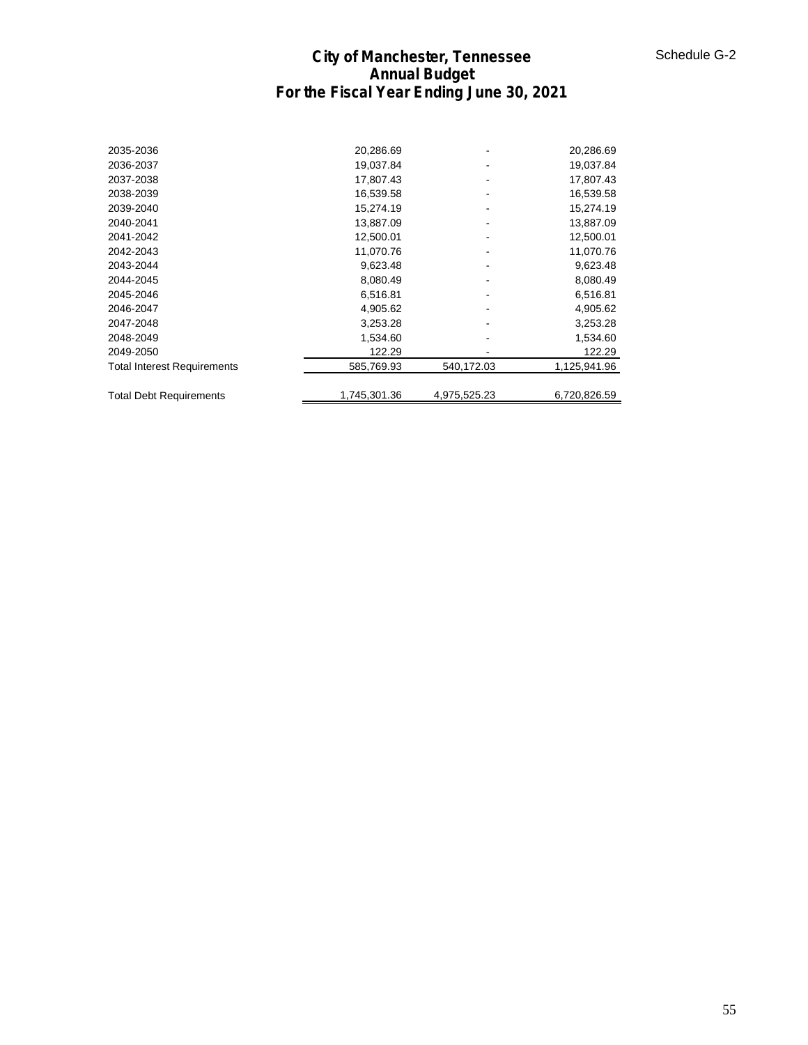# City of Manchester, Tennessee
## Annual Budget
## For the Fiscal Year Ending June 30, 2021

Schedule G-2

| | | | |
|---|---|---|---|
| 2035-2036 | 20,286.69 | - | 20,286.69 |
| 2036-2037 | 19,037.84 | - | 19,037.84 |
| 2037-2038 | 17,807.43 | - | 17,807.43 |
| 2038-2039 | 16,539.58 | - | 16,539.58 |
| 2039-2040 | 15,274.19 | - | 15,274.19 |
| 2040-2041 | 13,887.09 | - | 13,887.09 |
| 2041-2042 | 12,500.01 | - | 12,500.01 |
| 2042-2043 | 11,070.76 | - | 11,070.76 |
| 2043-2044 | 9,623.48 | - | 9,623.48 |
| 2044-2045 | 8,080.49 | - | 8,080.49 |
| 2045-2046 | 6,516.81 | - | 6,516.81 |
| 2046-2047 | 4,905.62 | - | 4,905.62 |
| 2047-2048 | 3,253.28 | - | 3,253.28 |
| 2048-2049 | 1,534.60 | - | 1,534.60 |
| 2049-2050 | 122.29 | - | 122.29 |
| Total Interest Requirements | 585,769.93 | 540,172.03 | 1,125,941.96 |
| | | | |
| Total Debt Requirements | 1,745,301.36 | 4,975,525.23 | 6,720,826.59 |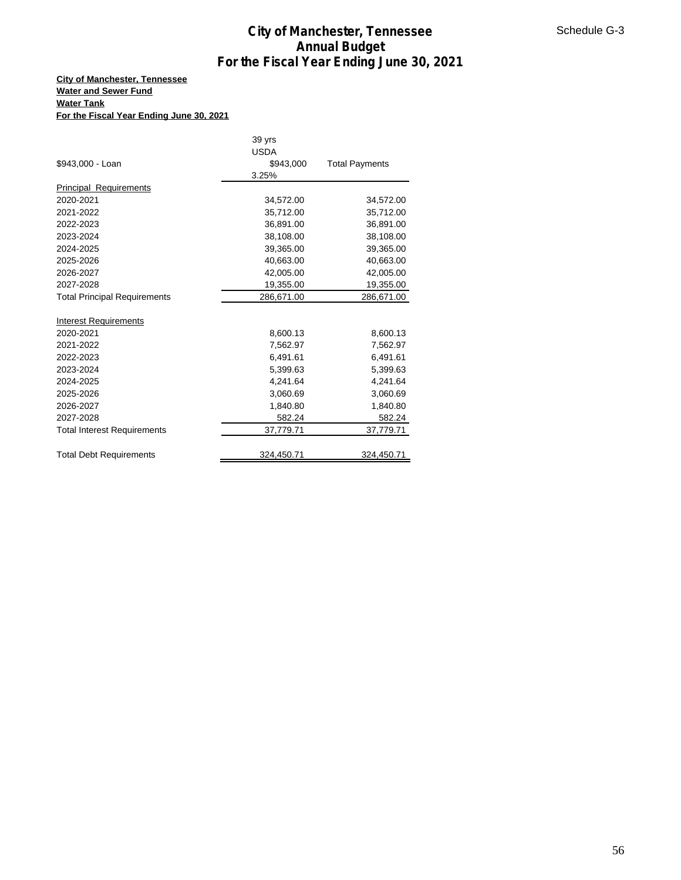# City of Manchester, Tennessee
## Annual Budget
## For the Fiscal Year Ending June 30, 2021

Schedule G-3

**City of Manchester, Tennessee**
**Water and Sewer Fund**
**Water Tank**
**For the Fiscal Year Ending June 30, 2021**

| $943,000 - Loan | 39 yrs USDA $943,000 3.25% | Total Payments |
|---|---|---|
| Principal Requirements | | |
| 2020-2021 | 34,572.00 | 34,572.00 |
| 2021-2022 | 35,712.00 | 35,712.00 |
| 2022-2023 | 36,891.00 | 36,891.00 |
| 2023-2024 | 38,108.00 | 38,108.00 |
| 2024-2025 | 39,365.00 | 39,365.00 |
| 2025-2026 | 40,663.00 | 40,663.00 |
| 2026-2027 | 42,005.00 | 42,005.00 |
| 2027-2028 | 19,355.00 | 19,355.00 |
| Total Principal Requirements | 286,671.00 | 286,671.00 |
| | | |
| Interest Requirements | | |
| 2020-2021 | 8,600.13 | 8,600.13 |
| 2021-2022 | 7,562.97 | 7,562.97 |
| 2022-2023 | 6,491.61 | 6,491.61 |
| 2023-2024 | 5,399.63 | 5,399.63 |
| 2024-2025 | 4,241.64 | 4,241.64 |
| 2025-2026 | 3,060.69 | 3,060.69 |
| 2026-2027 | 1,840.80 | 1,840.80 |
| 2027-2028 | 582.24 | 582.24 |
| Total Interest Requirements | 37,779.71 | 37,779.71 |
| | | |
| Total Debt Requirements | 324,450.71 | 324,450.71 |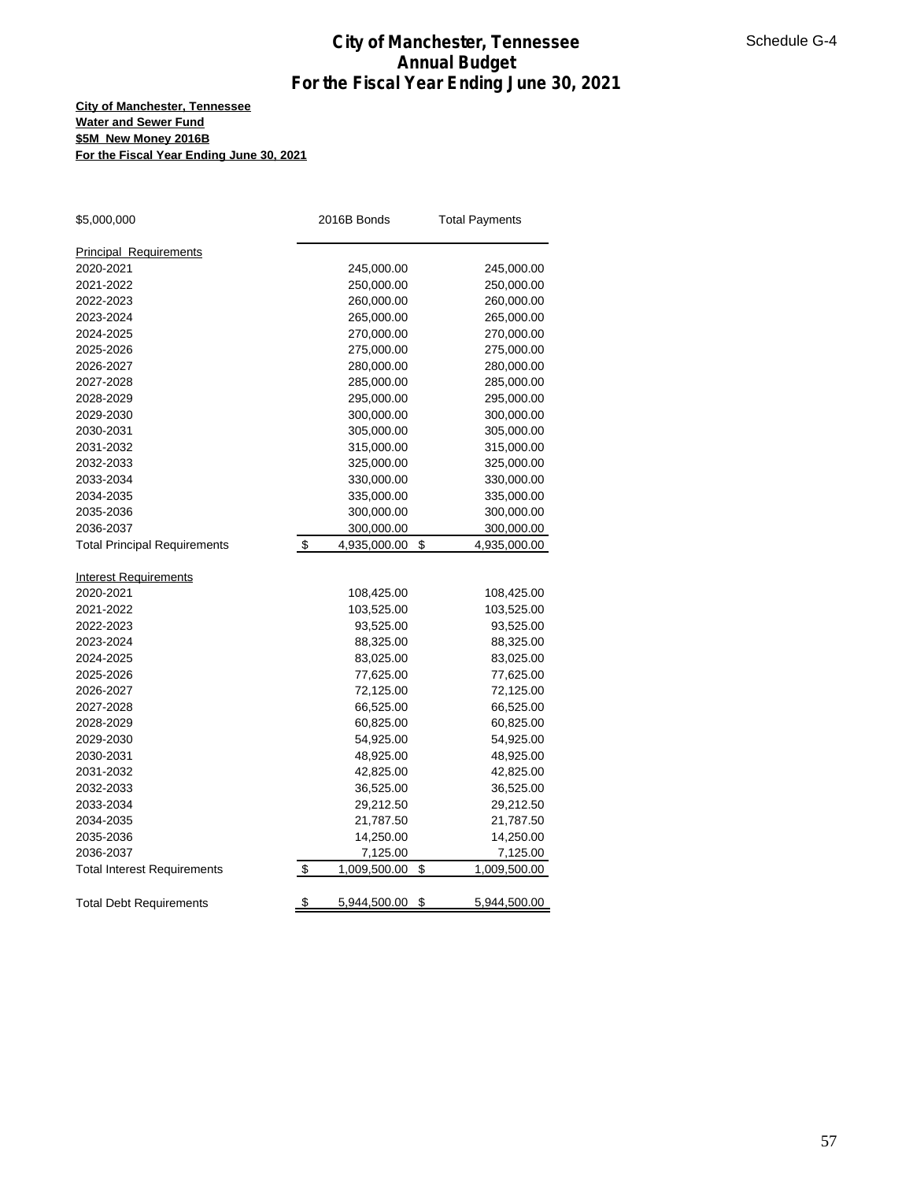# City of Manchester, Tennessee
## Annual Budget
## For the Fiscal Year Ending June 30, 2021

Schedule G-4

**City of Manchester, Tennessee**
**Water and Sewer Fund**
**$5M New Money 2016B**
**For the Fiscal Year Ending June 30, 2021**

| $5,000,000 | 2016B Bonds | Total Payments |
|---|---|---|
| Principal Requirements | | |
| 2020-2021 | 245,000.00 | 245,000.00 |
| 2021-2022 | 250,000.00 | 250,000.00 |
| 2022-2023 | 260,000.00 | 260,000.00 |
| 2023-2024 | 265,000.00 | 265,000.00 |
| 2024-2025 | 270,000.00 | 270,000.00 |
| 2025-2026 | 275,000.00 | 275,000.00 |
| 2026-2027 | 280,000.00 | 280,000.00 |
| 2027-2028 | 285,000.00 | 285,000.00 |
| 2028-2029 | 295,000.00 | 295,000.00 |
| 2029-2030 | 300,000.00 | 300,000.00 |
| 2030-2031 | 305,000.00 | 305,000.00 |
| 2031-2032 | 315,000.00 | 315,000.00 |
| 2032-2033 | 325,000.00 | 325,000.00 |
| 2033-2034 | 330,000.00 | 330,000.00 |
| 2034-2035 | 335,000.00 | 335,000.00 |
| 2035-2036 | 300,000.00 | 300,000.00 |
| 2036-2037 | 300,000.00 | 300,000.00 |
| Total Principal Requirements | $ 4,935,000.00 | $ 4,935,000.00 |
| | | |
| Interest Requirements | | |
| 2020-2021 | 108,425.00 | 108,425.00 |
| 2021-2022 | 103,525.00 | 103,525.00 |
| 2022-2023 | 93,525.00 | 93,525.00 |
| 2023-2024 | 88,325.00 | 88,325.00 |
| 2024-2025 | 83,025.00 | 83,025.00 |
| 2025-2026 | 77,625.00 | 77,625.00 |
| 2026-2027 | 72,125.00 | 72,125.00 |
| 2027-2028 | 66,525.00 | 66,525.00 |
| 2028-2029 | 60,825.00 | 60,825.00 |
| 2029-2030 | 54,925.00 | 54,925.00 |
| 2030-2031 | 48,925.00 | 48,925.00 |
| 2031-2032 | 42,825.00 | 42,825.00 |
| 2032-2033 | 36,525.00 | 36,525.00 |
| 2033-2034 | 29,212.50 | 29,212.50 |
| 2034-2035 | 21,787.50 | 21,787.50 |
| 2035-2036 | 14,250.00 | 14,250.00 |
| 2036-2037 | 7,125.00 | 7,125.00 |
| Total Interest Requirements | $ 1,009,500.00 | $ 1,009,500.00 |
| | | |
| Total Debt Requirements | $ 5,944,500.00 | $ 5,944,500.00 |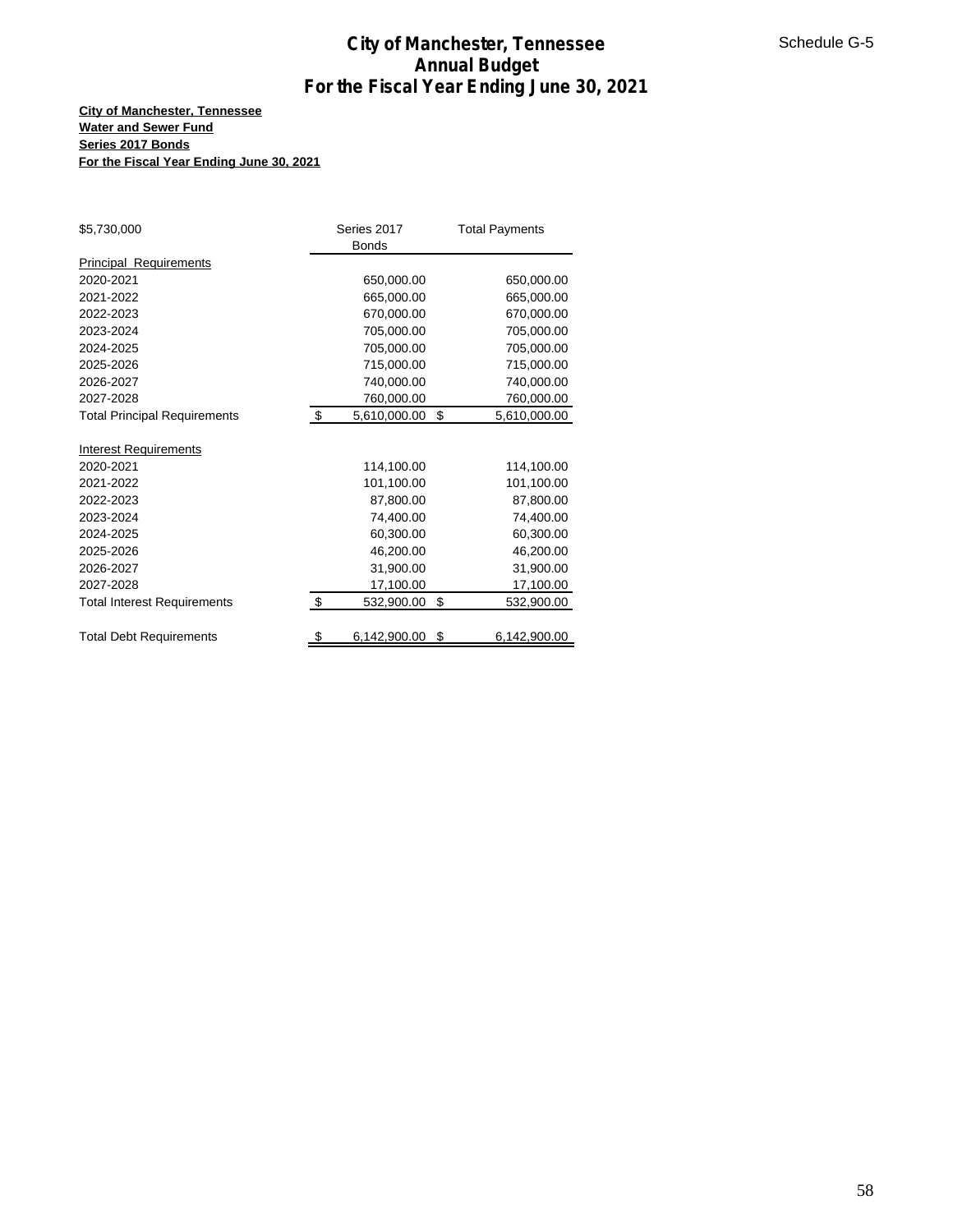# City of Manchester, Tennessee
# Annual Budget
# For the Fiscal Year Ending June 30, 2021

Schedule G-5

**City of Manchester, Tennessee**
**Water and Sewer Fund**
**Series 2017 Bonds**
**For the Fiscal Year Ending June 30, 2021**

| $5,730,000 | Series 2017 Bonds | Total Payments |
|---|---|---|
| Principal Requirements | | |
| 2020-2021 | 650,000.00 | 650,000.00 |
| 2021-2022 | 665,000.00 | 665,000.00 |
| 2022-2023 | 670,000.00 | 670,000.00 |
| 2023-2024 | 705,000.00 | 705,000.00 |
| 2024-2025 | 705,000.00 | 705,000.00 |
| 2025-2026 | 715,000.00 | 715,000.00 |
| 2026-2027 | 740,000.00 | 740,000.00 |
| 2027-2028 | 760,000.00 | 760,000.00 |
| Total Principal Requirements | $ 5,610,000.00 | $ 5,610,000.00 |
| | | |
| Interest Requirements | | |
| 2020-2021 | 114,100.00 | 114,100.00 |
| 2021-2022 | 101,100.00 | 101,100.00 |
| 2022-2023 | 87,800.00 | 87,800.00 |
| 2023-2024 | 74,400.00 | 74,400.00 |
| 2024-2025 | 60,300.00 | 60,300.00 |
| 2025-2026 | 46,200.00 | 46,200.00 |
| 2026-2027 | 31,900.00 | 31,900.00 |
| 2027-2028 | 17,100.00 | 17,100.00 |
| Total Interest Requirements | $ 532,900.00 | $ 532,900.00 |
| | | |
| Total Debt Requirements | $ 6,142,900.00 | $ 6,142,900.00 |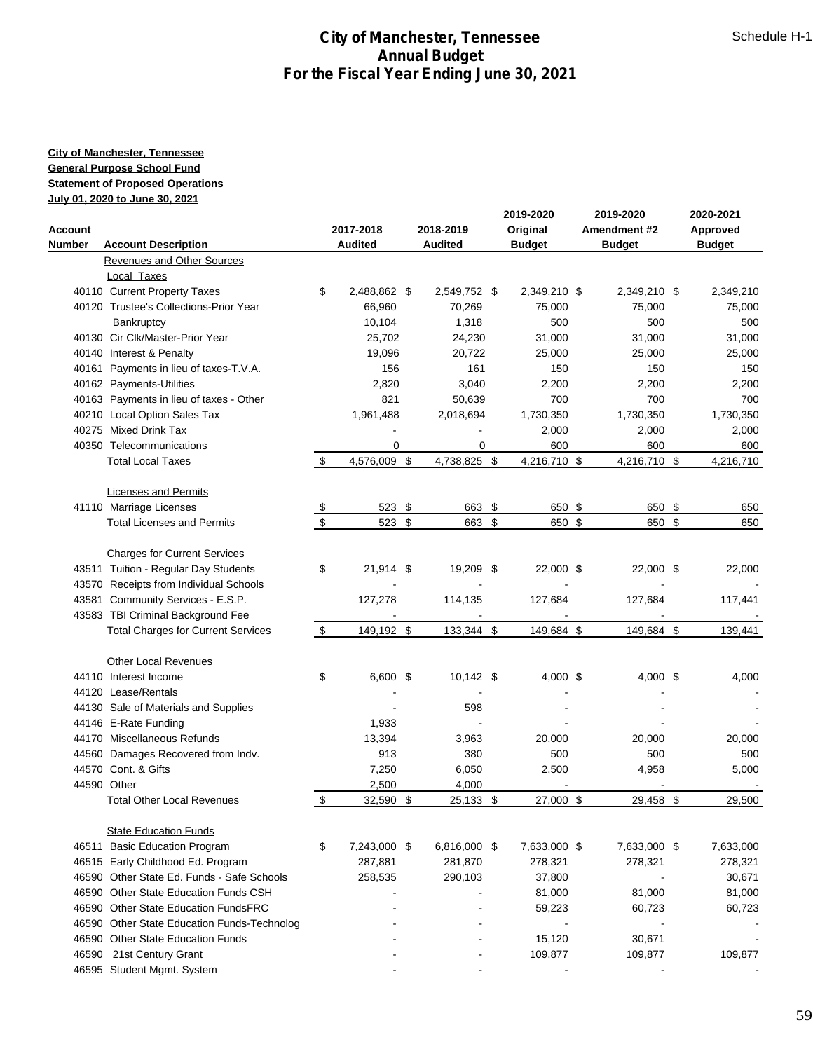# City of Manchester, Tennessee
## Annual Budget
## For the Fiscal Year Ending June 30, 2021

Schedule H-1

**City of Manchester, Tennessee**
**General Purpose School Fund**
**Statement of Proposed Operations**
**July 01, 2020 to June 30, 2021**

| Account Number | Account Description | 2017-2018 Audited | 2018-2019 Audited | 2019-2020 Original Budget | 2019-2020 Amendment #2 Budget | 2020-2021 Approved Budget |
|---|---|---|---|---|---|---|
| | Revenues and Other Sources | | | | | |
| | Local Taxes | | | | | |
| 40110 | Current Property Taxes | $ 2,488,862 | $ 2,549,752 | $ 2,349,210 | $ 2,349,210 | $ 2,349,210 |
| 40120 | Trustee's Collections-Prior Year | 66,960 | 70,269 | 75,000 | 75,000 | 75,000 |
| | Bankruptcy | 10,104 | 1,318 | 500 | 500 | 500 |
| 40130 | Cir Clk/Master-Prior Year | 25,702 | 24,230 | 31,000 | 31,000 | 31,000 |
| 40140 | Interest & Penalty | 19,096 | 20,722 | 25,000 | 25,000 | 25,000 |
| 40161 | Payments in lieu of taxes-T.V.A. | 156 | 161 | 150 | 150 | 150 |
| 40162 | Payments-Utilities | 2,820 | 3,040 | 2,200 | 2,200 | 2,200 |
| 40163 | Payments in lieu of taxes - Other | 821 | 50,639 | 700 | 700 | 700 |
| 40210 | Local Option Sales Tax | 1,961,488 | 2,018,694 | 1,730,350 | 1,730,350 | 1,730,350 |
| 40275 | Mixed Drink Tax | - | - | 2,000 | 2,000 | 2,000 |
| 40350 | Telecommunications | 0 | 0 | 600 | 600 | 600 |
| | Total Local Taxes | $ 4,576,009 | $ 4,738,825 | $ 4,216,710 | $ 4,216,710 | $ 4,216,710 |
| | Licenses and Permits | | | | | |
| 41110 | Marriage Licenses | $ 523 | $ 663 | $ 650 | $ 650 | $ 650 |
| | Total Licenses and Permits | $ 523 | $ 663 | $ 650 | $ 650 | $ 650 |
| | Charges for Current Services | | | | | |
| 43511 | Tuition - Regular Day Students | $ 21,914 | $ 19,209 | $ 22,000 | $ 22,000 | $ 22,000 |
| 43570 | Receipts from Individual Schools | - | - | - | - | - |
| 43581 | Community Services - E.S.P. | 127,278 | 114,135 | 127,684 | 127,684 | 117,441 |
| 43583 | TBI Criminal Background Fee | - | - | - | - | - |
| | Total Charges for Current Services | $ 149,192 | $ 133,344 | $ 149,684 | $ 149,684 | $ 139,441 |
| | Other Local Revenues | | | | | |
| 44110 | Interest Income | $ 6,600 | $ 10,142 | $ 4,000 | $ 4,000 | $ 4,000 |
| 44120 | Lease/Rentals | - | - | - | - | - |
| 44130 | Sale of Materials and Supplies | - | 598 | - | - | - |
| 44146 | E-Rate Funding | 1,933 | - | - | - | - |
| 44170 | Miscellaneous Refunds | 13,394 | 3,963 | 20,000 | 20,000 | 20,000 |
| 44560 | Damages Recovered from Indv. | 913 | 380 | 500 | 500 | 500 |
| 44570 | Cont. & Gifts | 7,250 | 6,050 | 2,500 | 4,958 | 5,000 |
| 44590 | Other | 2,500 | 4,000 | - | - | - |
| | Total Other Local Revenues | $ 32,590 | $ 25,133 | $ 27,000 | $ 29,458 | $ 29,500 |
| | State Education Funds | | | | | |
| 46511 | Basic Education Program | $ 7,243,000 | $ 6,816,000 | $ 7,633,000 | $ 7,633,000 | $ 7,633,000 |
| 46515 | Early Childhood Ed. Program | 287,881 | 281,870 | 278,321 | 278,321 | 278,321 |
| 46590 | Other State Ed. Funds - Safe Schools | 258,535 | 290,103 | 37,800 | - | 30,671 |
| 46590 | Other State Education Funds CSH | - | - | 81,000 | 81,000 | 81,000 |
| 46590 | Other State Education FundsFRC | - | - | 59,223 | 60,723 | 60,723 |
| 46590 | Other State Education Funds-Technolog | - | - | - | - | - |
| 46590 | Other State Education Funds | - | - | 15,120 | 30,671 | - |
| 46590 | 21st Century Grant | - | - | 109,877 | 109,877 | 109,877 |
| 46595 | Student Mgmt. System | - | - | - | - | - |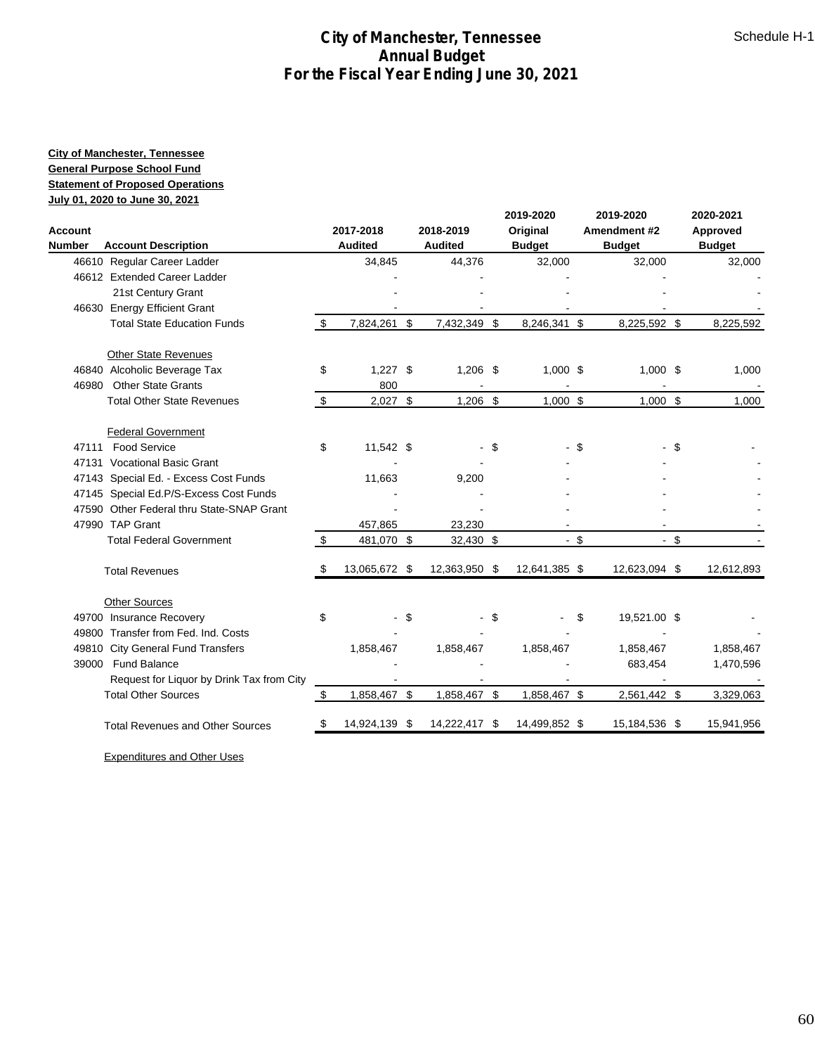# City of Manchester, Tennessee
## Annual Budget
## For the Fiscal Year Ending June 30, 2021

Schedule H-1

**City of Manchester, Tennessee**
**General Purpose School Fund**
**Statement of Proposed Operations**
**July 01, 2020 to June 30, 2021**

| Account Number | Account Description | 2017-2018 Audited | 2018-2019 Audited | 2019-2020 Original Budget | 2019-2020 Amendment #2 Budget | 2020-2021 Approved Budget |
|---|---|---|---|---|---|---|
| 46610 | Regular Career Ladder | 34,845 | 44,376 | 32,000 | 32,000 | 32,000 |
| 46612 | Extended Career Ladder | - | - | - | - | - |
| | 21st Century Grant | - | - | - | - | - |
| 46630 | Energy Efficient Grant | - | - | - | - | - |
| | Total State Education Funds | $ 7,824,261 | $ 7,432,349 | $ 8,246,341 | $ 8,225,592 | $ 8,225,592 |
| | Other State Revenues | | | | | |
| 46840 | Alcoholic Beverage Tax | $ 1,227 | $ 1,206 | $ 1,000 | $ 1,000 | $ 1,000 |
| 46980 | Other State Grants | 800 | - | - | - | - |
| | Total Other State Revenues | $ 2,027 | $ 1,206 | $ 1,000 | $ 1,000 | $ 1,000 |
| | Federal Government | | | | | |
| 47111 | Food Service | $ 11,542 | $ - | $ - | $ - | $ - |
| 47131 | Vocational Basic Grant | - | - | - | - | - |
| 47143 | Special Ed. - Excess Cost Funds | 11,663 | 9,200 | - | - | - |
| 47145 | Special Ed.P/S-Excess Cost Funds | - | - | - | - | - |
| 47590 | Other Federal thru State-SNAP Grant | - | - | - | - | - |
| 47990 | TAP Grant | 457,865 | 23,230 | - | - | - |
| | Total Federal Government | $ 481,070 | $ 32,430 | $ - | $ - | $ - |
| | Total Revenues | $ 13,065,672 | $ 12,363,950 | $ 12,641,385 | $ 12,623,094 | $ 12,612,893 |
| | Other Sources | | | | | |
| 49700 | Insurance Recovery | $ - | $ - | $ - | $ 19,521.00 | $ - |
| 49800 | Transfer from Fed. Ind. Costs | - | - | - | - | - |
| 49810 | City General Fund Transfers | 1,858,467 | 1,858,467 | 1,858,467 | 1,858,467 | 1,858,467 |
| 39000 | Fund Balance | - | - | - | 683,454 | 1,470,596 |
| | Request for Liquor by Drink Tax from City | - | - | - | - | - |
| | Total Other Sources | $ 1,858,467 | $ 1,858,467 | $ 1,858,467 | $ 2,561,442 | $ 3,329,063 |
| | Total Revenues and Other Sources | $ 14,924,139 | $ 14,222,417 | $ 14,499,852 | $ 15,184,536 | $ 15,941,956 |

Expenditures and Other Uses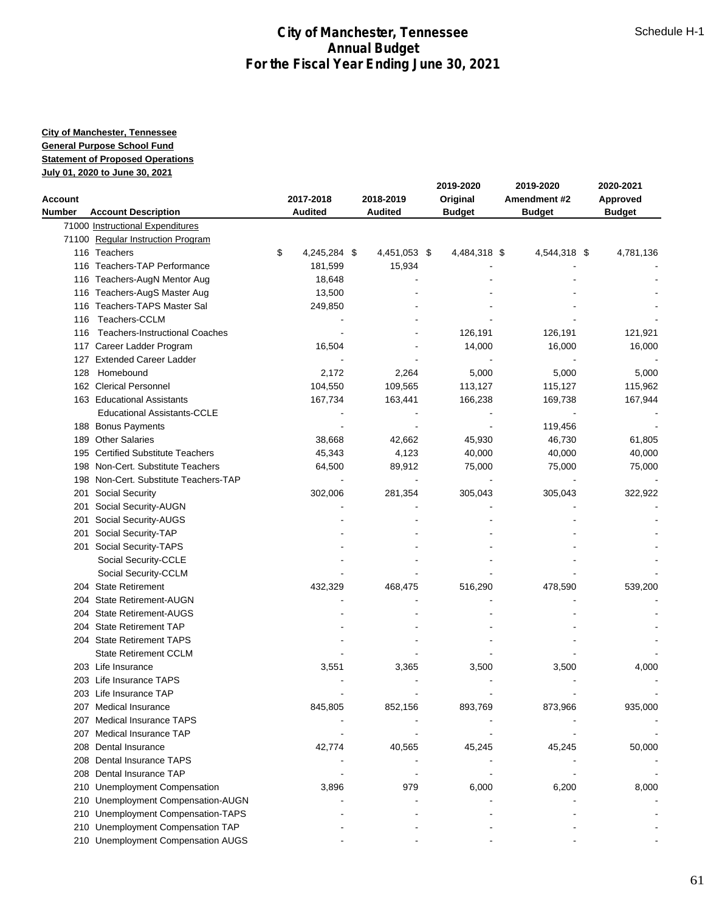# City of Manchester, Tennessee
# Annual Budget
# For the Fiscal Year Ending June 30, 2021

Schedule H-1

**City of Manchester, Tennessee**
**General Purpose School Fund**
**Statement of Proposed Operations**
**July 01, 2020 to June 30, 2021**

| Account Number | Account Description | 2017-2018 Audited | 2018-2019 Audited | 2019-2020 Original Budget | 2019-2020 Amendment #2 Budget | 2020-2021 Approved Budget |
|---|---|---|---|---|---|---|
| 71000 | Instructional Expenditures | | | | | |
| 71100 | Regular Instruction Program | | | | | |
| 116 | Teachers | $ 4,245,284 | $ 4,451,053 | $ 4,484,318 | $ 4,544,318 | $ 4,781,136 |
| 116 | Teachers-TAP Performance | 181,599 | 15,934 | - | - | - |
| 116 | Teachers-AugN Mentor Aug | 18,648 | - | - | - | - |
| 116 | Teachers-AugS Master Aug | 13,500 | - | - | - | - |
| 116 | Teachers-TAPS Master Sal | 249,850 | - | - | - | - |
| 116 | Teachers-CCLM | - | - | - | - | - |
| 116 | Teachers-Instructional Coaches | - | - | 126,191 | 126,191 | 121,921 |
| 117 | Career Ladder Program | 16,504 | - | 14,000 | 16,000 | 16,000 |
| 127 | Extended Career Ladder | - | - | - | - | - |
| 128 | Homebound | 2,172 | 2,264 | 5,000 | 5,000 | 5,000 |
| 162 | Clerical Personnel | 104,550 | 109,565 | 113,127 | 115,127 | 115,962 |
| 163 | Educational Assistants | 167,734 | 163,441 | 166,238 | 169,738 | 167,944 |
| | Educational Assistants-CCLE | - | - | - | - | - |
| 188 | Bonus Payments | - | - | - | 119,456 | - |
| 189 | Other Salaries | 38,668 | 42,662 | 45,930 | 46,730 | 61,805 |
| 195 | Certified Substitute Teachers | 45,343 | 4,123 | 40,000 | 40,000 | 40,000 |
| 198 | Non-Cert. Substitute Teachers | 64,500 | 89,912 | 75,000 | 75,000 | 75,000 |
| 198 | Non-Cert. Substitute Teachers-TAP | - | - | - | - | - |
| 201 | Social Security | 302,006 | 281,354 | 305,043 | 305,043 | 322,922 |
| 201 | Social Security-AUGN | - | - | - | - | - |
| 201 | Social Security-AUGS | - | - | - | - | - |
| 201 | Social Security-TAP | - | - | - | - | - |
| 201 | Social Security-TAPS | - | - | - | - | - |
| | Social Security-CCLE | - | - | - | - | - |
| | Social Security-CCLM | - | - | - | - | - |
| 204 | State Retirement | 432,329 | 468,475 | 516,290 | 478,590 | 539,200 |
| 204 | State Retirement-AUGN | - | - | - | - | - |
| 204 | State Retirement-AUGS | - | - | - | - | - |
| 204 | State Retirement TAP | - | - | - | - | - |
| 204 | State Retirement TAPS | - | - | - | - | - |
| | State Retirement CCLM | - | - | - | - | - |
| 203 | Life Insurance | 3,551 | 3,365 | 3,500 | 3,500 | 4,000 |
| 203 | Life Insurance TAPS | - | - | - | - | - |
| 203 | Life Insurance TAP | - | - | - | - | - |
| 207 | Medical Insurance | 845,805 | 852,156 | 893,769 | 873,966 | 935,000 |
| 207 | Medical Insurance TAPS | - | - | - | - | - |
| 207 | Medical Insurance TAP | - | - | - | - | - |
| 208 | Dental Insurance | 42,774 | 40,565 | 45,245 | 45,245 | 50,000 |
| 208 | Dental Insurance TAPS | - | - | - | - | - |
| 208 | Dental Insurance TAP | - | - | - | - | - |
| 210 | Unemployment Compensation | 3,896 | 979 | 6,000 | 6,200 | 8,000 |
| 210 | Unemployment Compensation-AUGN | - | - | - | - | - |
| 210 | Unemployment Compensation-TAPS | - | - | - | - | - |
| 210 | Unemployment Compensation TAP | - | - | - | - | - |
| 210 | Unemployment Compensation AUGS | - | - | - | - | - |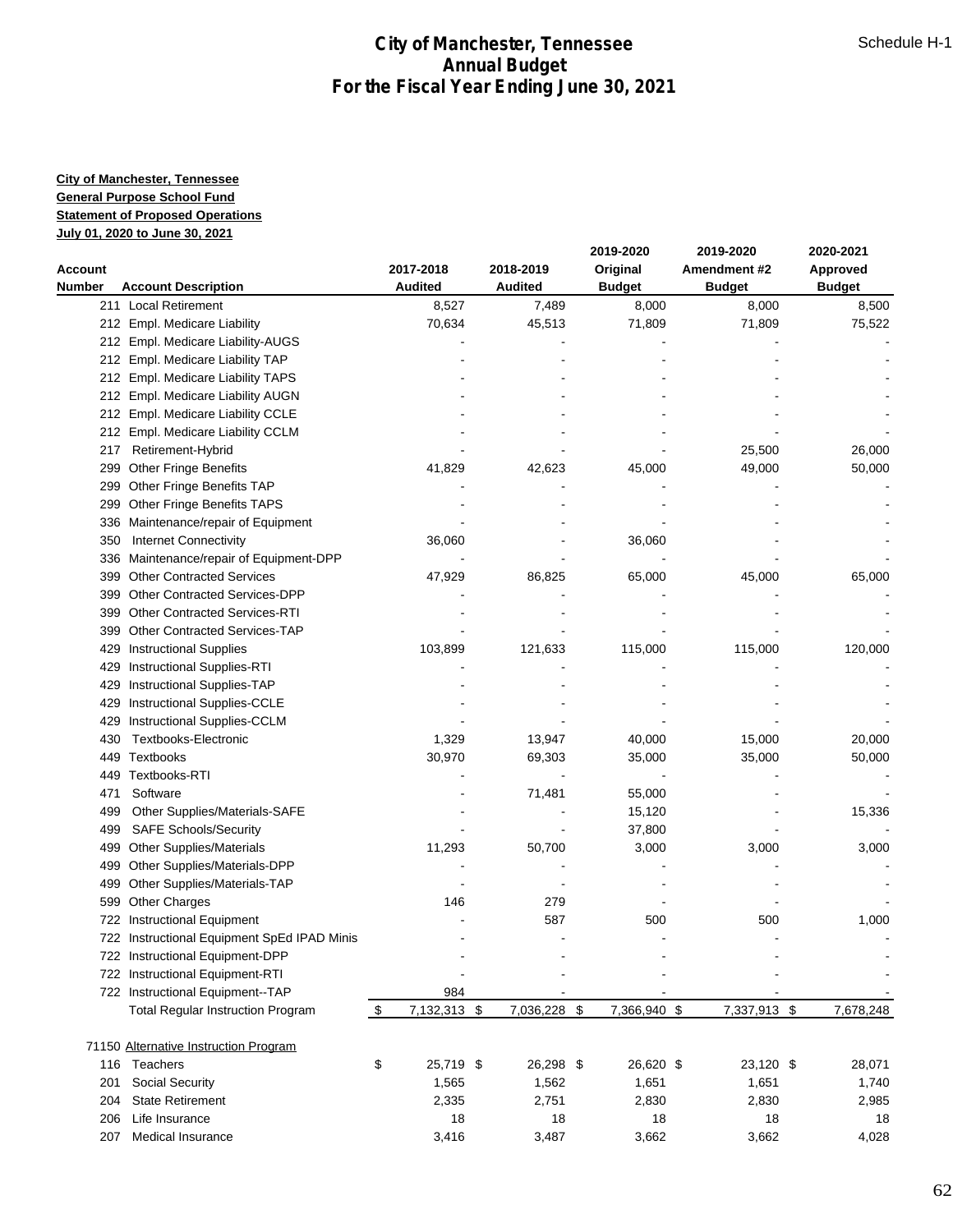# City of Manchester, Tennessee
## Annual Budget
## For the Fiscal Year Ending June 30, 2021

Schedule H-1

**City of Manchester, Tennessee**
**General Purpose School Fund**
**Statement of Proposed Operations**
**July 01, 2020 to June 30, 2021**

| Account Number | Account Description | 2017-2018 Audited | 2018-2019 Audited | 2019-2020 Original Budget | 2019-2020 Amendment #2 Budget | 2020-2021 Approved Budget |
|---|---|---|---|---|---|---|
| 211 | Local Retirement | 8,527 | 7,489 | 8,000 | 8,000 | 8,500 |
| 212 | Empl. Medicare Liability | 70,634 | 45,513 | 71,809 | 71,809 | 75,522 |
| 212 | Empl. Medicare Liability-AUGS | - | - | - | - | - |
| 212 | Empl. Medicare Liability TAP | - | - | - | - | - |
| 212 | Empl. Medicare Liability TAPS | - | - | - | - | - |
| 212 | Empl. Medicare Liability AUGN | - | - | - | - | - |
| 212 | Empl. Medicare Liability CCLE | - | - | - | - | - |
| 212 | Empl. Medicare Liability CCLM | - | - | - | - | - |
| 217 | Retirement-Hybrid | - | - | - | 25,500 | 26,000 |
| 299 | Other Fringe Benefits | 41,829 | 42,623 | 45,000 | 49,000 | 50,000 |
| 299 | Other Fringe Benefits TAP | - | - | - | - | - |
| 299 | Other Fringe Benefits TAPS | - | - | - | - | - |
| 336 | Maintenance/repair of Equipment | - | - | - | - | - |
| 350 | Internet Connectivity | 36,060 | - | 36,060 | - | - |
| 336 | Maintenance/repair of Equipment-DPP | - | - | - | - | - |
| 399 | Other Contracted Services | 47,929 | 86,825 | 65,000 | 45,000 | 65,000 |
| 399 | Other Contracted Services-DPP | - | - | - | - | - |
| 399 | Other Contracted Services-RTI | - | - | - | - | - |
| 399 | Other Contracted Services-TAP | - | - | - | - | - |
| 429 | Instructional Supplies | 103,899 | 121,633 | 115,000 | 115,000 | 120,000 |
| 429 | Instructional Supplies-RTI | - | - | - | - | - |
| 429 | Instructional Supplies-TAP | - | - | - | - | - |
| 429 | Instructional Supplies-CCLE | - | - | - | - | - |
| 429 | Instructional Supplies-CCLM | - | - | - | - | - |
| 430 | Textbooks-Electronic | 1,329 | 13,947 | 40,000 | 15,000 | 20,000 |
| 449 | Textbooks | 30,970 | 69,303 | 35,000 | 35,000 | 50,000 |
| 449 | Textbooks-RTI | - | - | - | - | - |
| 471 | Software | - | 71,481 | 55,000 | - | - |
| 499 | Other Supplies/Materials-SAFE | - | - | 15,120 | - | 15,336 |
| 499 | SAFE Schools/Security | - | - | 37,800 | - | - |
| 499 | Other Supplies/Materials | 11,293 | 50,700 | 3,000 | 3,000 | 3,000 |
| 499 | Other Supplies/Materials-DPP | - | - | - | - | - |
| 499 | Other Supplies/Materials-TAP | - | - | - | - | - |
| 599 | Other Charges | 146 | 279 | - | - | - |
| 722 | Instructional Equipment | - | 587 | 500 | 500 | 1,000 |
| 722 | Instructional Equipment SpEd IPAD Minis | - | - | - | - | - |
| 722 | Instructional Equipment-DPP | - | - | - | - | - |
| 722 | Instructional Equipment-RTI | - | - | - | - | - |
| 722 | Instructional Equipment--TAP | 984 | - | - | - | - |
| | Total Regular Instruction Program | $ 7,132,313 | $ 7,036,228 | $ 7,366,940 | $ 7,337,913 | $ 7,678,248 |
| | | | | | | |
| 71150 | Alternative Instruction Program | | | | | |
| 116 | Teachers | $ 25,719 | $ 26,298 | $ 26,620 | $ 23,120 | $ 28,071 |
| 201 | Social Security | 1,565 | 1,562 | 1,651 | 1,651 | 1,740 |
| 204 | State Retirement | 2,335 | 2,751 | 2,830 | 2,830 | 2,985 |
| 206 | Life Insurance | 18 | 18 | 18 | 18 | 18 |
| 207 | Medical Insurance | 3,416 | 3,487 | 3,662 | 3,662 | 4,028 |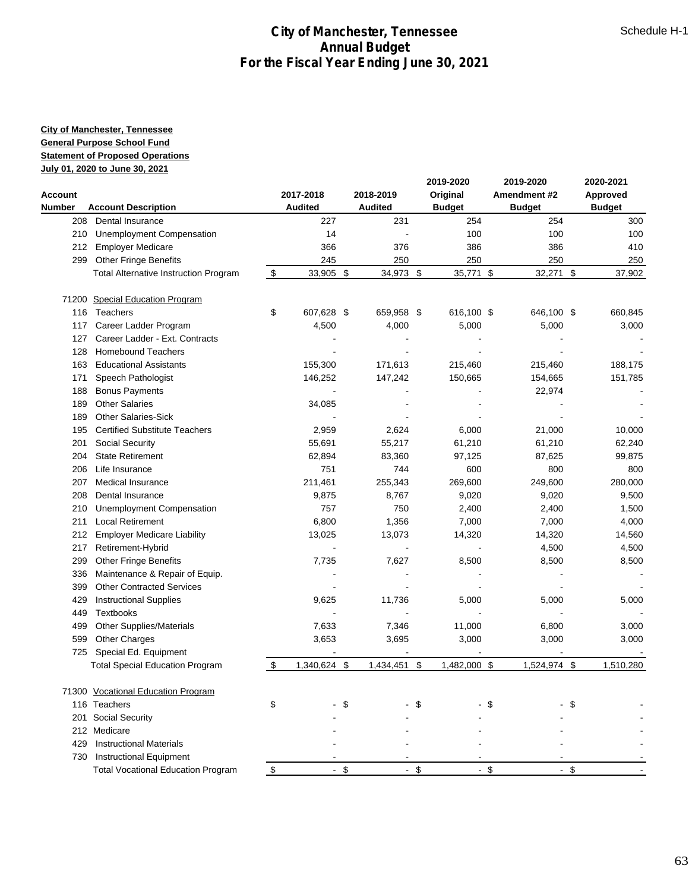# City of Manchester, Tennessee
## Annual Budget
## For the Fiscal Year Ending June 30, 2021

Schedule H-1

**City of Manchester, Tennessee**
**General Purpose School Fund**
**Statement of Proposed Operations**
**July 01, 2020 to June 30, 2021**

| Account Number | Account Description | 2017-2018 Audited | 2018-2019 Audited | 2019-2020 Original Budget | 2019-2020 Amendment #2 Budget | 2020-2021 Approved Budget |
|---|---|---|---|---|---|---|
| 208 | Dental Insurance | 227 | 231 | 254 | 254 | 300 |
| 210 | Unemployment Compensation | 14 | - | 100 | 100 | 100 |
| 212 | Employer Medicare | 366 | 376 | 386 | 386 | 410 |
| 299 | Other Fringe Benefits | 245 | 250 | 250 | 250 | 250 |
| | Total Alternative Instruction Program | $ 33,905 | $ 34,973 | $ 35,771 | $ 32,271 | $ 37,902 |
| 71200 | Special Education Program | | | | | |
| 116 | Teachers | $ 607,628 | $ 659,958 | $ 616,100 | $ 646,100 | $ 660,845 |
| 117 | Career Ladder Program | 4,500 | 4,000 | 5,000 | 5,000 | 3,000 |
| 127 | Career Ladder - Ext. Contracts | - | - | - | - | - |
| 128 | Homebound Teachers | - | - | - | - | - |
| 163 | Educational Assistants | 155,300 | 171,613 | 215,460 | 215,460 | 188,175 |
| 171 | Speech Pathologist | 146,252 | 147,242 | 150,665 | 154,665 | 151,785 |
| 188 | Bonus Payments | - | - | - | 22,974 | - |
| 189 | Other Salaries | 34,085 | - | - | - | - |
| 189 | Other Salaries-Sick | - | - | - | - | - |
| 195 | Certified Substitute Teachers | 2,959 | 2,624 | 6,000 | 21,000 | 10,000 |
| 201 | Social Security | 55,691 | 55,217 | 61,210 | 61,210 | 62,240 |
| 204 | State Retirement | 62,894 | 83,360 | 97,125 | 87,625 | 99,875 |
| 206 | Life Insurance | 751 | 744 | 600 | 800 | 800 |
| 207 | Medical Insurance | 211,461 | 255,343 | 269,600 | 249,600 | 280,000 |
| 208 | Dental Insurance | 9,875 | 8,767 | 9,020 | 9,020 | 9,500 |
| 210 | Unemployment Compensation | 757 | 750 | 2,400 | 2,400 | 1,500 |
| 211 | Local Retirement | 6,800 | 1,356 | 7,000 | 7,000 | 4,000 |
| 212 | Employer Medicare Liability | 13,025 | 13,073 | 14,320 | 14,320 | 14,560 |
| 217 | Retirement-Hybrid | - | - | - | 4,500 | 4,500 |
| 299 | Other Fringe Benefits | 7,735 | 7,627 | 8,500 | 8,500 | 8,500 |
| 336 | Maintenance & Repair of Equip. | - | - | - | - | - |
| 399 | Other Contracted Services | - | - | - | - | - |
| 429 | Instructional Supplies | 9,625 | 11,736 | 5,000 | 5,000 | 5,000 |
| 449 | Textbooks | - | - | - | - | - |
| 499 | Other Supplies/Materials | 7,633 | 7,346 | 11,000 | 6,800 | 3,000 |
| 599 | Other Charges | 3,653 | 3,695 | 3,000 | 3,000 | 3,000 |
| 725 | Special Ed. Equipment | - | - | - | - | - |
| | Total Special Education Program | $ 1,340,624 | $ 1,434,451 | $ 1,482,000 | $ 1,524,974 | $ 1,510,280 |
| 71300 | Vocational Education Program | | | | | |
| 116 | Teachers | $ - | $ - | $ - | $ - | $ - |
| 201 | Social Security | - | - | - | - | - |
| 212 | Medicare | - | - | - | - | - |
| 429 | Instructional Materials | - | - | - | - | - |
| 730 | Instructional Equipment | - | - | - | - | - |
| | Total Vocational Education Program | $ - | $ - | $ - | $ - | $ - |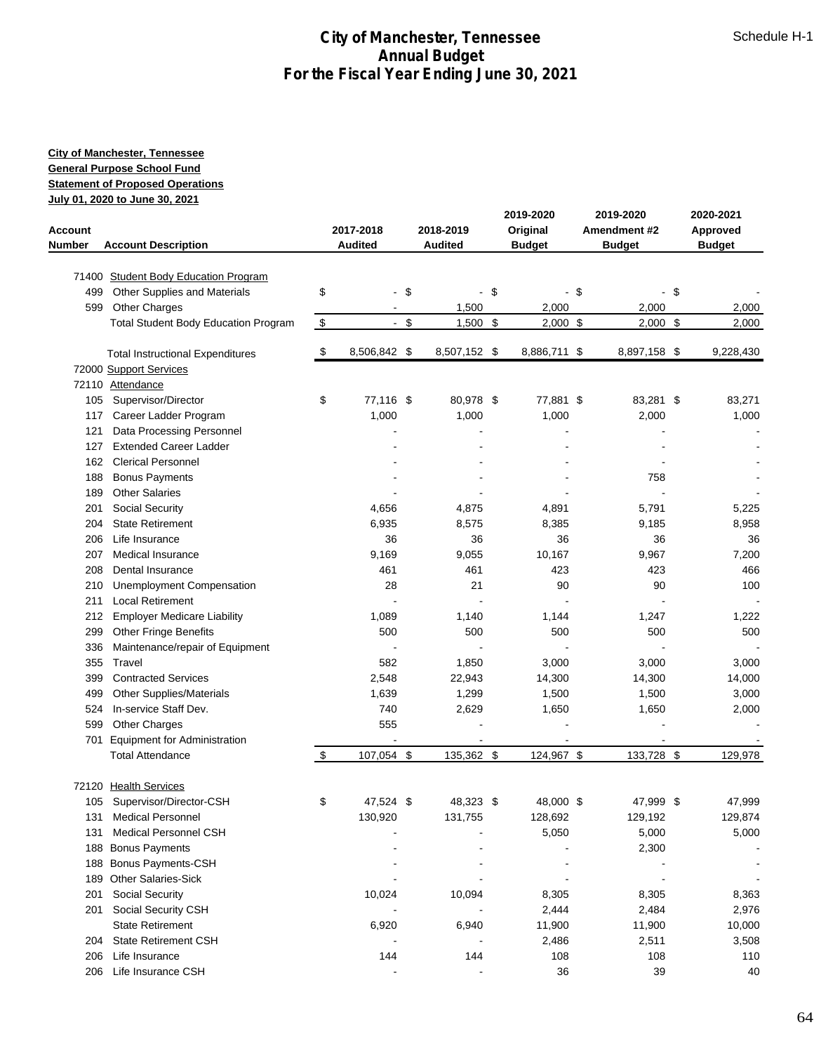# City of Manchester, Tennessee
## Annual Budget
## For the Fiscal Year Ending June 30, 2021

Schedule H-1

**City of Manchester, Tennessee**
**General Purpose School Fund**
**Statement of Proposed Operations**
**July 01, 2020 to June 30, 2021**

| Account Number | Account Description | 2017-2018 Audited | 2018-2019 Audited | 2019-2020 Original Budget | 2019-2020 Amendment #2 Budget | 2020-2021 Approved Budget |
|---|---|---|---|---|---|---|
| 71400 | Student Body Education Program | | | | | |
| 499 | Other Supplies and Materials | $ - | $ - | $ - | $ - | $ - |
| 599 | Other Charges | - | 1,500 | 2,000 | 2,000 | 2,000 |
| | Total Student Body Education Program | $ - | $ 1,500 | $ 2,000 | $ 2,000 | $ 2,000 |
| | Total Instructional Expenditures | $ 8,506,842 | $ 8,507,152 | $ 8,886,711 | $ 8,897,158 | $ 9,228,430 |
| 72000 | Support Services | | | | | |
| 72110 | Attendance | | | | | |
| 105 | Supervisor/Director | $ 77,116 | $ 80,978 | $ 77,881 | $ 83,281 | $ 83,271 |
| 117 | Career Ladder Program | 1,000 | 1,000 | 1,000 | 2,000 | 1,000 |
| 121 | Data Processing Personnel | - | - | - | - | - |
| 127 | Extended Career Ladder | - | - | - | - | - |
| 162 | Clerical Personnel | - | - | - | - | - |
| 188 | Bonus Payments | - | - | - | 758 | - |
| 189 | Other Salaries | - | - | - | - | - |
| 201 | Social Security | 4,656 | 4,875 | 4,891 | 5,791 | 5,225 |
| 204 | State Retirement | 6,935 | 8,575 | 8,385 | 9,185 | 8,958 |
| 206 | Life Insurance | 36 | 36 | 36 | 36 | 36 |
| 207 | Medical Insurance | 9,169 | 9,055 | 10,167 | 9,967 | 7,200 |
| 208 | Dental Insurance | 461 | 461 | 423 | 423 | 466 |
| 210 | Unemployment Compensation | 28 | 21 | 90 | 90 | 100 |
| 211 | Local Retirement | - | - | - | - | - |
| 212 | Employer Medicare Liability | 1,089 | 1,140 | 1,144 | 1,247 | 1,222 |
| 299 | Other Fringe Benefits | 500 | 500 | 500 | 500 | 500 |
| 336 | Maintenance/repair of Equipment | - | - | - | - | - |
| 355 | Travel | 582 | 1,850 | 3,000 | 3,000 | 3,000 |
| 399 | Contracted Services | 2,548 | 22,943 | 14,300 | 14,300 | 14,000 |
| 499 | Other Supplies/Materials | 1,639 | 1,299 | 1,500 | 1,500 | 3,000 |
| 524 | In-service Staff Dev. | 740 | 2,629 | 1,650 | 1,650 | 2,000 |
| 599 | Other Charges | 555 | - | - | - | - |
| 701 | Equipment for Administration | - | - | - | - | - |
| | Total Attendance | $ 107,054 | $ 135,362 | $ 124,967 | $ 133,728 | $ 129,978 |
| 72120 | Health Services | | | | | |
| 105 | Supervisor/Director-CSH | $ 47,524 | $ 48,323 | $ 48,000 | $ 47,999 | $ 47,999 |
| 131 | Medical Personnel | 130,920 | 131,755 | 128,692 | 129,192 | 129,874 |
| 131 | Medical Personnel CSH | - | - | 5,050 | 5,000 | 5,000 |
| 188 | Bonus Payments | - | - | - | 2,300 | - |
| 188 | Bonus Payments-CSH | - | - | - | - | - |
| 189 | Other Salaries-Sick | - | - | - | - | - |
| 201 | Social Security | 10,024 | 10,094 | 8,305 | 8,305 | 8,363 |
| 201 | Social Security CSH | - | - | 2,444 | 2,484 | 2,976 |
| | State Retirement | 6,920 | 6,940 | 11,900 | 11,900 | 10,000 |
| 204 | State Retirement CSH | - | - | 2,486 | 2,511 | 3,508 |
| 206 | Life Insurance | 144 | 144 | 108 | 108 | 110 |
| 206 | Life Insurance CSH | - | - | 36 | 39 | 40 |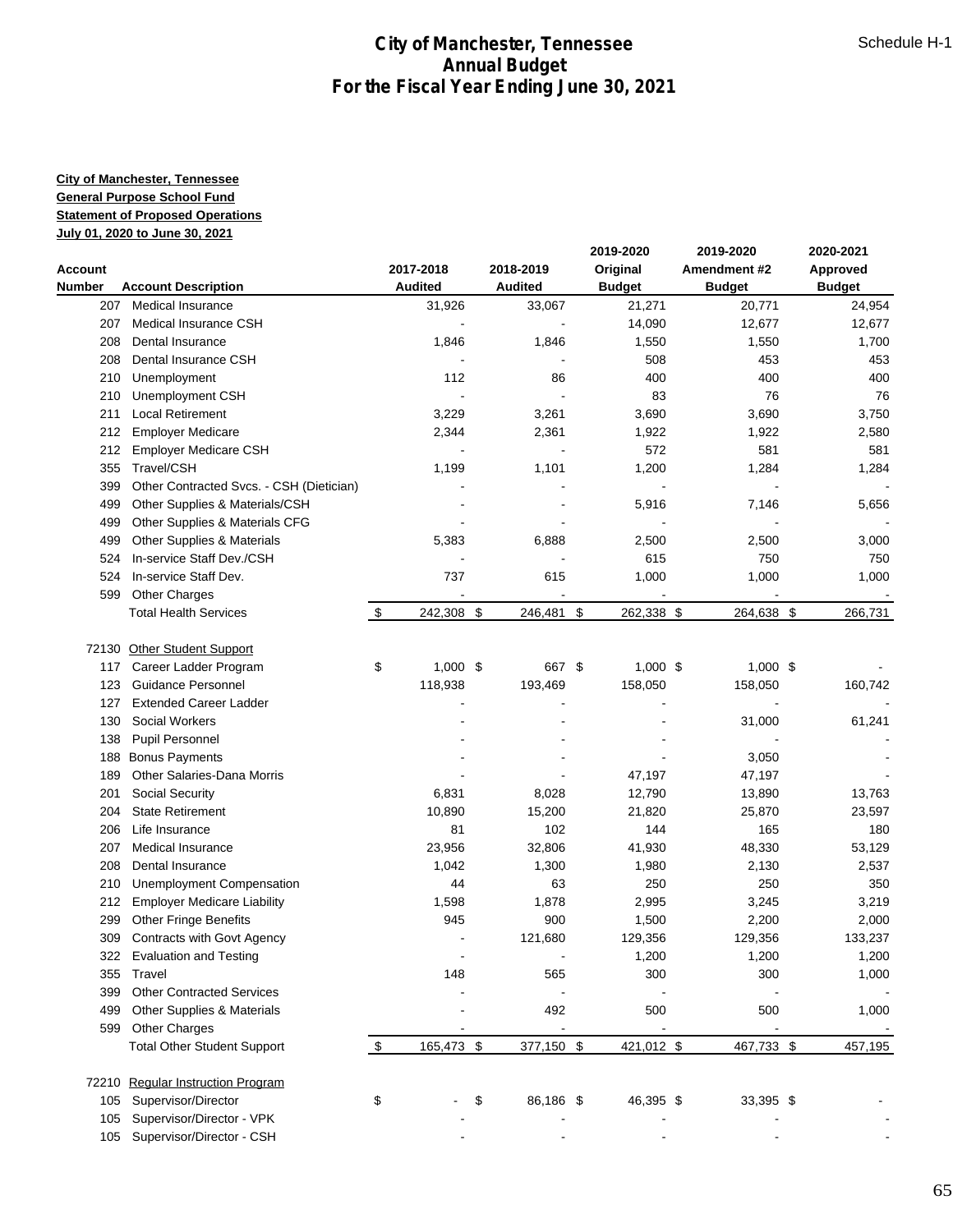# City of Manchester, Tennessee
## Annual Budget
## For the Fiscal Year Ending June 30, 2021

Schedule H-1

**City of Manchester, Tennessee**
**General Purpose School Fund**
**Statement of Proposed Operations**
**July 01, 2020 to June 30, 2021**

| Account Number | Account Description | 2017-2018 Audited | 2018-2019 Audited | 2019-2020 Original Budget | 2019-2020 Amendment #2 Budget | 2020-2021 Approved Budget |
|---|---|---|---|---|---|---|
| 207 | Medical Insurance | 31,926 | 33,067 | 21,271 | 20,771 | 24,954 |
| 207 | Medical Insurance CSH | - | - | 14,090 | 12,677 | 12,677 |
| 208 | Dental Insurance | 1,846 | 1,846 | 1,550 | 1,550 | 1,700 |
| 208 | Dental Insurance CSH | - | - | 508 | 453 | 453 |
| 210 | Unemployment | 112 | 86 | 400 | 400 | 400 |
| 210 | Unemployment CSH | - | - | 83 | 76 | 76 |
| 211 | Local Retirement | 3,229 | 3,261 | 3,690 | 3,690 | 3,750 |
| 212 | Employer Medicare | 2,344 | 2,361 | 1,922 | 1,922 | 2,580 |
| 212 | Employer Medicare CSH | - | - | 572 | 581 | 581 |
| 355 | Travel/CSH | 1,199 | 1,101 | 1,200 | 1,284 | 1,284 |
| 399 | Other Contracted Svcs. - CSH (Dietician) | - | - | - | - | - |
| 499 | Other Supplies & Materials/CSH | - | - | 5,916 | 7,146 | 5,656 |
| 499 | Other Supplies & Materials CFG | - | - | - | - | - |
| 499 | Other Supplies & Materials | 5,383 | 6,888 | 2,500 | 2,500 | 3,000 |
| 524 | In-service Staff Dev./CSH | - | - | 615 | 750 | 750 |
| 524 | In-service Staff Dev. | 737 | 615 | 1,000 | 1,000 | 1,000 |
| 599 | Other Charges | - | - | - | - | - |
| | Total Health Services | $ 242,308 | $ 246,481 | $ 262,338 | $ 264,638 | $ 266,731 |
| | | | | | | |
| 72130 | Other Student Support | | | | | |
| 117 | Career Ladder Program | $ 1,000 | $ 667 | $ 1,000 | $ 1,000 | $ - |
| 123 | Guidance Personnel | 118,938 | 193,469 | 158,050 | 158,050 | 160,742 |
| 127 | Extended Career Ladder | - | - | - | - | - |
| 130 | Social Workers | - | - | - | 31,000 | 61,241 |
| 138 | Pupil Personnel | - | - | - | - | - |
| 188 | Bonus Payments | - | - | - | 3,050 | - |
| 189 | Other Salaries-Dana Morris | - | - | 47,197 | 47,197 | - |
| 201 | Social Security | 6,831 | 8,028 | 12,790 | 13,890 | 13,763 |
| 204 | State Retirement | 10,890 | 15,200 | 21,820 | 25,870 | 23,597 |
| 206 | Life Insurance | 81 | 102 | 144 | 165 | 180 |
| 207 | Medical Insurance | 23,956 | 32,806 | 41,930 | 48,330 | 53,129 |
| 208 | Dental Insurance | 1,042 | 1,300 | 1,980 | 2,130 | 2,537 |
| 210 | Unemployment Compensation | 44 | 63 | 250 | 250 | 350 |
| 212 | Employer Medicare Liability | 1,598 | 1,878 | 2,995 | 3,245 | 3,219 |
| 299 | Other Fringe Benefits | 945 | 900 | 1,500 | 2,200 | 2,000 |
| 309 | Contracts with Govt Agency | - | 121,680 | 129,356 | 129,356 | 133,237 |
| 322 | Evaluation and Testing | - | - | 1,200 | 1,200 | 1,200 |
| 355 | Travel | 148 | 565 | 300 | 300 | 1,000 |
| 399 | Other Contracted Services | - | - | - | - | - |
| 499 | Other Supplies & Materials | - | 492 | 500 | 500 | 1,000 |
| 599 | Other Charges | - | - | - | - | - |
| | Total Other Student Support | $ 165,473 | $ 377,150 | $ 421,012 | $ 467,733 | $ 457,195 |
| | | | | | | |
| 72210 | Regular Instruction Program | | | | | |
| 105 | Supervisor/Director | $ - | $ 86,186 | $ 46,395 | $ 33,395 | $ - |
| 105 | Supervisor/Director - VPK | - | - | - | - | - |
| 105 | Supervisor/Director - CSH | - | - | - | - | - |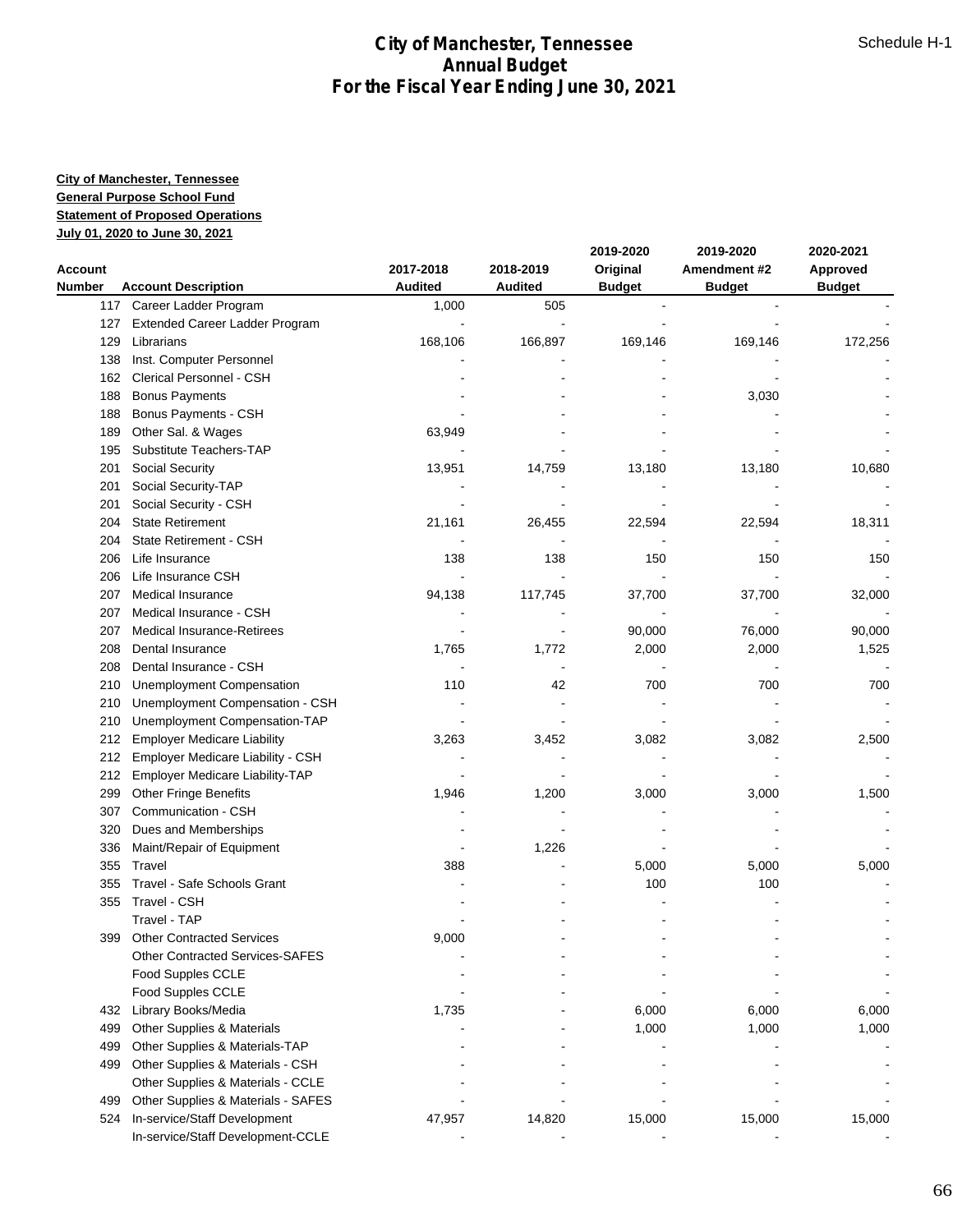# City of Manchester, Tennessee
## Annual Budget
## For the Fiscal Year Ending June 30, 2021

Schedule H-1

**City of Manchester, Tennessee**
**General Purpose School Fund**
**Statement of Proposed Operations**
**July 01, 2020 to June 30, 2021**

| Account Number | Account Description | 2017-2018 Audited | 2018-2019 Audited | 2019-2020 Original Budget | 2019-2020 Amendment #2 Budget | 2020-2021 Approved Budget |
|---|---|---|---|---|---|---|
| 117 | Career Ladder Program | 1,000 | 505 | - | - | - |
| 127 | Extended Career Ladder Program | - | - | - | - | - |
| 129 | Librarians | 168,106 | 166,897 | 169,146 | 169,146 | 172,256 |
| 138 | Inst. Computer Personnel | - | - | - | - | - |
| 162 | Clerical Personnel - CSH | - | - | - | - | - |
| 188 | Bonus Payments | - | - | - | 3,030 | - |
| 188 | Bonus Payments - CSH | - | - | - | - | - |
| 189 | Other Sal. & Wages | 63,949 | - | - | - | - |
| 195 | Substitute Teachers-TAP | - | - | - | - | - |
| 201 | Social Security | 13,951 | 14,759 | 13,180 | 13,180 | 10,680 |
| 201 | Social Security-TAP | - | - | - | - | - |
| 201 | Social Security - CSH | - | - | - | - | - |
| 204 | State Retirement | 21,161 | 26,455 | 22,594 | 22,594 | 18,311 |
| 204 | State Retirement - CSH | - | - | - | - | - |
| 206 | Life Insurance | 138 | 138 | 150 | 150 | 150 |
| 206 | Life Insurance CSH | - | - | - | - | - |
| 207 | Medical Insurance | 94,138 | 117,745 | 37,700 | 37,700 | 32,000 |
| 207 | Medical Insurance - CSH | - | - | - | - | - |
| 207 | Medical Insurance-Retirees | - | - | 90,000 | 76,000 | 90,000 |
| 208 | Dental Insurance | 1,765 | 1,772 | 2,000 | 2,000 | 1,525 |
| 208 | Dental Insurance - CSH | - | - | - | - | - |
| 210 | Unemployment Compensation | 110 | 42 | 700 | 700 | 700 |
| 210 | Unemployment Compensation - CSH | - | - | - | - | - |
| 210 | Unemployment Compensation-TAP | - | - | - | - | - |
| 212 | Employer Medicare Liability | 3,263 | 3,452 | 3,082 | 3,082 | 2,500 |
| 212 | Employer Medicare Liability - CSH | - | - | - | - | - |
| 212 | Employer Medicare Liability-TAP | - | - | - | - | - |
| 299 | Other Fringe Benefits | 1,946 | 1,200 | 3,000 | 3,000 | 1,500 |
| 307 | Communication - CSH | - | - | - | - | - |
| 320 | Dues and Memberships | - | - | - | - | - |
| 336 | Maint/Repair of Equipment | - | 1,226 | - | - | - |
| 355 | Travel | 388 | - | 5,000 | 5,000 | 5,000 |
| 355 | Travel - Safe Schools Grant | - | - | 100 | 100 | - |
| 355 | Travel - CSH | - | - | - | - | - |
| | Travel - TAP | - | - | - | - | - |
| 399 | Other Contracted Services | 9,000 | - | - | - | - |
| | Other Contracted Services-SAFES | - | - | - | - | - |
| | Food Supples CCLE | - | - | - | - | - |
| | Food Supples CCLE | - | - | - | - | - |
| 432 | Library Books/Media | 1,735 | - | 6,000 | 6,000 | 6,000 |
| 499 | Other Supplies & Materials | - | - | 1,000 | 1,000 | 1,000 |
| 499 | Other Supplies & Materials-TAP | - | - | - | - | - |
| 499 | Other Supplies & Materials - CSH | - | - | - | - | - |
| | Other Supplies & Materials - CCLE | - | - | - | - | - |
| 499 | Other Supplies & Materials - SAFES | - | - | - | - | - |
| 524 | In-service/Staff Development | 47,957 | 14,820 | 15,000 | 15,000 | 15,000 |
| | In-service/Staff Development-CCLE | - | - | - | - | - |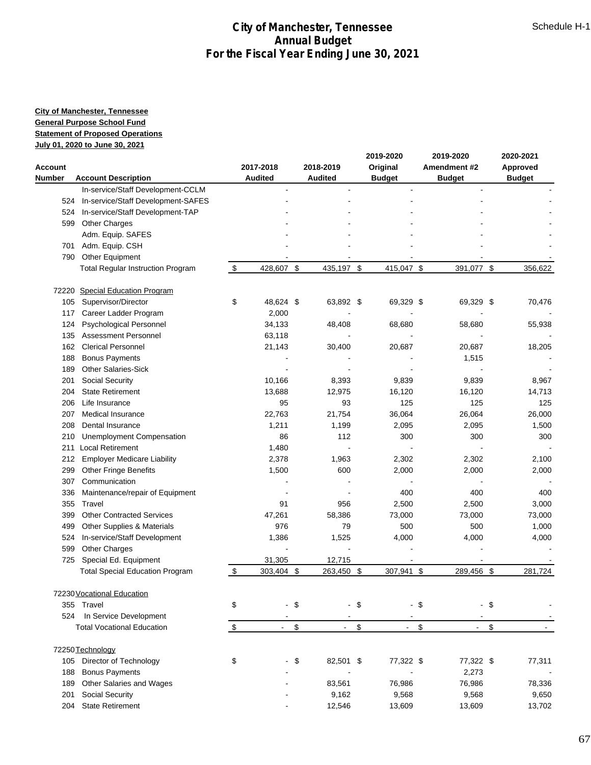# City of Manchester, Tennessee
## Annual Budget
## For the Fiscal Year Ending June 30, 2021

Schedule H-1

**City of Manchester, Tennessee**
**General Purpose School Fund**
**Statement of Proposed Operations**
**July 01, 2020 to June 30, 2021**

| Account Number | Account Description | 2017-2018 Audited | 2018-2019 Audited | 2019-2020 Original Budget | 2019-2020 Amendment #2 Budget | 2020-2021 Approved Budget |
|---|---|---|---|---|---|---|
| | In-service/Staff Development-CCLM | - | - | - | - | - |
| 524 | In-service/Staff Development-SAFES | - | - | - | - | - |
| 524 | In-service/Staff Development-TAP | - | - | - | - | - |
| 599 | Other Charges | - | - | - | - | - |
| | Adm. Equip. SAFES | - | - | - | - | - |
| 701 | Adm. Equip. CSH | - | - | - | - | - |
| 790 | Other Equipment | - | - | - | - | - |
| | Total Regular Instruction Program | $ 428,607 | $ 435,197 | $ 415,047 | $ 391,077 | $ 356,622 |
| | | | | | | |
| 72220 | Special Education Program | | | | | |
| 105 | Supervisor/Director | $ 48,624 | $ 63,892 | $ 69,329 | $ 69,329 | $ 70,476 |
| 117 | Career Ladder Program | 2,000 | - | - | - | - |
| 124 | Psychological Personnel | 34,133 | 48,408 | 68,680 | 58,680 | 55,938 |
| 135 | Assessment Personnel | 63,118 | - | - | - | - |
| 162 | Clerical Personnel | 21,143 | 30,400 | 20,687 | 20,687 | 18,205 |
| 188 | Bonus Payments | - | - | - | 1,515 | - |
| 189 | Other Salaries-Sick | - | - | - | - | - |
| 201 | Social Security | 10,166 | 8,393 | 9,839 | 9,839 | 8,967 |
| 204 | State Retirement | 13,688 | 12,975 | 16,120 | 16,120 | 14,713 |
| 206 | Life Insurance | 95 | 93 | 125 | 125 | 125 |
| 207 | Medical Insurance | 22,763 | 21,754 | 36,064 | 26,064 | 26,000 |
| 208 | Dental Insurance | 1,211 | 1,199 | 2,095 | 2,095 | 1,500 |
| 210 | Unemployment Compensation | 86 | 112 | 300 | 300 | 300 |
| 211 | Local Retirement | 1,480 | - | - | - | - |
| 212 | Employer Medicare Liability | 2,378 | 1,963 | 2,302 | 2,302 | 2,100 |
| 299 | Other Fringe Benefits | 1,500 | 600 | 2,000 | 2,000 | 2,000 |
| 307 | Communication | - | - | - | - | - |
| 336 | Maintenance/repair of Equipment | - | - | 400 | 400 | 400 |
| 355 | Travel | 91 | 956 | 2,500 | 2,500 | 3,000 |
| 399 | Other Contracted Services | 47,261 | 58,386 | 73,000 | 73,000 | 73,000 |
| 499 | Other Supplies & Materials | 976 | 79 | 500 | 500 | 1,000 |
| 524 | In-service/Staff Development | 1,386 | 1,525 | 4,000 | 4,000 | 4,000 |
| 599 | Other Charges | - | - | - | - | - |
| 725 | Special Ed. Equipment | 31,305 | 12,715 | - | - | - |
| | Total Special Education Program | $ 303,404 | $ 263,450 | $ 307,941 | $ 289,456 | $ 281,724 |
| | | | | | | |
| 72230 | Vocational Education | | | | | |
| 355 | Travel | $ - | $ - | $ - | $ - | $ - |
| 524 | In Service Development | - | - | - | - | - |
| | Total Vocational Education | $ - | $ - | $ - | $ - | $ - |
| | | | | | | |
| 72250 | Technology | | | | | |
| 105 | Director of Technology | $ - | $ 82,501 | $ 77,322 | $ 77,322 | $ 77,311 |
| 188 | Bonus Payments | - | - | - | 2,273 | - |
| 189 | Other Salaries and Wages | - | 83,561 | 76,986 | 76,986 | 78,336 |
| 201 | Social Security | - | 9,162 | 9,568 | 9,568 | 9,650 |
| 204 | State Retirement | - | 12,546 | 13,609 | 13,609 | 13,702 |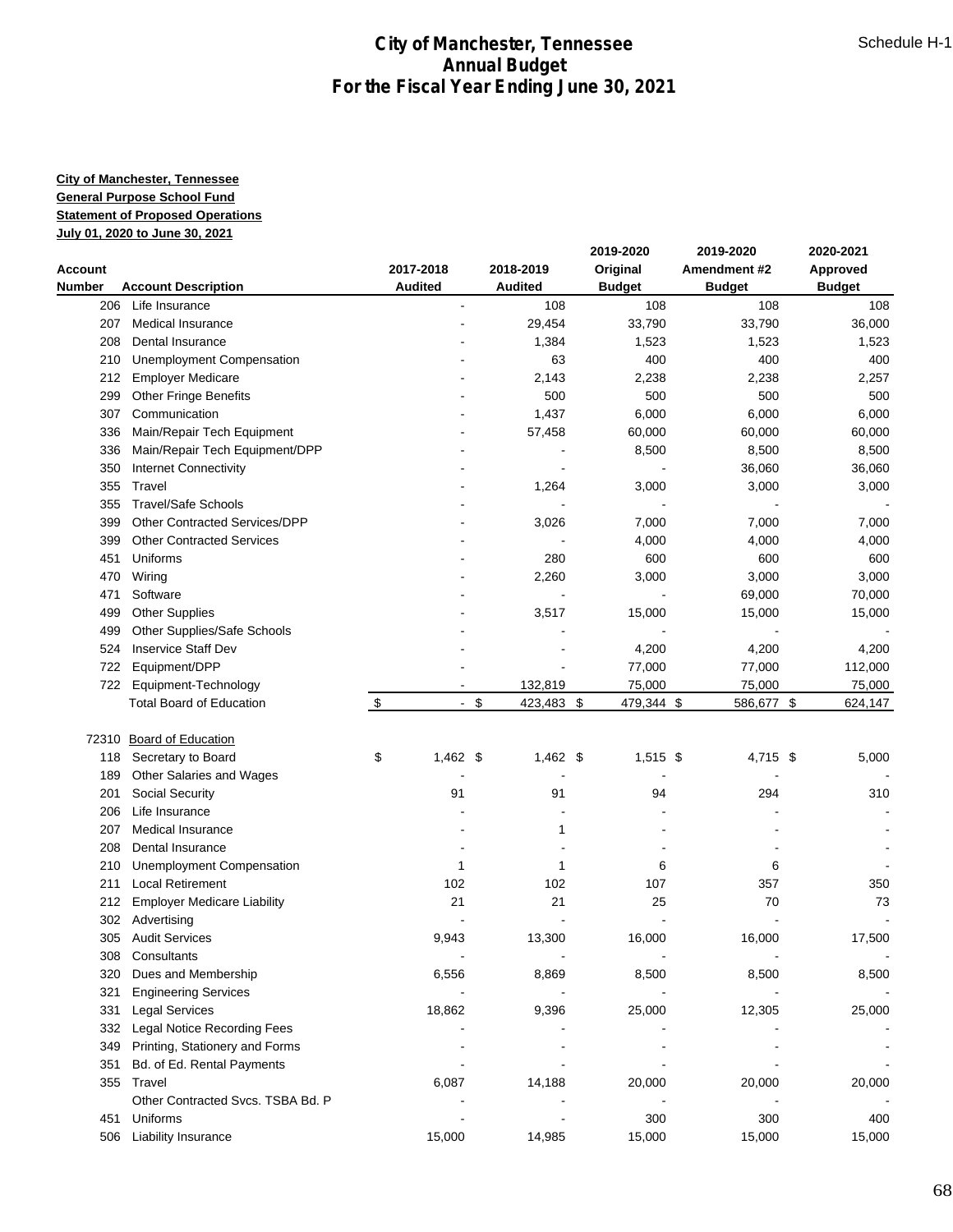# City of Manchester, Tennessee
# Annual Budget
# For the Fiscal Year Ending June 30, 2021

Schedule H-1

**City of Manchester, Tennessee**
**General Purpose School Fund**
**Statement of Proposed Operations**
**July 01, 2020 to June 30, 2021**

| Account Number | Account Description | 2017-2018 Audited | 2018-2019 Audited | 2019-2020 Original Budget | 2019-2020 Amendment #2 Budget | 2020-2021 Approved Budget |
|---|---|---|---|---|---|---|
| 206 | Life Insurance | - | 108 | 108 | 108 | 108 |
| 207 | Medical Insurance | - | 29,454 | 33,790 | 33,790 | 36,000 |
| 208 | Dental Insurance | - | 1,384 | 1,523 | 1,523 | 1,523 |
| 210 | Unemployment Compensation | - | 63 | 400 | 400 | 400 |
| 212 | Employer Medicare | - | 2,143 | 2,238 | 2,238 | 2,257 |
| 299 | Other Fringe Benefits | - | 500 | 500 | 500 | 500 |
| 307 | Communication | - | 1,437 | 6,000 | 6,000 | 6,000 |
| 336 | Main/Repair Tech Equipment | - | 57,458 | 60,000 | 60,000 | 60,000 |
| 336 | Main/Repair Tech Equipment/DPP | - | - | 8,500 | 8,500 | 8,500 |
| 350 | Internet Connectivity | - | - | - | 36,060 | 36,060 |
| 355 | Travel | - | 1,264 | 3,000 | 3,000 | 3,000 |
| 355 | Travel/Safe Schools | - | - | - | - | - |
| 399 | Other Contracted Services/DPP | - | 3,026 | 7,000 | 7,000 | 7,000 |
| 399 | Other Contracted Services | - | - | 4,000 | 4,000 | 4,000 |
| 451 | Uniforms | - | 280 | 600 | 600 | 600 |
| 470 | Wiring | - | 2,260 | 3,000 | 3,000 | 3,000 |
| 471 | Software | - | - | - | 69,000 | 70,000 |
| 499 | Other Supplies | - | 3,517 | 15,000 | 15,000 | 15,000 |
| 499 | Other Supplies/Safe Schools | - | - | - | - | - |
| 524 | Inservice Staff Dev | - | - | 4,200 | 4,200 | 4,200 |
| 722 | Equipment/DPP | - | - | 77,000 | 77,000 | 112,000 |
| 722 | Equipment-Technology | - | 132,819 | 75,000 | 75,000 | 75,000 |
| | Total Board of Education | $ - | $ 423,483 | $ 479,344 | $ 586,677 | $ 624,147 |
| | | | | | | |
| 72310 | Board of Education | | | | | |
| 118 | Secretary to Board | $ 1,462 | $ 1,462 | $ 1,515 | $ 4,715 | $ 5,000 |
| 189 | Other Salaries and Wages | - | - | - | - | - |
| 201 | Social Security | 91 | 91 | 94 | 294 | 310 |
| 206 | Life Insurance | - | - | - | - | - |
| 207 | Medical Insurance | - | 1 | - | - | - |
| 208 | Dental Insurance | - | - | - | - | - |
| 210 | Unemployment Compensation | 1 | 1 | 6 | 6 | - |
| 211 | Local Retirement | 102 | 102 | 107 | 357 | 350 |
| 212 | Employer Medicare Liability | 21 | 21 | 25 | 70 | 73 |
| 302 | Advertising | - | - | - | - | - |
| 305 | Audit Services | 9,943 | 13,300 | 16,000 | 16,000 | 17,500 |
| 308 | Consultants | - | - | - | - | - |
| 320 | Dues and Membership | 6,556 | 8,869 | 8,500 | 8,500 | 8,500 |
| 321 | Engineering Services | - | - | - | - | - |
| 331 | Legal Services | 18,862 | 9,396 | 25,000 | 12,305 | 25,000 |
| 332 | Legal Notice Recording Fees | - | - | - | - | - |
| 349 | Printing, Stationery and Forms | - | - | - | - | - |
| 351 | Bd. of Ed. Rental Payments | - | - | - | - | - |
| 355 | Travel | 6,087 | 14,188 | 20,000 | 20,000 | 20,000 |
| | Other Contracted Svcs. TSBA Bd. P | - | - | - | - | - |
| 451 | Uniforms | - | - | 300 | 300 | 400 |
| 506 | Liability Insurance | 15,000 | 14,985 | 15,000 | 15,000 | 15,000 |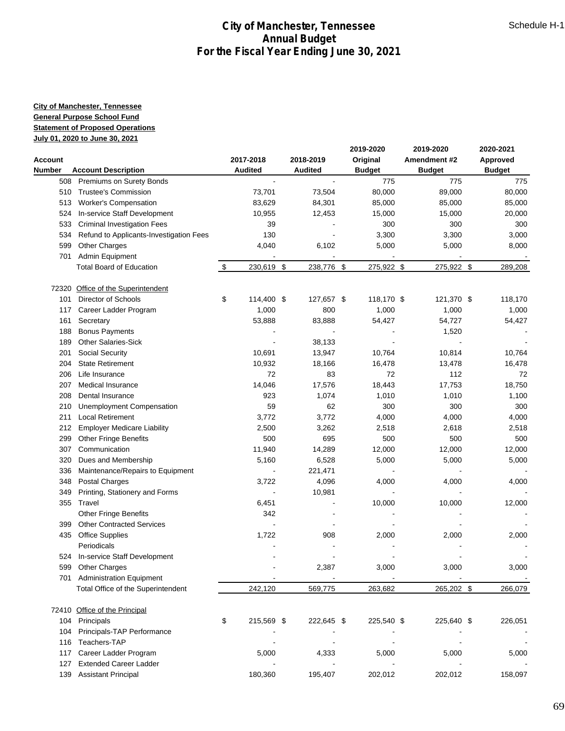# City of Manchester, Tennessee
## Annual Budget
## For the Fiscal Year Ending June 30, 2021

Schedule H-1

**City of Manchester, Tennessee**
**General Purpose School Fund**
**Statement of Proposed Operations**
**July 01, 2020 to June 30, 2021**

| Account Number | Account Description | 2017-2018 Audited | 2018-2019 Audited | 2019-2020 Original Budget | 2019-2020 Amendment #2 Budget | 2020-2021 Approved Budget |
|---|---|---|---|---|---|---|
| 508 | Premiums on Surety Bonds | - | - | 775 | 775 | 775 |
| 510 | Trustee's Commission | 73,701 | 73,504 | 80,000 | 89,000 | 80,000 |
| 513 | Worker's Compensation | 83,629 | 84,301 | 85,000 | 85,000 | 85,000 |
| 524 | In-service Staff Development | 10,955 | 12,453 | 15,000 | 15,000 | 20,000 |
| 533 | Criminal Investigation Fees | 39 | - | 300 | 300 | 300 |
| 534 | Refund to Applicants-Investigation Fees | 130 | - | 3,300 | 3,300 | 3,000 |
| 599 | Other Charges | 4,040 | 6,102 | 5,000 | 5,000 | 8,000 |
| 701 | Admin Equipment | - | - | - | - | - |
| | Total Board of Education | $ 230,619 | $ 238,776 | $ 275,922 | $ 275,922 | $ 289,208 |
| | | | | | | |
| 72320 | Office of the Superintendent | | | | | |
| 101 | Director of Schools | $ 114,400 | $ 127,657 | $ 118,170 | $ 121,370 | $ 118,170 |
| 117 | Career Ladder Program | 1,000 | 800 | 1,000 | 1,000 | 1,000 |
| 161 | Secretary | 53,888 | 83,888 | 54,427 | 54,727 | 54,427 |
| 188 | Bonus Payments | - | - | - | 1,520 | - |
| 189 | Other Salaries-Sick | - | 38,133 | - | - | - |
| 201 | Social Security | 10,691 | 13,947 | 10,764 | 10,814 | 10,764 |
| 204 | State Retirement | 10,932 | 18,166 | 16,478 | 13,478 | 16,478 |
| 206 | Life Insurance | 72 | 83 | 72 | 112 | 72 |
| 207 | Medical Insurance | 14,046 | 17,576 | 18,443 | 17,753 | 18,750 |
| 208 | Dental Insurance | 923 | 1,074 | 1,010 | 1,010 | 1,100 |
| 210 | Unemployment Compensation | 59 | 62 | 300 | 300 | 300 |
| 211 | Local Retirement | 3,772 | 3,772 | 4,000 | 4,000 | 4,000 |
| 212 | Employer Medicare Liability | 2,500 | 3,262 | 2,518 | 2,618 | 2,518 |
| 299 | Other Fringe Benefits | 500 | 695 | 500 | 500 | 500 |
| 307 | Communication | 11,940 | 14,289 | 12,000 | 12,000 | 12,000 |
| 320 | Dues and Membership | 5,160 | 6,528 | 5,000 | 5,000 | 5,000 |
| 336 | Maintenance/Repairs to Equipment | - | 221,471 | - | - | - |
| 348 | Postal Charges | 3,722 | 4,096 | 4,000 | 4,000 | 4,000 |
| 349 | Printing, Stationery and Forms | - | 10,981 | - | - | - |
| 355 | Travel | 6,451 | - | 10,000 | 10,000 | 12,000 |
| | Other Fringe Benefits | 342 | - | - | - | - |
| 399 | Other Contracted Services | - | - | - | - | - |
| 435 | Office Supplies | 1,722 | 908 | 2,000 | 2,000 | 2,000 |
| | Periodicals | - | - | - | - | - |
| 524 | In-service Staff Development | - | - | - | - | - |
| 599 | Other Charges | - | 2,387 | 3,000 | 3,000 | 3,000 |
| 701 | Administration Equipment | - | - | - | - | - |
| | Total Office of the Superintendent | 242,120 | 569,775 | 263,682 | 265,202 | $ 266,079 |
| | | | | | | |
| 72410 | Office of the Principal | | | | | |
| 104 | Principals | $ 215,569 | $ 222,645 | $ 225,540 | $ 225,640 | $ 226,051 |
| 104 | Principals-TAP Performance | - | - | - | - | - |
| 116 | Teachers-TAP | - | - | - | - | - |
| 117 | Career Ladder Program | 5,000 | 4,333 | 5,000 | 5,000 | 5,000 |
| 127 | Extended Career Ladder | - | - | - | - | - |
| 139 | Assistant Principal | 180,360 | 195,407 | 202,012 | 202,012 | 158,097 |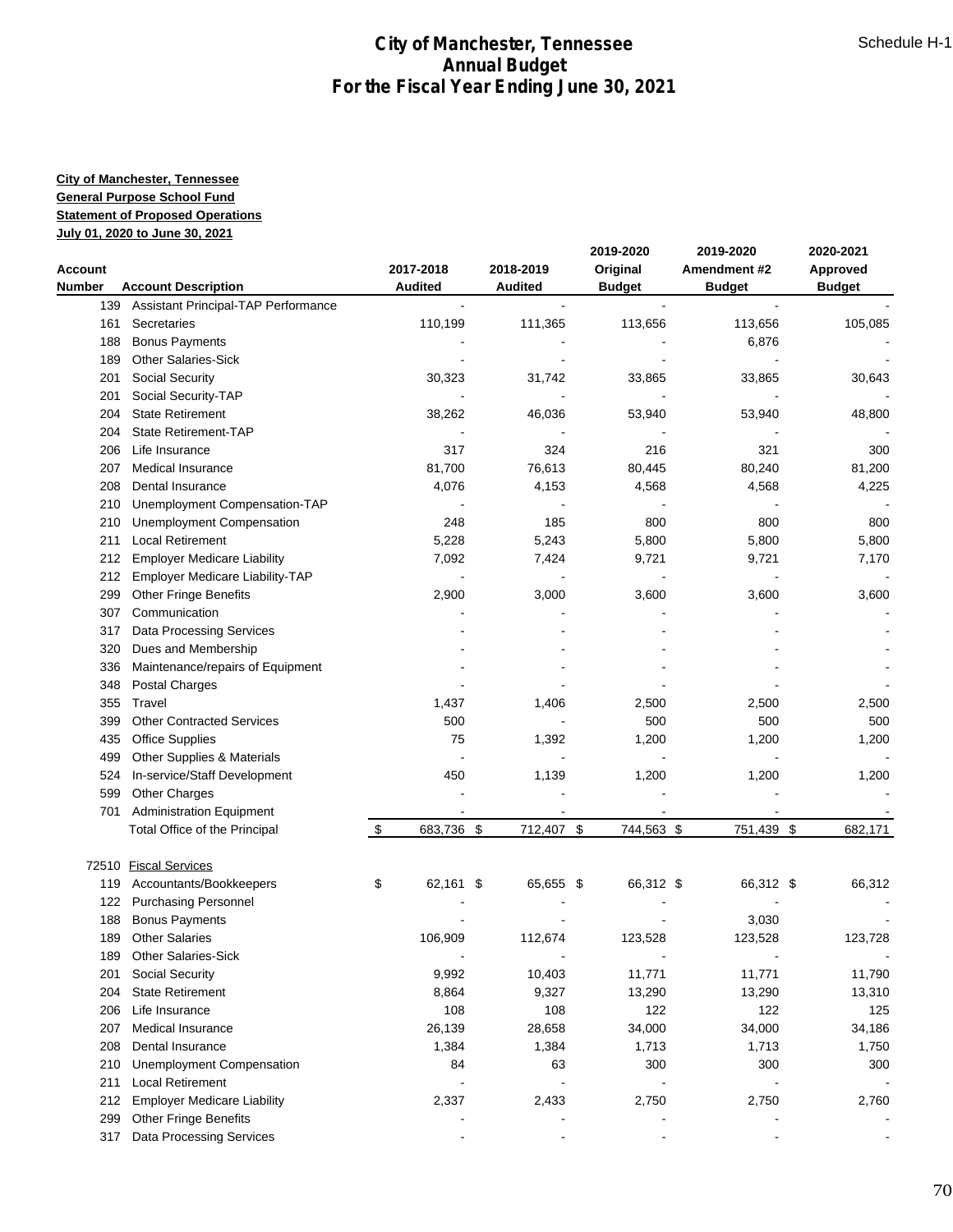# City of Manchester, Tennessee
## Annual Budget
## For the Fiscal Year Ending June 30, 2021

Schedule H-1

**City of Manchester, Tennessee**
**General Purpose School Fund**
**Statement of Proposed Operations**
**July 01, 2020 to June 30, 2021**

| Account Number | Account Description | 2017-2018 Audited | 2018-2019 Audited | 2019-2020 Original Budget | 2019-2020 Amendment #2 Budget | 2020-2021 Approved Budget |
|---|---|---|---|---|---|---|
| 139 | Assistant Principal-TAP Performance | - | - | - | - | - |
| 161 | Secretaries | 110,199 | 111,365 | 113,656 | 113,656 | 105,085 |
| 188 | Bonus Payments | - | - | - | 6,876 | - |
| 189 | Other Salaries-Sick | - | - | - | - | - |
| 201 | Social Security | 30,323 | 31,742 | 33,865 | 33,865 | 30,643 |
| 201 | Social Security-TAP | - | - | - | - | - |
| 204 | State Retirement | 38,262 | 46,036 | 53,940 | 53,940 | 48,800 |
| 204 | State Retirement-TAP | - | - | - | - | - |
| 206 | Life Insurance | 317 | 324 | 216 | 321 | 300 |
| 207 | Medical Insurance | 81,700 | 76,613 | 80,445 | 80,240 | 81,200 |
| 208 | Dental Insurance | 4,076 | 4,153 | 4,568 | 4,568 | 4,225 |
| 210 | Unemployment Compensation-TAP | - | - | - | - | - |
| 210 | Unemployment Compensation | 248 | 185 | 800 | 800 | 800 |
| 211 | Local Retirement | 5,228 | 5,243 | 5,800 | 5,800 | 5,800 |
| 212 | Employer Medicare Liability | 7,092 | 7,424 | 9,721 | 9,721 | 7,170 |
| 212 | Employer Medicare Liability-TAP | - | - | - | - | - |
| 299 | Other Fringe Benefits | 2,900 | 3,000 | 3,600 | 3,600 | 3,600 |
| 307 | Communication | - | - | - | - | - |
| 317 | Data Processing Services | - | - | - | - | - |
| 320 | Dues and Membership | - | - | - | - | - |
| 336 | Maintenance/repairs of Equipment | - | - | - | - | - |
| 348 | Postal Charges | - | - | - | - | - |
| 355 | Travel | 1,437 | 1,406 | 2,500 | 2,500 | 2,500 |
| 399 | Other Contracted Services | 500 | - | 500 | 500 | 500 |
| 435 | Office Supplies | 75 | 1,392 | 1,200 | 1,200 | 1,200 |
| 499 | Other Supplies & Materials | - | - | - | - | - |
| 524 | In-service/Staff Development | 450 | 1,139 | 1,200 | 1,200 | 1,200 |
| 599 | Other Charges | - | - | - | - | - |
| 701 | Administration Equipment | - | - | - | - | - |
| | Total Office of the Principal | $ 683,736 | $ 712,407 | $ 744,563 | $ 751,439 | $ 682,171 |
| | | | | | | |
| 72510 | Fiscal Services | | | | | |
| 119 | Accountants/Bookkeepers | $ 62,161 | $ 65,655 | $ 66,312 | $ 66,312 | $ 66,312 |
| 122 | Purchasing Personnel | - | - | - | - | - |
| 188 | Bonus Payments | - | - | - | 3,030 | - |
| 189 | Other Salaries | 106,909 | 112,674 | 123,528 | 123,528 | 123,728 |
| 189 | Other Salaries-Sick | - | - | - | - | - |
| 201 | Social Security | 9,992 | 10,403 | 11,771 | 11,771 | 11,790 |
| 204 | State Retirement | 8,864 | 9,327 | 13,290 | 13,290 | 13,310 |
| 206 | Life Insurance | 108 | 108 | 122 | 122 | 125 |
| 207 | Medical Insurance | 26,139 | 28,658 | 34,000 | 34,000 | 34,186 |
| 208 | Dental Insurance | 1,384 | 1,384 | 1,713 | 1,713 | 1,750 |
| 210 | Unemployment Compensation | 84 | 63 | 300 | 300 | 300 |
| 211 | Local Retirement | - | - | - | - | - |
| 212 | Employer Medicare Liability | 2,337 | 2,433 | 2,750 | 2,750 | 2,760 |
| 299 | Other Fringe Benefits | - | - | - | - | - |
| 317 | Data Processing Services | - | - | - | - | - |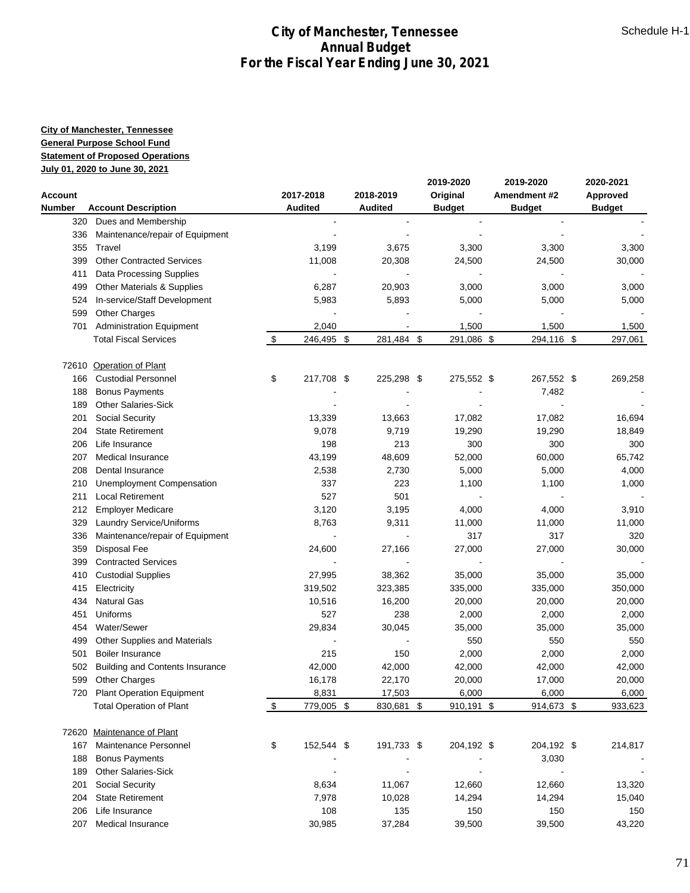# City of Manchester, Tennessee
## Annual Budget
## For the Fiscal Year Ending June 30, 2021

Schedule H-1

**City of Manchester, Tennessee**
**General Purpose School Fund**
**Statement of Proposed Operations**
**July 01, 2020 to June 30, 2021**

| Account Number | Account Description | 2017-2018 Audited | 2018-2019 Audited | 2019-2020 Original Budget | 2019-2020 Amendment #2 Budget | 2020-2021 Approved Budget |
|---|---|---|---|---|---|---|
| 320 | Dues and Membership | - | - | - | - | - |
| 336 | Maintenance/repair of Equipment | - | - | - | - | - |
| 355 | Travel | 3,199 | 3,675 | 3,300 | 3,300 | 3,300 |
| 399 | Other Contracted Services | 11,008 | 20,308 | 24,500 | 24,500 | 30,000 |
| 411 | Data Processing Supplies | - | - | - | - | - |
| 499 | Other Materials & Supplies | 6,287 | 20,903 | 3,000 | 3,000 | 3,000 |
| 524 | In-service/Staff Development | 5,983 | 5,893 | 5,000 | 5,000 | 5,000 |
| 599 | Other Charges | - | - | - | - | - |
| 701 | Administration Equipment | 2,040 | - | 1,500 | 1,500 | 1,500 |
| | Total Fiscal Services | $ 246,495 | $ 281,484 | $ 291,086 | $ 294,116 | $ 297,061 |
| | | | | | | |
| 72610 | Operation of Plant | | | | | |
| 166 | Custodial Personnel | $ 217,708 | $ 225,298 | $ 275,552 | $ 267,552 | $ 269,258 |
| 188 | Bonus Payments | - | - | - | 7,482 | - |
| 189 | Other Salaries-Sick | - | - | - | - | - |
| 201 | Social Security | 13,339 | 13,663 | 17,082 | 17,082 | 16,694 |
| 204 | State Retirement | 9,078 | 9,719 | 19,290 | 19,290 | 18,849 |
| 206 | Life Insurance | 198 | 213 | 300 | 300 | 300 |
| 207 | Medical Insurance | 43,199 | 48,609 | 52,000 | 60,000 | 65,742 |
| 208 | Dental Insurance | 2,538 | 2,730 | 5,000 | 5,000 | 4,000 |
| 210 | Unemployment Compensation | 337 | 223 | 1,100 | 1,100 | 1,000 |
| 211 | Local Retirement | 527 | 501 | - | - | - |
| 212 | Employer Medicare | 3,120 | 3,195 | 4,000 | 4,000 | 3,910 |
| 329 | Laundry Service/Uniforms | 8,763 | 9,311 | 11,000 | 11,000 | 11,000 |
| 336 | Maintenance/repair of Equipment | - | - | 317 | 317 | 320 |
| 359 | Disposal Fee | 24,600 | 27,166 | 27,000 | 27,000 | 30,000 |
| 399 | Contracted Services | - | - | - | - | - |
| 410 | Custodial Supplies | 27,995 | 38,362 | 35,000 | 35,000 | 35,000 |
| 415 | Electricity | 319,502 | 323,385 | 335,000 | 335,000 | 350,000 |
| 434 | Natural Gas | 10,516 | 16,200 | 20,000 | 20,000 | 20,000 |
| 451 | Uniforms | 527 | 238 | 2,000 | 2,000 | 2,000 |
| 454 | Water/Sewer | 29,834 | 30,045 | 35,000 | 35,000 | 35,000 |
| 499 | Other Supplies and Materials | - | - | 550 | 550 | 550 |
| 501 | Boiler Insurance | 215 | 150 | 2,000 | 2,000 | 2,000 |
| 502 | Building and Contents Insurance | 42,000 | 42,000 | 42,000 | 42,000 | 42,000 |
| 599 | Other Charges | 16,178 | 22,170 | 20,000 | 17,000 | 20,000 |
| 720 | Plant Operation Equipment | 8,831 | 17,503 | 6,000 | 6,000 | 6,000 |
| | Total Operation of Plant | $ 779,005 | $ 830,681 | $ 910,191 | $ 914,673 | $ 933,623 |
| | | | | | | |
| 72620 | Maintenance of Plant | | | | | |
| 167 | Maintenance Personnel | $ 152,544 | $ 191,733 | $ 204,192 | $ 204,192 | $ 214,817 |
| 188 | Bonus Payments | - | - | - | 3,030 | - |
| 189 | Other Salaries-Sick | - | - | - | - | - |
| 201 | Social Security | 8,634 | 11,067 | 12,660 | 12,660 | 13,320 |
| 204 | State Retirement | 7,978 | 10,028 | 14,294 | 14,294 | 15,040 |
| 206 | Life Insurance | 108 | 135 | 150 | 150 | 150 |
| 207 | Medical Insurance | 30,985 | 37,284 | 39,500 | 39,500 | 43,220 |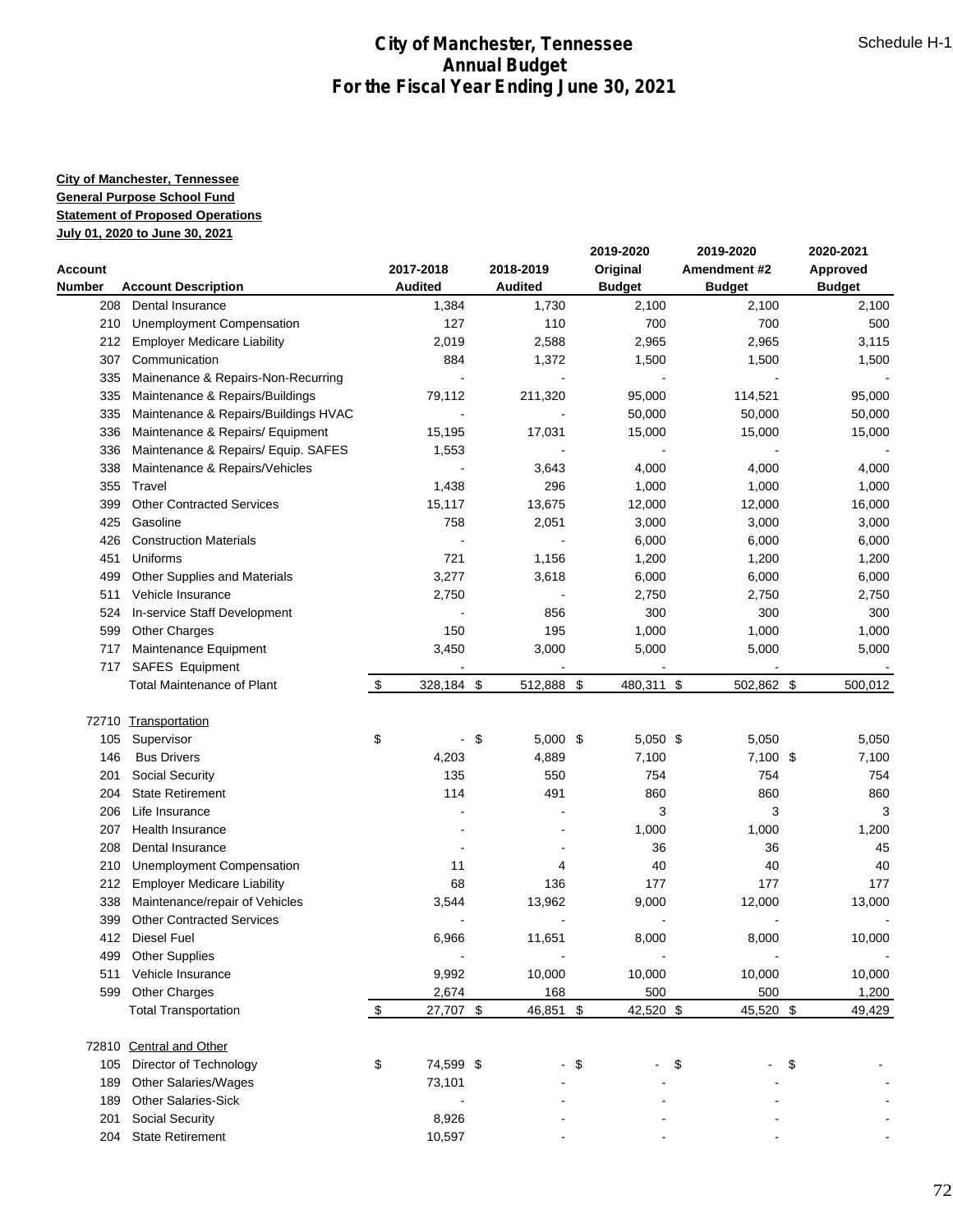# City of Manchester, Tennessee
# Annual Budget
# For the Fiscal Year Ending June 30, 2021

Schedule H-1

**City of Manchester, Tennessee**
**General Purpose School Fund**
**Statement of Proposed Operations**
**July 01, 2020 to June 30, 2021**

| Account Number | Account Description | 2017-2018 Audited | 2018-2019 Audited | 2019-2020 Original Budget | 2019-2020 Amendment #2 Budget | 2020-2021 Approved Budget |
|---|---|---|---|---|---|---|
| 208 | Dental Insurance | 1,384 | 1,730 | 2,100 | 2,100 | 2,100 |
| 210 | Unemployment Compensation | 127 | 110 | 700 | 700 | 500 |
| 212 | Employer Medicare Liability | 2,019 | 2,588 | 2,965 | 2,965 | 3,115 |
| 307 | Communication | 884 | 1,372 | 1,500 | 1,500 | 1,500 |
| 335 | Mainenance & Repairs-Non-Recurring | - | - | - | - | - |
| 335 | Maintenance & Repairs/Buildings | 79,112 | 211,320 | 95,000 | 114,521 | 95,000 |
| 335 | Maintenance & Repairs/Buildings HVAC | - | - | 50,000 | 50,000 | 50,000 |
| 336 | Maintenance & Repairs/ Equipment | 15,195 | 17,031 | 15,000 | 15,000 | 15,000 |
| 336 | Maintenance & Repairs/ Equip. SAFES | 1,553 | - | - | - | - |
| 338 | Maintenance & Repairs/Vehicles | - | 3,643 | 4,000 | 4,000 | 4,000 |
| 355 | Travel | 1,438 | 296 | 1,000 | 1,000 | 1,000 |
| 399 | Other Contracted Services | 15,117 | 13,675 | 12,000 | 12,000 | 16,000 |
| 425 | Gasoline | 758 | 2,051 | 3,000 | 3,000 | 3,000 |
| 426 | Construction Materials | - | - | 6,000 | 6,000 | 6,000 |
| 451 | Uniforms | 721 | 1,156 | 1,200 | 1,200 | 1,200 |
| 499 | Other Supplies and Materials | 3,277 | 3,618 | 6,000 | 6,000 | 6,000 |
| 511 | Vehicle Insurance | 2,750 | - | 2,750 | 2,750 | 2,750 |
| 524 | In-service Staff Development | - | 856 | 300 | 300 | 300 |
| 599 | Other Charges | 150 | 195 | 1,000 | 1,000 | 1,000 |
| 717 | Maintenance Equipment | 3,450 | 3,000 | 5,000 | 5,000 | 5,000 |
| 717 | SAFES Equipment | - | - | - | - | - |
| | Total Maintenance of Plant | $ 328,184 | $ 512,888 | $ 480,311 | $ 502,862 | $ 500,012 |
| | | | | | | |
| 72710 | Transportation | | | | | |
| 105 | Supervisor | $ - | $ 5,000 | $ 5,050 | $ 5,050 | 5,050 |
| 146 | Bus Drivers | 4,203 | 4,889 | 7,100 | 7,100 | $ 7,100 |
| 201 | Social Security | 135 | 550 | 754 | 754 | 754 |
| 204 | State Retirement | 114 | 491 | 860 | 860 | 860 |
| 206 | Life Insurance | - | - | 3 | 3 | 3 |
| 207 | Health Insurance | - | - | 1,000 | 1,000 | 1,200 |
| 208 | Dental Insurance | - | - | 36 | 36 | 45 |
| 210 | Unemployment Compensation | 11 | 4 | 40 | 40 | 40 |
| 212 | Employer Medicare Liability | 68 | 136 | 177 | 177 | 177 |
| 338 | Maintenance/repair of Vehicles | 3,544 | 13,962 | 9,000 | 12,000 | 13,000 |
| 399 | Other Contracted Services | - | - | - | - | - |
| 412 | Diesel Fuel | 6,966 | 11,651 | 8,000 | 8,000 | 10,000 |
| 499 | Other Supplies | - | - | - | - | - |
| 511 | Vehicle Insurance | 9,992 | 10,000 | 10,000 | 10,000 | 10,000 |
| 599 | Other Charges | 2,674 | 168 | 500 | 500 | 1,200 |
| | Total Transportation | $ 27,707 | $ 46,851 | $ 42,520 | $ 45,520 | $ 49,429 |
| | | | | | | |
| 72810 | Central and Other | | | | | |
| 105 | Director of Technology | $ 74,599 | $ - | $ - | $ - | $ - |
| 189 | Other Salaries/Wages | 73,101 | - | - | - | - |
| 189 | Other Salaries-Sick | - | - | - | - | - |
| 201 | Social Security | 8,926 | - | - | - | - |
| 204 | State Retirement | 10,597 | - | - | - | - |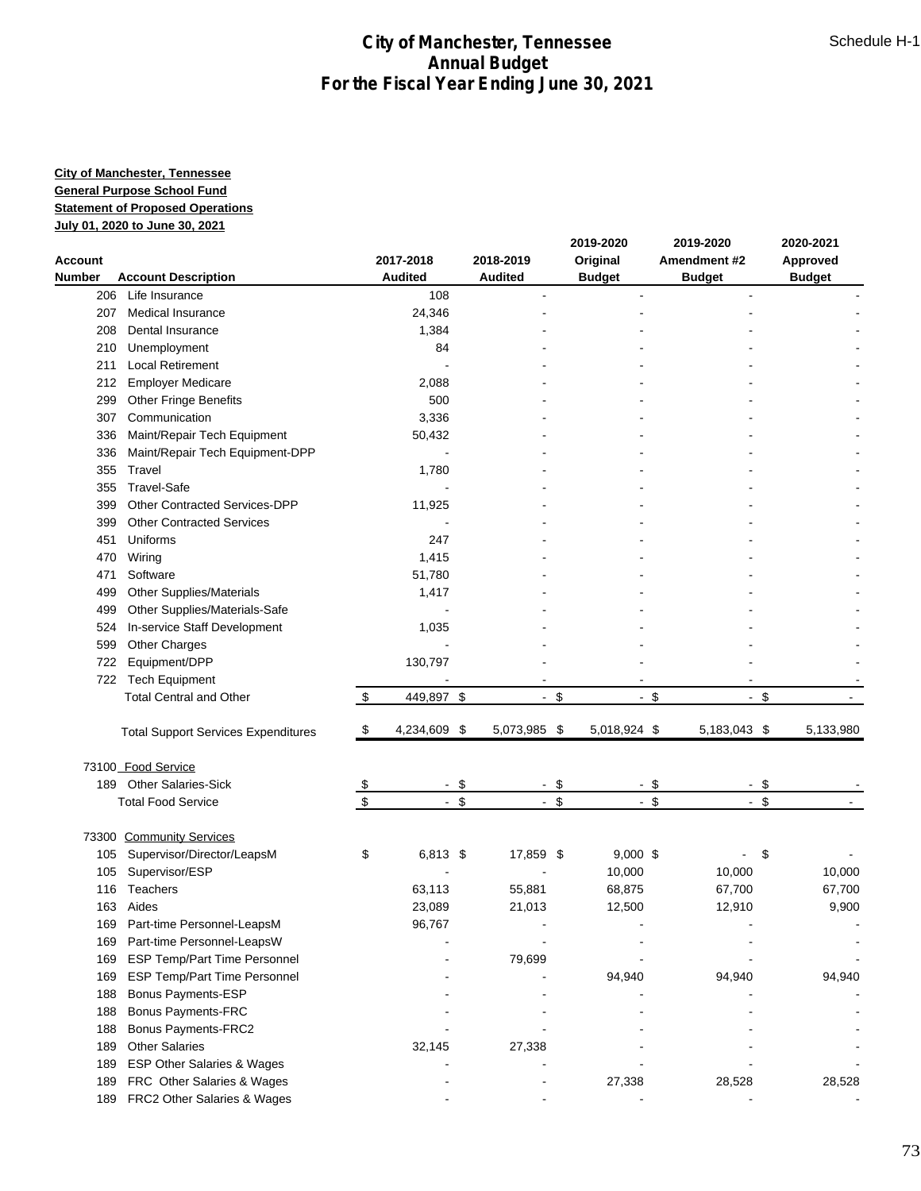# City of Manchester, Tennessee
# Annual Budget
# For the Fiscal Year Ending June 30, 2021

Schedule H-1

**City of Manchester, Tennessee**
**General Purpose School Fund**
**Statement of Proposed Operations**
**July 01, 2020 to June 30, 2021**

| Account Number | Account Description | 2017-2018 Audited | 2018-2019 Audited | 2019-2020 Original Budget | 2019-2020 Amendment #2 Budget | 2020-2021 Approved Budget |
|---|---|---|---|---|---|---|
| 206 | Life Insurance | 108 | - | - | - | - |
| 207 | Medical Insurance | 24,346 | - | - | - | - |
| 208 | Dental Insurance | 1,384 | - | - | - | - |
| 210 | Unemployment | 84 | - | - | - | - |
| 211 | Local Retirement | - | - | - | - | - |
| 212 | Employer Medicare | 2,088 | - | - | - | - |
| 299 | Other Fringe Benefits | 500 | - | - | - | - |
| 307 | Communication | 3,336 | - | - | - | - |
| 336 | Maint/Repair Tech Equipment | 50,432 | - | - | - | - |
| 336 | Maint/Repair Tech Equipment-DPP | - | - | - | - | - |
| 355 | Travel | 1,780 | - | - | - | - |
| 355 | Travel-Safe | - | - | - | - | - |
| 399 | Other Contracted Services-DPP | 11,925 | - | - | - | - |
| 399 | Other Contracted Services | - | - | - | - | - |
| 451 | Uniforms | 247 | - | - | - | - |
| 470 | Wiring | 1,415 | - | - | - | - |
| 471 | Software | 51,780 | - | - | - | - |
| 499 | Other Supplies/Materials | 1,417 | - | - | - | - |
| 499 | Other Supplies/Materials-Safe | - | - | - | - | - |
| 524 | In-service Staff Development | 1,035 | - | - | - | - |
| 599 | Other Charges | - | - | - | - | - |
| 722 | Equipment/DPP | 130,797 | - | - | - | - |
| 722 | Tech Equipment | - | - | - | - | - |
| | Total Central and Other | $ 449,897 | $ - | $ - | $ - | $ - |
| | Total Support Services Expenditures | $ 4,234,609 | $ 5,073,985 | $ 5,018,924 | $ 5,183,043 | $ 5,133,980 |
| 73100 | Food Service | | | | | |
| 189 | Other Salaries-Sick | $ - | $ - | $ - | $ - | $ - |
| | Total Food Service | $ - | $ - | $ - | $ - | $ - |
| 73300 | Community Services | | | | | |
| 105 | Supervisor/Director/LeapsM | $ 6,813 | $ 17,859 | $ 9,000 | $ - | $ - |
| 105 | Supervisor/ESP | - | - | 10,000 | 10,000 | 10,000 |
| 116 | Teachers | 63,113 | 55,881 | 68,875 | 67,700 | 67,700 |
| 163 | Aides | 23,089 | 21,013 | 12,500 | 12,910 | 9,900 |
| 169 | Part-time Personnel-LeapsM | 96,767 | - | - | - | - |
| 169 | Part-time Personnel-LeapsW | - | - | - | - | - |
| 169 | ESP Temp/Part Time Personnel | - | 79,699 | - | - | - |
| 169 | ESP Temp/Part Time Personnel | - | - | 94,940 | 94,940 | 94,940 |
| 188 | Bonus Payments-ESP | - | - | - | - | - |
| 188 | Bonus Payments-FRC | - | - | - | - | - |
| 188 | Bonus Payments-FRC2 | - | - | - | - | - |
| 189 | Other Salaries | 32,145 | 27,338 | - | - | - |
| 189 | ESP Other Salaries & Wages | - | - | - | - | - |
| 189 | FRC Other Salaries & Wages | - | - | 27,338 | 28,528 | 28,528 |
| 189 | FRC2 Other Salaries & Wages | - | - | - | - | - |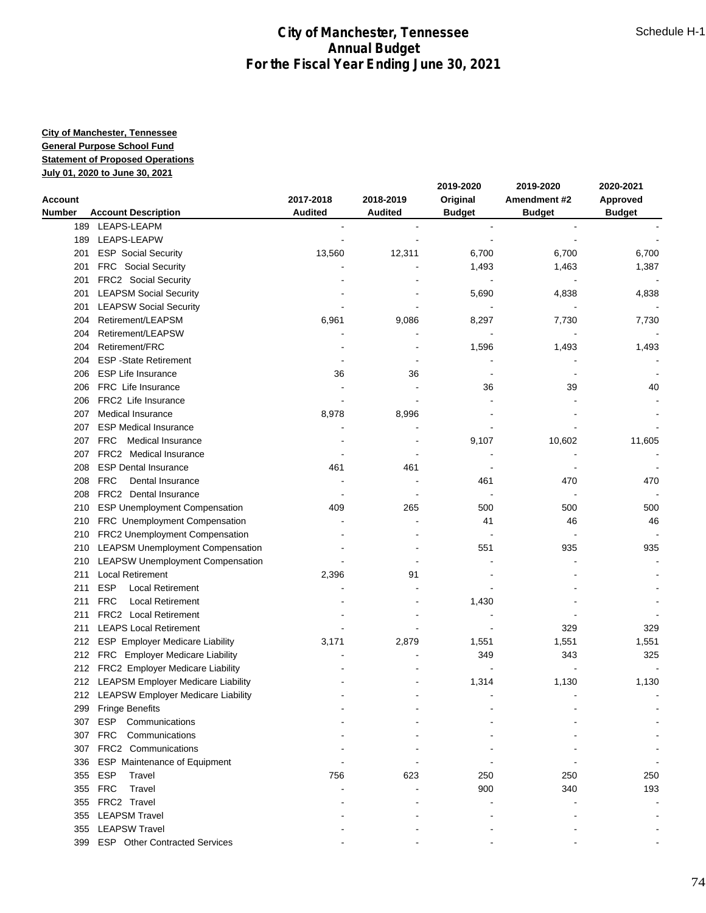# City of Manchester, Tennessee
# Annual Budget
# For the Fiscal Year Ending June 30, 2021

Schedule H-1

**City of Manchester, Tennessee**
**General Purpose School Fund**
**Statement of Proposed Operations**
**July 01, 2020 to June 30, 2021**

| Account Number | Account Description | 2017-2018 Audited | 2018-2019 Audited | 2019-2020 Original Budget | 2019-2020 Amendment #2 Budget | 2020-2021 Approved Budget |
|---|---|---|---|---|---|---|
| 189 | LEAPS-LEAPM | - | - | - | - | - |
| 189 | LEAPS-LEAPW | - | - | - | - | - |
| 201 | ESP Social Security | 13,560 | 12,311 | 6,700 | 6,700 | 6,700 |
| 201 | FRC Social Security | - | - | 1,493 | 1,463 | 1,387 |
| 201 | FRC2 Social Security | - | - | - | - | - |
| 201 | LEAPSM Social Security | - | - | 5,690 | 4,838 | 4,838 |
| 201 | LEAPSW Social Security | - | - | - | - | - |
| 204 | Retirement/LEAPSM | 6,961 | 9,086 | 8,297 | 7,730 | 7,730 |
| 204 | Retirement/LEAPSW | - | - | - | - | - |
| 204 | Retirement/FRC | - | - | 1,596 | 1,493 | 1,493 |
| 204 | ESP -State Retirement | - | - | - | - | - |
| 206 | ESP Life Insurance | 36 | 36 | - | - | - |
| 206 | FRC Life Insurance | - | - | 36 | 39 | 40 |
| 206 | FRC2 Life Insurance | - | - | - | - | - |
| 207 | Medical Insurance | 8,978 | 8,996 | - | - | - |
| 207 | ESP Medical Insurance | - | - | - | - | - |
| 207 | FRC Medical Insurance | - | - | 9,107 | 10,602 | 11,605 |
| 207 | FRC2 Medical Insurance | - | - | - | - | - |
| 208 | ESP Dental Insurance | 461 | 461 | - | - | - |
| 208 | FRC Dental Insurance | - | - | 461 | 470 | 470 |
| 208 | FRC2 Dental Insurance | - | - | - | - | - |
| 210 | ESP Unemployment Compensation | 409 | 265 | 500 | 500 | 500 |
| 210 | FRC Unemployment Compensation | - | - | 41 | 46 | 46 |
| 210 | FRC2 Unemployment Compensation | - | - | - | - | - |
| 210 | LEAPSM Unemployment Compensation | - | - | 551 | 935 | 935 |
| 210 | LEAPSW Unemployment Compensation | - | - | - | - | - |
| 211 | Local Retirement | 2,396 | 91 | - | - | - |
| 211 | ESP Local Retirement | - | - | - | - | - |
| 211 | FRC Local Retirement | - | - | 1,430 | - | - |
| 211 | FRC2 Local Retirement | - | - | - | - | - |
| 211 | LEAPS Local Retirement | - | - | - | 329 | 329 |
| 212 | ESP Employer Medicare Liability | 3,171 | 2,879 | 1,551 | 1,551 | 1,551 |
| 212 | FRC Employer Medicare Liability | - | - | 349 | 343 | 325 |
| 212 | FRC2 Employer Medicare Liability | - | - | - | - | - |
| 212 | LEAPSM Employer Medicare Liability | - | - | 1,314 | 1,130 | 1,130 |
| 212 | LEAPSW Employer Medicare Liability | - | - | - | - | - |
| 299 | Fringe Benefits | - | - | - | - | - |
| 307 | ESP Communications | - | - | - | - | - |
| 307 | FRC Communications | - | - | - | - | - |
| 307 | FRC2 Communications | - | - | - | - | - |
| 336 | ESP Maintenance of Equipment | - | - | - | - | - |
| 355 | ESP Travel | 756 | 623 | 250 | 250 | 250 |
| 355 | FRC Travel | - | - | 900 | 340 | 193 |
| 355 | FRC2 Travel | - | - | - | - | - |
| 355 | LEAPSM Travel | - | - | - | - | - |
| 355 | LEAPSW Travel | - | - | - | - | - |
| 399 | ESP Other Contracted Services | - | - | - | - | - |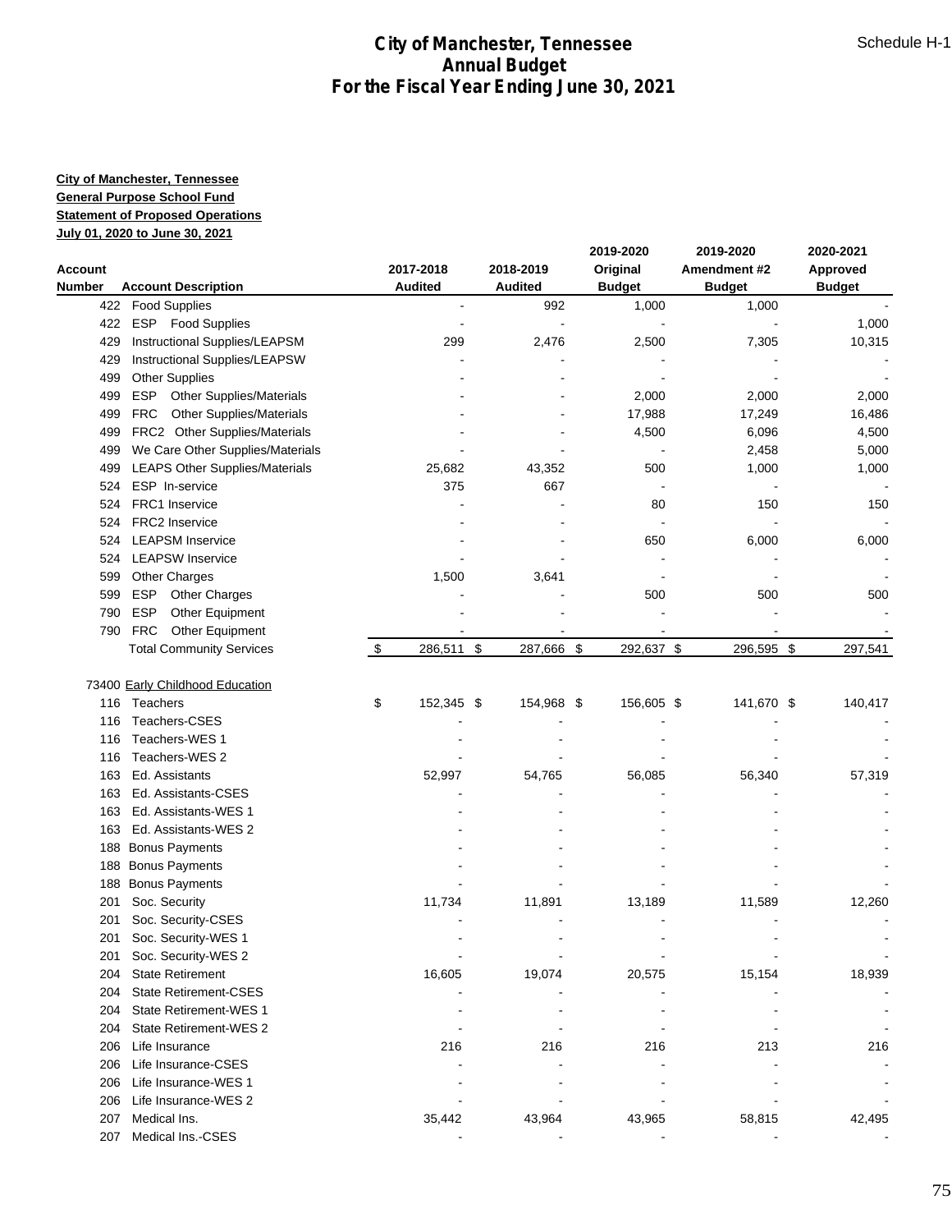# City of Manchester, Tennessee
## Annual Budget
## For the Fiscal Year Ending June 30, 2021

Schedule H-1

**City of Manchester, Tennessee**
**General Purpose School Fund**
**Statement of Proposed Operations**
**July 01, 2020 to June 30, 2021**

| Account Number | Account Description | 2017-2018 Audited | 2018-2019 Audited | 2019-2020 Original Budget | 2019-2020 Amendment #2 Budget | 2020-2021 Approved Budget |
|---|---|---|---|---|---|---|
| 422 | Food Supplies | - | 992 | 1,000 | 1,000 | - |
| 422 | ESP Food Supplies | - | - | - | - | 1,000 |
| 429 | Instructional Supplies/LEAPSM | 299 | 2,476 | 2,500 | 7,305 | 10,315 |
| 429 | Instructional Supplies/LEAPSW | - | - | - | - | - |
| 499 | Other Supplies | - | - | - | - | - |
| 499 | ESP Other Supplies/Materials | - | - | 2,000 | 2,000 | 2,000 |
| 499 | FRC Other Supplies/Materials | - | - | 17,988 | 17,249 | 16,486 |
| 499 | FRC2 Other Supplies/Materials | - | - | 4,500 | 6,096 | 4,500 |
| 499 | We Care Other Supplies/Materials | - | - | - | 2,458 | 5,000 |
| 499 | LEAPS Other Supplies/Materials | 25,682 | 43,352 | 500 | 1,000 | 1,000 |
| 524 | ESP In-service | 375 | 667 | - | - | - |
| 524 | FRC1 Inservice | - | - | 80 | 150 | 150 |
| 524 | FRC2 Inservice | - | - | - | - | - |
| 524 | LEAPSM Inservice | - | - | 650 | 6,000 | 6,000 |
| 524 | LEAPSW Inservice | - | - | - | - | - |
| 599 | Other Charges | 1,500 | 3,641 | - | - | - |
| 599 | ESP Other Charges | - | - | 500 | 500 | 500 |
| 790 | ESP Other Equipment | - | - | - | - | - |
| 790 | FRC Other Equipment | - | - | - | - | - |
| | Total Community Services | $ 286,511 | $ 287,666 | $ 292,637 | $ 296,595 | $ 297,541 |
| | | | | | | |
| 73400 | Early Childhood Education | | | | | |
| 116 | Teachers | $ 152,345 | $ 154,968 | $ 156,605 | $ 141,670 | $ 140,417 |
| 116 | Teachers-CSES | - | - | - | - | - |
| 116 | Teachers-WES 1 | - | - | - | - | - |
| 116 | Teachers-WES 2 | - | - | - | - | - |
| 163 | Ed. Assistants | 52,997 | 54,765 | 56,085 | 56,340 | 57,319 |
| 163 | Ed. Assistants-CSES | - | - | - | - | - |
| 163 | Ed. Assistants-WES 1 | - | - | - | - | - |
| 163 | Ed. Assistants-WES 2 | - | - | - | - | - |
| 188 | Bonus Payments | - | - | - | - | - |
| 188 | Bonus Payments | - | - | - | - | - |
| 188 | Bonus Payments | - | - | - | - | - |
| 201 | Soc. Security | 11,734 | 11,891 | 13,189 | 11,589 | 12,260 |
| 201 | Soc. Security-CSES | - | - | - | - | - |
| 201 | Soc. Security-WES 1 | - | - | - | - | - |
| 201 | Soc. Security-WES 2 | - | - | - | - | - |
| 204 | State Retirement | 16,605 | 19,074 | 20,575 | 15,154 | 18,939 |
| 204 | State Retirement-CSES | - | - | - | - | - |
| 204 | State Retirement-WES 1 | - | - | - | - | - |
| 204 | State Retirement-WES 2 | - | - | - | - | - |
| 206 | Life Insurance | 216 | 216 | 216 | 213 | 216 |
| 206 | Life Insurance-CSES | - | - | - | - | - |
| 206 | Life Insurance-WES 1 | - | - | - | - | - |
| 206 | Life Insurance-WES 2 | - | - | - | - | - |
| 207 | Medical Ins. | 35,442 | 43,964 | 43,965 | 58,815 | 42,495 |
| 207 | Medical Ins.-CSES | - | - | - | - | - |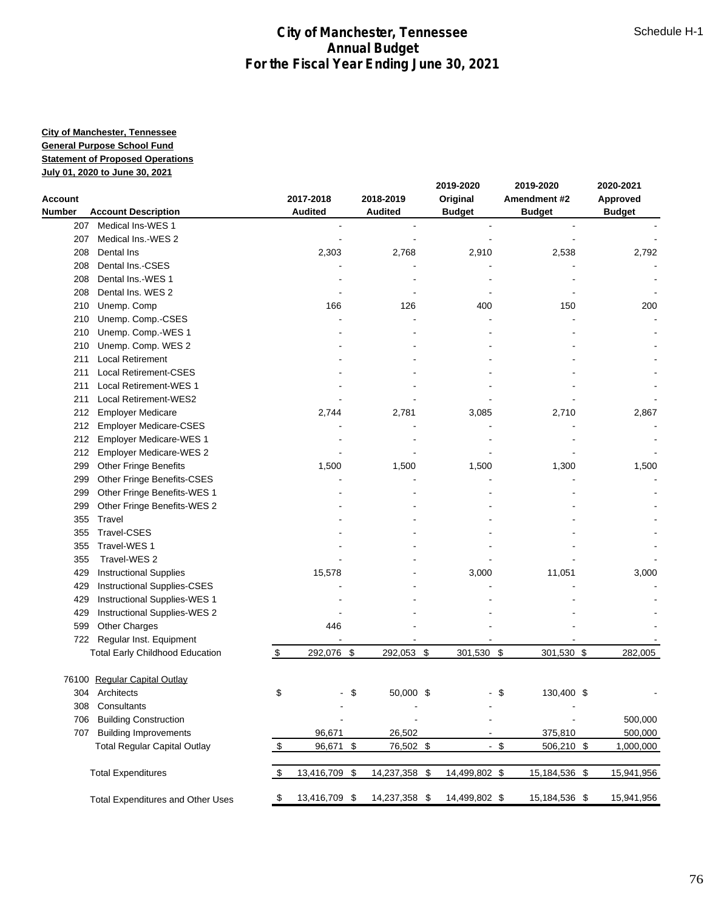# City of Manchester, Tennessee
# Annual Budget
# For the Fiscal Year Ending June 30, 2021

Schedule H-1

**City of Manchester, Tennessee**
**General Purpose School Fund**
**Statement of Proposed Operations**
**July 01, 2020 to June 30, 2021**

| Account Number | Account Description | 2017-2018 Audited | 2018-2019 Audited | 2019-2020 Original Budget | 2019-2020 Amendment #2 Budget | 2020-2021 Approved Budget |
|---|---|---|---|---|---|---|
| 207 | Medical Ins-WES 1 | - | - | - | - | - |
| 207 | Medical Ins.-WES 2 | - | - | - | - | - |
| 208 | Dental Ins | 2,303 | 2,768 | 2,910 | 2,538 | 2,792 |
| 208 | Dental Ins.-CSES | - | - | - | - | - |
| 208 | Dental Ins.-WES 1 | - | - | - | - | - |
| 208 | Dental Ins. WES 2 | - | - | - | - | - |
| 210 | Unemp. Comp | 166 | 126 | 400 | 150 | 200 |
| 210 | Unemp. Comp.-CSES | - | - | - | - | - |
| 210 | Unemp. Comp.-WES 1 | - | - | - | - | - |
| 210 | Unemp. Comp. WES 2 | - | - | - | - | - |
| 211 | Local Retirement | - | - | - | - | - |
| 211 | Local Retirement-CSES | - | - | - | - | - |
| 211 | Local Retirement-WES 1 | - | - | - | - | - |
| 211 | Local Retirement-WES2 | - | - | - | - | - |
| 212 | Employer Medicare | 2,744 | 2,781 | 3,085 | 2,710 | 2,867 |
| 212 | Employer Medicare-CSES | - | - | - | - | - |
| 212 | Employer Medicare-WES 1 | - | - | - | - | - |
| 212 | Employer Medicare-WES 2 | - | - | - | - | - |
| 299 | Other Fringe Benefits | 1,500 | 1,500 | 1,500 | 1,300 | 1,500 |
| 299 | Other Fringe Benefits-CSES | - | - | - | - | - |
| 299 | Other Fringe Benefits-WES 1 | - | - | - | - | - |
| 299 | Other Fringe Benefits-WES 2 | - | - | - | - | - |
| 355 | Travel | - | - | - | - | - |
| 355 | Travel-CSES | - | - | - | - | - |
| 355 | Travel-WES 1 | - | - | - | - | - |
| 355 | Travel-WES 2 | - | - | - | - | - |
| 429 | Instructional Supplies | 15,578 | - | 3,000 | 11,051 | 3,000 |
| 429 | Instructional Supplies-CSES | - | - | - | - | - |
| 429 | Instructional Supplies-WES 1 | - | - | - | - | - |
| 429 | Instructional Supplies-WES 2 | - | - | - | - | - |
| 599 | Other Charges | 446 | - | - | - | - |
| 722 | Regular Inst. Equipment | - | - | - | - | - |
| | Total Early Childhood Education | $ 292,076 | $ 292,053 | $ 301,530 | $ 301,530 | $ 282,005 |
| | | | | | | |
| 76100 | Regular Capital Outlay | | | | | |
| 304 | Architects | $ - | $ 50,000 | $ - | $ 130,400 | $ - |
| 308 | Consultants | - | - | - | - | |
| 706 | Building Construction | - | - | - | - | 500,000 |
| 707 | Building Improvements | 96,671 | 26,502 | - | 375,810 | 500,000 |
| | Total Regular Capital Outlay | $ 96,671 | $ 76,502 | $ - | $ 506,210 | $ 1,000,000 |
| | | | | | | |
| | Total Expenditures | $ 13,416,709 | $ 14,237,358 | $ 14,499,802 | $ 15,184,536 | $ 15,941,956 |
| | | | | | | |
| | Total Expenditures and Other Uses | $ 13,416,709 | $ 14,237,358 | $ 14,499,802 | $ 15,184,536 | $ 15,941,956 |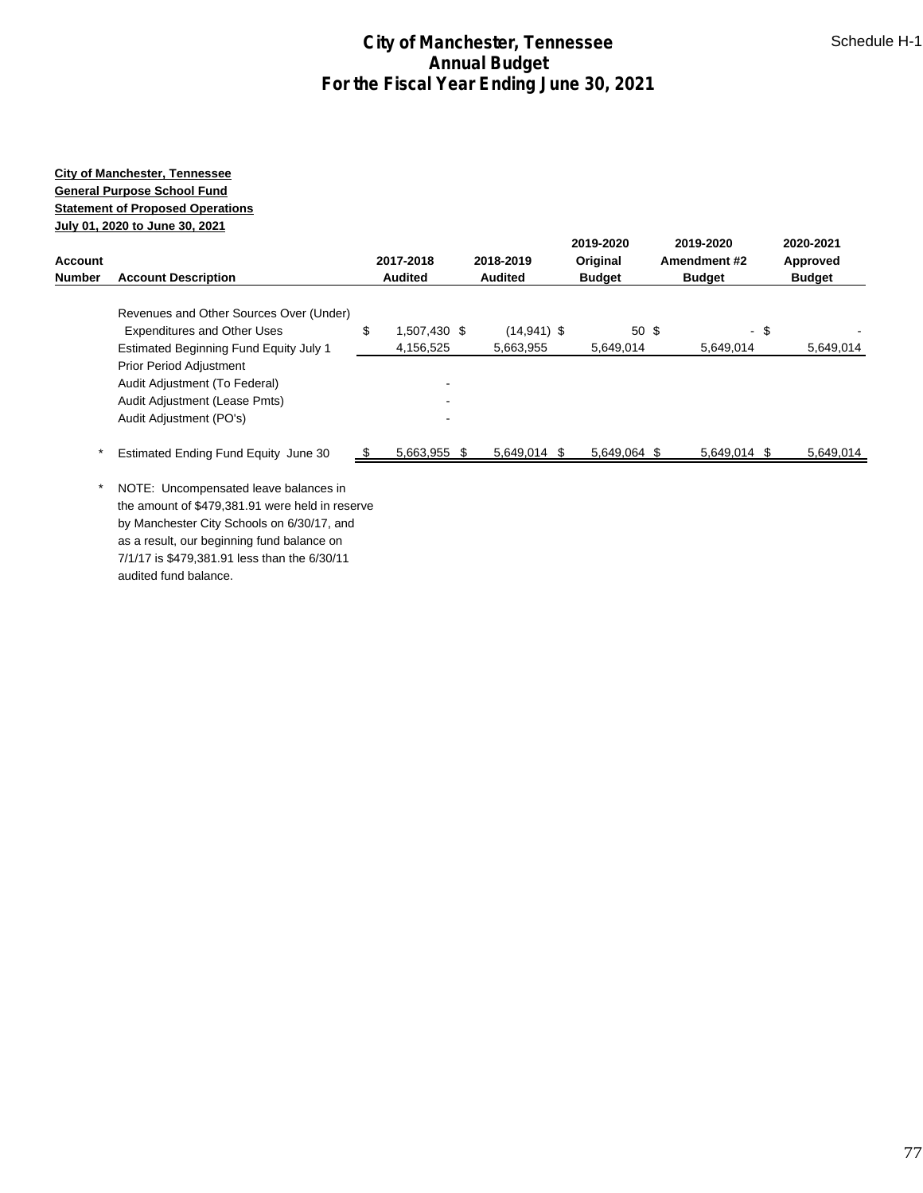# City of Manchester, Tennessee
# Annual Budget
# For the Fiscal Year Ending June 30, 2021

Schedule H-1

**City of Manchester, Tennessee**
**General Purpose School Fund**
**Statement of Proposed Operations**
**July 01, 2020 to June 30, 2021**

| Account Number | Account Description | 2017-2018 Audited | 2018-2019 Audited | 2019-2020 Original Budget | 2019-2020 Amendment #2 Budget | 2020-2021 Approved Budget |
|---|---|---|---|---|---|---|
| | Revenues and Other Sources Over (Under) Expenditures and Other Uses | $ 1,507,430 | $ (14,941) | $ 50 | $ - | $ - |
| | Estimated Beginning Fund Equity July 1 | 4,156,525 | 5,663,955 | 5,649,014 | 5,649,014 | 5,649,014 |
| | Prior Period Adjustment | | | | | |
| | Audit Adjustment (To Federal) | - | | | | |
| | Audit Adjustment (Lease Pmts) | - | | | | |
| | Audit Adjustment (PO's) | - | | | | |
| * | Estimated Ending Fund Equity June 30 | $ 5,663,955 | $ 5,649,014 | $ 5,649,064 | $ 5,649,014 | $ 5,649,014 |

\* NOTE: Uncompensated leave balances in the amount of $479,381.91 were held in reserve by Manchester City Schools on 6/30/17, and as a result, our beginning fund balance on 7/1/17 is $479,381.91 less than the 6/30/11 audited fund balance.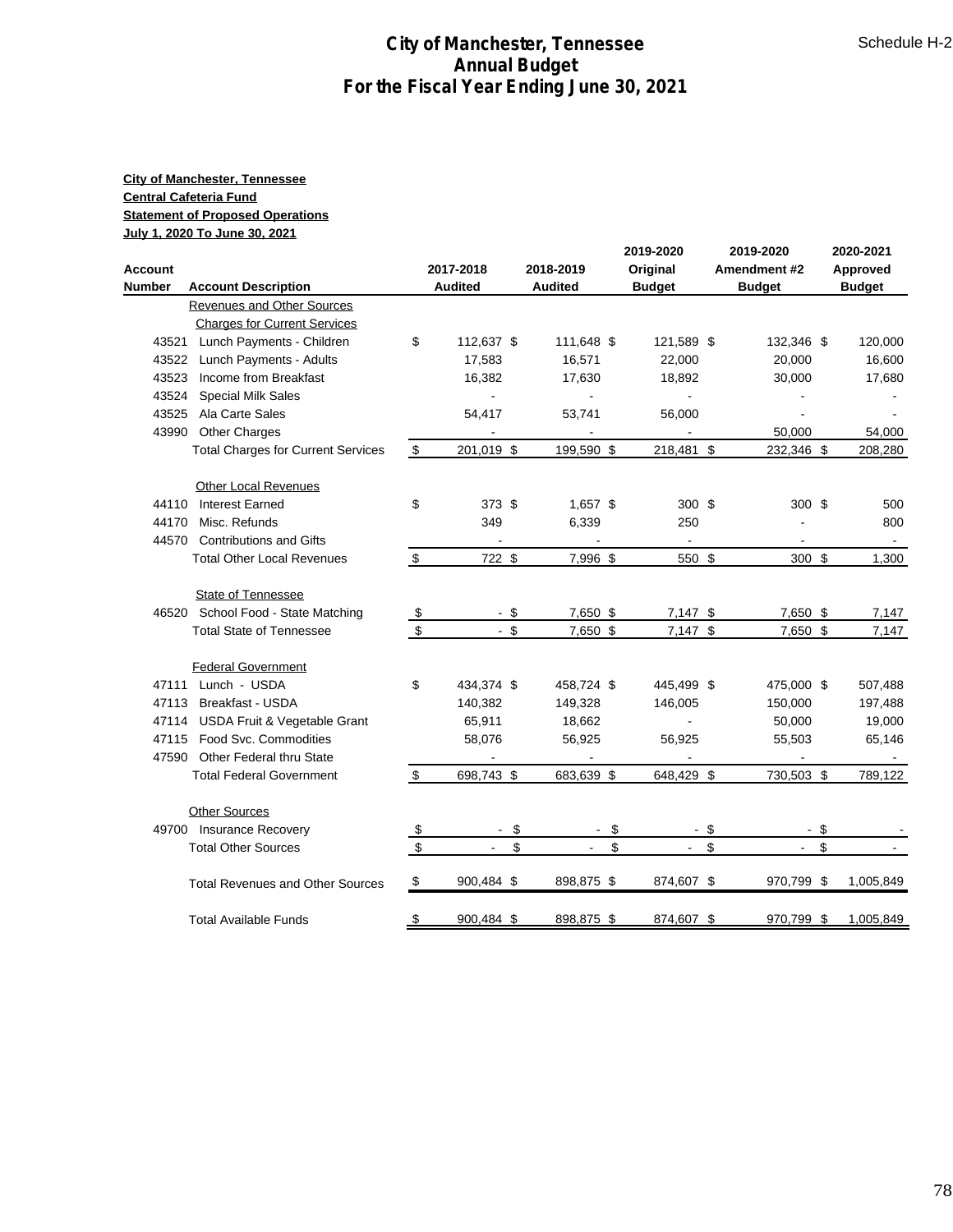# City of Manchester, Tennessee
## Annual Budget
## For the Fiscal Year Ending June 30, 2021

Schedule H-2

**City of Manchester, Tennessee**
**Central Cafeteria Fund**
**Statement of Proposed Operations**
**July 1, 2020 To June 30, 2021**

| Account Number | Account Description | 2017-2018 Audited | 2018-2019 Audited | 2019-2020 Original Budget | 2019-2020 Amendment #2 Budget | 2020-2021 Approved Budget |
|---|---|---|---|---|---|---|
| | Revenues and Other Sources | | | | | |
| | Charges for Current Services | | | | | |
| 43521 | Lunch Payments - Children | $ 112,637 | $ 111,648 | $ 121,589 | $ 132,346 | $ 120,000 |
| 43522 | Lunch Payments - Adults | 17,583 | 16,571 | 22,000 | 20,000 | 16,600 |
| 43523 | Income from Breakfast | 16,382 | 17,630 | 18,892 | 30,000 | 17,680 |
| 43524 | Special Milk Sales | - | - | - | - | - |
| 43525 | Ala Carte Sales | 54,417 | 53,741 | 56,000 | - | - |
| 43990 | Other Charges | - | - | - | 50,000 | 54,000 |
| | Total Charges for Current Services | $ 201,019 | $ 199,590 | $ 218,481 | $ 232,346 | $ 208,280 |
| | Other Local Revenues | | | | | |
| 44110 | Interest Earned | $ 373 | $ 1,657 | $ 300 | $ 300 | $ 500 |
| 44170 | Misc. Refunds | 349 | 6,339 | 250 | - | 800 |
| 44570 | Contributions and Gifts | - | - | - | - | - |
| | Total Other Local Revenues | $ 722 | $ 7,996 | $ 550 | $ 300 | $ 1,300 |
| | State of Tennessee | | | | | |
| 46520 | School Food - State Matching | $ - | $ 7,650 | $ 7,147 | $ 7,650 | $ 7,147 |
| | Total State of Tennessee | $ - | $ 7,650 | $ 7,147 | $ 7,650 | $ 7,147 |
| | Federal Government | | | | | |
| 47111 | Lunch - USDA | $ 434,374 | $ 458,724 | $ 445,499 | $ 475,000 | $ 507,488 |
| 47113 | Breakfast - USDA | 140,382 | 149,328 | 146,005 | 150,000 | 197,488 |
| 47114 | USDA Fruit & Vegetable Grant | 65,911 | 18,662 | - | 50,000 | 19,000 |
| 47115 | Food Svc. Commodities | 58,076 | 56,925 | 56,925 | 55,503 | 65,146 |
| 47590 | Other Federal thru State | - | - | - | - | - |
| | Total Federal Government | $ 698,743 | $ 683,639 | $ 648,429 | $ 730,503 | $ 789,122 |
| | Other Sources | | | | | |
| 49700 | Insurance Recovery | $ - | $ - | $ - | $ - | $ - |
| | Total Other Sources | $ - | $ - | $ - | $ - | $ - |
| | Total Revenues and Other Sources | $ 900,484 | $ 898,875 | $ 874,607 | $ 970,799 | $ 1,005,849 |
| | Total Available Funds | $ 900,484 | $ 898,875 | $ 874,607 | $ 970,799 | $ 1,005,849 |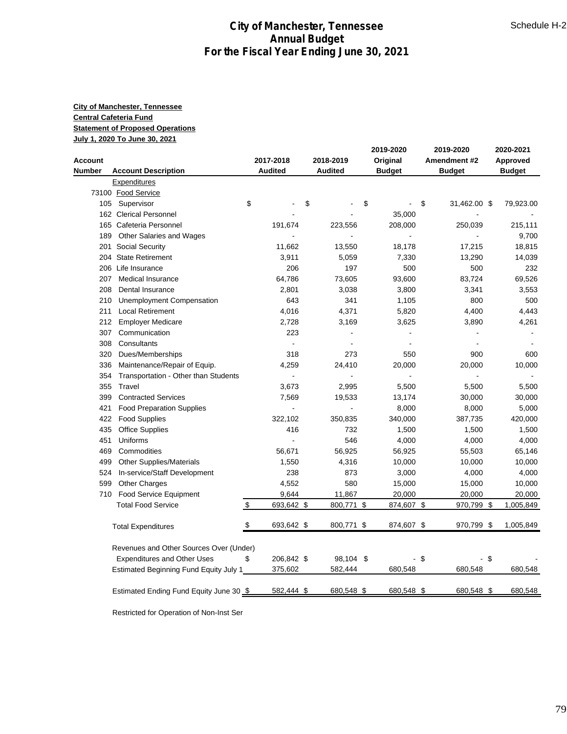# City of Manchester, Tennessee
## Annual Budget
## For the Fiscal Year Ending June 30, 2021

Schedule H-2

**City of Manchester, Tennessee**
**Central Cafeteria Fund**
**Statement of Proposed Operations**
**July 1, 2020 To June 30, 2021**

| Account Number | Account Description | 2017-2018 Audited | 2018-2019 Audited | 2019-2020 Original Budget | 2019-2020 Amendment #2 Budget | 2020-2021 Approved Budget |
|---|---|---|---|---|---|---|
| | Expenditures | | | | | |
| 73100 | Food Service | | | | | |
| 105 | Supervisor | $ - | $ - | $ - | $ 31,462.00 | $ 79,923.00 |
| 162 | Clerical Personnel | - | - | 35,000 | - | - |
| 165 | Cafeteria Personnel | 191,674 | 223,556 | 208,000 | 250,039 | 215,111 |
| 189 | Other Salaries and Wages | - | - | - | - | 9,700 |
| 201 | Social Security | 11,662 | 13,550 | 18,178 | 17,215 | 18,815 |
| 204 | State Retirement | 3,911 | 5,059 | 7,330 | 13,290 | 14,039 |
| 206 | Life Insurance | 206 | 197 | 500 | 500 | 232 |
| 207 | Medical Insurance | 64,786 | 73,605 | 93,600 | 83,724 | 69,526 |
| 208 | Dental Insurance | 2,801 | 3,038 | 3,800 | 3,341 | 3,553 |
| 210 | Unemployment Compensation | 643 | 341 | 1,105 | 800 | 500 |
| 211 | Local Retirement | 4,016 | 4,371 | 5,820 | 4,400 | 4,443 |
| 212 | Employer Medicare | 2,728 | 3,169 | 3,625 | 3,890 | 4,261 |
| 307 | Communication | 223 | - | - | - | - |
| 308 | Consultants | - | - | - | - | - |
| 320 | Dues/Memberships | 318 | 273 | 550 | 900 | 600 |
| 336 | Maintenance/Repair of Equip. | 4,259 | 24,410 | 20,000 | 20,000 | 10,000 |
| 354 | Transportation - Other than Students | - | - | - | - | - |
| 355 | Travel | 3,673 | 2,995 | 5,500 | 5,500 | 5,500 |
| 399 | Contracted Services | 7,569 | 19,533 | 13,174 | 30,000 | 30,000 |
| 421 | Food Preparation Supplies | - | - | 8,000 | 8,000 | 5,000 |
| 422 | Food Supplies | 322,102 | 350,835 | 340,000 | 387,735 | 420,000 |
| 435 | Office Supplies | 416 | 732 | 1,500 | 1,500 | 1,500 |
| 451 | Uniforms | - | 546 | 4,000 | 4,000 | 4,000 |
| 469 | Commodities | 56,671 | 56,925 | 56,925 | 55,503 | 65,146 |
| 499 | Other Supplies/Materials | 1,550 | 4,316 | 10,000 | 10,000 | 10,000 |
| 524 | In-service/Staff Development | 238 | 873 | 3,000 | 4,000 | 4,000 |
| 599 | Other Charges | 4,552 | 580 | 15,000 | 15,000 | 10,000 |
| 710 | Food Service Equipment | 9,644 | 11,867 | 20,000 | 20,000 | 20,000 |
| | Total Food Service | $ 693,642 | $ 800,771 | $ 874,607 | $ 970,799 | $ 1,005,849 |
| | Total Expenditures | $ 693,642 | $ 800,771 | $ 874,607 | $ 970,799 | $ 1,005,849 |
| | Revenues and Other Sources Over (Under) Expenditures and Other Uses | $ 206,842 | $ 98,104 | $ - | $ - | $ - |
| | Estimated Beginning Fund Equity July 1 | 375,602 | 582,444 | 680,548 | 680,548 | 680,548 |
| | Estimated Ending Fund Equity June 30 | $ 582,444 | $ 680,548 | $ 680,548 | $ 680,548 | $ 680,548 |

Restricted for Operation of Non-Inst Ser